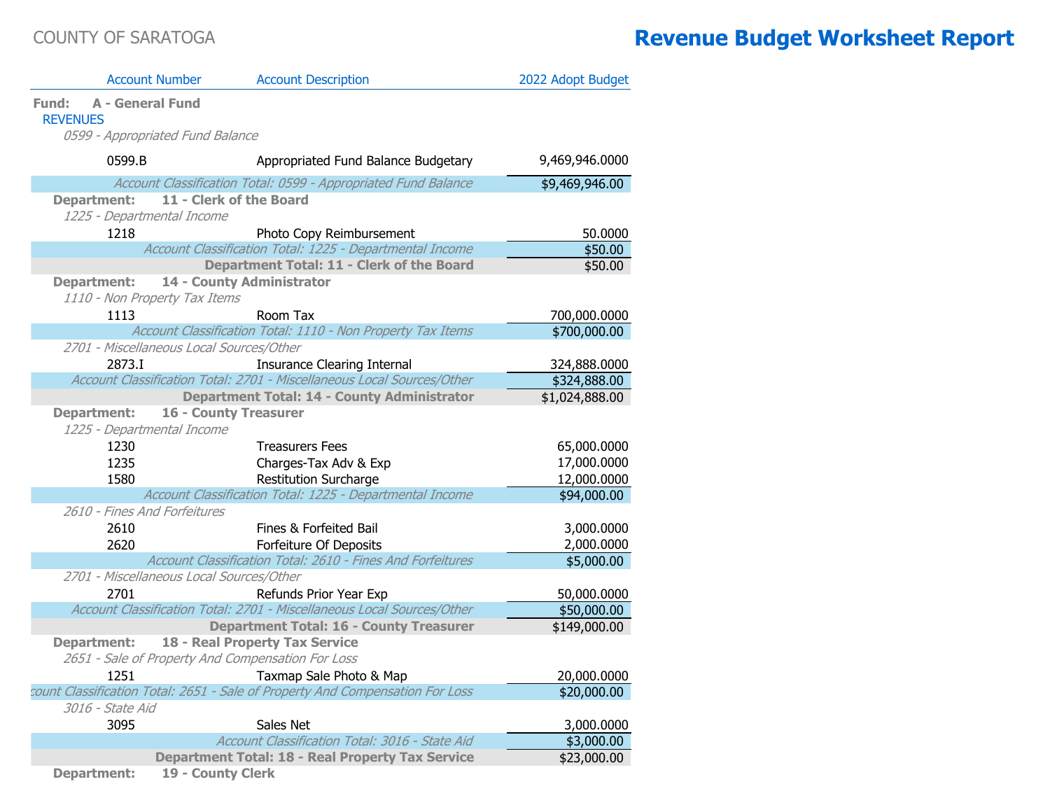COUNTY OF SARATOGA

# Revenue Budget Worksheet Report

| Account Number | Account Description | 2022 Adopt Budget |
|---|---|---|
| **Fund: A - General Fund** | | |
| REVENUES | | |
| *0599 - Appropriated Fund Balance* | | |
| 0599.B | Appropriated Fund Balance Budgetary | 9,469,946.0000 |
| | *Account Classification Total: 0599 - Appropriated Fund Balance* | $9,469,946.00 |
| **Department: 11 - Clerk of the Board** | | |
| *1225 - Departmental Income* | | |
| 1218 | Photo Copy Reimbursement | 50.0000 |
| | *Account Classification Total: 1225 - Departmental Income* | $50.00 |
| | **Department Total: 11 - Clerk of the Board** | $50.00 |
| **Department: 14 - County Administrator** | | |
| *1110 - Non Property Tax Items* | | |
| 1113 | Room Tax | 700,000.0000 |
| | *Account Classification Total: 1110 - Non Property Tax Items* | $700,000.00 |
| *2701 - Miscellaneous Local Sources/Other* | | |
| 2873.I | Insurance Clearing Internal | 324,888.0000 |
| | *Account Classification Total: 2701 - Miscellaneous Local Sources/Other* | $324,888.00 |
| | **Department Total: 14 - County Administrator** | $1,024,888.00 |
| **Department: 16 - County Treasurer** | | |
| *1225 - Departmental Income* | | |
| 1230 | Treasurers Fees | 65,000.0000 |
| 1235 | Charges-Tax Adv & Exp | 17,000.0000 |
| 1580 | Restitution Surcharge | 12,000.0000 |
| | *Account Classification Total: 1225 - Departmental Income* | $94,000.00 |
| *2610 - Fines And Forfeitures* | | |
| 2610 | Fines & Forfeited Bail | 3,000.0000 |
| 2620 | Forfeiture Of Deposits | 2,000.0000 |
| | *Account Classification Total: 2610 - Fines And Forfeitures* | $5,000.00 |
| *2701 - Miscellaneous Local Sources/Other* | | |
| 2701 | Refunds Prior Year Exp | 50,000.0000 |
| | *Account Classification Total: 2701 - Miscellaneous Local Sources/Other* | $50,000.00 |
| | **Department Total: 16 - County Treasurer** | $149,000.00 |
| **Department: 18 - Real Property Tax Service** | | |
| *2651 - Sale of Property And Compensation For Loss* | | |
| 1251 | Taxmap Sale Photo & Map | 20,000.0000 |
| | *Account Classification Total: 2651 - Sale of Property And Compensation For Loss* | $20,000.00 |
| *3016 - State Aid* | | |
| 3095 | Sales Net | 3,000.0000 |
| | *Account Classification Total: 3016 - State Aid* | $3,000.00 |
| | **Department Total: 18 - Real Property Tax Service** | $23,000.00 |
| **Department: 19 - County Clerk** | | |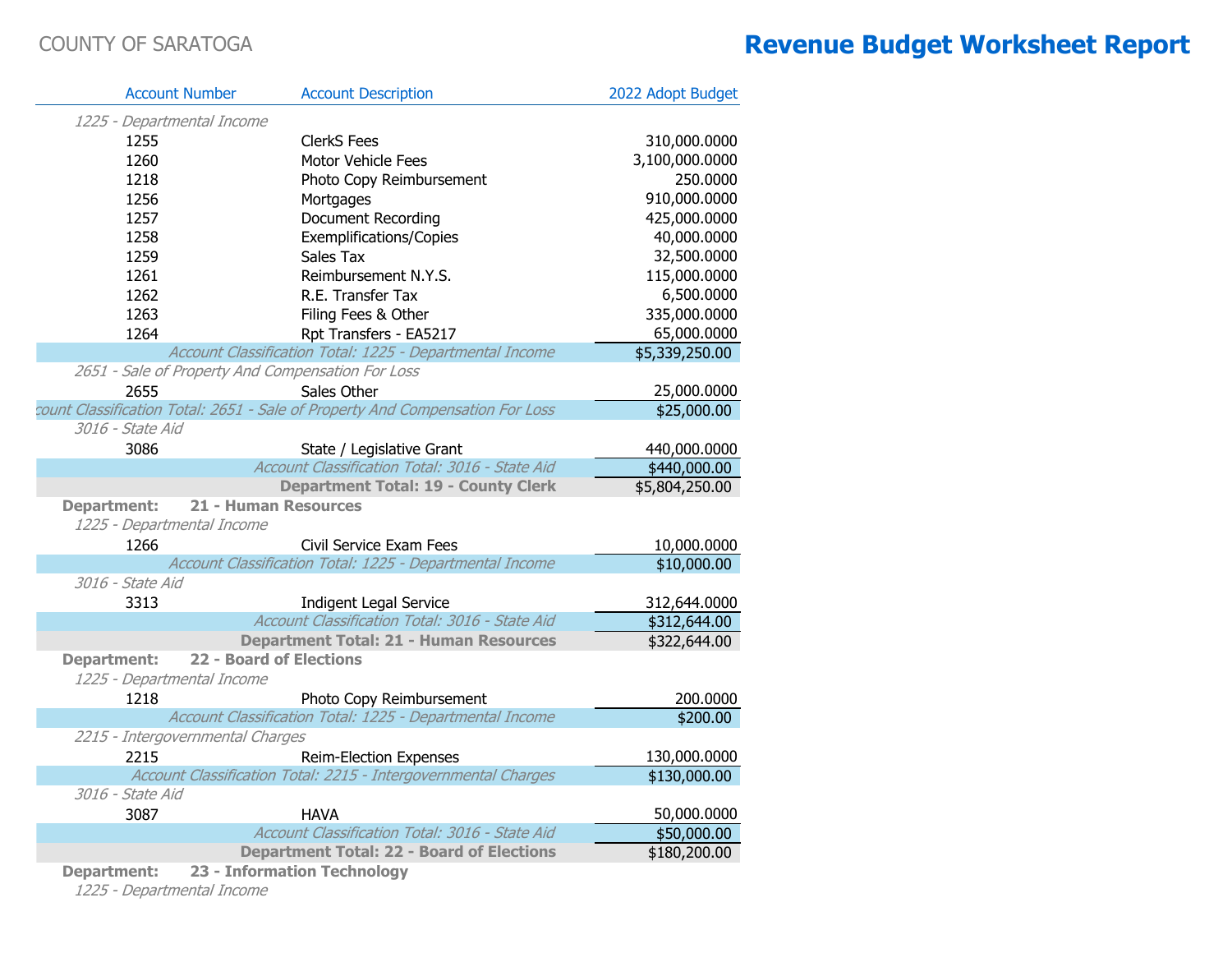COUNTY OF SARATOGA

# Revenue Budget Worksheet Report

| Account Number | Account Description | 2022 Adopt Budget |
|---|---|---|
| *1225 - Departmental Income* | | |
| 1255 | ClerkS Fees | 310,000.0000 |
| 1260 | Motor Vehicle Fees | 3,100,000.0000 |
| 1218 | Photo Copy Reimbursement | 250.0000 |
| 1256 | Mortgages | 910,000.0000 |
| 1257 | Document Recording | 425,000.0000 |
| 1258 | Exemplifications/Copies | 40,000.0000 |
| 1259 | Sales Tax | 32,500.0000 |
| 1261 | Reimbursement N.Y.S. | 115,000.0000 |
| 1262 | R.E. Transfer Tax | 6,500.0000 |
| 1263 | Filing Fees & Other | 335,000.0000 |
| 1264 | Rpt Transfers - EA5217 | 65,000.0000 |
| | *Account Classification Total: 1225 - Departmental Income* | $5,339,250.00 |
| *2651 - Sale of Property And Compensation For Loss* | | |
| 2655 | Sales Other | 25,000.0000 |
| | *Account Classification Total: 2651 - Sale of Property And Compensation For Loss* | $25,000.00 |
| *3016 - State Aid* | | |
| 3086 | State / Legislative Grant | 440,000.0000 |
| | *Account Classification Total: 3016 - State Aid* | $440,000.00 |
| | **Department Total: 19 - County Clerk** | $5,804,250.00 |
| **Department:** | **21 - Human Resources** | |
| *1225 - Departmental Income* | | |
| 1266 | Civil Service Exam Fees | 10,000.0000 |
| | *Account Classification Total: 1225 - Departmental Income* | $10,000.00 |
| *3016 - State Aid* | | |
| 3313 | Indigent Legal Service | 312,644.0000 |
| | *Account Classification Total: 3016 - State Aid* | $312,644.00 |
| | **Department Total: 21 - Human Resources** | $322,644.00 |
| **Department:** | **22 - Board of Elections** | |
| *1225 - Departmental Income* | | |
| 1218 | Photo Copy Reimbursement | 200.0000 |
| | *Account Classification Total: 1225 - Departmental Income* | $200.00 |
| *2215 - Intergovernmental Charges* | | |
| 2215 | Reim-Election Expenses | 130,000.0000 |
| | *Account Classification Total: 2215 - Intergovernmental Charges* | $130,000.00 |
| *3016 - State Aid* | | |
| 3087 | HAVA | 50,000.0000 |
| | *Account Classification Total: 3016 - State Aid* | $50,000.00 |
| | **Department Total: 22 - Board of Elections** | $180,200.00 |
| **Department:** | **23 - Information Technology** | |
| *1225 - Departmental Income* | | |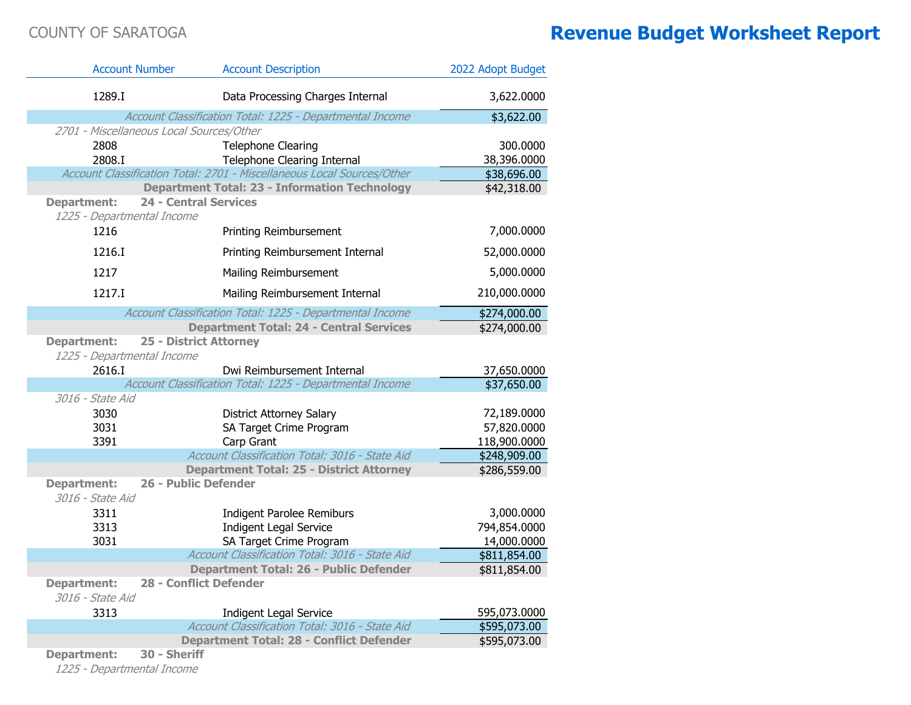COUNTY OF SARATOGA

# Revenue Budget Worksheet Report

| Account Number | Account Description | 2022 Adopt Budget |
|---|---|---|
| 1289.I | Data Processing Charges Internal | 3,622.0000 |
| | *Account Classification Total: 1225 - Departmental Income* | $3,622.00 |
| *2701 - Miscellaneous Local Sources/Other* | | |
| 2808 | Telephone Clearing | 300.0000 |
| 2808.I | Telephone Clearing Internal | 38,396.0000 |
| | *Account Classification Total: 2701 - Miscellaneous Local Sources/Other* | $38,696.00 |
| | **Department Total: 23 - Information Technology** | $42,318.00 |
| **Department:** | **24 - Central Services** | |
| *1225 - Departmental Income* | | |
| 1216 | Printing Reimbursement | 7,000.0000 |
| 1216.I | Printing Reimbursement Internal | 52,000.0000 |
| 1217 | Mailing Reimbursement | 5,000.0000 |
| 1217.I | Mailing Reimbursement Internal | 210,000.0000 |
| | *Account Classification Total: 1225 - Departmental Income* | $274,000.00 |
| | **Department Total: 24 - Central Services** | $274,000.00 |
| **Department:** | **25 - District Attorney** | |
| *1225 - Departmental Income* | | |
| 2616.I | Dwi Reimbursement Internal | 37,650.0000 |
| | *Account Classification Total: 1225 - Departmental Income* | $37,650.00 |
| *3016 - State Aid* | | |
| 3030 | District Attorney Salary | 72,189.0000 |
| 3031 | SA Target Crime Program | 57,820.0000 |
| 3391 | Carp Grant | 118,900.0000 |
| | *Account Classification Total: 3016 - State Aid* | $248,909.00 |
| | **Department Total: 25 - District Attorney** | $286,559.00 |
| **Department:** | **26 - Public Defender** | |
| *3016 - State Aid* | | |
| 3311 | Indigent Parolee Remiburs | 3,000.0000 |
| 3313 | Indigent Legal Service | 794,854.0000 |
| 3031 | SA Target Crime Program | 14,000.0000 |
| | *Account Classification Total: 3016 - State Aid* | $811,854.00 |
| | **Department Total: 26 - Public Defender** | $811,854.00 |
| **Department:** | **28 - Conflict Defender** | |
| *3016 - State Aid* | | |
| 3313 | Indigent Legal Service | 595,073.0000 |
| | *Account Classification Total: 3016 - State Aid* | $595,073.00 |
| | **Department Total: 28 - Conflict Defender** | $595,073.00 |
| **Department:** | **30 - Sheriff** | |
| *1225 - Departmental Income* | | |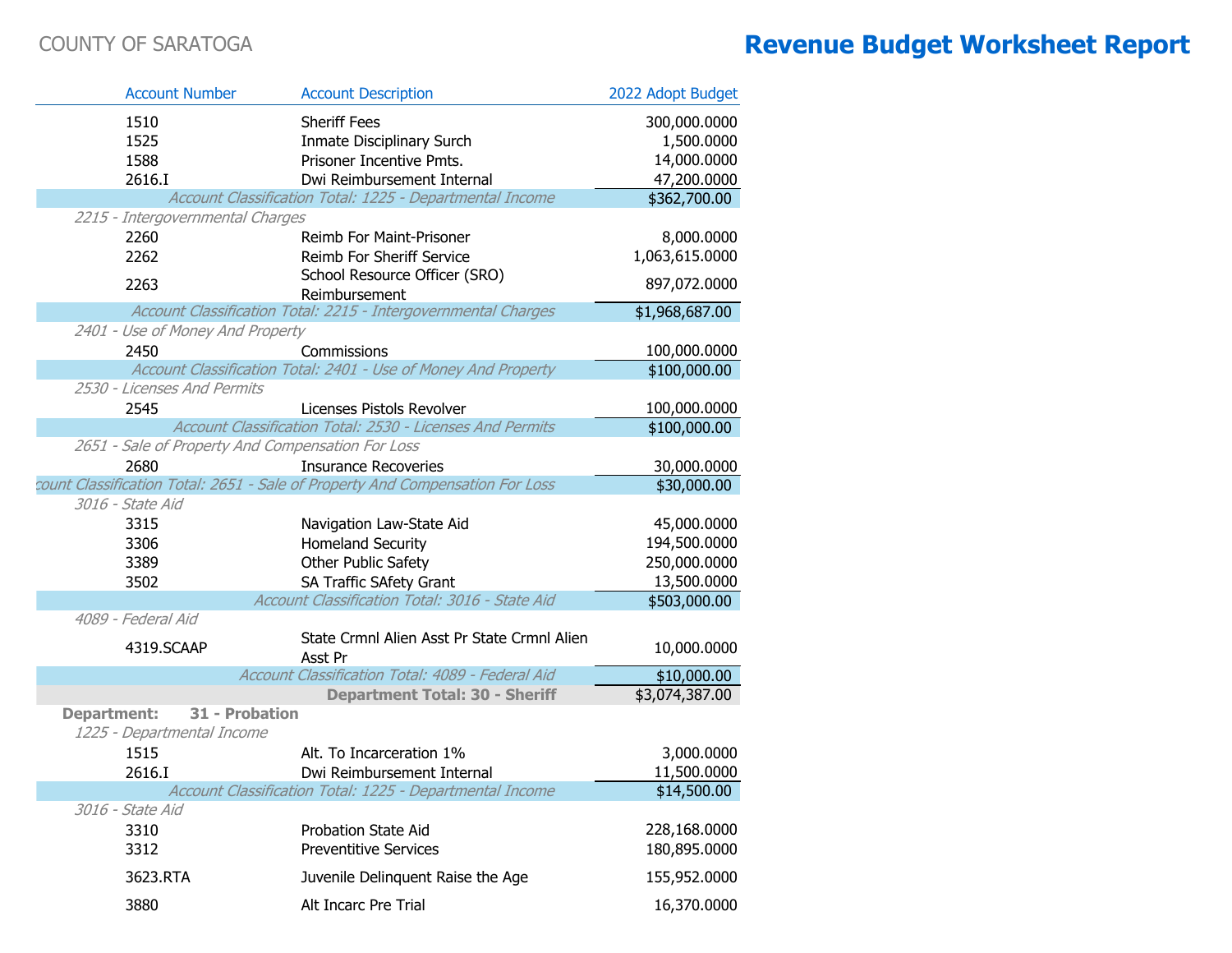COUNTY OF SARATOGA

# Revenue Budget Worksheet Report

| Account Number | Account Description | 2022 Adopt Budget |
|---|---|---|
| 1510 | Sheriff Fees | 300,000.0000 |
| 1525 | Inmate Disciplinary Surch | 1,500.0000 |
| 1588 | Prisoner Incentive Pmts. | 14,000.0000 |
| 2616.I | Dwi Reimbursement Internal | 47,200.0000 |
| | *Account Classification Total: 1225 - Departmental Income* | $362,700.00 |
| *2215 - Intergovernmental Charges* | | |
| 2260 | Reimb For Maint-Prisoner | 8,000.0000 |
| 2262 | Reimb For Sheriff Service | 1,063,615.0000 |
| 2263 | School Resource Officer (SRO) Reimbursement | 897,072.0000 |
| | *Account Classification Total: 2215 - Intergovernmental Charges* | $1,968,687.00 |
| *2401 - Use of Money And Property* | | |
| 2450 | Commissions | 100,000.0000 |
| | *Account Classification Total: 2401 - Use of Money And Property* | $100,000.00 |
| *2530 - Licenses And Permits* | | |
| 2545 | Licenses Pistols Revolver | 100,000.0000 |
| | *Account Classification Total: 2530 - Licenses And Permits* | $100,000.00 |
| *2651 - Sale of Property And Compensation For Loss* | | |
| 2680 | Insurance Recoveries | 30,000.0000 |
| | *Account Classification Total: 2651 - Sale of Property And Compensation For Loss* | $30,000.00 |
| *3016 - State Aid* | | |
| 3315 | Navigation Law-State Aid | 45,000.0000 |
| 3306 | Homeland Security | 194,500.0000 |
| 3389 | Other Public Safety | 250,000.0000 |
| 3502 | SA Traffic SAfety Grant | 13,500.0000 |
| | *Account Classification Total: 3016 - State Aid* | $503,000.00 |
| *4089 - Federal Aid* | | |
| 4319.SCAAP | State Crmnl Alien Asst Pr State Crmnl Alien Asst Pr | 10,000.0000 |
| | *Account Classification Total: 4089 - Federal Aid* | $10,000.00 |
| | **Department Total: 30 - Sheriff** | $3,074,387.00 |
| **Department: 31 - Probation** | | |
| *1225 - Departmental Income* | | |
| 1515 | Alt. To Incarceration 1% | 3,000.0000 |
| 2616.I | Dwi Reimbursement Internal | 11,500.0000 |
| | *Account Classification Total: 1225 - Departmental Income* | $14,500.00 |
| *3016 - State Aid* | | |
| 3310 | Probation State Aid | 228,168.0000 |
| 3312 | Preventitive Services | 180,895.0000 |
| 3623.RTA | Juvenile Delinquent Raise the Age | 155,952.0000 |
| 3880 | Alt Incarc Pre Trial | 16,370.0000 |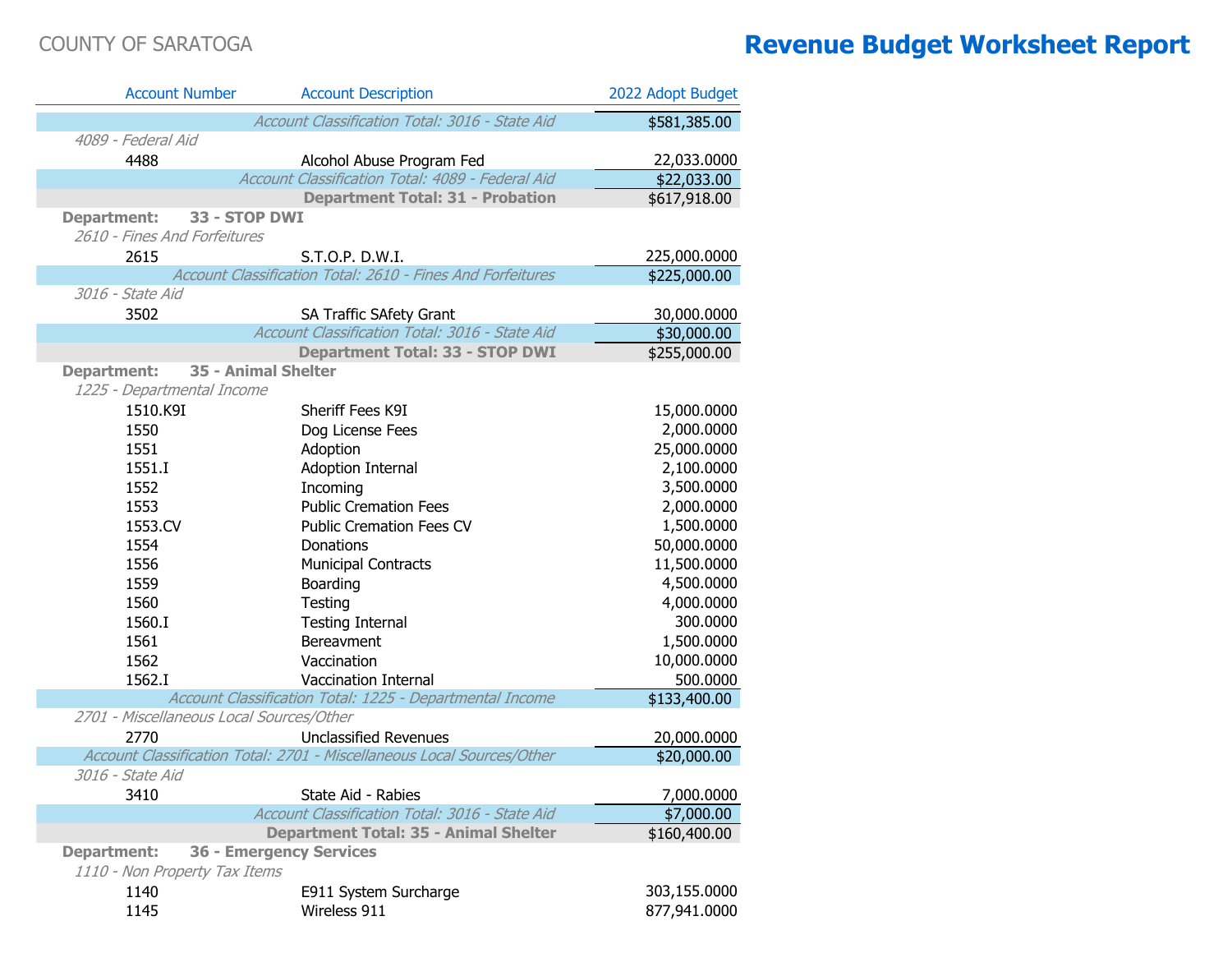COUNTY OF SARATOGA

# Revenue Budget Worksheet Report

| Account Number | Account Description | 2022 Adopt Budget |
|---|---|---|
| | *Account Classification Total: 3016 - State Aid* | $581,385.00 |
| *4089 - Federal Aid* | | |
| 4488 | Alcohol Abuse Program Fed | 22,033.0000 |
| | *Account Classification Total: 4089 - Federal Aid* | $22,033.00 |
| | **Department Total: 31 - Probation** | $617,918.00 |
| **Department: 33 - STOP DWI** | | |
| *2610 - Fines And Forfeitures* | | |
| 2615 | S.T.O.P. D.W.I. | 225,000.0000 |
| | *Account Classification Total: 2610 - Fines And Forfeitures* | $225,000.00 |
| *3016 - State Aid* | | |
| 3502 | SA Traffic SAfety Grant | 30,000.0000 |
| | *Account Classification Total: 3016 - State Aid* | $30,000.00 |
| | **Department Total: 33 - STOP DWI** | $255,000.00 |
| **Department: 35 - Animal Shelter** | | |
| *1225 - Departmental Income* | | |
| 1510.K9I | Sheriff Fees K9I | 15,000.0000 |
| 1550 | Dog License Fees | 2,000.0000 |
| 1551 | Adoption | 25,000.0000 |
| 1551.I | Adoption Internal | 2,100.0000 |
| 1552 | Incoming | 3,500.0000 |
| 1553 | Public Cremation Fees | 2,000.0000 |
| 1553.CV | Public Cremation Fees CV | 1,500.0000 |
| 1554 | Donations | 50,000.0000 |
| 1556 | Municipal Contracts | 11,500.0000 |
| 1559 | Boarding | 4,500.0000 |
| 1560 | Testing | 4,000.0000 |
| 1560.I | Testing Internal | 300.0000 |
| 1561 | Bereavment | 1,500.0000 |
| 1562 | Vaccination | 10,000.0000 |
| 1562.I | Vaccination Internal | 500.0000 |
| | *Account Classification Total: 1225 - Departmental Income* | $133,400.00 |
| *2701 - Miscellaneous Local Sources/Other* | | |
| 2770 | Unclassified Revenues | 20,000.0000 |
| | *Account Classification Total: 2701 - Miscellaneous Local Sources/Other* | $20,000.00 |
| *3016 - State Aid* | | |
| 3410 | State Aid - Rabies | 7,000.0000 |
| | *Account Classification Total: 3016 - State Aid* | $7,000.00 |
| | **Department Total: 35 - Animal Shelter** | $160,400.00 |
| **Department: 36 - Emergency Services** | | |
| *1110 - Non Property Tax Items* | | |
| 1140 | E911 System Surcharge | 303,155.0000 |
| 1145 | Wireless 911 | 877,941.0000 |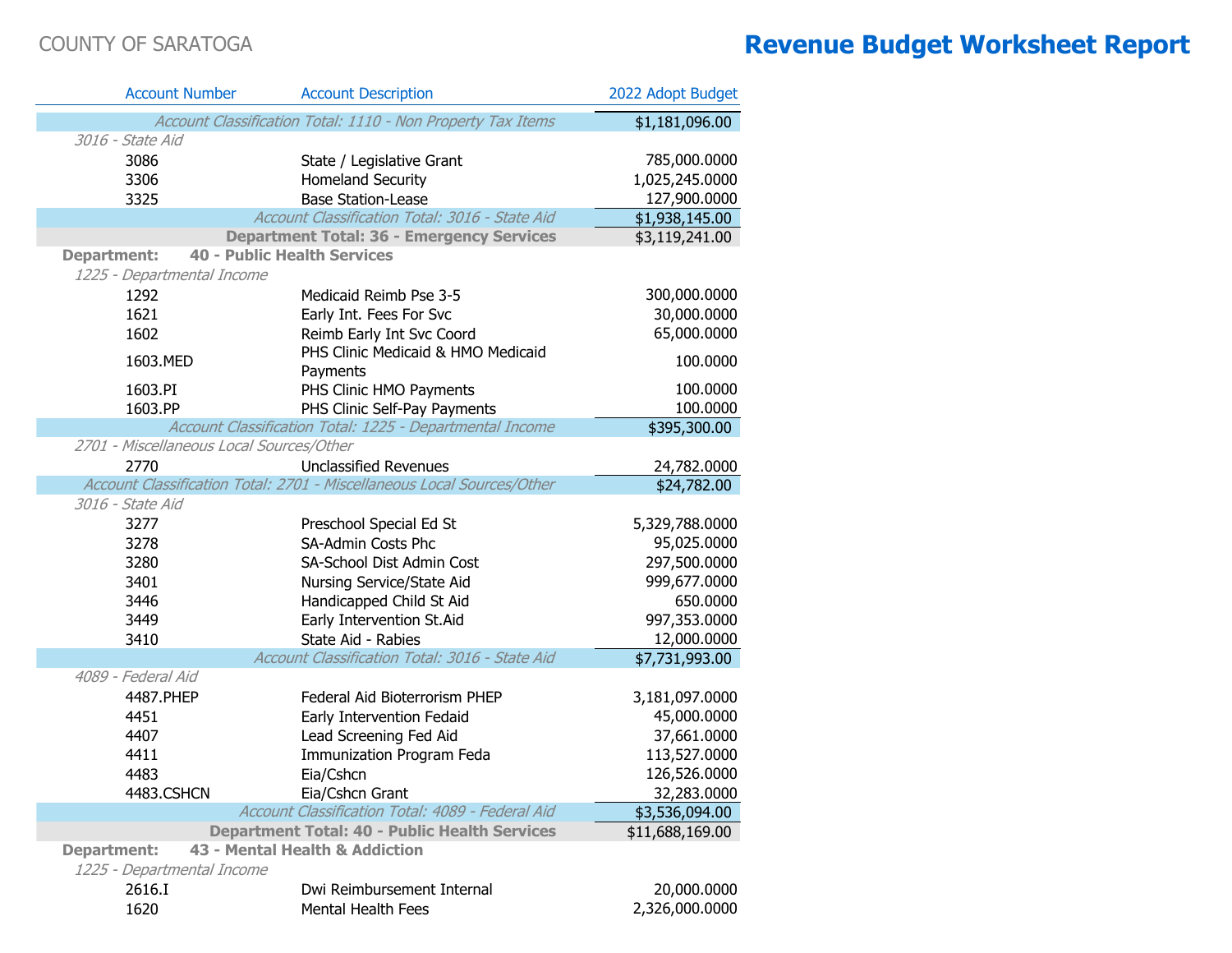COUNTY OF SARATOGA

# Revenue Budget Worksheet Report

| Account Number | Account Description | 2022 Adopt Budget |
|---|---|---|
| | *Account Classification Total: 1110 - Non Property Tax Items* | $1,181,096.00 |
| *3016 - State Aid* | | |
| 3086 | State / Legislative Grant | 785,000.0000 |
| 3306 | Homeland Security | 1,025,245.0000 |
| 3325 | Base Station-Lease | 127,900.0000 |
| | *Account Classification Total: 3016 - State Aid* | $1,938,145.00 |
| | **Department Total: 36 - Emergency Services** | $3,119,241.00 |
| **Department:** | **40 - Public Health Services** | |
| *1225 - Departmental Income* | | |
| 1292 | Medicaid Reimb Pse 3-5 | 300,000.0000 |
| 1621 | Early Int. Fees For Svc | 30,000.0000 |
| 1602 | Reimb Early Int Svc Coord | 65,000.0000 |
| 1603.MED | PHS Clinic Medicaid & HMO Medicaid Payments | 100.0000 |
| 1603.PI | PHS Clinic HMO Payments | 100.0000 |
| 1603.PP | PHS Clinic Self-Pay Payments | 100.0000 |
| | *Account Classification Total: 1225 - Departmental Income* | $395,300.00 |
| *2701 - Miscellaneous Local Sources/Other* | | |
| 2770 | Unclassified Revenues | 24,782.0000 |
| | *Account Classification Total: 2701 - Miscellaneous Local Sources/Other* | $24,782.00 |
| *3016 - State Aid* | | |
| 3277 | Preschool Special Ed St | 5,329,788.0000 |
| 3278 | SA-Admin Costs Phc | 95,025.0000 |
| 3280 | SA-School Dist Admin Cost | 297,500.0000 |
| 3401 | Nursing Service/State Aid | 999,677.0000 |
| 3446 | Handicapped Child St Aid | 650.0000 |
| 3449 | Early Intervention St.Aid | 997,353.0000 |
| 3410 | State Aid - Rabies | 12,000.0000 |
| | *Account Classification Total: 3016 - State Aid* | $7,731,993.00 |
| *4089 - Federal Aid* | | |
| 4487.PHEP | Federal Aid Bioterrorism PHEP | 3,181,097.0000 |
| 4451 | Early Intervention Fedaid | 45,000.0000 |
| 4407 | Lead Screening Fed Aid | 37,661.0000 |
| 4411 | Immunization Program Feda | 113,527.0000 |
| 4483 | Eia/Cshcn | 126,526.0000 |
| 4483.CSHCN | Eia/Cshcn Grant | 32,283.0000 |
| | *Account Classification Total: 4089 - Federal Aid* | $3,536,094.00 |
| | **Department Total: 40 - Public Health Services** | $11,688,169.00 |
| **Department:** | **43 - Mental Health & Addiction** | |
| *1225 - Departmental Income* | | |
| 2616.I | Dwi Reimbursement Internal | 20,000.0000 |
| 1620 | Mental Health Fees | 2,326,000.0000 |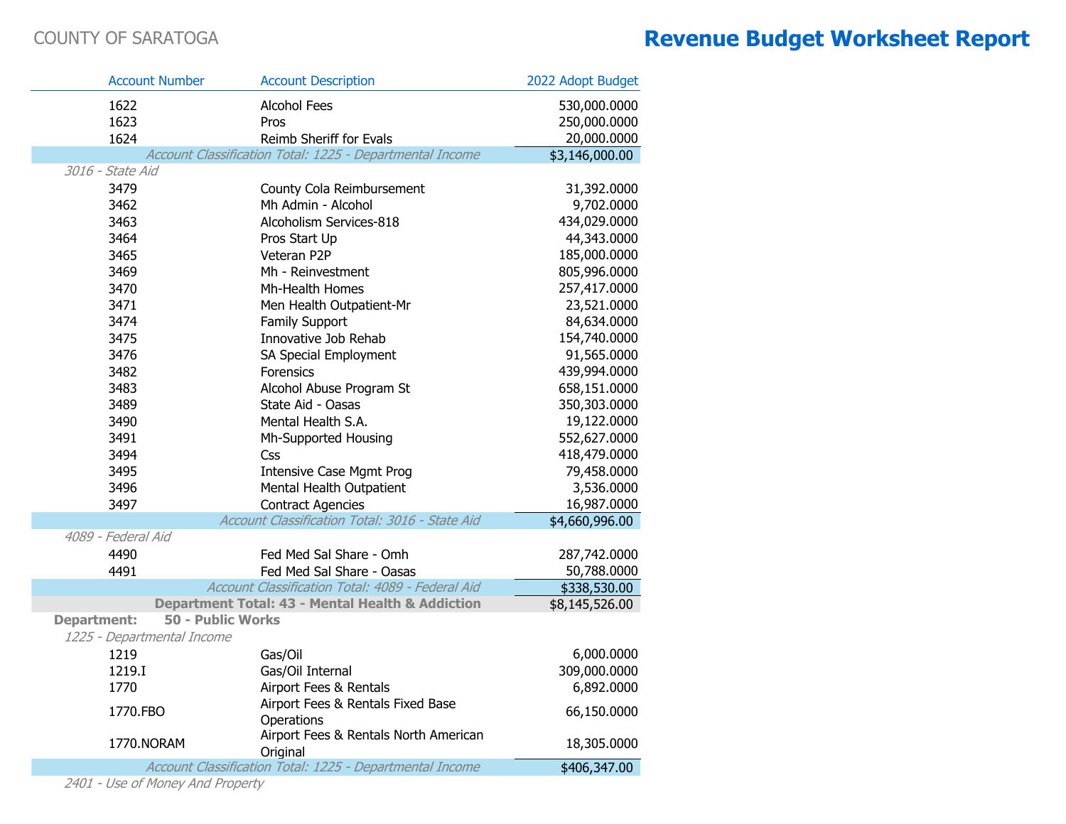| Account Number | Account Description | 2022 Adopt Budget |
|---|---|---|
| 1622 | Alcohol Fees | 530,000.0000 |
| 1623 | Pros | 250,000.0000 |
| 1624 | Reimb Sheriff for Evals | 20,000.0000 |
| | *Account Classification Total: 1225 - Departmental Income* | $3,146,000.00 |
| *3016 - State Aid* | | |
| 3479 | County Cola Reimbursement | 31,392.0000 |
| 3462 | Mh Admin - Alcohol | 9,702.0000 |
| 3463 | Alcoholism Services-818 | 434,029.0000 |
| 3464 | Pros Start Up | 44,343.0000 |
| 3465 | Veteran P2P | 185,000.0000 |
| 3469 | Mh - Reinvestment | 805,996.0000 |
| 3470 | Mh-Health Homes | 257,417.0000 |
| 3471 | Men Health Outpatient-Mr | 23,521.0000 |
| 3474 | Family Support | 84,634.0000 |
| 3475 | Innovative Job Rehab | 154,740.0000 |
| 3476 | SA Special Employment | 91,565.0000 |
| 3482 | Forensics | 439,994.0000 |
| 3483 | Alcohol Abuse Program St | 658,151.0000 |
| 3489 | State Aid - Oasas | 350,303.0000 |
| 3490 | Mental Health S.A. | 19,122.0000 |
| 3491 | Mh-Supported Housing | 552,627.0000 |
| 3494 | Css | 418,479.0000 |
| 3495 | Intensive Case Mgmt Prog | 79,458.0000 |
| 3496 | Mental Health Outpatient | 3,536.0000 |
| 3497 | Contract Agencies | 16,987.0000 |
| | *Account Classification Total: 3016 - State Aid* | $4,660,996.00 |
| *4089 - Federal Aid* | | |
| 4490 | Fed Med Sal Share - Omh | 287,742.0000 |
| 4491 | Fed Med Sal Share - Oasas | 50,788.0000 |
| | *Account Classification Total: 4089 - Federal Aid* | $338,530.00 |
| | **Department Total: 43 - Mental Health & Addiction** | $8,145,526.00 |
| **Department:** | **50 - Public Works** | |
| *1225 - Departmental Income* | | |
| 1219 | Gas/Oil | 6,000.0000 |
| 1219.I | Gas/Oil Internal | 309,000.0000 |
| 1770 | Airport Fees & Rentals | 6,892.0000 |
| 1770.FBO | Airport Fees & Rentals Fixed Base Operations | 66,150.0000 |
| 1770.NORAM | Airport Fees & Rentals North American Original | 18,305.0000 |
| | *Account Classification Total: 1225 - Departmental Income* | $406,347.00 |
| *2401 - Use of Money And Property* | | |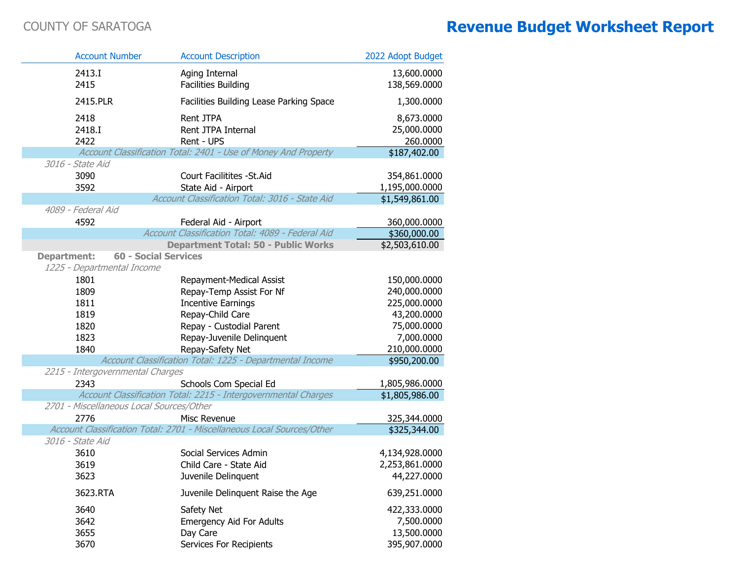COUNTY OF SARATOGA

# Revenue Budget Worksheet Report

| Account Number | Account Description | 2022 Adopt Budget |
|---|---|---|
| 2413.I | Aging Internal | 13,600.0000 |
| 2415 | Facilities Building | 138,569.0000 |
| 2415.PLR | Facilities Building Lease Parking Space | 1,300.0000 |
| 2418 | Rent JTPA | 8,673.0000 |
| 2418.I | Rent JTPA Internal | 25,000.0000 |
| 2422 | Rent - UPS | 260.0000 |
| | *Account Classification Total: 2401 - Use of Money And Property* | $187,402.00 |
| *3016 - State Aid* | | |
| 3090 | Court Facilitites -St.Aid | 354,861.0000 |
| 3592 | State Aid - Airport | 1,195,000.0000 |
| | *Account Classification Total: 3016 - State Aid* | $1,549,861.00 |
| *4089 - Federal Aid* | | |
| 4592 | Federal Aid - Airport | 360,000.0000 |
| | *Account Classification Total: 4089 - Federal Aid* | $360,000.00 |
| | **Department Total: 50 - Public Works** | $2,503,610.00 |
| **Department:** | **60 - Social Services** | |
| *1225 - Departmental Income* | | |
| 1801 | Repayment-Medical Assist | 150,000.0000 |
| 1809 | Repay-Temp Assist For Nf | 240,000.0000 |
| 1811 | Incentive Earnings | 225,000.0000 |
| 1819 | Repay-Child Care | 43,200.0000 |
| 1820 | Repay - Custodial Parent | 75,000.0000 |
| 1823 | Repay-Juvenile Delinquent | 7,000.0000 |
| 1840 | Repay-Safety Net | 210,000.0000 |
| | *Account Classification Total: 1225 - Departmental Income* | $950,200.00 |
| *2215 - Intergovernmental Charges* | | |
| 2343 | Schools Com Special Ed | 1,805,986.0000 |
| | *Account Classification Total: 2215 - Intergovernmental Charges* | $1,805,986.00 |
| *2701 - Miscellaneous Local Sources/Other* | | |
| 2776 | Misc Revenue | 325,344.0000 |
| | *Account Classification Total: 2701 - Miscellaneous Local Sources/Other* | $325,344.00 |
| *3016 - State Aid* | | |
| 3610 | Social Services Admin | 4,134,928.0000 |
| 3619 | Child Care - State Aid | 2,253,861.0000 |
| 3623 | Juvenile Delinquent | 44,227.0000 |
| 3623.RTA | Juvenile Delinquent Raise the Age | 639,251.0000 |
| 3640 | Safety Net | 422,333.0000 |
| 3642 | Emergency Aid For Adults | 7,500.0000 |
| 3655 | Day Care | 13,500.0000 |
| 3670 | Services For Recipients | 395,907.0000 |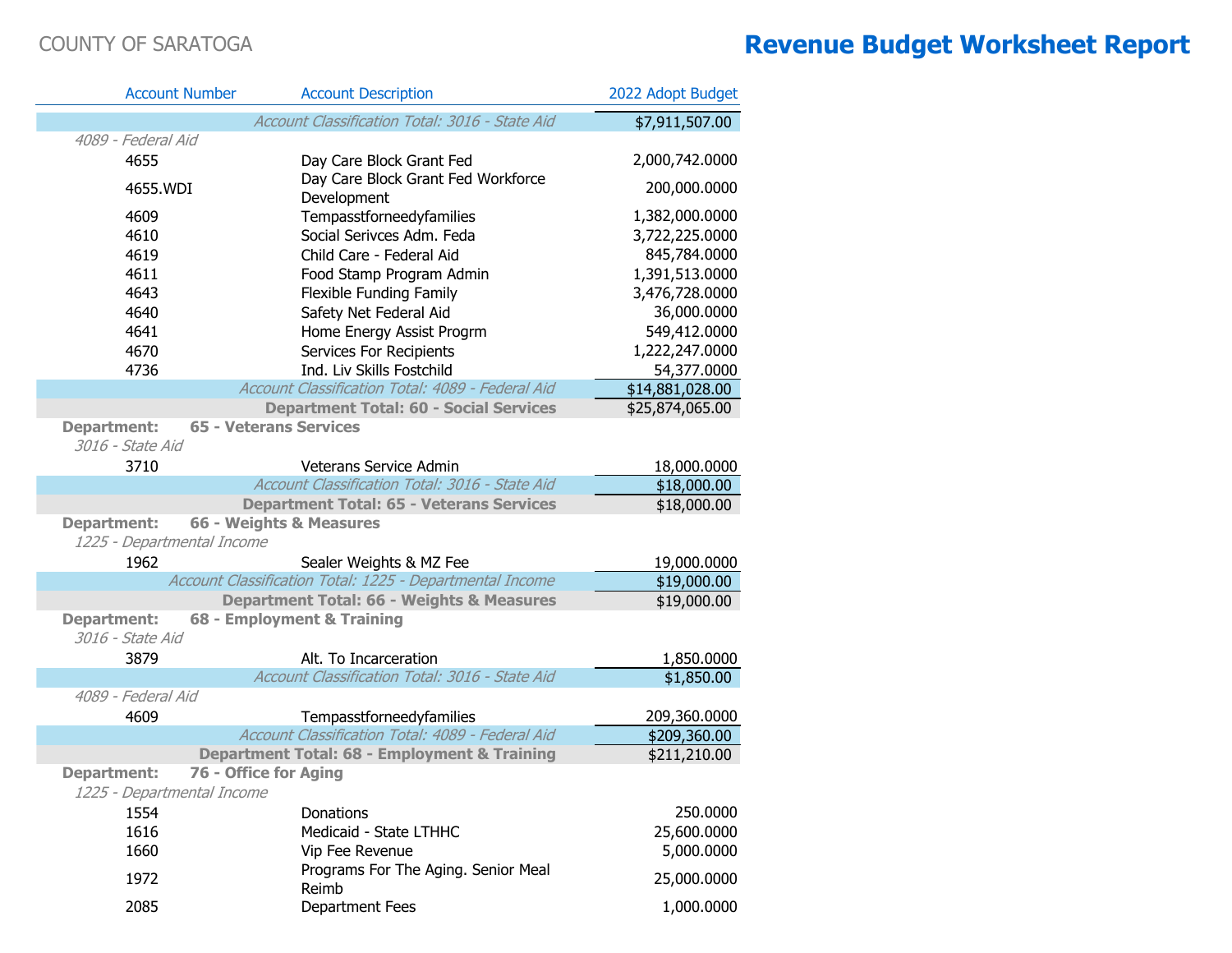COUNTY OF SARATOGA

# Revenue Budget Worksheet Report

| Account Number | Account Description | 2022 Adopt Budget |
|---|---|---|
| | *Account Classification Total: 3016 - State Aid* | $7,911,507.00 |
| *4089 - Federal Aid* | | |
| 4655 | Day Care Block Grant Fed | 2,000,742.0000 |
| 4655.WDI | Day Care Block Grant Fed Workforce Development | 200,000.0000 |
| 4609 | Tempasstforneedyfamilies | 1,382,000.0000 |
| 4610 | Social Serivces Adm. Feda | 3,722,225.0000 |
| 4619 | Child Care - Federal Aid | 845,784.0000 |
| 4611 | Food Stamp Program Admin | 1,391,513.0000 |
| 4643 | Flexible Funding Family | 3,476,728.0000 |
| 4640 | Safety Net Federal Aid | 36,000.0000 |
| 4641 | Home Energy Assist Progrm | 549,412.0000 |
| 4670 | Services For Recipients | 1,222,247.0000 |
| 4736 | Ind. Liv Skills Fostchild | 54,377.0000 |
| | *Account Classification Total: 4089 - Federal Aid* | $14,881,028.00 |
| | **Department Total: 60 - Social Services** | $25,874,065.00 |
| **Department:** | **65 - Veterans Services** | |
| *3016 - State Aid* | | |
| 3710 | Veterans Service Admin | 18,000.0000 |
| | *Account Classification Total: 3016 - State Aid* | $18,000.00 |
| | **Department Total: 65 - Veterans Services** | $18,000.00 |
| **Department:** | **66 - Weights & Measures** | |
| *1225 - Departmental Income* | | |
| 1962 | Sealer Weights & MZ Fee | 19,000.0000 |
| | *Account Classification Total: 1225 - Departmental Income* | $19,000.00 |
| | **Department Total: 66 - Weights & Measures** | $19,000.00 |
| **Department:** | **68 - Employment & Training** | |
| *3016 - State Aid* | | |
| 3879 | Alt. To Incarceration | 1,850.0000 |
| | *Account Classification Total: 3016 - State Aid* | $1,850.00 |
| *4089 - Federal Aid* | | |
| 4609 | Tempasstforneedyfamilies | 209,360.0000 |
| | *Account Classification Total: 4089 - Federal Aid* | $209,360.00 |
| | **Department Total: 68 - Employment & Training** | $211,210.00 |
| **Department:** | **76 - Office for Aging** | |
| *1225 - Departmental Income* | | |
| 1554 | Donations | 250.0000 |
| 1616 | Medicaid - State LTHHC | 25,600.0000 |
| 1660 | Vip Fee Revenue | 5,000.0000 |
| 1972 | Programs For The Aging. Senior Meal Reimb | 25,000.0000 |
| 2085 | Department Fees | 1,000.0000 |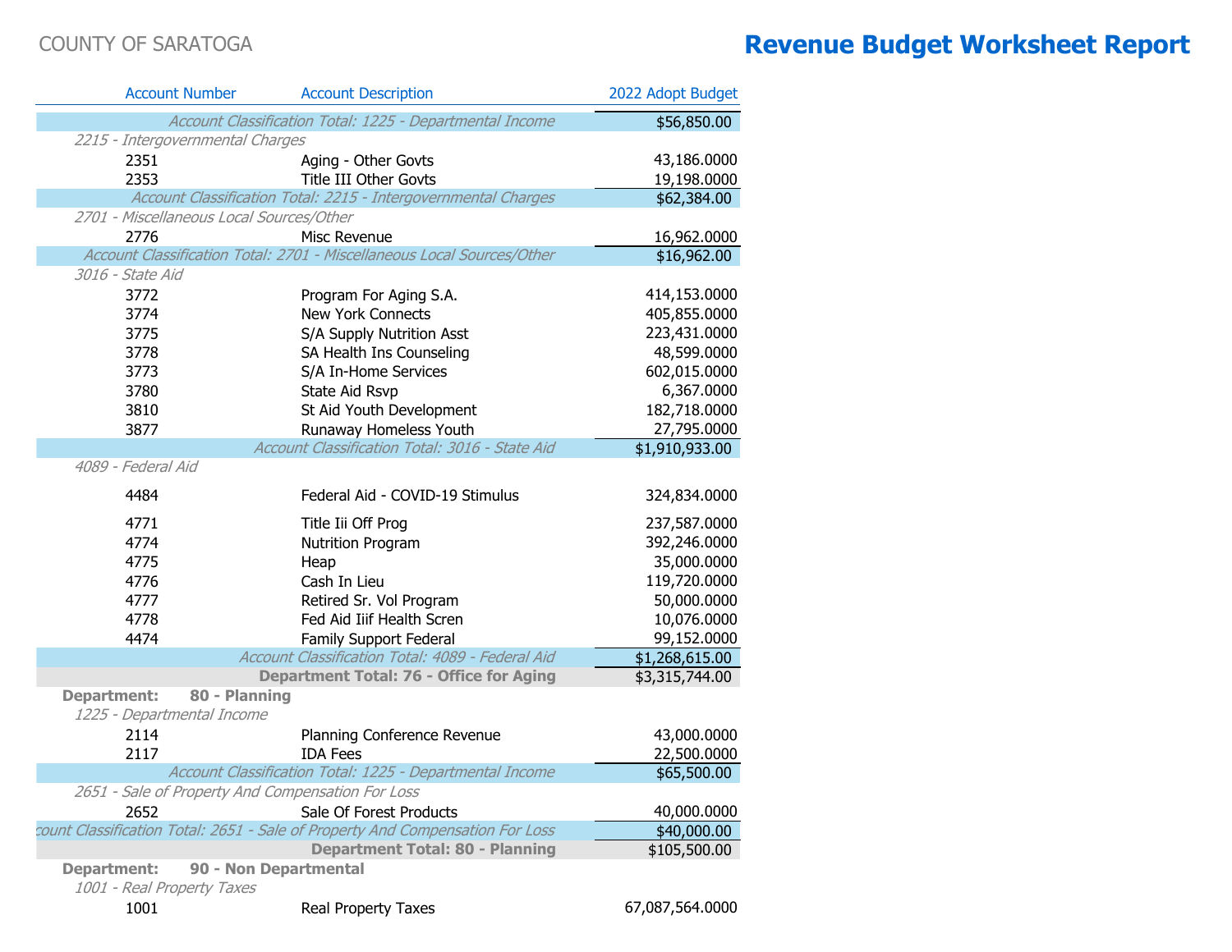COUNTY OF SARATOGA

# Revenue Budget Worksheet Report

| Account Number | Account Description | 2022 Adopt Budget |
|---|---|---|
| | *Account Classification Total: 1225 - Departmental Income* | $56,850.00 |
| *2215 - Intergovernmental Charges* | | |
| 2351 | Aging - Other Govts | 43,186.0000 |
| 2353 | Title III Other Govts | 19,198.0000 |
| | *Account Classification Total: 2215 - Intergovernmental Charges* | $62,384.00 |
| *2701 - Miscellaneous Local Sources/Other* | | |
| 2776 | Misc Revenue | 16,962.0000 |
| | *Account Classification Total: 2701 - Miscellaneous Local Sources/Other* | $16,962.00 |
| *3016 - State Aid* | | |
| 3772 | Program For Aging S.A. | 414,153.0000 |
| 3774 | New York Connects | 405,855.0000 |
| 3775 | S/A Supply Nutrition Asst | 223,431.0000 |
| 3778 | SA Health Ins Counseling | 48,599.0000 |
| 3773 | S/A In-Home Services | 602,015.0000 |
| 3780 | State Aid Rsvp | 6,367.0000 |
| 3810 | St Aid Youth Development | 182,718.0000 |
| 3877 | Runaway Homeless Youth | 27,795.0000 |
| | *Account Classification Total: 3016 - State Aid* | $1,910,933.00 |
| *4089 - Federal Aid* | | |
| 4484 | Federal Aid - COVID-19 Stimulus | 324,834.0000 |
| 4771 | Title Iii Off Prog | 237,587.0000 |
| 4774 | Nutrition Program | 392,246.0000 |
| 4775 | Heap | 35,000.0000 |
| 4776 | Cash In Lieu | 119,720.0000 |
| 4777 | Retired Sr. Vol Program | 50,000.0000 |
| 4778 | Fed Aid Iiif Health Scren | 10,076.0000 |
| 4474 | Family Support Federal | 99,152.0000 |
| | *Account Classification Total: 4089 - Federal Aid* | $1,268,615.00 |
| | **Department Total: 76 - Office for Aging** | $3,315,744.00 |
| **Department:** | **80 - Planning** | |
| *1225 - Departmental Income* | | |
| 2114 | Planning Conference Revenue | 43,000.0000 |
| 2117 | IDA Fees | 22,500.0000 |
| | *Account Classification Total: 1225 - Departmental Income* | $65,500.00 |
| *2651 - Sale of Property And Compensation For Loss* | | |
| 2652 | Sale Of Forest Products | 40,000.0000 |
| | *Account Classification Total: 2651 - Sale of Property And Compensation For Loss* | $40,000.00 |
| | **Department Total: 80 - Planning** | $105,500.00 |
| **Department:** | **90 - Non Departmental** | |
| *1001 - Real Property Taxes* | | |
| 1001 | Real Property Taxes | 67,087,564.0000 |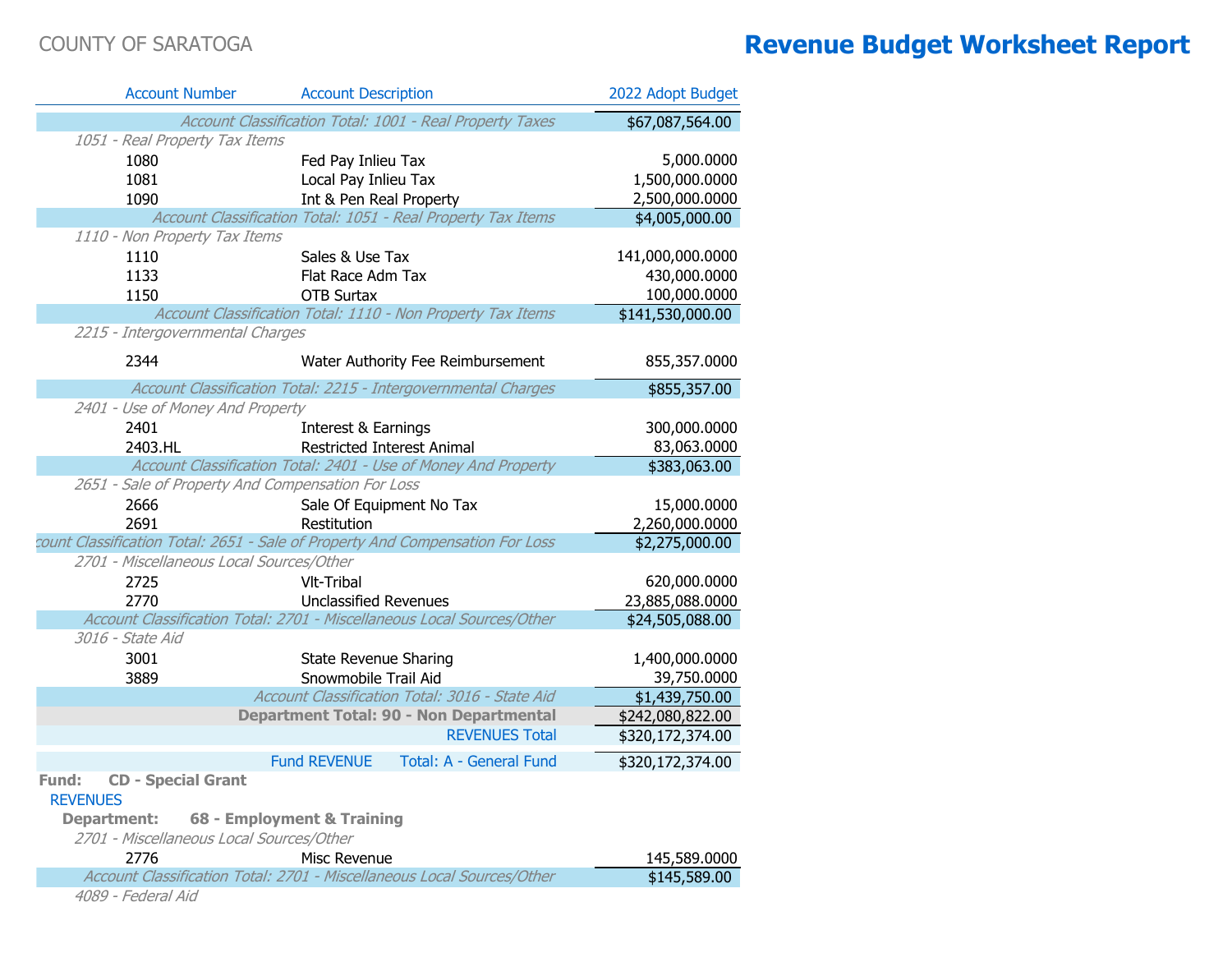COUNTY OF SARATOGA

# Revenue Budget Worksheet Report

| Account Number | Account Description | 2022 Adopt Budget |
|---|---|---|
| | *Account Classification Total: 1001 - Real Property Taxes* | $67,087,564.00 |
| *1051 - Real Property Tax Items* | | |
| 1080 | Fed Pay Inlieu Tax | 5,000.0000 |
| 1081 | Local Pay Inlieu Tax | 1,500,000.0000 |
| 1090 | Int & Pen Real Property | 2,500,000.0000 |
| | *Account Classification Total: 1051 - Real Property Tax Items* | $4,005,000.00 |
| *1110 - Non Property Tax Items* | | |
| 1110 | Sales & Use Tax | 141,000,000.0000 |
| 1133 | Flat Race Adm Tax | 430,000.0000 |
| 1150 | OTB Surtax | 100,000.0000 |
| | *Account Classification Total: 1110 - Non Property Tax Items* | $141,530,000.00 |
| *2215 - Intergovernmental Charges* | | |
| 2344 | Water Authority Fee Reimbursement | 855,357.0000 |
| | *Account Classification Total: 2215 - Intergovernmental Charges* | $855,357.00 |
| *2401 - Use of Money And Property* | | |
| 2401 | Interest & Earnings | 300,000.0000 |
| 2403.HL | Restricted Interest Animal | 83,063.0000 |
| | *Account Classification Total: 2401 - Use of Money And Property* | $383,063.00 |
| *2651 - Sale of Property And Compensation For Loss* | | |
| 2666 | Sale Of Equipment No Tax | 15,000.0000 |
| 2691 | Restitution | 2,260,000.0000 |
| | *Account Classification Total: 2651 - Sale of Property And Compensation For Loss* | $2,275,000.00 |
| *2701 - Miscellaneous Local Sources/Other* | | |
| 2725 | Vlt-Tribal | 620,000.0000 |
| 2770 | Unclassified Revenues | 23,885,088.0000 |
| | *Account Classification Total: 2701 - Miscellaneous Local Sources/Other* | $24,505,088.00 |
| *3016 - State Aid* | | |
| 3001 | State Revenue Sharing | 1,400,000.0000 |
| 3889 | Snowmobile Trail Aid | 39,750.0000 |
| | *Account Classification Total: 3016 - State Aid* | $1,439,750.00 |
| | **Department Total: 90 - Non Departmental** | $242,080,822.00 |
| | REVENUES Total | $320,172,374.00 |
| | Fund REVENUE Total: A - General Fund | $320,172,374.00 |

**Fund: CD - Special Grant**

REVENUES

**Department: 68 - Employment & Training**

| Account Number | Account Description | 2022 Adopt Budget |
|---|---|---|
| *2701 - Miscellaneous Local Sources/Other* | | |
| 2776 | Misc Revenue | 145,589.0000 |
| | *Account Classification Total: 2701 - Miscellaneous Local Sources/Other* | $145,589.00 |
| *4089 - Federal Aid* | | |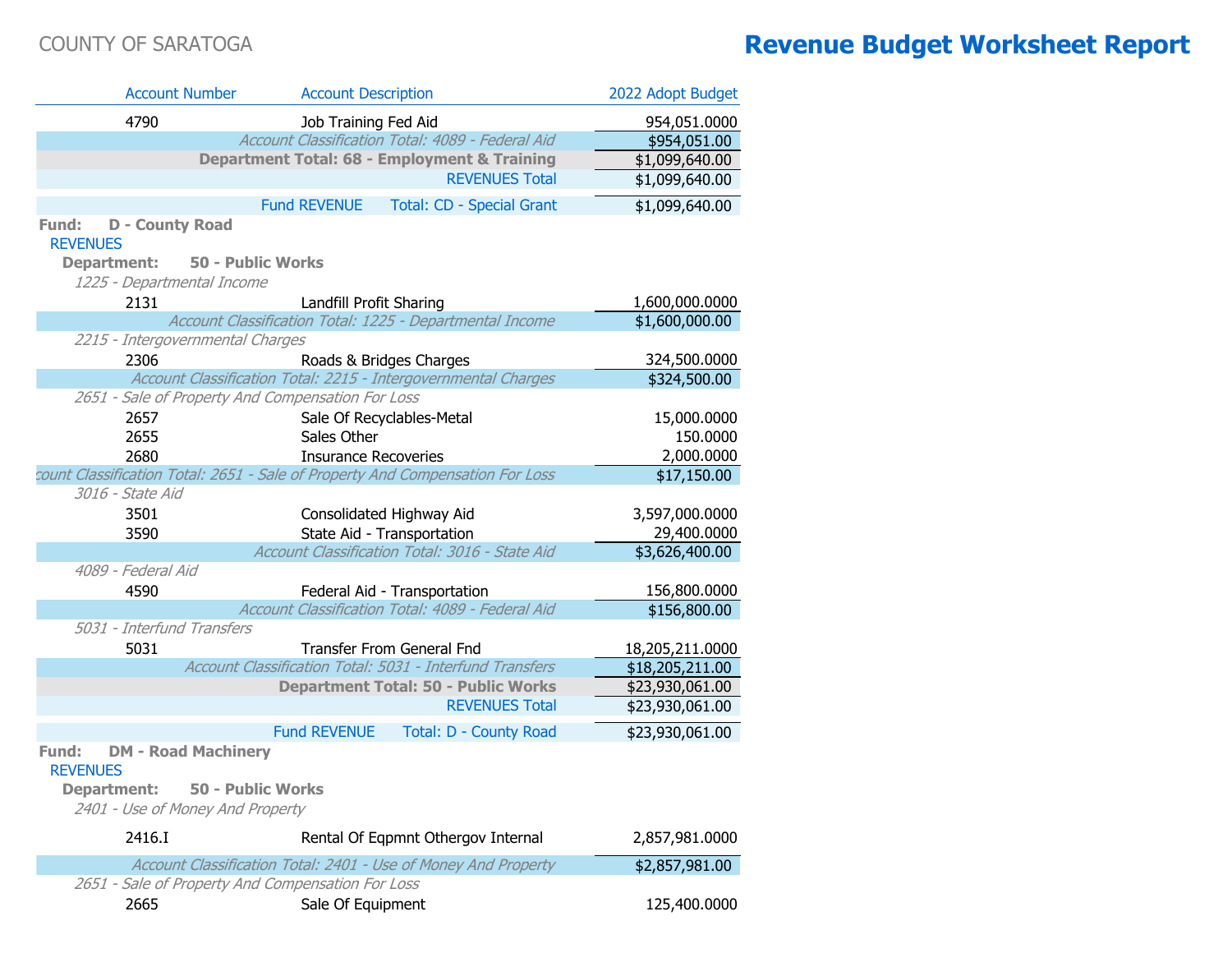COUNTY OF SARATOGA

# Revenue Budget Worksheet Report

| Account Number | Account Description | 2022 Adopt Budget |
|---|---|---|
| 4790 | Job Training Fed Aid | 954,051.0000 |
| | *Account Classification Total: 4089 - Federal Aid* | $954,051.00 |
| | **Department Total: 68 - Employment & Training** | $1,099,640.00 |
| | REVENUES Total | $1,099,640.00 |
| | Fund REVENUE Total: CD - Special Grant | $1,099,640.00 |

**Fund: D - County Road**

REVENUES

**Department: 50 - Public Works**

| Account Number | Account Description | 2022 Adopt Budget |
|---|---|---|
| *1225 - Departmental Income* | | |
| 2131 | Landfill Profit Sharing | 1,600,000.0000 |
| | *Account Classification Total: 1225 - Departmental Income* | $1,600,000.00 |
| *2215 - Intergovernmental Charges* | | |
| 2306 | Roads & Bridges Charges | 324,500.0000 |
| | *Account Classification Total: 2215 - Intergovernmental Charges* | $324,500.00 |
| *2651 - Sale of Property And Compensation For Loss* | | |
| 2657 | Sale Of Recyclables-Metal | 15,000.0000 |
| 2655 | Sales Other | 150.0000 |
| 2680 | Insurance Recoveries | 2,000.0000 |
| | *Account Classification Total: 2651 - Sale of Property And Compensation For Loss* | $17,150.00 |
| *3016 - State Aid* | | |
| 3501 | Consolidated Highway Aid | 3,597,000.0000 |
| 3590 | State Aid - Transportation | 29,400.0000 |
| | *Account Classification Total: 3016 - State Aid* | $3,626,400.00 |
| *4089 - Federal Aid* | | |
| 4590 | Federal Aid - Transportation | 156,800.0000 |
| | *Account Classification Total: 4089 - Federal Aid* | $156,800.00 |
| *5031 - Interfund Transfers* | | |
| 5031 | Transfer From General Fnd | 18,205,211.0000 |
| | *Account Classification Total: 5031 - Interfund Transfers* | $18,205,211.00 |
| | **Department Total: 50 - Public Works** | $23,930,061.00 |
| | REVENUES Total | $23,930,061.00 |
| | Fund REVENUE Total: D - County Road | $23,930,061.00 |

**Fund: DM - Road Machinery**

REVENUES

**Department: 50 - Public Works**

| Account Number | Account Description | 2022 Adopt Budget |
|---|---|---|
| *2401 - Use of Money And Property* | | |
| 2416.I | Rental Of Eqpmnt Othergov Internal | 2,857,981.0000 |
| | *Account Classification Total: 2401 - Use of Money And Property* | $2,857,981.00 |
| *2651 - Sale of Property And Compensation For Loss* | | |
| 2665 | Sale Of Equipment | 125,400.0000 |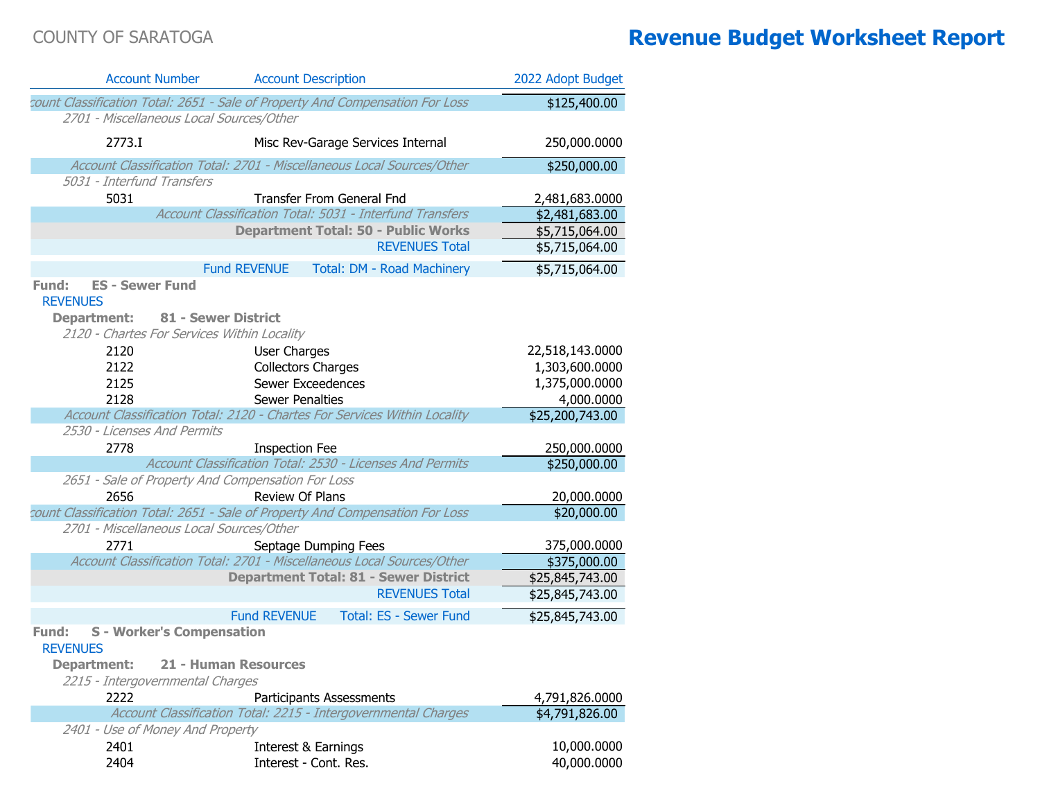COUNTY OF SARATOGA

# Revenue Budget Worksheet Report

| Account Number | Account Description | 2022 Adopt Budget |
|---|---|---|
| *Account Classification Total: 2651 - Sale of Property And Compensation For Loss* | | $125,400.00 |
| *2701 - Miscellaneous Local Sources/Other* | | |
| 2773.I | Misc Rev-Garage Services Internal | 250,000.0000 |
| *Account Classification Total: 2701 - Miscellaneous Local Sources/Other* | | $250,000.00 |
| *5031 - Interfund Transfers* | | |
| 5031 | Transfer From General Fnd | 2,481,683.0000 |
| *Account Classification Total: 5031 - Interfund Transfers* | | $2,481,683.00 |
| **Department Total: 50 - Public Works** | | $5,715,064.00 |
| REVENUES Total | | $5,715,064.00 |
| Fund REVENUE Total: DM - Road Machinery | | $5,715,064.00 |

**Fund: ES - Sewer Fund**

REVENUES

**Department: 81 - Sewer District**

| Account Number | Account Description | 2022 Adopt Budget |
|---|---|---|
| *2120 - Chartes For Services Within Locality* | | |
| 2120 | User Charges | 22,518,143.0000 |
| 2122 | Collectors Charges | 1,303,600.0000 |
| 2125 | Sewer Exceedences | 1,375,000.0000 |
| 2128 | Sewer Penalties | 4,000.0000 |
| *Account Classification Total: 2120 - Chartes For Services Within Locality* | | $25,200,743.00 |
| *2530 - Licenses And Permits* | | |
| 2778 | Inspection Fee | 250,000.0000 |
| *Account Classification Total: 2530 - Licenses And Permits* | | $250,000.00 |
| *2651 - Sale of Property And Compensation For Loss* | | |
| 2656 | Review Of Plans | 20,000.0000 |
| *Account Classification Total: 2651 - Sale of Property And Compensation For Loss* | | $20,000.00 |
| *2701 - Miscellaneous Local Sources/Other* | | |
| 2771 | Septage Dumping Fees | 375,000.0000 |
| *Account Classification Total: 2701 - Miscellaneous Local Sources/Other* | | $375,000.00 |
| **Department Total: 81 - Sewer District** | | $25,845,743.00 |
| REVENUES Total | | $25,845,743.00 |
| Fund REVENUE Total: ES - Sewer Fund | | $25,845,743.00 |

**Fund: S - Worker's Compensation**

REVENUES

**Department: 21 - Human Resources**

| Account Number | Account Description | 2022 Adopt Budget |
|---|---|---|
| *2215 - Intergovernmental Charges* | | |
| 2222 | Participants Assessments | 4,791,826.0000 |
| *Account Classification Total: 2215 - Intergovernmental Charges* | | $4,791,826.00 |
| *2401 - Use of Money And Property* | | |
| 2401 | Interest & Earnings | 10,000.0000 |
| 2404 | Interest - Cont. Res. | 40,000.0000 |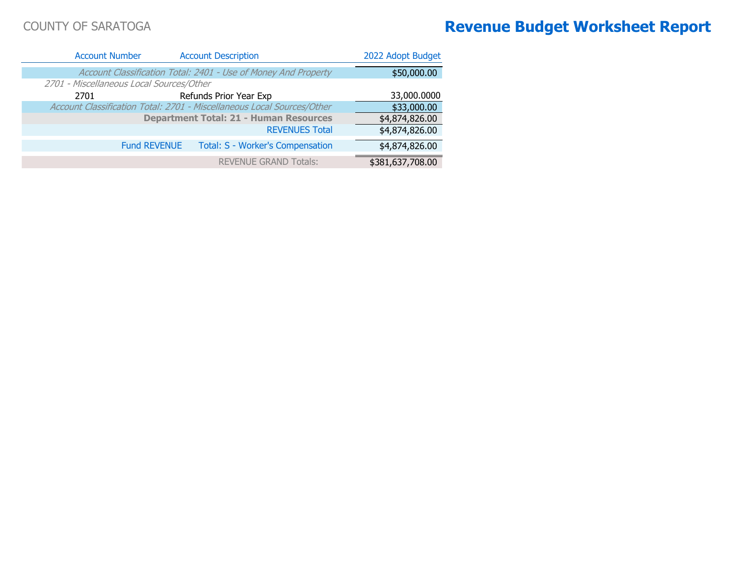COUNTY OF SARATOGA

# Revenue Budget Worksheet Report

| Account Number | Account Description | 2022 Adopt Budget |
|---|---|---|
| *Account Classification Total: 2401 - Use of Money And Property* | | $50,000.00 |
| *2701 - Miscellaneous Local Sources/Other* | | |
| 2701 | Refunds Prior Year Exp | 33,000.0000 |
| *Account Classification Total: 2701 - Miscellaneous Local Sources/Other* | | $33,000.00 |
| **Department Total: 21 - Human Resources** | | $4,874,826.00 |
| REVENUES Total | | $4,874,826.00 |
| Fund REVENUE | Total: S - Worker's Compensation | $4,874,826.00 |
| REVENUE GRAND Totals: | | $381,637,708.00 |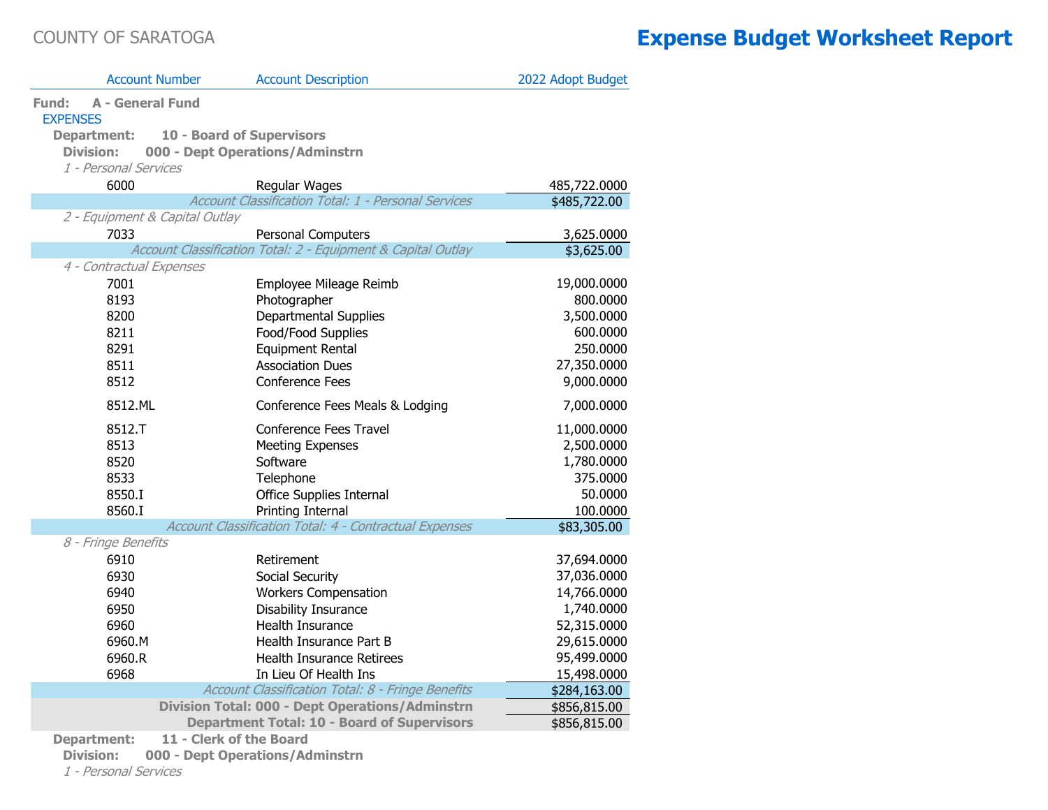COUNTY OF SARATOGA

# Expense Budget Worksheet Report

| Account Number | Account Description | 2022 Adopt Budget |
|---|---|---|
| **Fund: A - General Fund** | | |
| EXPENSES | | |
| **Department: 10 - Board of Supervisors** | | |
| **Division: 000 - Dept Operations/Adminstrn** | | |
| *1 - Personal Services* | | |
| 6000 | Regular Wages | 485,722.0000 |
| | *Account Classification Total: 1 - Personal Services* | $485,722.00 |
| *2 - Equipment & Capital Outlay* | | |
| 7033 | Personal Computers | 3,625.0000 |
| | *Account Classification Total: 2 - Equipment & Capital Outlay* | $3,625.00 |
| *4 - Contractual Expenses* | | |
| 7001 | Employee Mileage Reimb | 19,000.0000 |
| 8193 | Photographer | 800.0000 |
| 8200 | Departmental Supplies | 3,500.0000 |
| 8211 | Food/Food Supplies | 600.0000 |
| 8291 | Equipment Rental | 250.0000 |
| 8511 | Association Dues | 27,350.0000 |
| 8512 | Conference Fees | 9,000.0000 |
| 8512.ML | Conference Fees Meals & Lodging | 7,000.0000 |
| 8512.T | Conference Fees Travel | 11,000.0000 |
| 8513 | Meeting Expenses | 2,500.0000 |
| 8520 | Software | 1,780.0000 |
| 8533 | Telephone | 375.0000 |
| 8550.I | Office Supplies Internal | 50.0000 |
| 8560.I | Printing Internal | 100.0000 |
| | *Account Classification Total: 4 - Contractual Expenses* | $83,305.00 |
| *8 - Fringe Benefits* | | |
| 6910 | Retirement | 37,694.0000 |
| 6930 | Social Security | 37,036.0000 |
| 6940 | Workers Compensation | 14,766.0000 |
| 6950 | Disability Insurance | 1,740.0000 |
| 6960 | Health Insurance | 52,315.0000 |
| 6960.M | Health Insurance Part B | 29,615.0000 |
| 6960.R | Health Insurance Retirees | 95,499.0000 |
| 6968 | In Lieu Of Health Ins | 15,498.0000 |
| | *Account Classification Total: 8 - Fringe Benefits* | $284,163.00 |
| | **Division Total: 000 - Dept Operations/Adminstrn** | $856,815.00 |
| | **Department Total: 10 - Board of Supervisors** | $856,815.00 |
| **Department: 11 - Clerk of the Board** | | |
| **Division: 000 - Dept Operations/Adminstrn** | | |
| *1 - Personal Services* | | |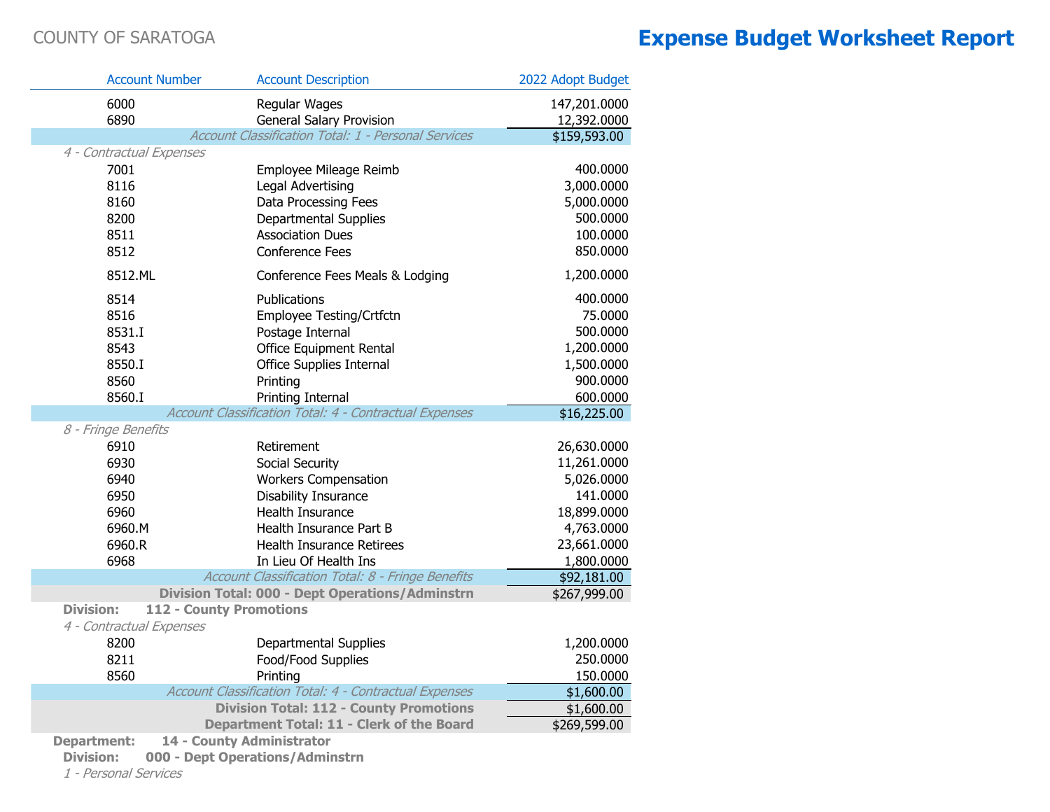COUNTY OF SARATOGA

# Expense Budget Worksheet Report

| Account Number | Account Description | 2022 Adopt Budget |
|---|---|---|
| 6000 | Regular Wages | 147,201.0000 |
| 6890 | General Salary Provision | 12,392.0000 |
| | *Account Classification Total: 1 - Personal Services* | $159,593.00 |
| *4 - Contractual Expenses* | | |
| 7001 | Employee Mileage Reimb | 400.0000 |
| 8116 | Legal Advertising | 3,000.0000 |
| 8160 | Data Processing Fees | 5,000.0000 |
| 8200 | Departmental Supplies | 500.0000 |
| 8511 | Association Dues | 100.0000 |
| 8512 | Conference Fees | 850.0000 |
| 8512.ML | Conference Fees Meals & Lodging | 1,200.0000 |
| 8514 | Publications | 400.0000 |
| 8516 | Employee Testing/Crtfctn | 75.0000 |
| 8531.I | Postage Internal | 500.0000 |
| 8543 | Office Equipment Rental | 1,200.0000 |
| 8550.I | Office Supplies Internal | 1,500.0000 |
| 8560 | Printing | 900.0000 |
| 8560.I | Printing Internal | 600.0000 |
| | *Account Classification Total: 4 - Contractual Expenses* | $16,225.00 |
| *8 - Fringe Benefits* | | |
| 6910 | Retirement | 26,630.0000 |
| 6930 | Social Security | 11,261.0000 |
| 6940 | Workers Compensation | 5,026.0000 |
| 6950 | Disability Insurance | 141.0000 |
| 6960 | Health Insurance | 18,899.0000 |
| 6960.M | Health Insurance Part B | 4,763.0000 |
| 6960.R | Health Insurance Retirees | 23,661.0000 |
| 6968 | In Lieu Of Health Ins | 1,800.0000 |
| | *Account Classification Total: 8 - Fringe Benefits* | $92,181.00 |
| | **Division Total: 000 - Dept Operations/Adminstrn** | $267,999.00 |
| **Division:** | **112 - County Promotions** | |
| *4 - Contractual Expenses* | | |
| 8200 | Departmental Supplies | 1,200.0000 |
| 8211 | Food/Food Supplies | 250.0000 |
| 8560 | Printing | 150.0000 |
| | *Account Classification Total: 4 - Contractual Expenses* | $1,600.00 |
| | **Division Total: 112 - County Promotions** | $1,600.00 |
| | **Department Total: 11 - Clerk of the Board** | $269,599.00 |

**Department: 14 - County Administrator**

**Division: 000 - Dept Operations/Adminstrn**

*1 - Personal Services*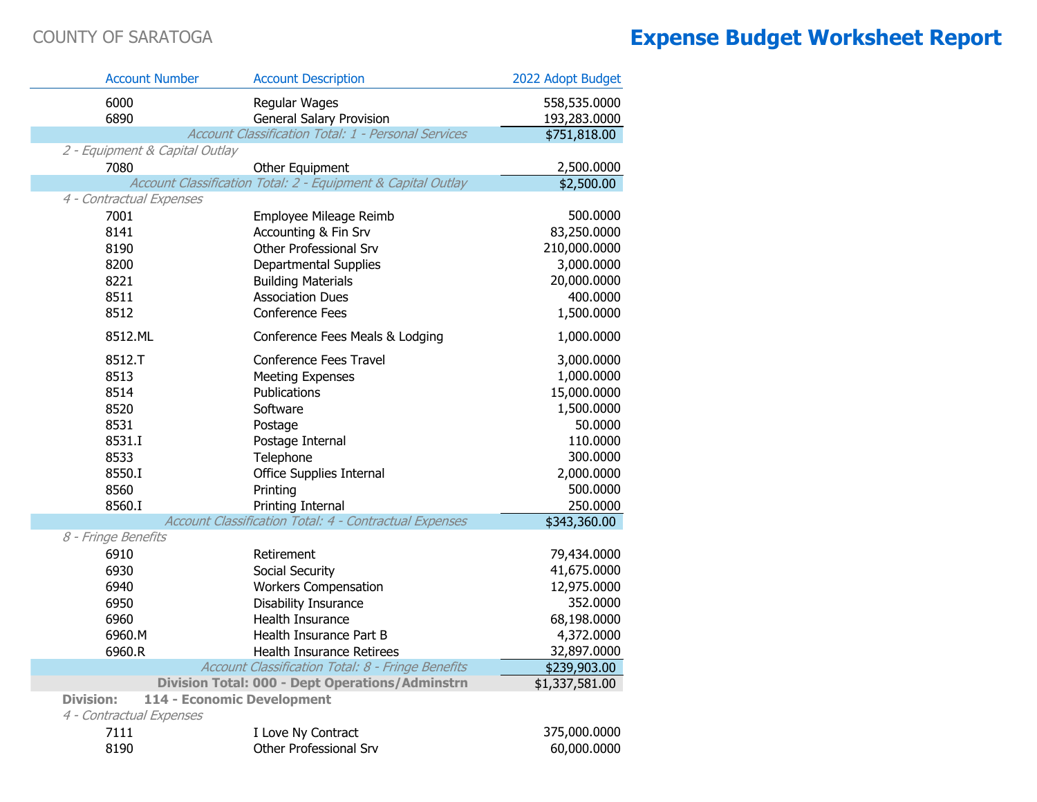COUNTY OF SARATOGA

# Expense Budget Worksheet Report

| Account Number | Account Description | 2022 Adopt Budget |
|---|---|---|
| 6000 | Regular Wages | 558,535.0000 |
| 6890 | General Salary Provision | 193,283.0000 |
| | *Account Classification Total: 1 - Personal Services* | $751,818.00 |
| *2 - Equipment & Capital Outlay* | | |
| 7080 | Other Equipment | 2,500.0000 |
| | *Account Classification Total: 2 - Equipment & Capital Outlay* | $2,500.00 |
| *4 - Contractual Expenses* | | |
| 7001 | Employee Mileage Reimb | 500.0000 |
| 8141 | Accounting & Fin Srv | 83,250.0000 |
| 8190 | Other Professional Srv | 210,000.0000 |
| 8200 | Departmental Supplies | 3,000.0000 |
| 8221 | Building Materials | 20,000.0000 |
| 8511 | Association Dues | 400.0000 |
| 8512 | Conference Fees | 1,500.0000 |
| 8512.ML | Conference Fees Meals & Lodging | 1,000.0000 |
| 8512.T | Conference Fees Travel | 3,000.0000 |
| 8513 | Meeting Expenses | 1,000.0000 |
| 8514 | Publications | 15,000.0000 |
| 8520 | Software | 1,500.0000 |
| 8531 | Postage | 50.0000 |
| 8531.I | Postage Internal | 110.0000 |
| 8533 | Telephone | 300.0000 |
| 8550.I | Office Supplies Internal | 2,000.0000 |
| 8560 | Printing | 500.0000 |
| 8560.I | Printing Internal | 250.0000 |
| | *Account Classification Total: 4 - Contractual Expenses* | $343,360.00 |
| *8 - Fringe Benefits* | | |
| 6910 | Retirement | 79,434.0000 |
| 6930 | Social Security | 41,675.0000 |
| 6940 | Workers Compensation | 12,975.0000 |
| 6950 | Disability Insurance | 352.0000 |
| 6960 | Health Insurance | 68,198.0000 |
| 6960.M | Health Insurance Part B | 4,372.0000 |
| 6960.R | Health Insurance Retirees | 32,897.0000 |
| | *Account Classification Total: 8 - Fringe Benefits* | $239,903.00 |
| | **Division Total: 000 - Dept Operations/Adminstrn** | $1,337,581.00 |
| **Division:** | **114 - Economic Development** | |
| *4 - Contractual Expenses* | | |
| 7111 | I Love Ny Contract | 375,000.0000 |
| 8190 | Other Professional Srv | 60,000.0000 |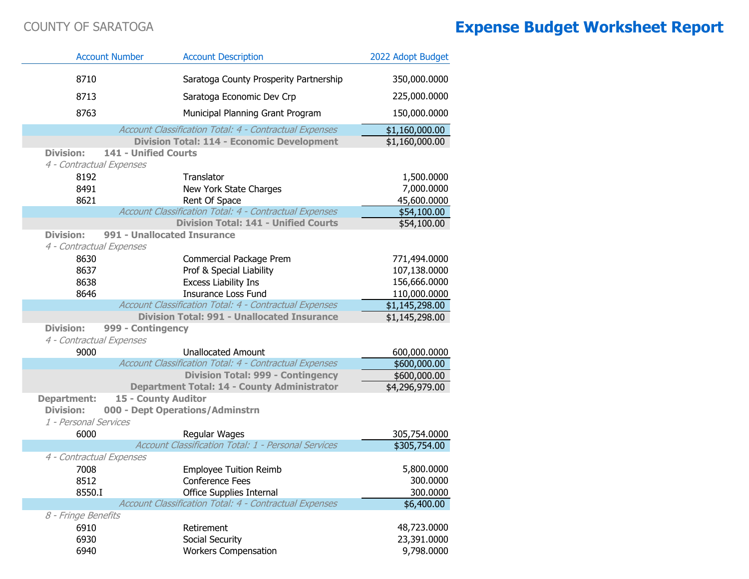COUNTY OF SARATOGA

# Expense Budget Worksheet Report

| Account Number | Account Description | 2022 Adopt Budget |
|---|---|---|
| 8710 | Saratoga County Prosperity Partnership | 350,000.0000 |
| 8713 | Saratoga Economic Dev Crp | 225,000.0000 |
| 8763 | Municipal Planning Grant Program | 150,000.0000 |
| | *Account Classification Total: 4 - Contractual Expenses* | $1,160,000.00 |
| | **Division Total: 114 - Economic Development** | $1,160,000.00 |
| **Division: 141 - Unified Courts** | | |
| *4 - Contractual Expenses* | | |
| 8192 | Translator | 1,500.0000 |
| 8491 | New York State Charges | 7,000.0000 |
| 8621 | Rent Of Space | 45,600.0000 |
| | *Account Classification Total: 4 - Contractual Expenses* | $54,100.00 |
| | **Division Total: 141 - Unified Courts** | $54,100.00 |
| **Division: 991 - Unallocated Insurance** | | |
| *4 - Contractual Expenses* | | |
| 8630 | Commercial Package Prem | 771,494.0000 |
| 8637 | Prof & Special Liability | 107,138.0000 |
| 8638 | Excess Liability Ins | 156,666.0000 |
| 8646 | Insurance Loss Fund | 110,000.0000 |
| | *Account Classification Total: 4 - Contractual Expenses* | $1,145,298.00 |
| | **Division Total: 991 - Unallocated Insurance** | $1,145,298.00 |
| **Division: 999 - Contingency** | | |
| *4 - Contractual Expenses* | | |
| 9000 | Unallocated Amount | 600,000.0000 |
| | *Account Classification Total: 4 - Contractual Expenses* | $600,000.00 |
| | **Division Total: 999 - Contingency** | $600,000.00 |
| | **Department Total: 14 - County Administrator** | $4,296,979.00 |
| **Department: 15 - County Auditor** | | |
| **Division: 000 - Dept Operations/Adminstrn** | | |
| *1 - Personal Services* | | |
| 6000 | Regular Wages | 305,754.0000 |
| | *Account Classification Total: 1 - Personal Services* | $305,754.00 |
| *4 - Contractual Expenses* | | |
| 7008 | Employee Tuition Reimb | 5,800.0000 |
| 8512 | Conference Fees | 300.0000 |
| 8550.I | Office Supplies Internal | 300.0000 |
| | *Account Classification Total: 4 - Contractual Expenses* | $6,400.00 |
| *8 - Fringe Benefits* | | |
| 6910 | Retirement | 48,723.0000 |
| 6930 | Social Security | 23,391.0000 |
| 6940 | Workers Compensation | 9,798.0000 |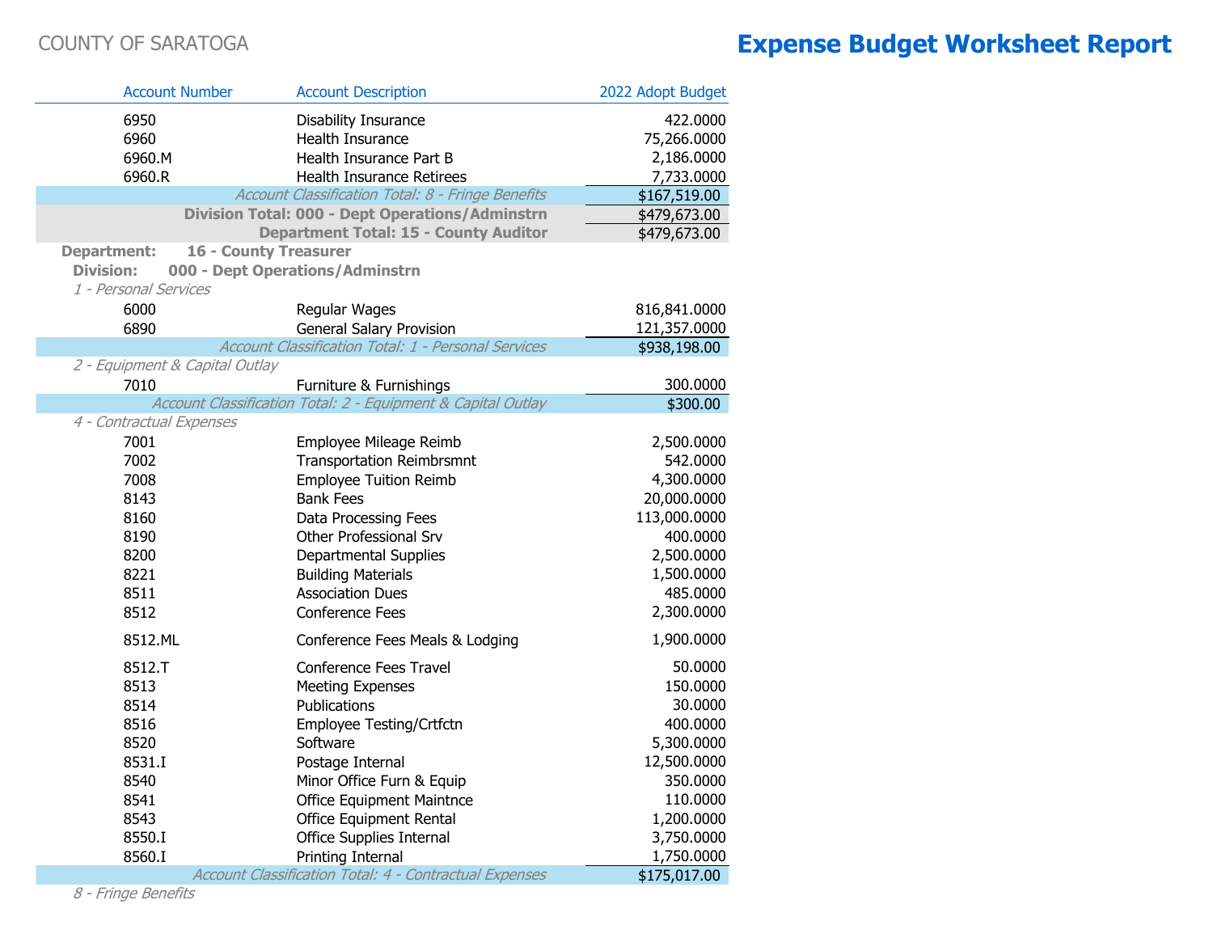COUNTY OF SARATOGA

# Expense Budget Worksheet Report

| Account Number | Account Description | 2022 Adopt Budget |
|---|---|---|
| 6950 | Disability Insurance | 422.0000 |
| 6960 | Health Insurance | 75,266.0000 |
| 6960.M | Health Insurance Part B | 2,186.0000 |
| 6960.R | Health Insurance Retirees | 7,733.0000 |
| | *Account Classification Total: 8 - Fringe Benefits* | $167,519.00 |
| | **Division Total: 000 - Dept Operations/Adminstrn** | $479,673.00 |
| | **Department Total: 15 - County Auditor** | $479,673.00 |
| **Department: 16 - County Treasurer** | | |
| **Division: 000 - Dept Operations/Adminstrn** | | |
| *1 - Personal Services* | | |
| 6000 | Regular Wages | 816,841.0000 |
| 6890 | General Salary Provision | 121,357.0000 |
| | *Account Classification Total: 1 - Personal Services* | $938,198.00 |
| *2 - Equipment & Capital Outlay* | | |
| 7010 | Furniture & Furnishings | 300.0000 |
| | *Account Classification Total: 2 - Equipment & Capital Outlay* | $300.00 |
| *4 - Contractual Expenses* | | |
| 7001 | Employee Mileage Reimb | 2,500.0000 |
| 7002 | Transportation Reimbrsmnt | 542.0000 |
| 7008 | Employee Tuition Reimb | 4,300.0000 |
| 8143 | Bank Fees | 20,000.0000 |
| 8160 | Data Processing Fees | 113,000.0000 |
| 8190 | Other Professional Srv | 400.0000 |
| 8200 | Departmental Supplies | 2,500.0000 |
| 8221 | Building Materials | 1,500.0000 |
| 8511 | Association Dues | 485.0000 |
| 8512 | Conference Fees | 2,300.0000 |
| 8512.ML | Conference Fees Meals & Lodging | 1,900.0000 |
| 8512.T | Conference Fees Travel | 50.0000 |
| 8513 | Meeting Expenses | 150.0000 |
| 8514 | Publications | 30.0000 |
| 8516 | Employee Testing/Crtfctn | 400.0000 |
| 8520 | Software | 5,300.0000 |
| 8531.I | Postage Internal | 12,500.0000 |
| 8540 | Minor Office Furn & Equip | 350.0000 |
| 8541 | Office Equipment Maintnce | 110.0000 |
| 8543 | Office Equipment Rental | 1,200.0000 |
| 8550.I | Office Supplies Internal | 3,750.0000 |
| 8560.I | Printing Internal | 1,750.0000 |
| | *Account Classification Total: 4 - Contractual Expenses* | $175,017.00 |
| *8 - Fringe Benefits* | | |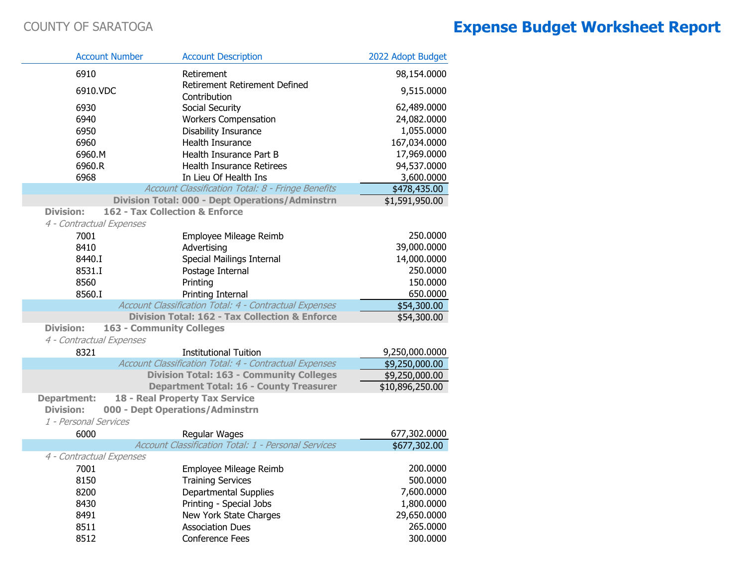COUNTY OF SARATOGA

# Expense Budget Worksheet Report

| Account Number | Account Description | 2022 Adopt Budget |
|---|---|---|
| 6910 | Retirement | 98,154.0000 |
| 6910.VDC | Retirement Retirement Defined Contribution | 9,515.0000 |
| 6930 | Social Security | 62,489.0000 |
| 6940 | Workers Compensation | 24,082.0000 |
| 6950 | Disability Insurance | 1,055.0000 |
| 6960 | Health Insurance | 167,034.0000 |
| 6960.M | Health Insurance Part B | 17,969.0000 |
| 6960.R | Health Insurance Retirees | 94,537.0000 |
| 6968 | In Lieu Of Health Ins | 3,600.0000 |
| | *Account Classification Total: 8 - Fringe Benefits* | $478,435.00 |
| | **Division Total: 000 - Dept Operations/Adminstrn** | $1,591,950.00 |
| **Division: 162 - Tax Collection & Enforce** | | |
| *4 - Contractual Expenses* | | |
| 7001 | Employee Mileage Reimb | 250.0000 |
| 8410 | Advertising | 39,000.0000 |
| 8440.I | Special Mailings Internal | 14,000.0000 |
| 8531.I | Postage Internal | 250.0000 |
| 8560 | Printing | 150.0000 |
| 8560.I | Printing Internal | 650.0000 |
| | *Account Classification Total: 4 - Contractual Expenses* | $54,300.00 |
| | **Division Total: 162 - Tax Collection & Enforce** | $54,300.00 |
| **Division: 163 - Community Colleges** | | |
| *4 - Contractual Expenses* | | |
| 8321 | Institutional Tuition | 9,250,000.0000 |
| | *Account Classification Total: 4 - Contractual Expenses* | $9,250,000.00 |
| | **Division Total: 163 - Community Colleges** | $9,250,000.00 |
| | **Department Total: 16 - County Treasurer** | $10,896,250.00 |
| **Department: 18 - Real Property Tax Service** | | |
| **Division: 000 - Dept Operations/Adminstrn** | | |
| *1 - Personal Services* | | |
| 6000 | Regular Wages | 677,302.0000 |
| | *Account Classification Total: 1 - Personal Services* | $677,302.00 |
| *4 - Contractual Expenses* | | |
| 7001 | Employee Mileage Reimb | 200.0000 |
| 8150 | Training Services | 500.0000 |
| 8200 | Departmental Supplies | 7,600.0000 |
| 8430 | Printing - Special Jobs | 1,800.0000 |
| 8491 | New York State Charges | 29,650.0000 |
| 8511 | Association Dues | 265.0000 |
| 8512 | Conference Fees | 300.0000 |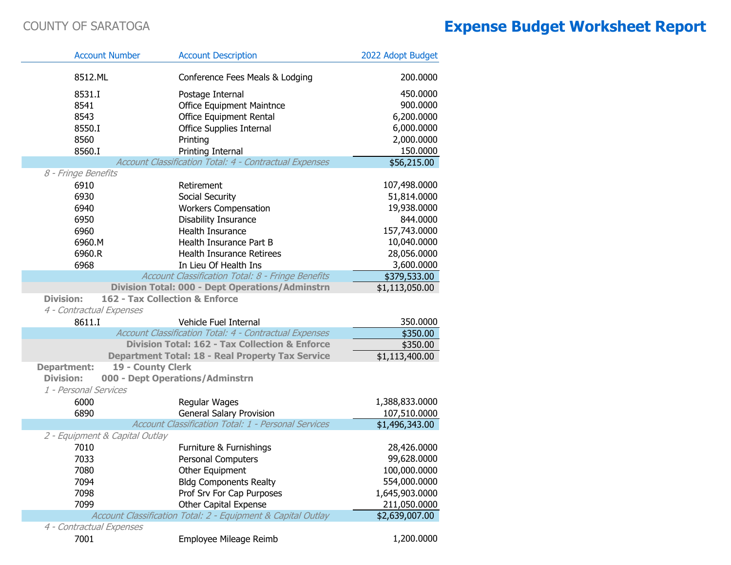COUNTY OF SARATOGA

# Expense Budget Worksheet Report

| Account Number | Account Description | 2022 Adopt Budget |
|---|---|---|
| 8512.ML | Conference Fees Meals & Lodging | 200.0000 |
| 8531.I | Postage Internal | 450.0000 |
| 8541 | Office Equipment Maintnce | 900.0000 |
| 8543 | Office Equipment Rental | 6,200.0000 |
| 8550.I | Office Supplies Internal | 6,000.0000 |
| 8560 | Printing | 2,000.0000 |
| 8560.I | Printing Internal | 150.0000 |
| | *Account Classification Total: 4 - Contractual Expenses* | $56,215.00 |
| *8 - Fringe Benefits* | | |
| 6910 | Retirement | 107,498.0000 |
| 6930 | Social Security | 51,814.0000 |
| 6940 | Workers Compensation | 19,938.0000 |
| 6950 | Disability Insurance | 844.0000 |
| 6960 | Health Insurance | 157,743.0000 |
| 6960.M | Health Insurance Part B | 10,040.0000 |
| 6960.R | Health Insurance Retirees | 28,056.0000 |
| 6968 | In Lieu Of Health Ins | 3,600.0000 |
| | *Account Classification Total: 8 - Fringe Benefits* | $379,533.00 |
| | **Division Total: 000 - Dept Operations/Adminstrn** | $1,113,050.00 |
| **Division: 162 - Tax Collection & Enforce** | | |
| *4 - Contractual Expenses* | | |
| 8611.I | Vehicle Fuel Internal | 350.0000 |
| | *Account Classification Total: 4 - Contractual Expenses* | $350.00 |
| | **Division Total: 162 - Tax Collection & Enforce** | $350.00 |
| | **Department Total: 18 - Real Property Tax Service** | $1,113,400.00 |
| **Department: 19 - County Clerk** | | |
| **Division: 000 - Dept Operations/Adminstrn** | | |
| *1 - Personal Services* | | |
| 6000 | Regular Wages | 1,388,833.0000 |
| 6890 | General Salary Provision | 107,510.0000 |
| | *Account Classification Total: 1 - Personal Services* | $1,496,343.00 |
| *2 - Equipment & Capital Outlay* | | |
| 7010 | Furniture & Furnishings | 28,426.0000 |
| 7033 | Personal Computers | 99,628.0000 |
| 7080 | Other Equipment | 100,000.0000 |
| 7094 | Bldg Components Realty | 554,000.0000 |
| 7098 | Prof Srv For Cap Purposes | 1,645,903.0000 |
| 7099 | Other Capital Expense | 211,050.0000 |
| | *Account Classification Total: 2 - Equipment & Capital Outlay* | $2,639,007.00 |
| *4 - Contractual Expenses* | | |
| 7001 | Employee Mileage Reimb | 1,200.0000 |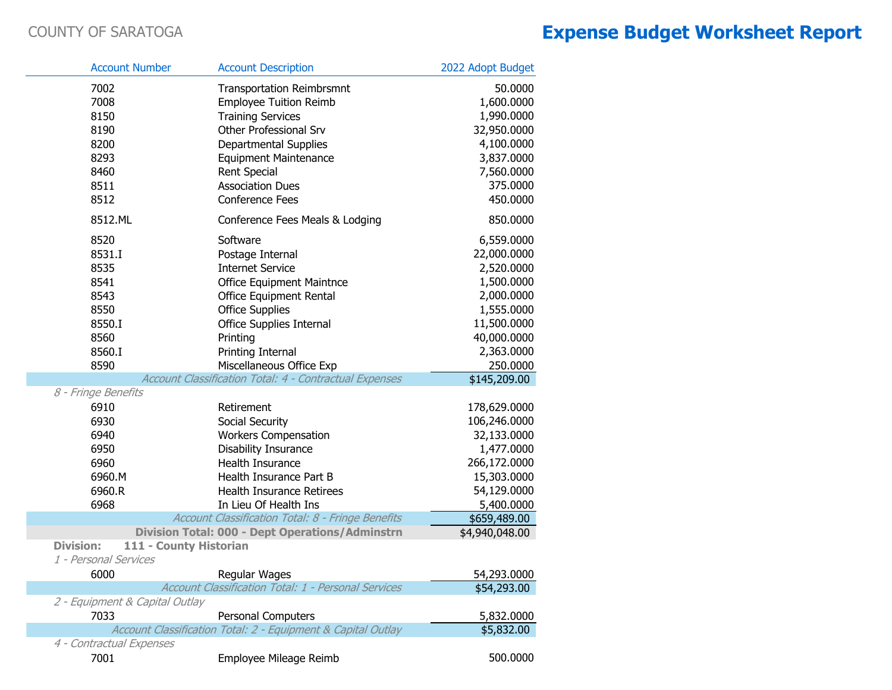COUNTY OF SARATOGA

# Expense Budget Worksheet Report

| Account Number | Account Description | 2022 Adopt Budget |
|---|---|---|
| 7002 | Transportation Reimbrsmnt | 50.0000 |
| 7008 | Employee Tuition Reimb | 1,600.0000 |
| 8150 | Training Services | 1,990.0000 |
| 8190 | Other Professional Srv | 32,950.0000 |
| 8200 | Departmental Supplies | 4,100.0000 |
| 8293 | Equipment Maintenance | 3,837.0000 |
| 8460 | Rent Special | 7,560.0000 |
| 8511 | Association Dues | 375.0000 |
| 8512 | Conference Fees | 450.0000 |
| 8512.ML | Conference Fees Meals & Lodging | 850.0000 |
| 8520 | Software | 6,559.0000 |
| 8531.I | Postage Internal | 22,000.0000 |
| 8535 | Internet Service | 2,520.0000 |
| 8541 | Office Equipment Maintnce | 1,500.0000 |
| 8543 | Office Equipment Rental | 2,000.0000 |
| 8550 | Office Supplies | 1,555.0000 |
| 8550.I | Office Supplies Internal | 11,500.0000 |
| 8560 | Printing | 40,000.0000 |
| 8560.I | Printing Internal | 2,363.0000 |
| 8590 | Miscellaneous Office Exp | 250.0000 |
| | *Account Classification Total: 4 - Contractual Expenses* | $145,209.00 |
| *8 - Fringe Benefits* | | |
| 6910 | Retirement | 178,629.0000 |
| 6930 | Social Security | 106,246.0000 |
| 6940 | Workers Compensation | 32,133.0000 |
| 6950 | Disability Insurance | 1,477.0000 |
| 6960 | Health Insurance | 266,172.0000 |
| 6960.M | Health Insurance Part B | 15,303.0000 |
| 6960.R | Health Insurance Retirees | 54,129.0000 |
| 6968 | In Lieu Of Health Ins | 5,400.0000 |
| | *Account Classification Total: 8 - Fringe Benefits* | $659,489.00 |
| | **Division Total: 000 - Dept Operations/Adminstrn** | $4,940,048.00 |
| **Division: 111 - County Historian** | | |
| *1 - Personal Services* | | |
| 6000 | Regular Wages | 54,293.0000 |
| | *Account Classification Total: 1 - Personal Services* | $54,293.00 |
| *2 - Equipment & Capital Outlay* | | |
| 7033 | Personal Computers | 5,832.0000 |
| | *Account Classification Total: 2 - Equipment & Capital Outlay* | $5,832.00 |
| *4 - Contractual Expenses* | | |
| 7001 | Employee Mileage Reimb | 500.0000 |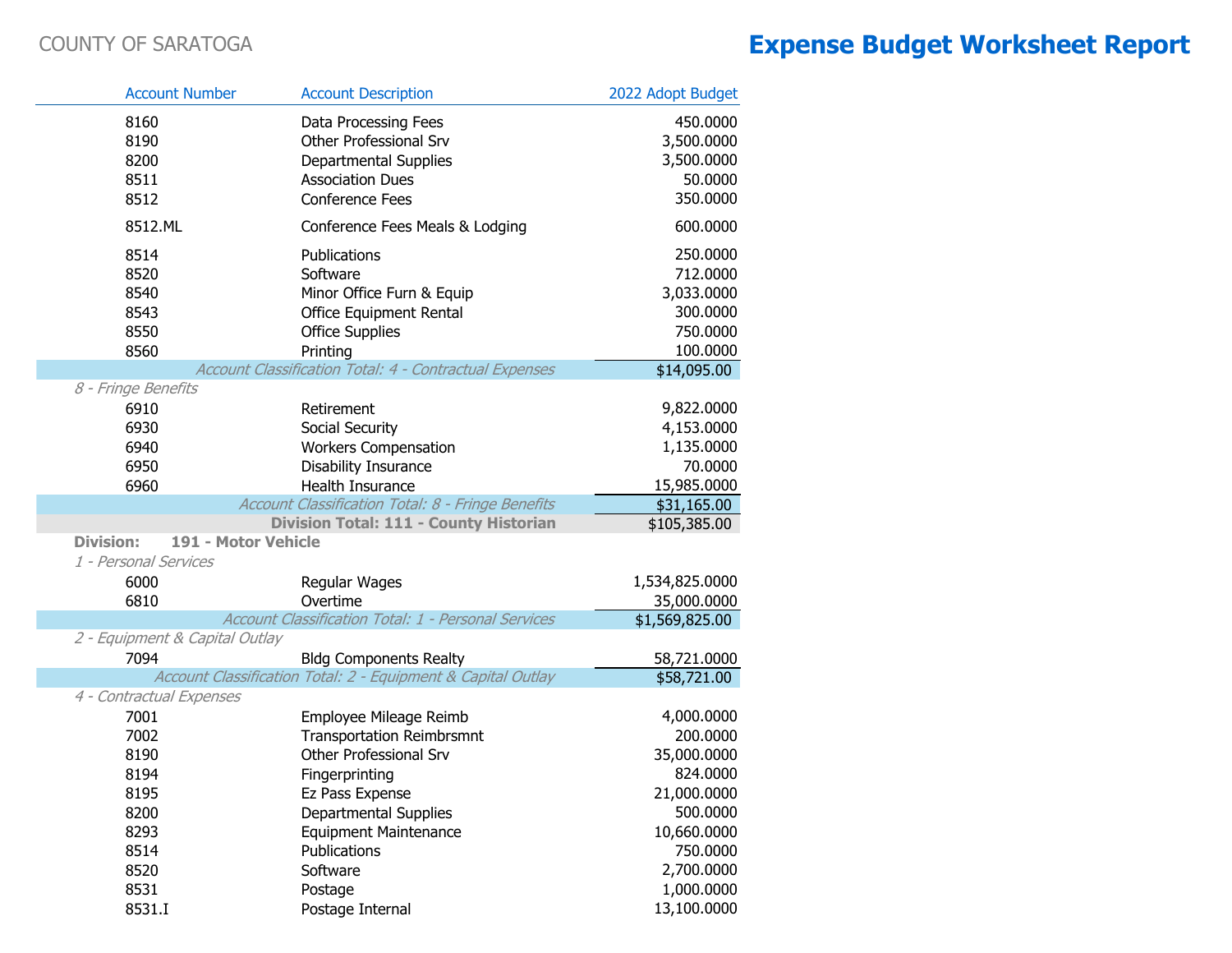COUNTY OF SARATOGA

# Expense Budget Worksheet Report

| Account Number | Account Description | 2022 Adopt Budget |
|---|---|---|
| 8160 | Data Processing Fees | 450.0000 |
| 8190 | Other Professional Srv | 3,500.0000 |
| 8200 | Departmental Supplies | 3,500.0000 |
| 8511 | Association Dues | 50.0000 |
| 8512 | Conference Fees | 350.0000 |
| 8512.ML | Conference Fees Meals & Lodging | 600.0000 |
| 8514 | Publications | 250.0000 |
| 8520 | Software | 712.0000 |
| 8540 | Minor Office Furn & Equip | 3,033.0000 |
| 8543 | Office Equipment Rental | 300.0000 |
| 8550 | Office Supplies | 750.0000 |
| 8560 | Printing | 100.0000 |
| | *Account Classification Total: 4 - Contractual Expenses* | $14,095.00 |
| *8 - Fringe Benefits* | | |
| 6910 | Retirement | 9,822.0000 |
| 6930 | Social Security | 4,153.0000 |
| 6940 | Workers Compensation | 1,135.0000 |
| 6950 | Disability Insurance | 70.0000 |
| 6960 | Health Insurance | 15,985.0000 |
| | *Account Classification Total: 8 - Fringe Benefits* | $31,165.00 |
| | **Division Total: 111 - County Historian** | $105,385.00 |
| **Division: 191 - Motor Vehicle** | | |
| *1 - Personal Services* | | |
| 6000 | Regular Wages | 1,534,825.0000 |
| 6810 | Overtime | 35,000.0000 |
| | *Account Classification Total: 1 - Personal Services* | $1,569,825.00 |
| *2 - Equipment & Capital Outlay* | | |
| 7094 | Bldg Components Realty | 58,721.0000 |
| | *Account Classification Total: 2 - Equipment & Capital Outlay* | $58,721.00 |
| *4 - Contractual Expenses* | | |
| 7001 | Employee Mileage Reimb | 4,000.0000 |
| 7002 | Transportation Reimbrsmnt | 200.0000 |
| 8190 | Other Professional Srv | 35,000.0000 |
| 8194 | Fingerprinting | 824.0000 |
| 8195 | Ez Pass Expense | 21,000.0000 |
| 8200 | Departmental Supplies | 500.0000 |
| 8293 | Equipment Maintenance | 10,660.0000 |
| 8514 | Publications | 750.0000 |
| 8520 | Software | 2,700.0000 |
| 8531 | Postage | 1,000.0000 |
| 8531.I | Postage Internal | 13,100.0000 |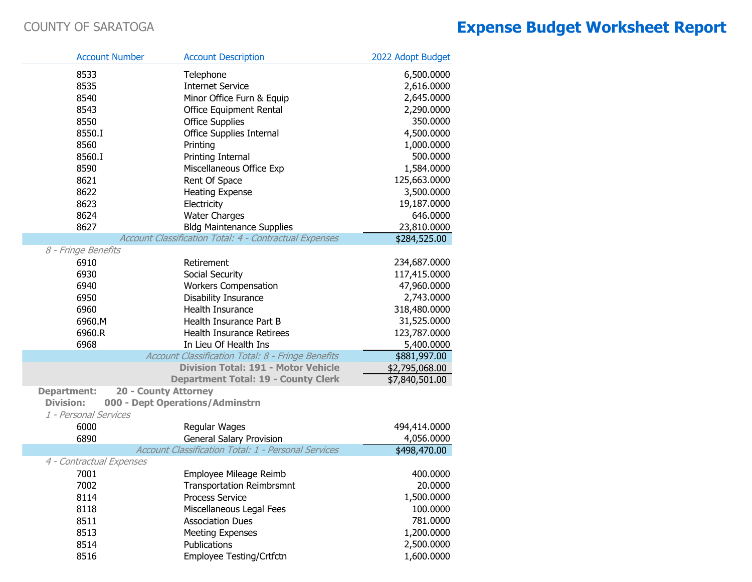COUNTY OF SARATOGA

# Expense Budget Worksheet Report

| Account Number | Account Description | 2022 Adopt Budget |
|---|---|---|
| 8533 | Telephone | 6,500.0000 |
| 8535 | Internet Service | 2,616.0000 |
| 8540 | Minor Office Furn & Equip | 2,645.0000 |
| 8543 | Office Equipment Rental | 2,290.0000 |
| 8550 | Office Supplies | 350.0000 |
| 8550.I | Office Supplies Internal | 4,500.0000 |
| 8560 | Printing | 1,000.0000 |
| 8560.I | Printing Internal | 500.0000 |
| 8590 | Miscellaneous Office Exp | 1,584.0000 |
| 8621 | Rent Of Space | 125,663.0000 |
| 8622 | Heating Expense | 3,500.0000 |
| 8623 | Electricity | 19,187.0000 |
| 8624 | Water Charges | 646.0000 |
| 8627 | Bldg Maintenance Supplies | 23,810.0000 |
| | *Account Classification Total: 4 - Contractual Expenses* | $284,525.00 |
| *8 - Fringe Benefits* | | |
| 6910 | Retirement | 234,687.0000 |
| 6930 | Social Security | 117,415.0000 |
| 6940 | Workers Compensation | 47,960.0000 |
| 6950 | Disability Insurance | 2,743.0000 |
| 6960 | Health Insurance | 318,480.0000 |
| 6960.M | Health Insurance Part B | 31,525.0000 |
| 6960.R | Health Insurance Retirees | 123,787.0000 |
| 6968 | In Lieu Of Health Ins | 5,400.0000 |
| | *Account Classification Total: 8 - Fringe Benefits* | $881,997.00 |
| | **Division Total: 191 - Motor Vehicle** | $2,795,068.00 |
| | **Department Total: 19 - County Clerk** | $7,840,501.00 |

**Department: 20 - County Attorney**

**Division: 000 - Dept Operations/Adminstrn**

| Account Number | Account Description | 2022 Adopt Budget |
|---|---|---|
| *1 - Personal Services* | | |
| 6000 | Regular Wages | 494,414.0000 |
| 6890 | General Salary Provision | 4,056.0000 |
| | *Account Classification Total: 1 - Personal Services* | $498,470.00 |
| *4 - Contractual Expenses* | | |
| 7001 | Employee Mileage Reimb | 400.0000 |
| 7002 | Transportation Reimbrsmnt | 20.0000 |
| 8114 | Process Service | 1,500.0000 |
| 8118 | Miscellaneous Legal Fees | 100.0000 |
| 8511 | Association Dues | 781.0000 |
| 8513 | Meeting Expenses | 1,200.0000 |
| 8514 | Publications | 2,500.0000 |
| 8516 | Employee Testing/Crtfctn | 1,600.0000 |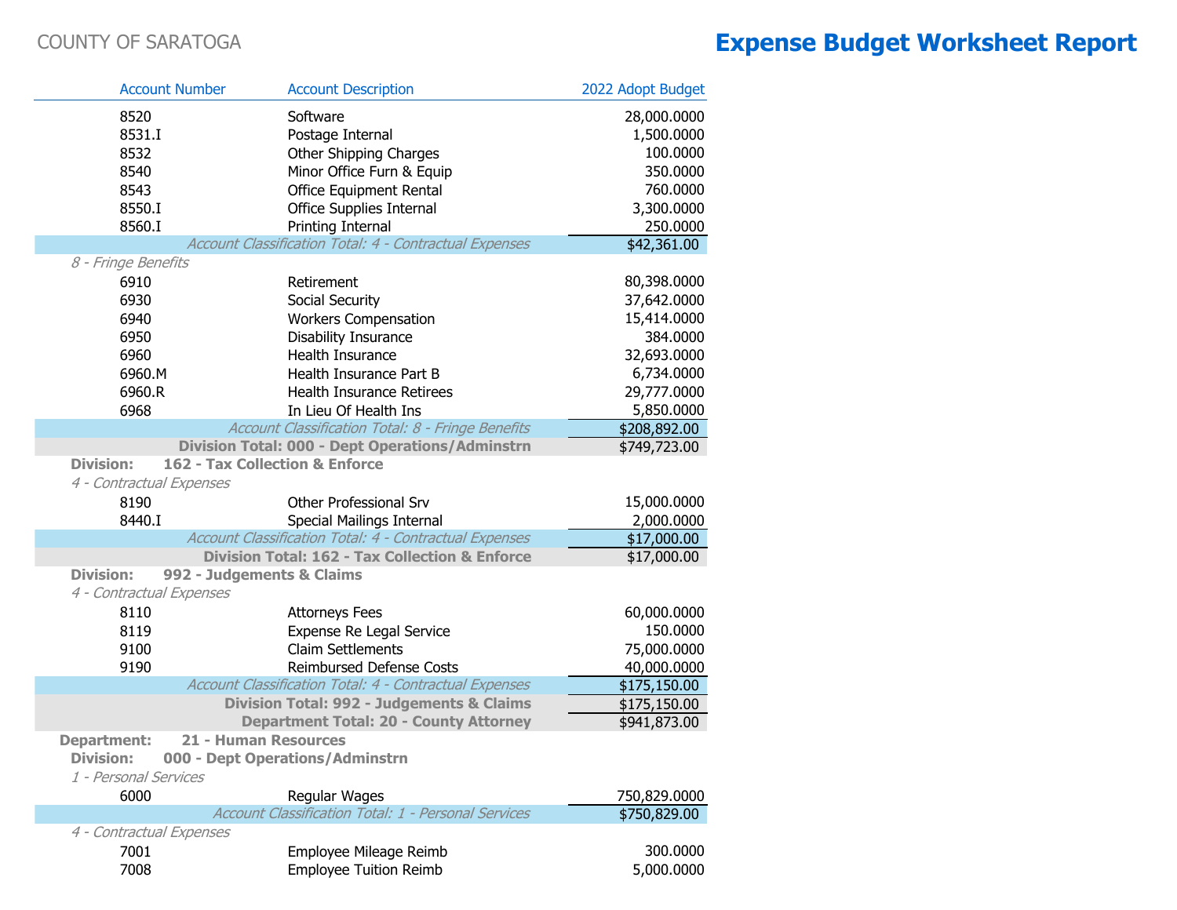COUNTY OF SARATOGA

# Expense Budget Worksheet Report

| Account Number | Account Description | 2022 Adopt Budget |
|---|---|---|
| 8520 | Software | 28,000.0000 |
| 8531.I | Postage Internal | 1,500.0000 |
| 8532 | Other Shipping Charges | 100.0000 |
| 8540 | Minor Office Furn & Equip | 350.0000 |
| 8543 | Office Equipment Rental | 760.0000 |
| 8550.I | Office Supplies Internal | 3,300.0000 |
| 8560.I | Printing Internal | 250.0000 |
| | *Account Classification Total: 4 - Contractual Expenses* | $42,361.00 |
| *8 - Fringe Benefits* | | |
| 6910 | Retirement | 80,398.0000 |
| 6930 | Social Security | 37,642.0000 |
| 6940 | Workers Compensation | 15,414.0000 |
| 6950 | Disability Insurance | 384.0000 |
| 6960 | Health Insurance | 32,693.0000 |
| 6960.M | Health Insurance Part B | 6,734.0000 |
| 6960.R | Health Insurance Retirees | 29,777.0000 |
| 6968 | In Lieu Of Health Ins | 5,850.0000 |
| | *Account Classification Total: 8 - Fringe Benefits* | $208,892.00 |
| | **Division Total: 000 - Dept Operations/Adminstrn** | $749,723.00 |
| **Division:** | **162 - Tax Collection & Enforce** | |
| *4 - Contractual Expenses* | | |
| 8190 | Other Professional Srv | 15,000.0000 |
| 8440.I | Special Mailings Internal | 2,000.0000 |
| | *Account Classification Total: 4 - Contractual Expenses* | $17,000.00 |
| | **Division Total: 162 - Tax Collection & Enforce** | $17,000.00 |
| **Division:** | **992 - Judgements & Claims** | |
| *4 - Contractual Expenses* | | |
| 8110 | Attorneys Fees | 60,000.0000 |
| 8119 | Expense Re Legal Service | 150.0000 |
| 9100 | Claim Settlements | 75,000.0000 |
| 9190 | Reimbursed Defense Costs | 40,000.0000 |
| | *Account Classification Total: 4 - Contractual Expenses* | $175,150.00 |
| | **Division Total: 992 - Judgements & Claims** | $175,150.00 |
| | **Department Total: 20 - County Attorney** | $941,873.00 |
| **Department:** | **21 - Human Resources** | |
| **Division:** | **000 - Dept Operations/Adminstrn** | |
| *1 - Personal Services* | | |
| 6000 | Regular Wages | 750,829.0000 |
| | *Account Classification Total: 1 - Personal Services* | $750,829.00 |
| *4 - Contractual Expenses* | | |
| 7001 | Employee Mileage Reimb | 300.0000 |
| 7008 | Employee Tuition Reimb | 5,000.0000 |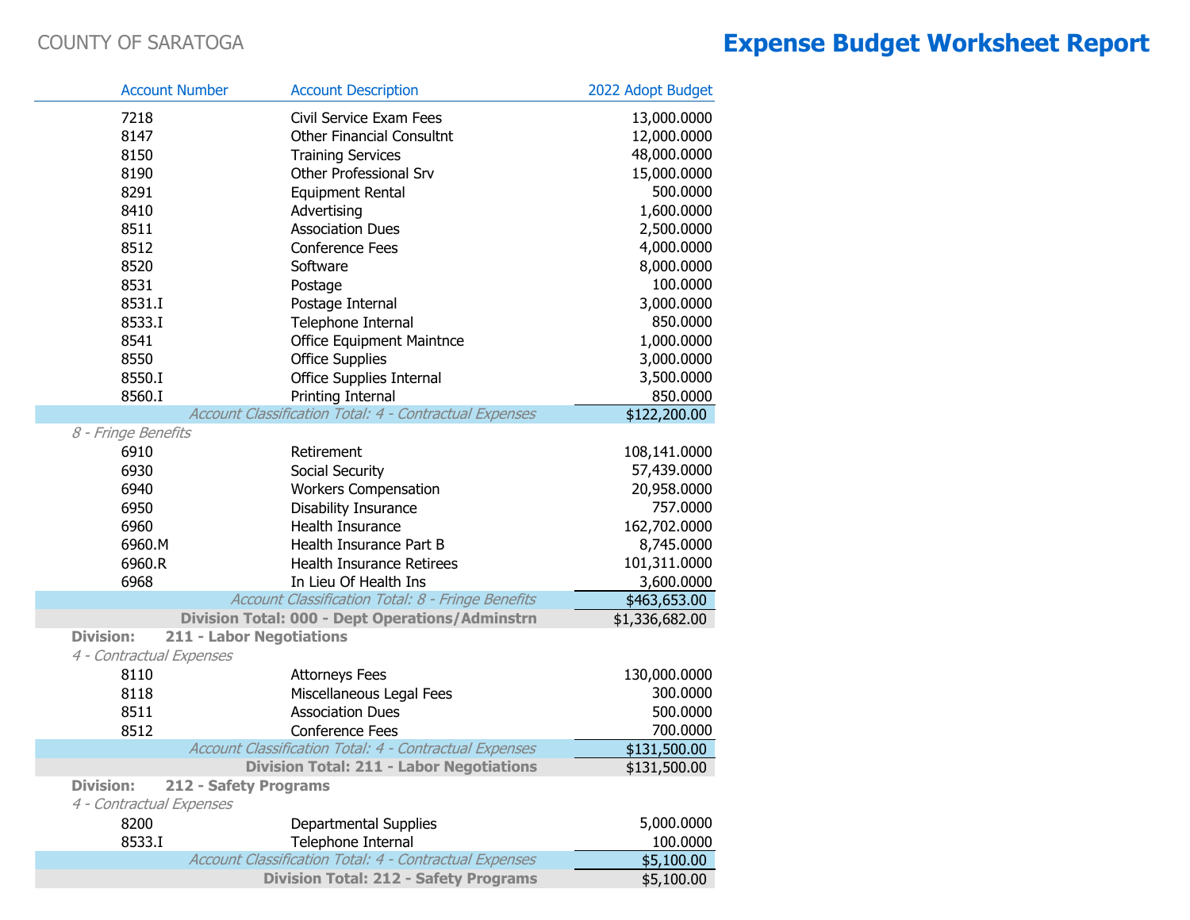COUNTY OF SARATOGA

# Expense Budget Worksheet Report

| Account Number | Account Description | 2022 Adopt Budget |
|---|---|---|
| 7218 | Civil Service Exam Fees | 13,000.0000 |
| 8147 | Other Financial Consultnt | 12,000.0000 |
| 8150 | Training Services | 48,000.0000 |
| 8190 | Other Professional Srv | 15,000.0000 |
| 8291 | Equipment Rental | 500.0000 |
| 8410 | Advertising | 1,600.0000 |
| 8511 | Association Dues | 2,500.0000 |
| 8512 | Conference Fees | 4,000.0000 |
| 8520 | Software | 8,000.0000 |
| 8531 | Postage | 100.0000 |
| 8531.I | Postage Internal | 3,000.0000 |
| 8533.I | Telephone Internal | 850.0000 |
| 8541 | Office Equipment Maintnce | 1,000.0000 |
| 8550 | Office Supplies | 3,000.0000 |
| 8550.I | Office Supplies Internal | 3,500.0000 |
| 8560.I | Printing Internal | 850.0000 |
| | *Account Classification Total: 4 - Contractual Expenses* | $122,200.00 |
| *8 - Fringe Benefits* | | |
| 6910 | Retirement | 108,141.0000 |
| 6930 | Social Security | 57,439.0000 |
| 6940 | Workers Compensation | 20,958.0000 |
| 6950 | Disability Insurance | 757.0000 |
| 6960 | Health Insurance | 162,702.0000 |
| 6960.M | Health Insurance Part B | 8,745.0000 |
| 6960.R | Health Insurance Retirees | 101,311.0000 |
| 6968 | In Lieu Of Health Ins | 3,600.0000 |
| | *Account Classification Total: 8 - Fringe Benefits* | $463,653.00 |
| | **Division Total: 000 - Dept Operations/Adminstrn** | $1,336,682.00 |
| **Division:** | **211 - Labor Negotiations** | |
| *4 - Contractual Expenses* | | |
| 8110 | Attorneys Fees | 130,000.0000 |
| 8118 | Miscellaneous Legal Fees | 300.0000 |
| 8511 | Association Dues | 500.0000 |
| 8512 | Conference Fees | 700.0000 |
| | *Account Classification Total: 4 - Contractual Expenses* | $131,500.00 |
| | **Division Total: 211 - Labor Negotiations** | $131,500.00 |
| **Division:** | **212 - Safety Programs** | |
| *4 - Contractual Expenses* | | |
| 8200 | Departmental Supplies | 5,000.0000 |
| 8533.I | Telephone Internal | 100.0000 |
| | *Account Classification Total: 4 - Contractual Expenses* | $5,100.00 |
| | **Division Total: 212 - Safety Programs** | $5,100.00 |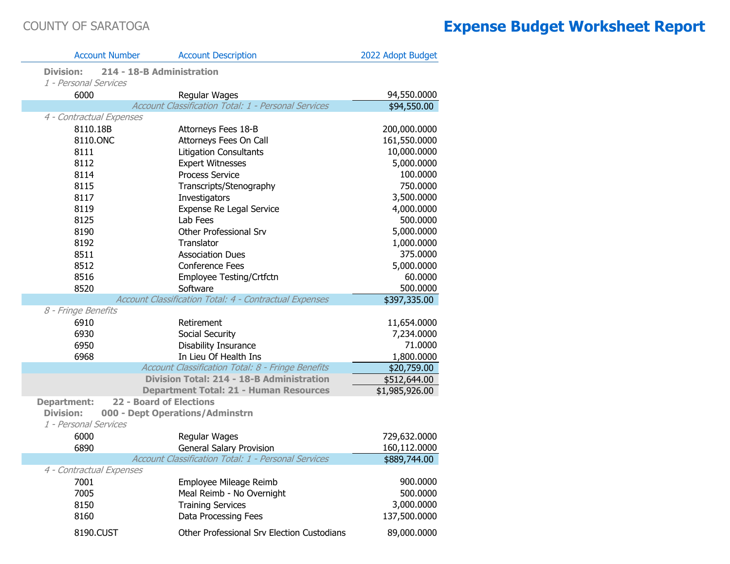COUNTY OF SARATOGA

# Expense Budget Worksheet Report

| Account Number | Account Description | 2022 Adopt Budget |
|---|---|---|
| **Division: 214 - 18-B Administration** | | |
| *1 - Personal Services* | | |
| 6000 | Regular Wages | 94,550.0000 |
| | *Account Classification Total: 1 - Personal Services* | $94,550.00 |
| *4 - Contractual Expenses* | | |
| 8110.18B | Attorneys Fees 18-B | 200,000.0000 |
| 8110.ONC | Attorneys Fees On Call | 161,550.0000 |
| 8111 | Litigation Consultants | 10,000.0000 |
| 8112 | Expert Witnesses | 5,000.0000 |
| 8114 | Process Service | 100.0000 |
| 8115 | Transcripts/Stenography | 750.0000 |
| 8117 | Investigators | 3,500.0000 |
| 8119 | Expense Re Legal Service | 4,000.0000 |
| 8125 | Lab Fees | 500.0000 |
| 8190 | Other Professional Srv | 5,000.0000 |
| 8192 | Translator | 1,000.0000 |
| 8511 | Association Dues | 375.0000 |
| 8512 | Conference Fees | 5,000.0000 |
| 8516 | Employee Testing/Crtfctn | 60.0000 |
| 8520 | Software | 500.0000 |
| | *Account Classification Total: 4 - Contractual Expenses* | $397,335.00 |
| *8 - Fringe Benefits* | | |
| 6910 | Retirement | 11,654.0000 |
| 6930 | Social Security | 7,234.0000 |
| 6950 | Disability Insurance | 71.0000 |
| 6968 | In Lieu Of Health Ins | 1,800.0000 |
| | *Account Classification Total: 8 - Fringe Benefits* | $20,759.00 |
| | **Division Total: 214 - 18-B Administration** | $512,644.00 |
| | **Department Total: 21 - Human Resources** | $1,985,926.00 |
| **Department: 22 - Board of Elections** | | |
| **Division: 000 - Dept Operations/Adminstrn** | | |
| *1 - Personal Services* | | |
| 6000 | Regular Wages | 729,632.0000 |
| 6890 | General Salary Provision | 160,112.0000 |
| | *Account Classification Total: 1 - Personal Services* | $889,744.00 |
| *4 - Contractual Expenses* | | |
| 7001 | Employee Mileage Reimb | 900.0000 |
| 7005 | Meal Reimb - No Overnight | 500.0000 |
| 8150 | Training Services | 3,000.0000 |
| 8160 | Data Processing Fees | 137,500.0000 |
| 8190.CUST | Other Professional Srv Election Custodians | 89,000.0000 |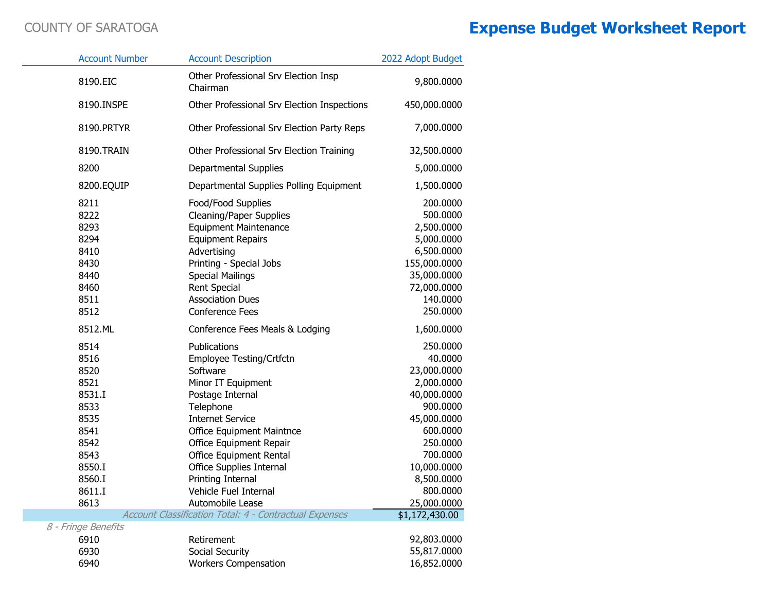COUNTY OF SARATOGA

# Expense Budget Worksheet Report

| Account Number | Account Description | 2022 Adopt Budget |
|---|---|---|
| 8190.EIC | Other Professional Srv Election Insp Chairman | 9,800.0000 |
| 8190.INSPE | Other Professional Srv Election Inspections | 450,000.0000 |
| 8190.PRTYR | Other Professional Srv Election Party Reps | 7,000.0000 |
| 8190.TRAIN | Other Professional Srv Election Training | 32,500.0000 |
| 8200 | Departmental Supplies | 5,000.0000 |
| 8200.EQUIP | Departmental Supplies Polling Equipment | 1,500.0000 |
| 8211 | Food/Food Supplies | 200.0000 |
| 8222 | Cleaning/Paper Supplies | 500.0000 |
| 8293 | Equipment Maintenance | 2,500.0000 |
| 8294 | Equipment Repairs | 5,000.0000 |
| 8410 | Advertising | 6,500.0000 |
| 8430 | Printing - Special Jobs | 155,000.0000 |
| 8440 | Special Mailings | 35,000.0000 |
| 8460 | Rent Special | 72,000.0000 |
| 8511 | Association Dues | 140.0000 |
| 8512 | Conference Fees | 250.0000 |
| 8512.ML | Conference Fees Meals & Lodging | 1,600.0000 |
| 8514 | Publications | 250.0000 |
| 8516 | Employee Testing/Crtfctn | 40.0000 |
| 8520 | Software | 23,000.0000 |
| 8521 | Minor IT Equipment | 2,000.0000 |
| 8531.I | Postage Internal | 40,000.0000 |
| 8533 | Telephone | 900.0000 |
| 8535 | Internet Service | 45,000.0000 |
| 8541 | Office Equipment Maintnce | 600.0000 |
| 8542 | Office Equipment Repair | 250.0000 |
| 8543 | Office Equipment Rental | 700.0000 |
| 8550.I | Office Supplies Internal | 10,000.0000 |
| 8560.I | Printing Internal | 8,500.0000 |
| 8611.I | Vehicle Fuel Internal | 800.0000 |
| 8613 | Automobile Lease | 25,000.0000 |
| | *Account Classification Total: 4 - Contractual Expenses* | $1,172,430.00 |
| *8 - Fringe Benefits* | | |
| 6910 | Retirement | 92,803.0000 |
| 6930 | Social Security | 55,817.0000 |
| 6940 | Workers Compensation | 16,852.0000 |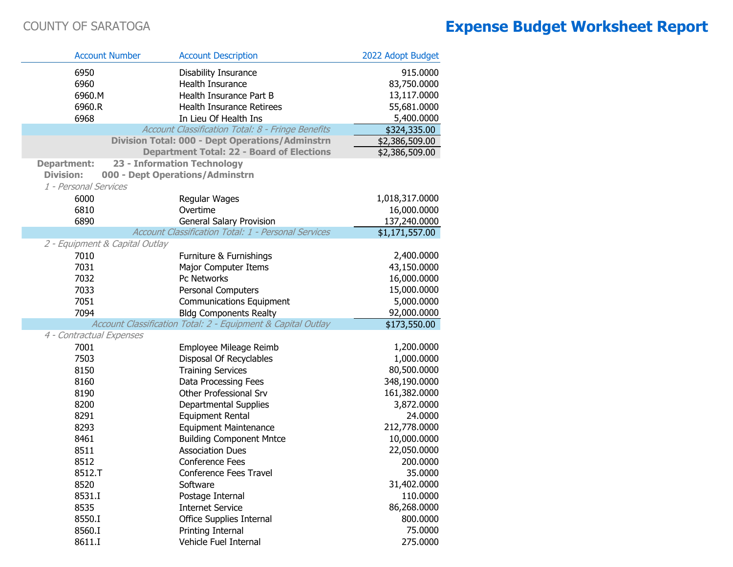COUNTY OF SARATOGA

# Expense Budget Worksheet Report

| Account Number | Account Description | 2022 Adopt Budget |
|---|---|---|
| 6950 | Disability Insurance | 915.0000 |
| 6960 | Health Insurance | 83,750.0000 |
| 6960.M | Health Insurance Part B | 13,117.0000 |
| 6960.R | Health Insurance Retirees | 55,681.0000 |
| 6968 | In Lieu Of Health Ins | 5,400.0000 |
| | *Account Classification Total: 8 - Fringe Benefits* | $324,335.00 |
| | **Division Total: 000 - Dept Operations/Adminstrn** | $2,386,509.00 |
| | **Department Total: 22 - Board of Elections** | $2,386,509.00 |
| **Department:** | **23 - Information Technology** | |
| **Division:** | **000 - Dept Operations/Adminstrn** | |
| *1 - Personal Services* | | |
| 6000 | Regular Wages | 1,018,317.0000 |
| 6810 | Overtime | 16,000.0000 |
| 6890 | General Salary Provision | 137,240.0000 |
| | *Account Classification Total: 1 - Personal Services* | $1,171,557.00 |
| *2 - Equipment & Capital Outlay* | | |
| 7010 | Furniture & Furnishings | 2,400.0000 |
| 7031 | Major Computer Items | 43,150.0000 |
| 7032 | Pc Networks | 16,000.0000 |
| 7033 | Personal Computers | 15,000.0000 |
| 7051 | Communications Equipment | 5,000.0000 |
| 7094 | Bldg Components Realty | 92,000.0000 |
| | *Account Classification Total: 2 - Equipment & Capital Outlay* | $173,550.00 |
| *4 - Contractual Expenses* | | |
| 7001 | Employee Mileage Reimb | 1,200.0000 |
| 7503 | Disposal Of Recyclables | 1,000.0000 |
| 8150 | Training Services | 80,500.0000 |
| 8160 | Data Processing Fees | 348,190.0000 |
| 8190 | Other Professional Srv | 161,382.0000 |
| 8200 | Departmental Supplies | 3,872.0000 |
| 8291 | Equipment Rental | 24.0000 |
| 8293 | Equipment Maintenance | 212,778.0000 |
| 8461 | Building Component Mntce | 10,000.0000 |
| 8511 | Association Dues | 22,050.0000 |
| 8512 | Conference Fees | 200.0000 |
| 8512.T | Conference Fees Travel | 35.0000 |
| 8520 | Software | 31,402.0000 |
| 8531.I | Postage Internal | 110.0000 |
| 8535 | Internet Service | 86,268.0000 |
| 8550.I | Office Supplies Internal | 800.0000 |
| 8560.I | Printing Internal | 75.0000 |
| 8611.I | Vehicle Fuel Internal | 275.0000 |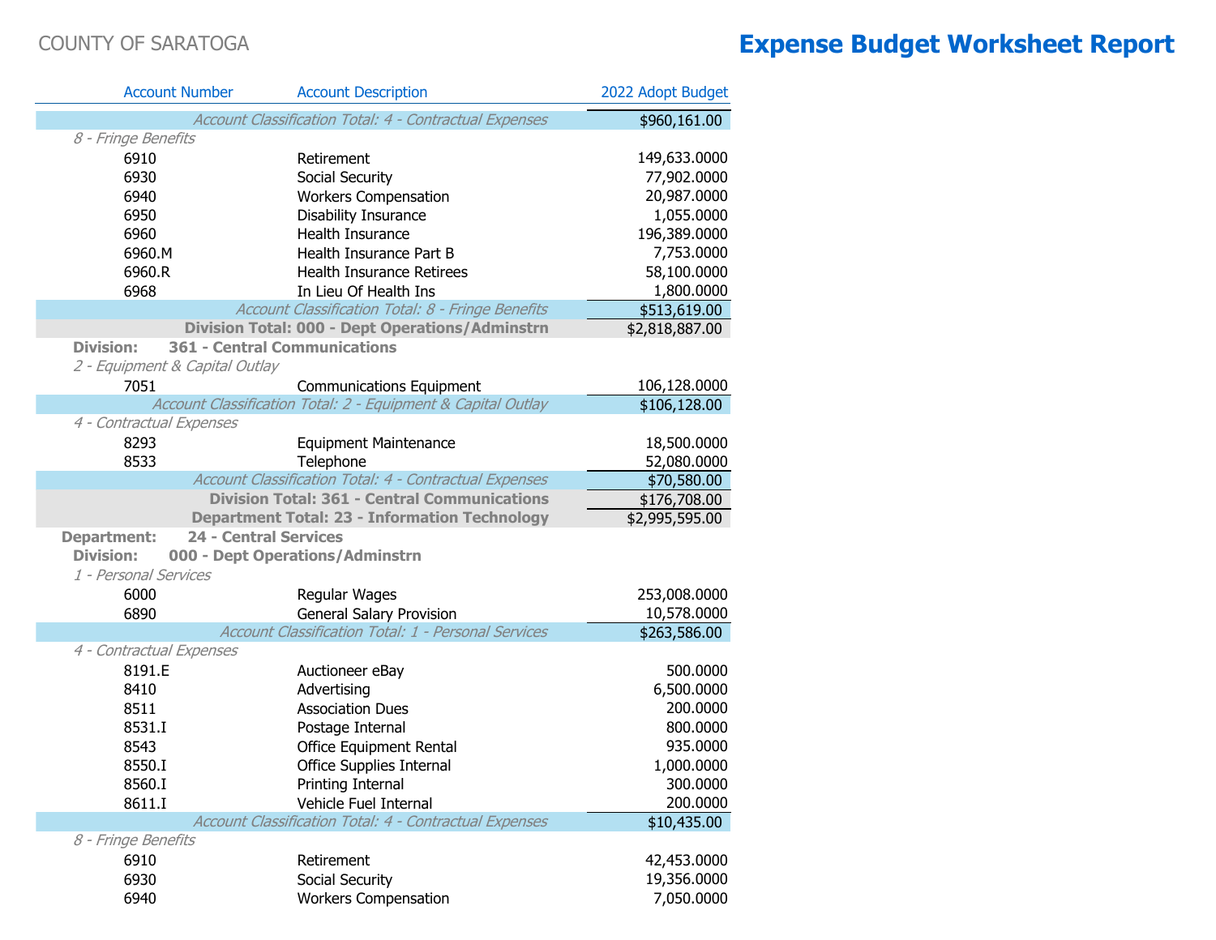# COUNTY OF SARATOGA

# Expense Budget Worksheet Report

| Account Number | Account Description | 2022 Adopt Budget |
|---|---|---|
| | *Account Classification Total: 4 - Contractual Expenses* | $960,161.00 |
| *8 - Fringe Benefits* | | |
| 6910 | Retirement | 149,633.0000 |
| 6930 | Social Security | 77,902.0000 |
| 6940 | Workers Compensation | 20,987.0000 |
| 6950 | Disability Insurance | 1,055.0000 |
| 6960 | Health Insurance | 196,389.0000 |
| 6960.M | Health Insurance Part B | 7,753.0000 |
| 6960.R | Health Insurance Retirees | 58,100.0000 |
| 6968 | In Lieu Of Health Ins | 1,800.0000 |
| | *Account Classification Total: 8 - Fringe Benefits* | $513,619.00 |
| | **Division Total: 000 - Dept Operations/Adminstrn** | $2,818,887.00 |
| **Division:** | **361 - Central Communications** | |
| *2 - Equipment & Capital Outlay* | | |
| 7051 | Communications Equipment | 106,128.0000 |
| | *Account Classification Total: 2 - Equipment & Capital Outlay* | $106,128.00 |
| *4 - Contractual Expenses* | | |
| 8293 | Equipment Maintenance | 18,500.0000 |
| 8533 | Telephone | 52,080.0000 |
| | *Account Classification Total: 4 - Contractual Expenses* | $70,580.00 |
| | **Division Total: 361 - Central Communications** | $176,708.00 |
| | **Department Total: 23 - Information Technology** | $2,995,595.00 |
| **Department:** | **24 - Central Services** | |
| **Division:** | **000 - Dept Operations/Adminstrn** | |
| *1 - Personal Services* | | |
| 6000 | Regular Wages | 253,008.0000 |
| 6890 | General Salary Provision | 10,578.0000 |
| | *Account Classification Total: 1 - Personal Services* | $263,586.00 |
| *4 - Contractual Expenses* | | |
| 8191.E | Auctioneer eBay | 500.0000 |
| 8410 | Advertising | 6,500.0000 |
| 8511 | Association Dues | 200.0000 |
| 8531.I | Postage Internal | 800.0000 |
| 8543 | Office Equipment Rental | 935.0000 |
| 8550.I | Office Supplies Internal | 1,000.0000 |
| 8560.I | Printing Internal | 300.0000 |
| 8611.I | Vehicle Fuel Internal | 200.0000 |
| | *Account Classification Total: 4 - Contractual Expenses* | $10,435.00 |
| *8 - Fringe Benefits* | | |
| 6910 | Retirement | 42,453.0000 |
| 6930 | Social Security | 19,356.0000 |
| 6940 | Workers Compensation | 7,050.0000 |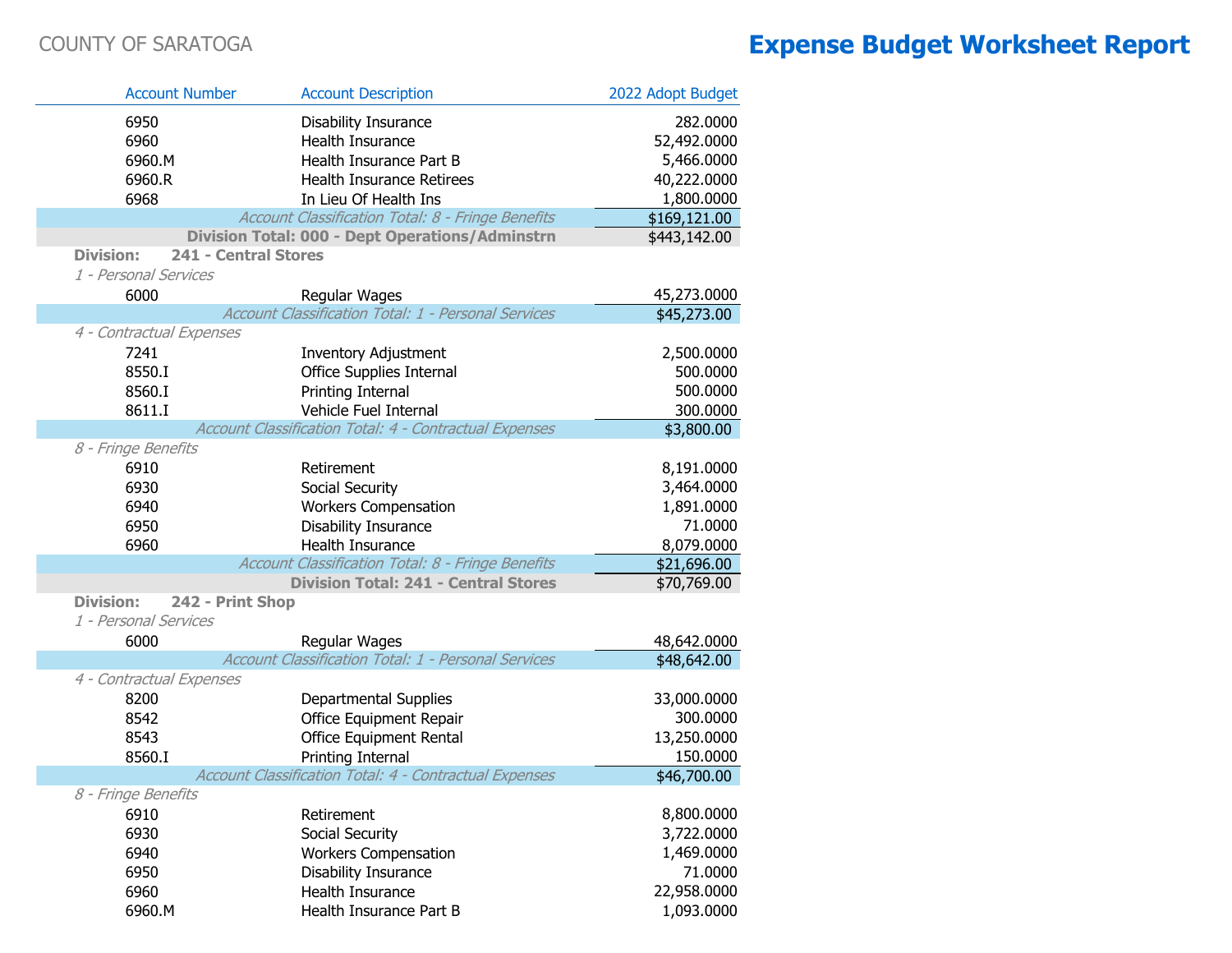COUNTY OF SARATOGA

# Expense Budget Worksheet Report

| Account Number | Account Description | 2022 Adopt Budget |
|---|---|---|
| 6950 | Disability Insurance | 282.0000 |
| 6960 | Health Insurance | 52,492.0000 |
| 6960.M | Health Insurance Part B | 5,466.0000 |
| 6960.R | Health Insurance Retirees | 40,222.0000 |
| 6968 | In Lieu Of Health Ins | 1,800.0000 |
| | *Account Classification Total: 8 - Fringe Benefits* | $169,121.00 |
| | **Division Total: 000 - Dept Operations/Adminstrn** | $443,142.00 |
| **Division: 241 - Central Stores** | | |
| *1 - Personal Services* | | |
| 6000 | Regular Wages | 45,273.0000 |
| | *Account Classification Total: 1 - Personal Services* | $45,273.00 |
| *4 - Contractual Expenses* | | |
| 7241 | Inventory Adjustment | 2,500.0000 |
| 8550.I | Office Supplies Internal | 500.0000 |
| 8560.I | Printing Internal | 500.0000 |
| 8611.I | Vehicle Fuel Internal | 300.0000 |
| | *Account Classification Total: 4 - Contractual Expenses* | $3,800.00 |
| *8 - Fringe Benefits* | | |
| 6910 | Retirement | 8,191.0000 |
| 6930 | Social Security | 3,464.0000 |
| 6940 | Workers Compensation | 1,891.0000 |
| 6950 | Disability Insurance | 71.0000 |
| 6960 | Health Insurance | 8,079.0000 |
| | *Account Classification Total: 8 - Fringe Benefits* | $21,696.00 |
| | **Division Total: 241 - Central Stores** | $70,769.00 |
| **Division: 242 - Print Shop** | | |
| *1 - Personal Services* | | |
| 6000 | Regular Wages | 48,642.0000 |
| | *Account Classification Total: 1 - Personal Services* | $48,642.00 |
| *4 - Contractual Expenses* | | |
| 8200 | Departmental Supplies | 33,000.0000 |
| 8542 | Office Equipment Repair | 300.0000 |
| 8543 | Office Equipment Rental | 13,250.0000 |
| 8560.I | Printing Internal | 150.0000 |
| | *Account Classification Total: 4 - Contractual Expenses* | $46,700.00 |
| *8 - Fringe Benefits* | | |
| 6910 | Retirement | 8,800.0000 |
| 6930 | Social Security | 3,722.0000 |
| 6940 | Workers Compensation | 1,469.0000 |
| 6950 | Disability Insurance | 71.0000 |
| 6960 | Health Insurance | 22,958.0000 |
| 6960.M | Health Insurance Part B | 1,093.0000 |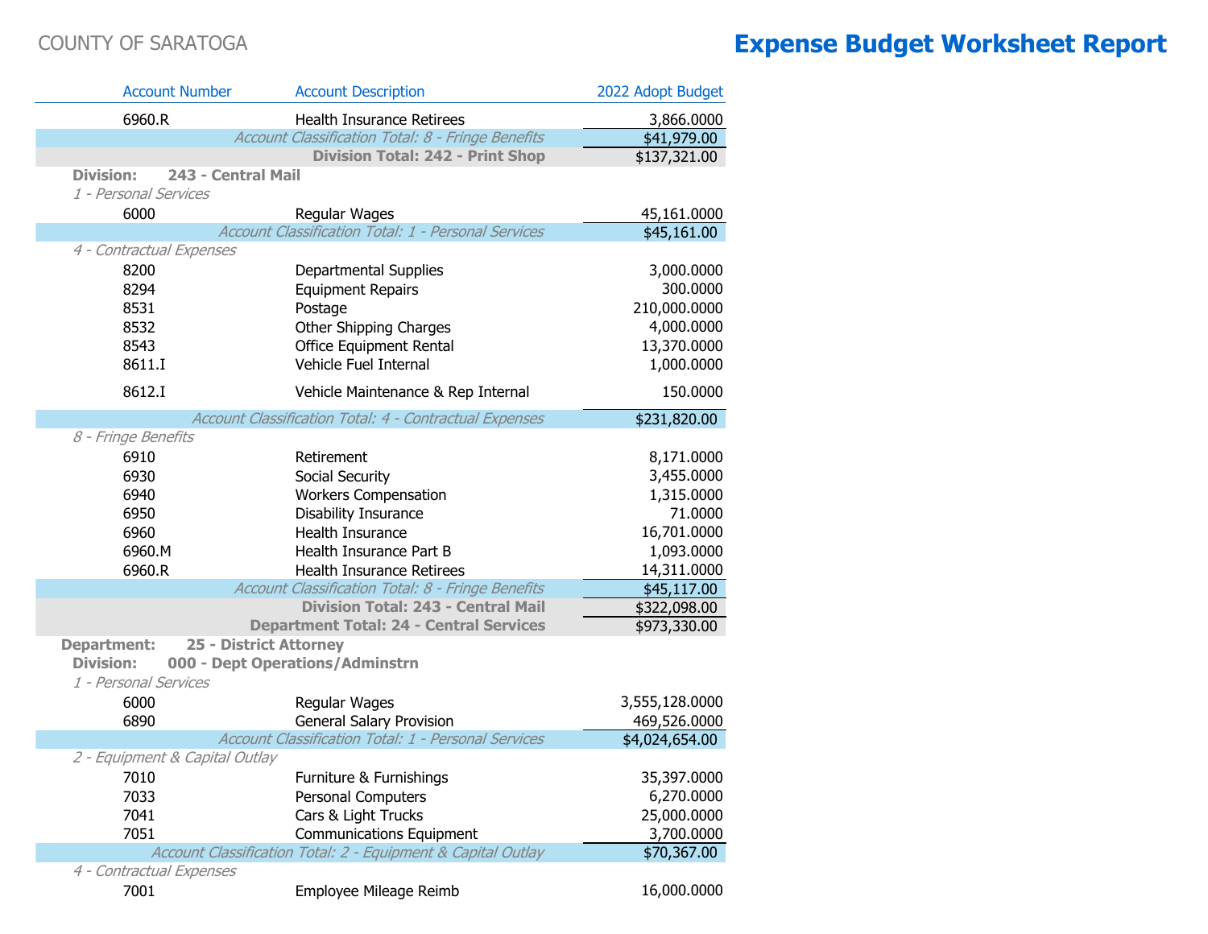COUNTY OF SARATOGA

# Expense Budget Worksheet Report

| Account Number | Account Description | 2022 Adopt Budget |
|---|---|---|
| 6960.R | Health Insurance Retirees | 3,866.0000 |
| | *Account Classification Total: 8 - Fringe Benefits* | $41,979.00 |
| | **Division Total: 242 - Print Shop** | $137,321.00 |
| **Division: 243 - Central Mail** | | |
| *1 - Personal Services* | | |
| 6000 | Regular Wages | 45,161.0000 |
| | *Account Classification Total: 1 - Personal Services* | $45,161.00 |
| *4 - Contractual Expenses* | | |
| 8200 | Departmental Supplies | 3,000.0000 |
| 8294 | Equipment Repairs | 300.0000 |
| 8531 | Postage | 210,000.0000 |
| 8532 | Other Shipping Charges | 4,000.0000 |
| 8543 | Office Equipment Rental | 13,370.0000 |
| 8611.I | Vehicle Fuel Internal | 1,000.0000 |
| 8612.I | Vehicle Maintenance & Rep Internal | 150.0000 |
| | *Account Classification Total: 4 - Contractual Expenses* | $231,820.00 |
| *8 - Fringe Benefits* | | |
| 6910 | Retirement | 8,171.0000 |
| 6930 | Social Security | 3,455.0000 |
| 6940 | Workers Compensation | 1,315.0000 |
| 6950 | Disability Insurance | 71.0000 |
| 6960 | Health Insurance | 16,701.0000 |
| 6960.M | Health Insurance Part B | 1,093.0000 |
| 6960.R | Health Insurance Retirees | 14,311.0000 |
| | *Account Classification Total: 8 - Fringe Benefits* | $45,117.00 |
| | **Division Total: 243 - Central Mail** | $322,098.00 |
| | **Department Total: 24 - Central Services** | $973,330.00 |
| **Department: 25 - District Attorney** | | |
| **Division: 000 - Dept Operations/Adminstrn** | | |
| *1 - Personal Services* | | |
| 6000 | Regular Wages | 3,555,128.0000 |
| 6890 | General Salary Provision | 469,526.0000 |
| | *Account Classification Total: 1 - Personal Services* | $4,024,654.00 |
| *2 - Equipment & Capital Outlay* | | |
| 7010 | Furniture & Furnishings | 35,397.0000 |
| 7033 | Personal Computers | 6,270.0000 |
| 7041 | Cars & Light Trucks | 25,000.0000 |
| 7051 | Communications Equipment | 3,700.0000 |
| | *Account Classification Total: 2 - Equipment & Capital Outlay* | $70,367.00 |
| *4 - Contractual Expenses* | | |
| 7001 | Employee Mileage Reimb | 16,000.0000 |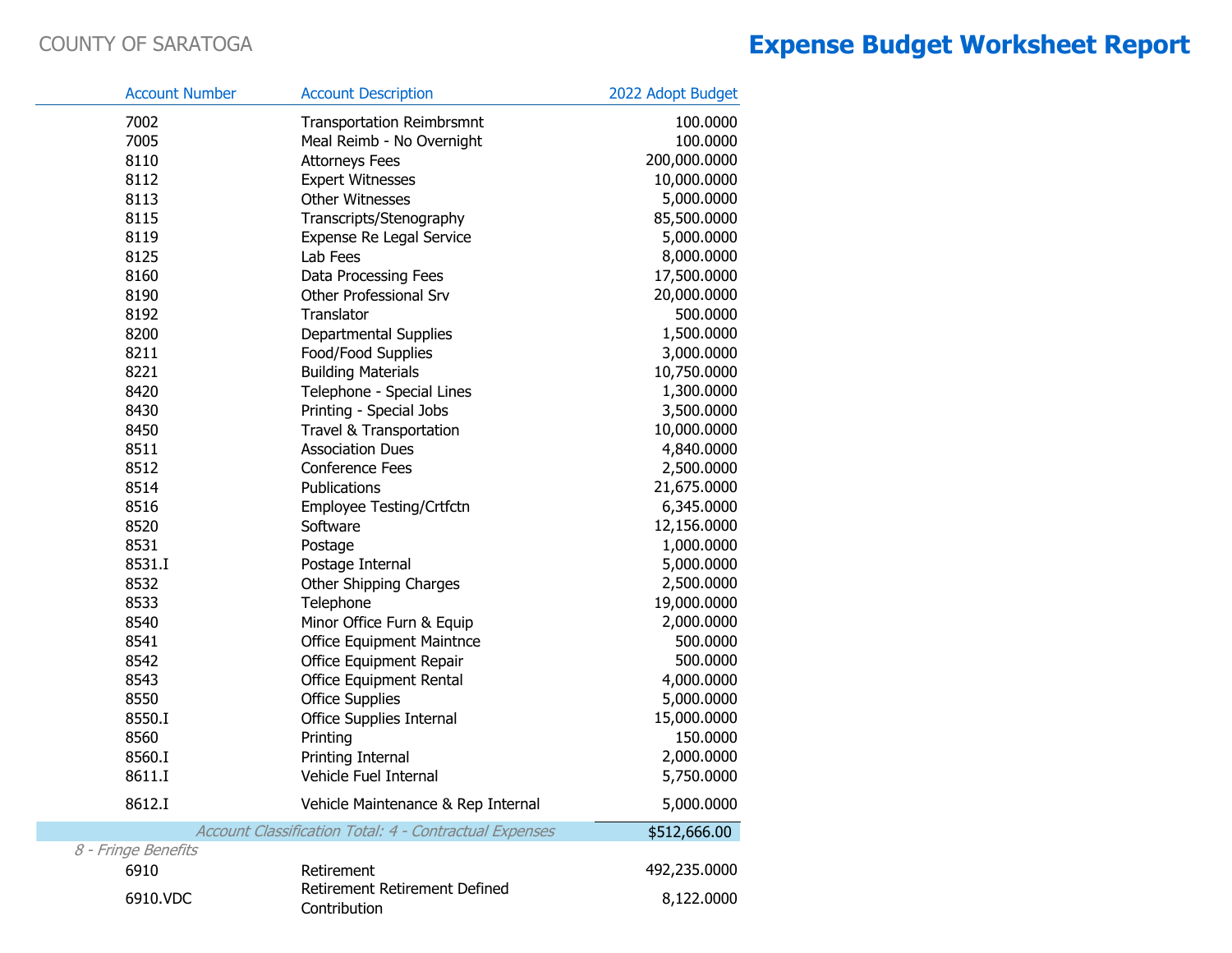COUNTY OF SARATOGA

# Expense Budget Worksheet Report

| Account Number | Account Description | 2022 Adopt Budget |
|---|---|---|
| 7002 | Transportation Reimbrsmnt | 100.0000 |
| 7005 | Meal Reimb - No Overnight | 100.0000 |
| 8110 | Attorneys Fees | 200,000.0000 |
| 8112 | Expert Witnesses | 10,000.0000 |
| 8113 | Other Witnesses | 5,000.0000 |
| 8115 | Transcripts/Stenography | 85,500.0000 |
| 8119 | Expense Re Legal Service | 5,000.0000 |
| 8125 | Lab Fees | 8,000.0000 |
| 8160 | Data Processing Fees | 17,500.0000 |
| 8190 | Other Professional Srv | 20,000.0000 |
| 8192 | Translator | 500.0000 |
| 8200 | Departmental Supplies | 1,500.0000 |
| 8211 | Food/Food Supplies | 3,000.0000 |
| 8221 | Building Materials | 10,750.0000 |
| 8420 | Telephone - Special Lines | 1,300.0000 |
| 8430 | Printing - Special Jobs | 3,500.0000 |
| 8450 | Travel & Transportation | 10,000.0000 |
| 8511 | Association Dues | 4,840.0000 |
| 8512 | Conference Fees | 2,500.0000 |
| 8514 | Publications | 21,675.0000 |
| 8516 | Employee Testing/Crtfctn | 6,345.0000 |
| 8520 | Software | 12,156.0000 |
| 8531 | Postage | 1,000.0000 |
| 8531.I | Postage Internal | 5,000.0000 |
| 8532 | Other Shipping Charges | 2,500.0000 |
| 8533 | Telephone | 19,000.0000 |
| 8540 | Minor Office Furn & Equip | 2,000.0000 |
| 8541 | Office Equipment Maintnce | 500.0000 |
| 8542 | Office Equipment Repair | 500.0000 |
| 8543 | Office Equipment Rental | 4,000.0000 |
| 8550 | Office Supplies | 5,000.0000 |
| 8550.I | Office Supplies Internal | 15,000.0000 |
| 8560 | Printing | 150.0000 |
| 8560.I | Printing Internal | 2,000.0000 |
| 8611.I | Vehicle Fuel Internal | 5,750.0000 |
| 8612.I | Vehicle Maintenance & Rep Internal | 5,000.0000 |
| | *Account Classification Total: 4 - Contractual Expenses* | $512,666.00 |
| *8 - Fringe Benefits* | | |
| 6910 | Retirement | 492,235.0000 |
| 6910.VDC | Retirement Retirement Defined Contribution | 8,122.0000 |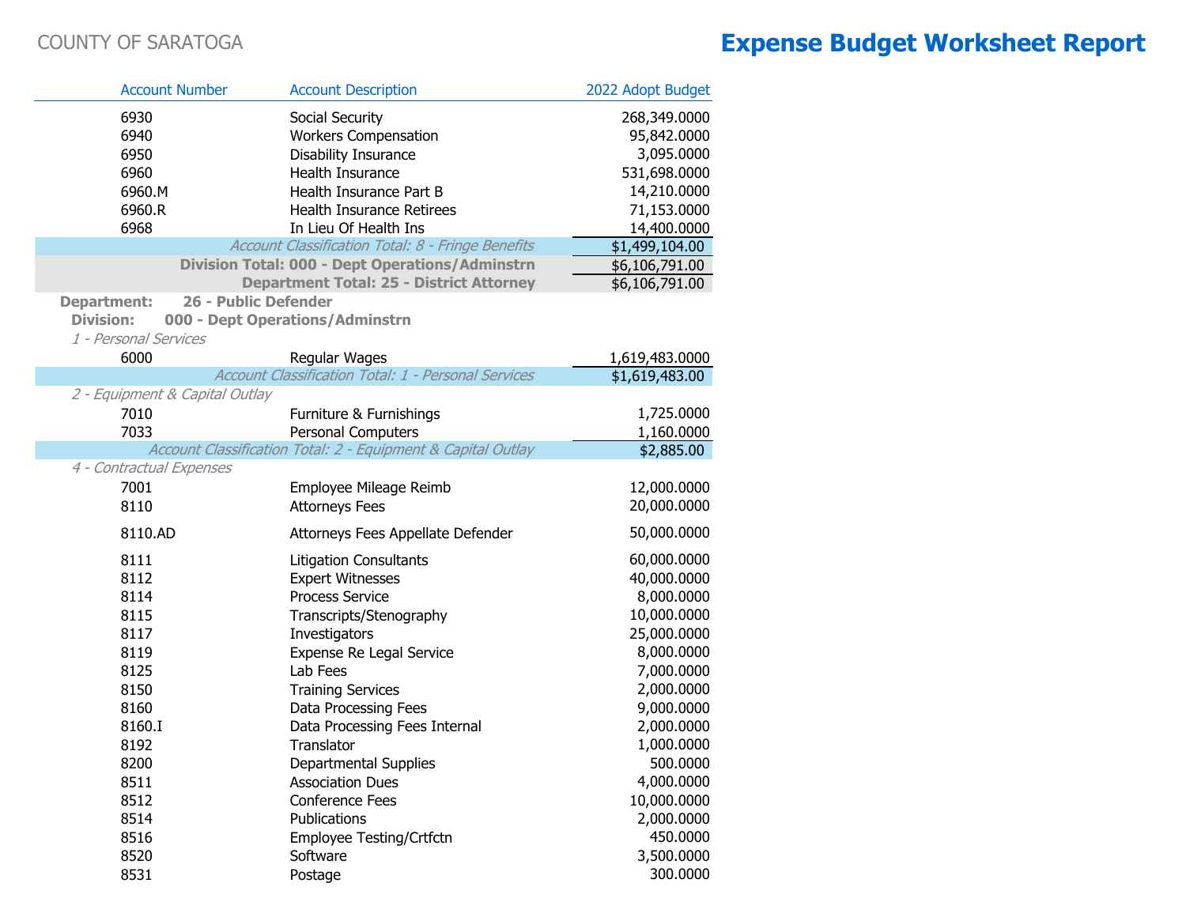COUNTY OF SARATOGA

# Expense Budget Worksheet Report

| Account Number | Account Description | 2022 Adopt Budget |
|---|---|---|
| 6930 | Social Security | 268,349.0000 |
| 6940 | Workers Compensation | 95,842.0000 |
| 6950 | Disability Insurance | 3,095.0000 |
| 6960 | Health Insurance | 531,698.0000 |
| 6960.M | Health Insurance Part B | 14,210.0000 |
| 6960.R | Health Insurance Retirees | 71,153.0000 |
| 6968 | In Lieu Of Health Ins | 14,400.0000 |
| | *Account Classification Total: 8 - Fringe Benefits* | $1,499,104.00 |
| | **Division Total: 000 - Dept Operations/Adminstrn** | $6,106,791.00 |
| | **Department Total: 25 - District Attorney** | $6,106,791.00 |
| **Department: 26 - Public Defender** | | |
| **Division: 000 - Dept Operations/Adminstrn** | | |
| *1 - Personal Services* | | |
| 6000 | Regular Wages | 1,619,483.0000 |
| | *Account Classification Total: 1 - Personal Services* | $1,619,483.00 |
| *2 - Equipment & Capital Outlay* | | |
| 7010 | Furniture & Furnishings | 1,725.0000 |
| 7033 | Personal Computers | 1,160.0000 |
| | *Account Classification Total: 2 - Equipment & Capital Outlay* | $2,885.00 |
| *4 - Contractual Expenses* | | |
| 7001 | Employee Mileage Reimb | 12,000.0000 |
| 8110 | Attorneys Fees | 20,000.0000 |
| 8110.AD | Attorneys Fees Appellate Defender | 50,000.0000 |
| 8111 | Litigation Consultants | 60,000.0000 |
| 8112 | Expert Witnesses | 40,000.0000 |
| 8114 | Process Service | 8,000.0000 |
| 8115 | Transcripts/Stenography | 10,000.0000 |
| 8117 | Investigators | 25,000.0000 |
| 8119 | Expense Re Legal Service | 8,000.0000 |
| 8125 | Lab Fees | 7,000.0000 |
| 8150 | Training Services | 2,000.0000 |
| 8160 | Data Processing Fees | 9,000.0000 |
| 8160.I | Data Processing Fees Internal | 2,000.0000 |
| 8192 | Translator | 1,000.0000 |
| 8200 | Departmental Supplies | 500.0000 |
| 8511 | Association Dues | 4,000.0000 |
| 8512 | Conference Fees | 10,000.0000 |
| 8514 | Publications | 2,000.0000 |
| 8516 | Employee Testing/Crtfctn | 450.0000 |
| 8520 | Software | 3,500.0000 |
| 8531 | Postage | 300.0000 |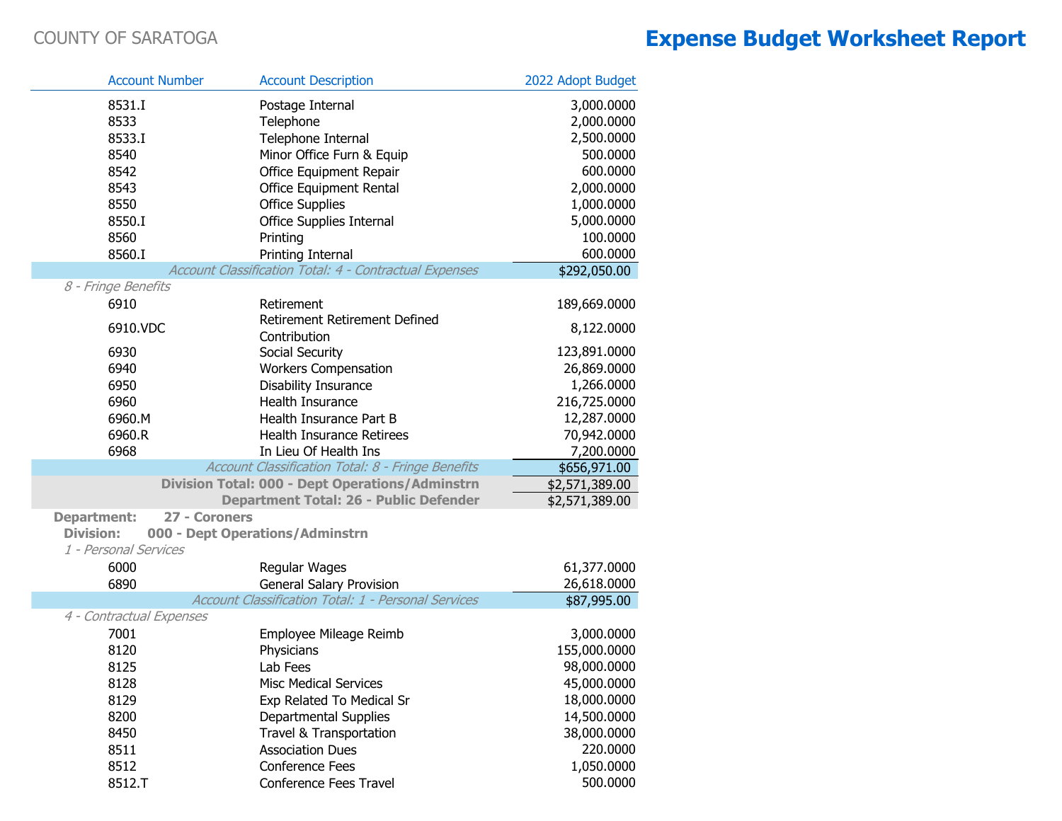COUNTY OF SARATOGA

# Expense Budget Worksheet Report

| Account Number | Account Description | 2022 Adopt Budget |
|---|---|---|
| 8531.I | Postage Internal | 3,000.0000 |
| 8533 | Telephone | 2,000.0000 |
| 8533.I | Telephone Internal | 2,500.0000 |
| 8540 | Minor Office Furn & Equip | 500.0000 |
| 8542 | Office Equipment Repair | 600.0000 |
| 8543 | Office Equipment Rental | 2,000.0000 |
| 8550 | Office Supplies | 1,000.0000 |
| 8550.I | Office Supplies Internal | 5,000.0000 |
| 8560 | Printing | 100.0000 |
| 8560.I | Printing Internal | 600.0000 |
| | *Account Classification Total: 4 - Contractual Expenses* | $292,050.00 |
| *8 - Fringe Benefits* | | |
| 6910 | Retirement | 189,669.0000 |
| 6910.VDC | Retirement Retirement Defined Contribution | 8,122.0000 |
| 6930 | Social Security | 123,891.0000 |
| 6940 | Workers Compensation | 26,869.0000 |
| 6950 | Disability Insurance | 1,266.0000 |
| 6960 | Health Insurance | 216,725.0000 |
| 6960.M | Health Insurance Part B | 12,287.0000 |
| 6960.R | Health Insurance Retirees | 70,942.0000 |
| 6968 | In Lieu Of Health Ins | 7,200.0000 |
| | *Account Classification Total: 8 - Fringe Benefits* | $656,971.00 |
| | **Division Total: 000 - Dept Operations/Adminstrn** | $2,571,389.00 |
| | **Department Total: 26 - Public Defender** | $2,571,389.00 |
| **Department:** | **27 - Coroners** | |
| **Division:** | **000 - Dept Operations/Adminstrn** | |
| *1 - Personal Services* | | |
| 6000 | Regular Wages | 61,377.0000 |
| 6890 | General Salary Provision | 26,618.0000 |
| | *Account Classification Total: 1 - Personal Services* | $87,995.00 |
| *4 - Contractual Expenses* | | |
| 7001 | Employee Mileage Reimb | 3,000.0000 |
| 8120 | Physicians | 155,000.0000 |
| 8125 | Lab Fees | 98,000.0000 |
| 8128 | Misc Medical Services | 45,000.0000 |
| 8129 | Exp Related To Medical Sr | 18,000.0000 |
| 8200 | Departmental Supplies | 14,500.0000 |
| 8450 | Travel & Transportation | 38,000.0000 |
| 8511 | Association Dues | 220.0000 |
| 8512 | Conference Fees | 1,050.0000 |
| 8512.T | Conference Fees Travel | 500.0000 |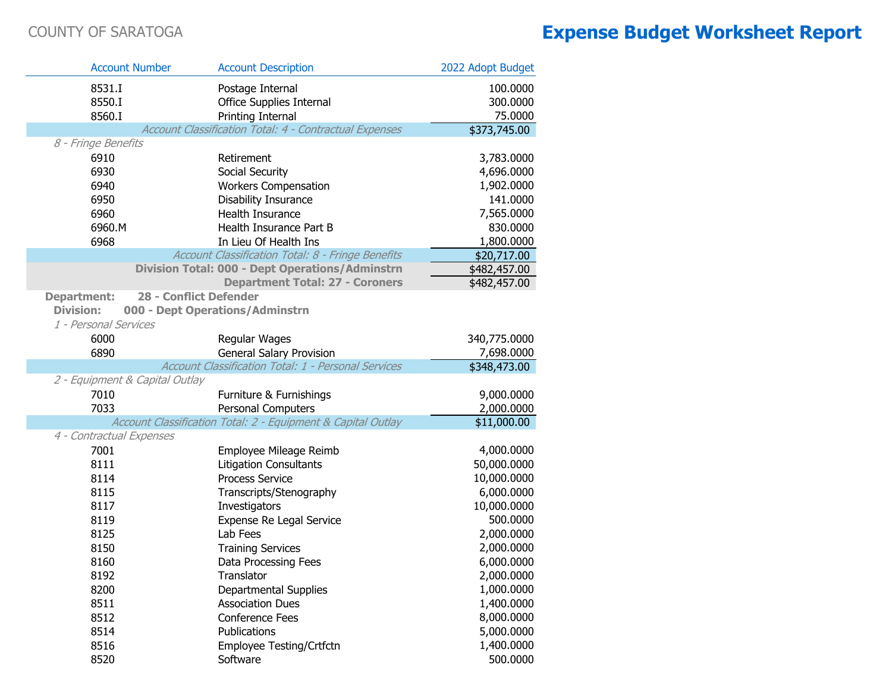COUNTY OF SARATOGA

# Expense Budget Worksheet Report

| Account Number | Account Description | 2022 Adopt Budget |
|---|---|---|
| 8531.I | Postage Internal | 100.0000 |
| 8550.I | Office Supplies Internal | 300.0000 |
| 8560.I | Printing Internal | 75.0000 |
| | *Account Classification Total: 4 - Contractual Expenses* | $373,745.00 |
| *8 - Fringe Benefits* | | |
| 6910 | Retirement | 3,783.0000 |
| 6930 | Social Security | 4,696.0000 |
| 6940 | Workers Compensation | 1,902.0000 |
| 6950 | Disability Insurance | 141.0000 |
| 6960 | Health Insurance | 7,565.0000 |
| 6960.M | Health Insurance Part B | 830.0000 |
| 6968 | In Lieu Of Health Ins | 1,800.0000 |
| | *Account Classification Total: 8 - Fringe Benefits* | $20,717.00 |
| | **Division Total: 000 - Dept Operations/Adminstrn** | $482,457.00 |
| | **Department Total: 27 - Coroners** | $482,457.00 |
| **Department:** | **28 - Conflict Defender** | |
| **Division:** | **000 - Dept Operations/Adminstrn** | |
| *1 - Personal Services* | | |
| 6000 | Regular Wages | 340,775.0000 |
| 6890 | General Salary Provision | 7,698.0000 |
| | *Account Classification Total: 1 - Personal Services* | $348,473.00 |
| *2 - Equipment & Capital Outlay* | | |
| 7010 | Furniture & Furnishings | 9,000.0000 |
| 7033 | Personal Computers | 2,000.0000 |
| | *Account Classification Total: 2 - Equipment & Capital Outlay* | $11,000.00 |
| *4 - Contractual Expenses* | | |
| 7001 | Employee Mileage Reimb | 4,000.0000 |
| 8111 | Litigation Consultants | 50,000.0000 |
| 8114 | Process Service | 10,000.0000 |
| 8115 | Transcripts/Stenography | 6,000.0000 |
| 8117 | Investigators | 10,000.0000 |
| 8119 | Expense Re Legal Service | 500.0000 |
| 8125 | Lab Fees | 2,000.0000 |
| 8150 | Training Services | 2,000.0000 |
| 8160 | Data Processing Fees | 6,000.0000 |
| 8192 | Translator | 2,000.0000 |
| 8200 | Departmental Supplies | 1,000.0000 |
| 8511 | Association Dues | 1,400.0000 |
| 8512 | Conference Fees | 8,000.0000 |
| 8514 | Publications | 5,000.0000 |
| 8516 | Employee Testing/Crtfctn | 1,400.0000 |
| 8520 | Software | 500.0000 |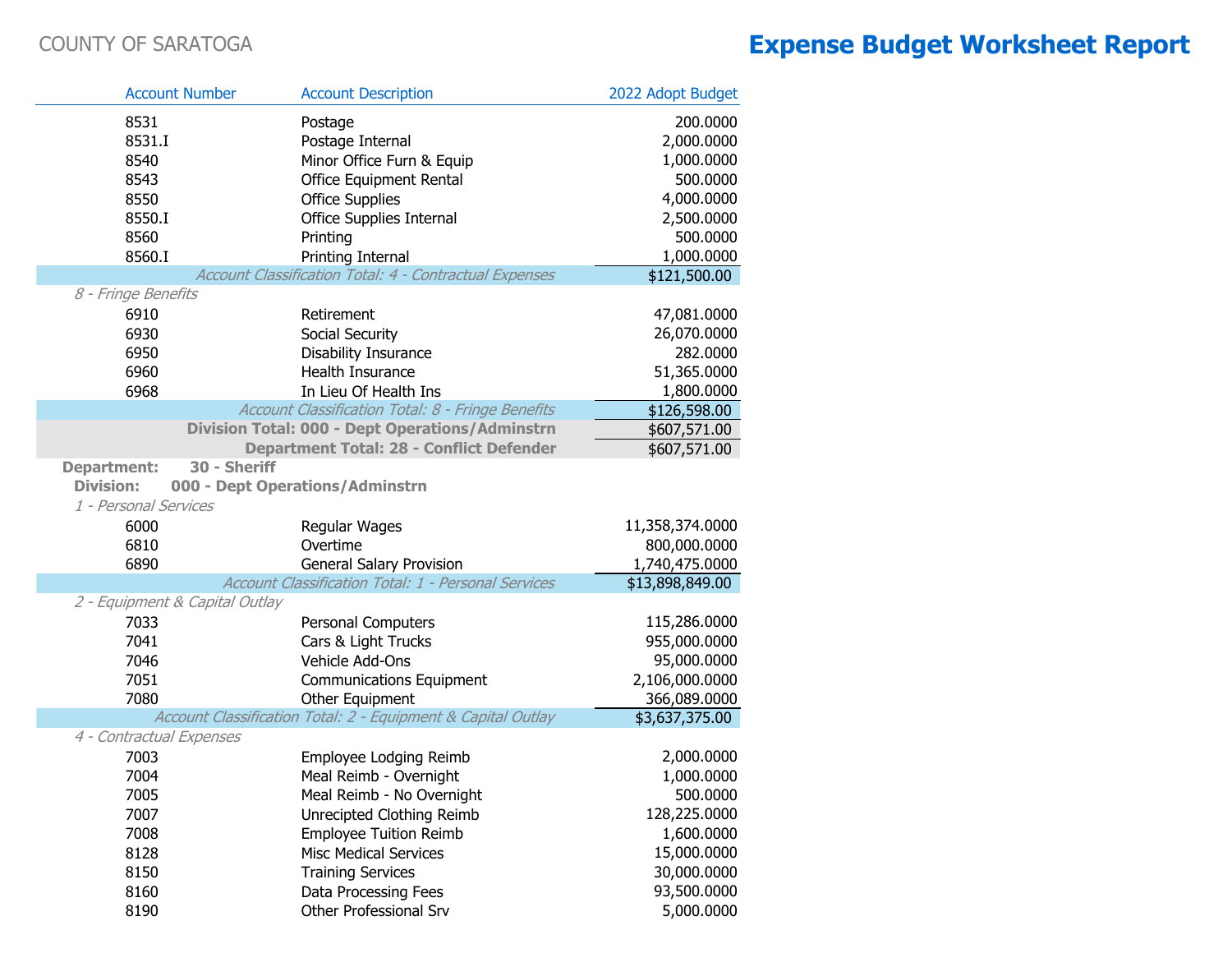COUNTY OF SARATOGA

# Expense Budget Worksheet Report

| Account Number | Account Description | 2022 Adopt Budget |
|---|---|---|
| 8531 | Postage | 200.0000 |
| 8531.I | Postage Internal | 2,000.0000 |
| 8540 | Minor Office Furn & Equip | 1,000.0000 |
| 8543 | Office Equipment Rental | 500.0000 |
| 8550 | Office Supplies | 4,000.0000 |
| 8550.I | Office Supplies Internal | 2,500.0000 |
| 8560 | Printing | 500.0000 |
| 8560.I | Printing Internal | 1,000.0000 |
| | *Account Classification Total: 4 - Contractual Expenses* | $121,500.00 |
| *8 - Fringe Benefits* | | |
| 6910 | Retirement | 47,081.0000 |
| 6930 | Social Security | 26,070.0000 |
| 6950 | Disability Insurance | 282.0000 |
| 6960 | Health Insurance | 51,365.0000 |
| 6968 | In Lieu Of Health Ins | 1,800.0000 |
| | *Account Classification Total: 8 - Fringe Benefits* | $126,598.00 |
| | **Division Total: 000 - Dept Operations/Adminstrn** | $607,571.00 |
| | **Department Total: 28 - Conflict Defender** | $607,571.00 |
| **Department: 30 - Sheriff** | | |
| **Division: 000 - Dept Operations/Adminstrn** | | |
| *1 - Personal Services* | | |
| 6000 | Regular Wages | 11,358,374.0000 |
| 6810 | Overtime | 800,000.0000 |
| 6890 | General Salary Provision | 1,740,475.0000 |
| | *Account Classification Total: 1 - Personal Services* | $13,898,849.00 |
| *2 - Equipment & Capital Outlay* | | |
| 7033 | Personal Computers | 115,286.0000 |
| 7041 | Cars & Light Trucks | 955,000.0000 |
| 7046 | Vehicle Add-Ons | 95,000.0000 |
| 7051 | Communications Equipment | 2,106,000.0000 |
| 7080 | Other Equipment | 366,089.0000 |
| | *Account Classification Total: 2 - Equipment & Capital Outlay* | $3,637,375.00 |
| *4 - Contractual Expenses* | | |
| 7003 | Employee Lodging Reimb | 2,000.0000 |
| 7004 | Meal Reimb - Overnight | 1,000.0000 |
| 7005 | Meal Reimb - No Overnight | 500.0000 |
| 7007 | Unrecipted Clothing Reimb | 128,225.0000 |
| 7008 | Employee Tuition Reimb | 1,600.0000 |
| 8128 | Misc Medical Services | 15,000.0000 |
| 8150 | Training Services | 30,000.0000 |
| 8160 | Data Processing Fees | 93,500.0000 |
| 8190 | Other Professional Srv | 5,000.0000 |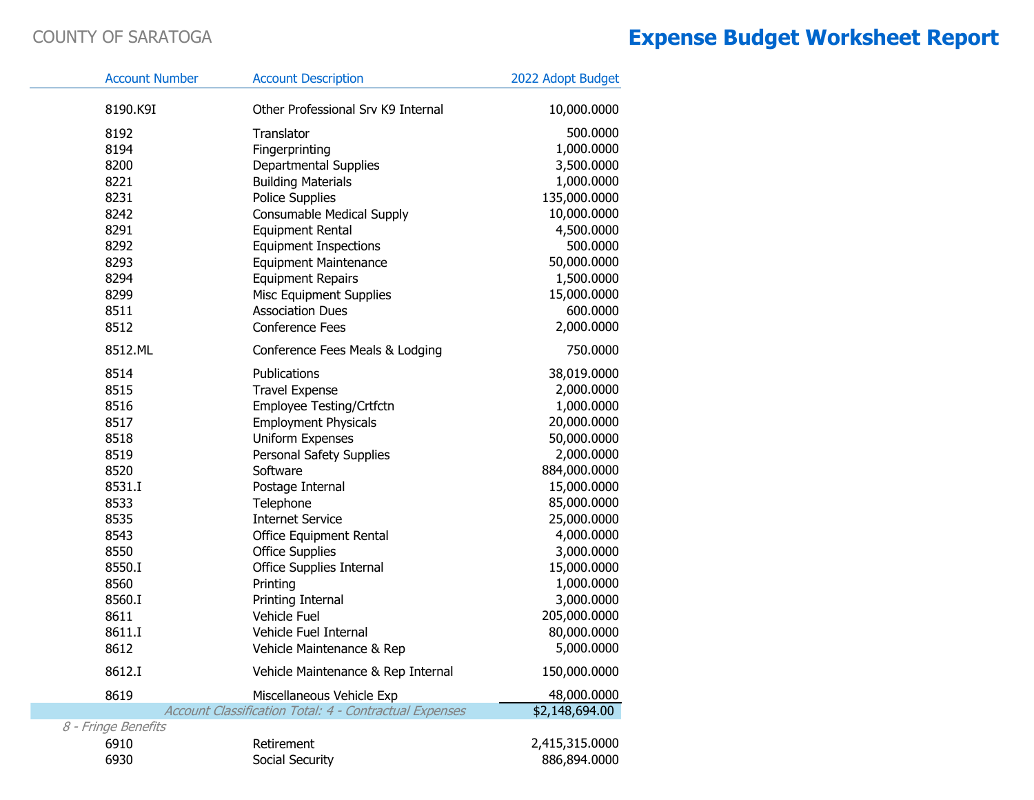COUNTY OF SARATOGA

# Expense Budget Worksheet Report

| Account Number | Account Description | 2022 Adopt Budget |
|---|---|---|
| 8190.K9I | Other Professional Srv K9 Internal | 10,000.0000 |
| 8192 | Translator | 500.0000 |
| 8194 | Fingerprinting | 1,000.0000 |
| 8200 | Departmental Supplies | 3,500.0000 |
| 8221 | Building Materials | 1,000.0000 |
| 8231 | Police Supplies | 135,000.0000 |
| 8242 | Consumable Medical Supply | 10,000.0000 |
| 8291 | Equipment Rental | 4,500.0000 |
| 8292 | Equipment Inspections | 500.0000 |
| 8293 | Equipment Maintenance | 50,000.0000 |
| 8294 | Equipment Repairs | 1,500.0000 |
| 8299 | Misc Equipment Supplies | 15,000.0000 |
| 8511 | Association Dues | 600.0000 |
| 8512 | Conference Fees | 2,000.0000 |
| 8512.ML | Conference Fees Meals & Lodging | 750.0000 |
| 8514 | Publications | 38,019.0000 |
| 8515 | Travel Expense | 2,000.0000 |
| 8516 | Employee Testing/Crtfctn | 1,000.0000 |
| 8517 | Employment Physicals | 20,000.0000 |
| 8518 | Uniform Expenses | 50,000.0000 |
| 8519 | Personal Safety Supplies | 2,000.0000 |
| 8520 | Software | 884,000.0000 |
| 8531.I | Postage Internal | 15,000.0000 |
| 8533 | Telephone | 85,000.0000 |
| 8535 | Internet Service | 25,000.0000 |
| 8543 | Office Equipment Rental | 4,000.0000 |
| 8550 | Office Supplies | 3,000.0000 |
| 8550.I | Office Supplies Internal | 15,000.0000 |
| 8560 | Printing | 1,000.0000 |
| 8560.I | Printing Internal | 3,000.0000 |
| 8611 | Vehicle Fuel | 205,000.0000 |
| 8611.I | Vehicle Fuel Internal | 80,000.0000 |
| 8612 | Vehicle Maintenance & Rep | 5,000.0000 |
| 8612.I | Vehicle Maintenance & Rep Internal | 150,000.0000 |
| 8619 | Miscellaneous Vehicle Exp | 48,000.0000 |
| | *Account Classification Total: 4 - Contractual Expenses* | $2,148,694.00 |
| *8 - Fringe Benefits* | | |
| 6910 | Retirement | 2,415,315.0000 |
| 6930 | Social Security | 886,894.0000 |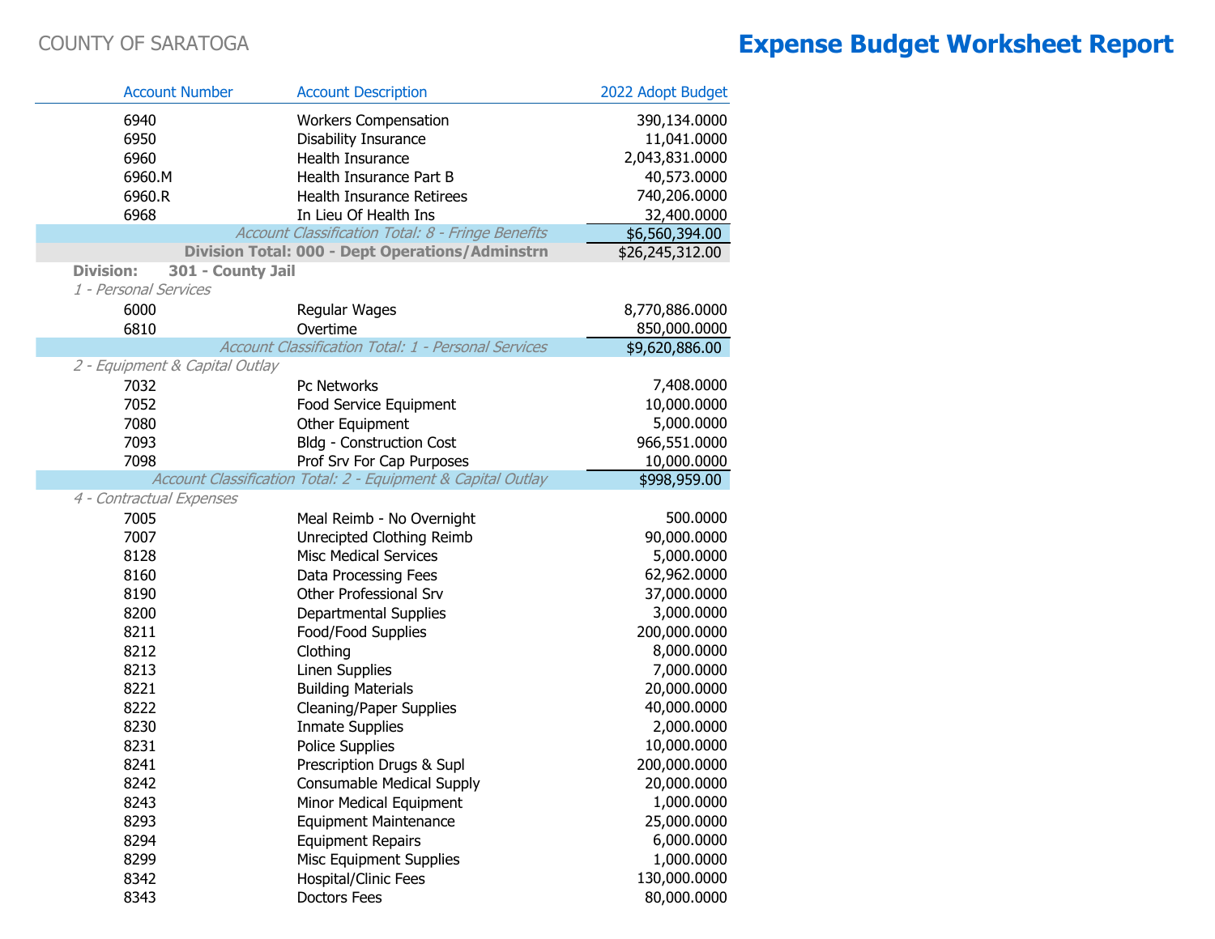| Account Number | Account Description | 2022 Adopt Budget |
|---|---|---|
| 6940 | Workers Compensation | 390,134.0000 |
| 6950 | Disability Insurance | 11,041.0000 |
| 6960 | Health Insurance | 2,043,831.0000 |
| 6960.M | Health Insurance Part B | 40,573.0000 |
| 6960.R | Health Insurance Retirees | 740,206.0000 |
| 6968 | In Lieu Of Health Ins | 32,400.0000 |
| | *Account Classification Total: 8 - Fringe Benefits* | $6,560,394.00 |
| | **Division Total: 000 - Dept Operations/Adminstrn** | $26,245,312.00 |
| **Division:** | **301 - County Jail** | |
| *1 - Personal Services* | | |
| 6000 | Regular Wages | 8,770,886.0000 |
| 6810 | Overtime | 850,000.0000 |
| | *Account Classification Total: 1 - Personal Services* | $9,620,886.00 |
| *2 - Equipment & Capital Outlay* | | |
| 7032 | Pc Networks | 7,408.0000 |
| 7052 | Food Service Equipment | 10,000.0000 |
| 7080 | Other Equipment | 5,000.0000 |
| 7093 | Bldg - Construction Cost | 966,551.0000 |
| 7098 | Prof Srv For Cap Purposes | 10,000.0000 |
| | *Account Classification Total: 2 - Equipment & Capital Outlay* | $998,959.00 |
| *4 - Contractual Expenses* | | |
| 7005 | Meal Reimb - No Overnight | 500.0000 |
| 7007 | Unrecipted Clothing Reimb | 90,000.0000 |
| 8128 | Misc Medical Services | 5,000.0000 |
| 8160 | Data Processing Fees | 62,962.0000 |
| 8190 | Other Professional Srv | 37,000.0000 |
| 8200 | Departmental Supplies | 3,000.0000 |
| 8211 | Food/Food Supplies | 200,000.0000 |
| 8212 | Clothing | 8,000.0000 |
| 8213 | Linen Supplies | 7,000.0000 |
| 8221 | Building Materials | 20,000.0000 |
| 8222 | Cleaning/Paper Supplies | 40,000.0000 |
| 8230 | Inmate Supplies | 2,000.0000 |
| 8231 | Police Supplies | 10,000.0000 |
| 8241 | Prescription Drugs & Supl | 200,000.0000 |
| 8242 | Consumable Medical Supply | 20,000.0000 |
| 8243 | Minor Medical Equipment | 1,000.0000 |
| 8293 | Equipment Maintenance | 25,000.0000 |
| 8294 | Equipment Repairs | 6,000.0000 |
| 8299 | Misc Equipment Supplies | 1,000.0000 |
| 8342 | Hospital/Clinic Fees | 130,000.0000 |
| 8343 | Doctors Fees | 80,000.0000 |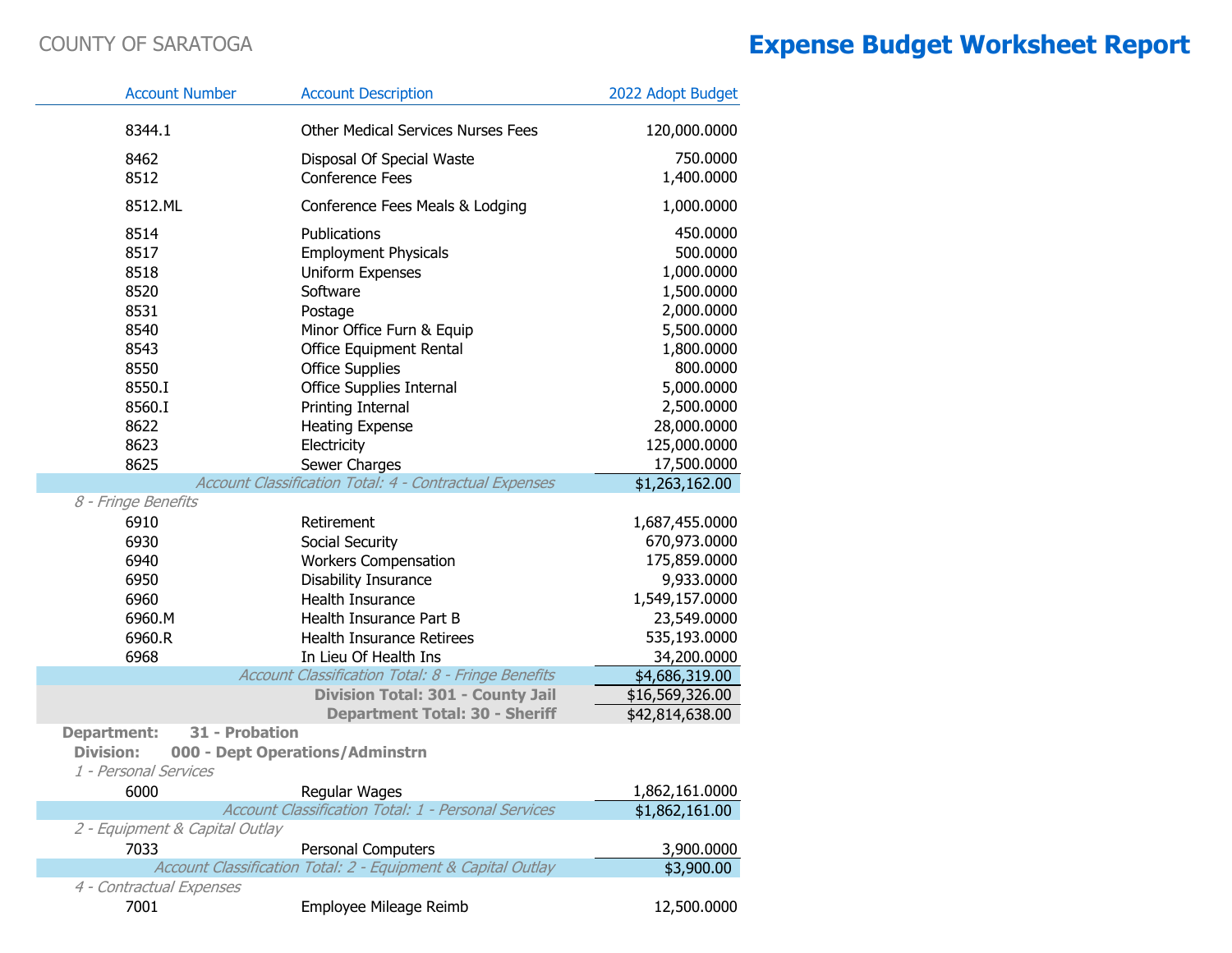| Account Number | Account Description | 2022 Adopt Budget |
|---|---|---|
| 8344.1 | Other Medical Services Nurses Fees | 120,000.0000 |
| 8462 | Disposal Of Special Waste | 750.0000 |
| 8512 | Conference Fees | 1,400.0000 |
| 8512.ML | Conference Fees Meals & Lodging | 1,000.0000 |
| 8514 | Publications | 450.0000 |
| 8517 | Employment Physicals | 500.0000 |
| 8518 | Uniform Expenses | 1,000.0000 |
| 8520 | Software | 1,500.0000 |
| 8531 | Postage | 2,000.0000 |
| 8540 | Minor Office Furn & Equip | 5,500.0000 |
| 8543 | Office Equipment Rental | 1,800.0000 |
| 8550 | Office Supplies | 800.0000 |
| 8550.I | Office Supplies Internal | 5,000.0000 |
| 8560.I | Printing Internal | 2,500.0000 |
| 8622 | Heating Expense | 28,000.0000 |
| 8623 | Electricity | 125,000.0000 |
| 8625 | Sewer Charges | 17,500.0000 |
| | *Account Classification Total: 4 - Contractual Expenses* | $1,263,162.00 |
| *8 - Fringe Benefits* | | |
| 6910 | Retirement | 1,687,455.0000 |
| 6930 | Social Security | 670,973.0000 |
| 6940 | Workers Compensation | 175,859.0000 |
| 6950 | Disability Insurance | 9,933.0000 |
| 6960 | Health Insurance | 1,549,157.0000 |
| 6960.M | Health Insurance Part B | 23,549.0000 |
| 6960.R | Health Insurance Retirees | 535,193.0000 |
| 6968 | In Lieu Of Health Ins | 34,200.0000 |
| | *Account Classification Total: 8 - Fringe Benefits* | $4,686,319.00 |
| | **Division Total: 301 - County Jail** | $16,569,326.00 |
| | **Department Total: 30 - Sheriff** | $42,814,638.00 |
| **Department: 31 - Probation** | | |
| **Division: 000 - Dept Operations/Adminstrn** | | |
| *1 - Personal Services* | | |
| 6000 | Regular Wages | 1,862,161.0000 |
| | *Account Classification Total: 1 - Personal Services* | $1,862,161.00 |
| *2 - Equipment & Capital Outlay* | | |
| 7033 | Personal Computers | 3,900.0000 |
| | *Account Classification Total: 2 - Equipment & Capital Outlay* | $3,900.00 |
| *4 - Contractual Expenses* | | |
| 7001 | Employee Mileage Reimb | 12,500.0000 |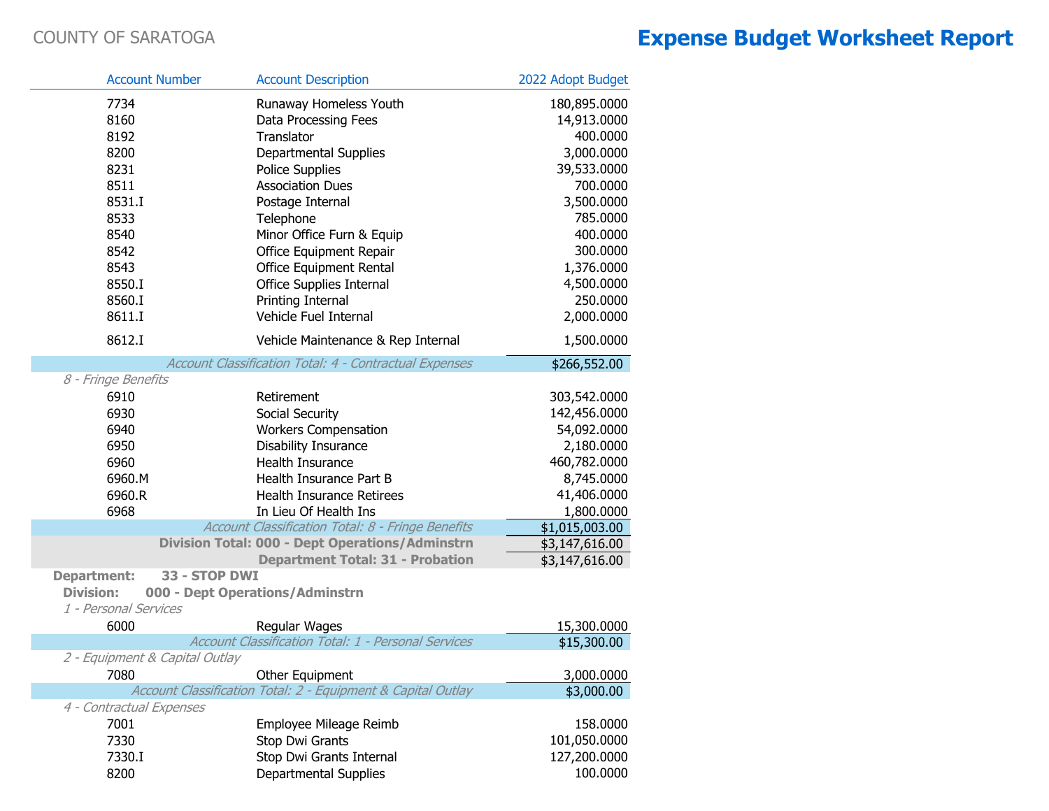COUNTY OF SARATOGA

# Expense Budget Worksheet Report

| Account Number | Account Description | 2022 Adopt Budget |
|---|---|---|
| 7734 | Runaway Homeless Youth | 180,895.0000 |
| 8160 | Data Processing Fees | 14,913.0000 |
| 8192 | Translator | 400.0000 |
| 8200 | Departmental Supplies | 3,000.0000 |
| 8231 | Police Supplies | 39,533.0000 |
| 8511 | Association Dues | 700.0000 |
| 8531.I | Postage Internal | 3,500.0000 |
| 8533 | Telephone | 785.0000 |
| 8540 | Minor Office Furn & Equip | 400.0000 |
| 8542 | Office Equipment Repair | 300.0000 |
| 8543 | Office Equipment Rental | 1,376.0000 |
| 8550.I | Office Supplies Internal | 4,500.0000 |
| 8560.I | Printing Internal | 250.0000 |
| 8611.I | Vehicle Fuel Internal | 2,000.0000 |
| 8612.I | Vehicle Maintenance & Rep Internal | 1,500.0000 |
| | *Account Classification Total: 4 - Contractual Expenses* | $266,552.00 |
| *8 - Fringe Benefits* | | |
| 6910 | Retirement | 303,542.0000 |
| 6930 | Social Security | 142,456.0000 |
| 6940 | Workers Compensation | 54,092.0000 |
| 6950 | Disability Insurance | 2,180.0000 |
| 6960 | Health Insurance | 460,782.0000 |
| 6960.M | Health Insurance Part B | 8,745.0000 |
| 6960.R | Health Insurance Retirees | 41,406.0000 |
| 6968 | In Lieu Of Health Ins | 1,800.0000 |
| | *Account Classification Total: 8 - Fringe Benefits* | $1,015,003.00 |
| | **Division Total: 000 - Dept Operations/Adminstrn** | $3,147,616.00 |
| | **Department Total: 31 - Probation** | $3,147,616.00 |
| **Department:** | **33 - STOP DWI** | |
| **Division:** | **000 - Dept Operations/Adminstrn** | |
| *1 - Personal Services* | | |
| 6000 | Regular Wages | 15,300.0000 |
| | *Account Classification Total: 1 - Personal Services* | $15,300.00 |
| *2 - Equipment & Capital Outlay* | | |
| 7080 | Other Equipment | 3,000.0000 |
| | *Account Classification Total: 2 - Equipment & Capital Outlay* | $3,000.00 |
| *4 - Contractual Expenses* | | |
| 7001 | Employee Mileage Reimb | 158.0000 |
| 7330 | Stop Dwi Grants | 101,050.0000 |
| 7330.I | Stop Dwi Grants Internal | 127,200.0000 |
| 8200 | Departmental Supplies | 100.0000 |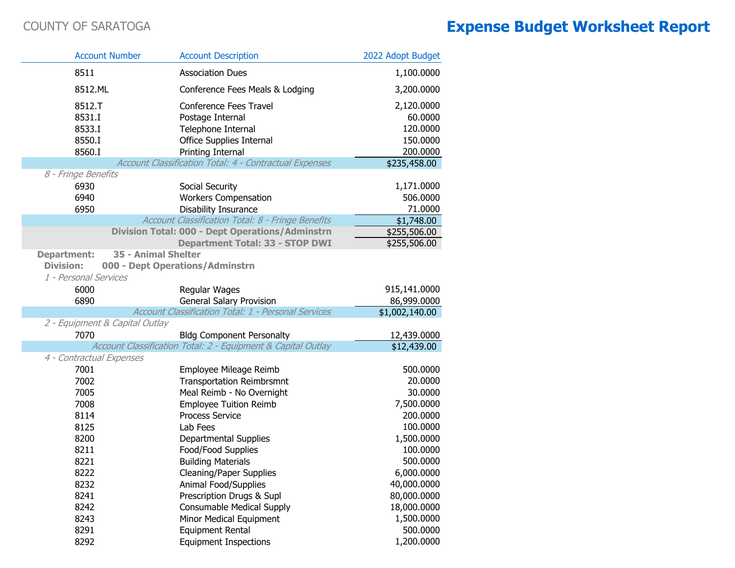COUNTY OF SARATOGA

# Expense Budget Worksheet Report

| Account Number | Account Description | 2022 Adopt Budget |
|---|---|---|
| 8511 | Association Dues | 1,100.0000 |
| 8512.ML | Conference Fees Meals & Lodging | 3,200.0000 |
| 8512.T | Conference Fees Travel | 2,120.0000 |
| 8531.I | Postage Internal | 60.0000 |
| 8533.I | Telephone Internal | 120.0000 |
| 8550.I | Office Supplies Internal | 150.0000 |
| 8560.I | Printing Internal | 200.0000 |
| | *Account Classification Total: 4 - Contractual Expenses* | $235,458.00 |
| *8 - Fringe Benefits* | | |
| 6930 | Social Security | 1,171.0000 |
| 6940 | Workers Compensation | 506.0000 |
| 6950 | Disability Insurance | 71.0000 |
| | *Account Classification Total: 8 - Fringe Benefits* | $1,748.00 |
| | **Division Total: 000 - Dept Operations/Adminstrn** | $255,506.00 |
| | **Department Total: 33 - STOP DWI** | $255,506.00 |
| **Department:** | **35 - Animal Shelter** | |
| **Division:** | **000 - Dept Operations/Adminstrn** | |
| *1 - Personal Services* | | |
| 6000 | Regular Wages | 915,141.0000 |
| 6890 | General Salary Provision | 86,999.0000 |
| | *Account Classification Total: 1 - Personal Services* | $1,002,140.00 |
| *2 - Equipment & Capital Outlay* | | |
| 7070 | Bldg Component Personalty | 12,439.0000 |
| | *Account Classification Total: 2 - Equipment & Capital Outlay* | $12,439.00 |
| *4 - Contractual Expenses* | | |
| 7001 | Employee Mileage Reimb | 500.0000 |
| 7002 | Transportation Reimbrsmnt | 20.0000 |
| 7005 | Meal Reimb - No Overnight | 30.0000 |
| 7008 | Employee Tuition Reimb | 7,500.0000 |
| 8114 | Process Service | 200.0000 |
| 8125 | Lab Fees | 100.0000 |
| 8200 | Departmental Supplies | 1,500.0000 |
| 8211 | Food/Food Supplies | 100.0000 |
| 8221 | Building Materials | 500.0000 |
| 8222 | Cleaning/Paper Supplies | 6,000.0000 |
| 8232 | Animal Food/Supplies | 40,000.0000 |
| 8241 | Prescription Drugs & Supl | 80,000.0000 |
| 8242 | Consumable Medical Supply | 18,000.0000 |
| 8243 | Minor Medical Equipment | 1,500.0000 |
| 8291 | Equipment Rental | 500.0000 |
| 8292 | Equipment Inspections | 1,200.0000 |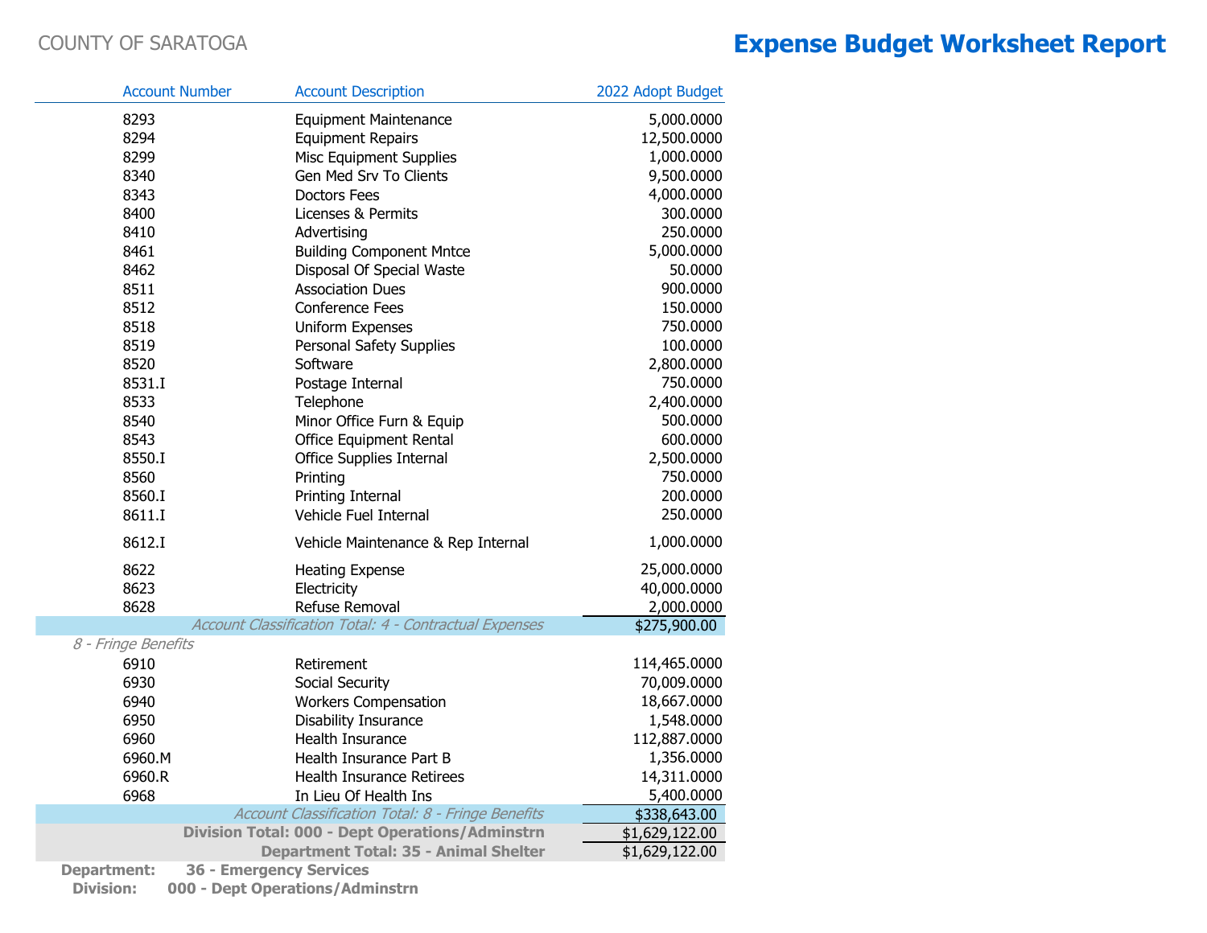COUNTY OF SARATOGA

# Expense Budget Worksheet Report

| Account Number | Account Description | 2022 Adopt Budget |
|---|---|---|
| 8293 | Equipment Maintenance | 5,000.0000 |
| 8294 | Equipment Repairs | 12,500.0000 |
| 8299 | Misc Equipment Supplies | 1,000.0000 |
| 8340 | Gen Med Srv To Clients | 9,500.0000 |
| 8343 | Doctors Fees | 4,000.0000 |
| 8400 | Licenses & Permits | 300.0000 |
| 8410 | Advertising | 250.0000 |
| 8461 | Building Component Mntce | 5,000.0000 |
| 8462 | Disposal Of Special Waste | 50.0000 |
| 8511 | Association Dues | 900.0000 |
| 8512 | Conference Fees | 150.0000 |
| 8518 | Uniform Expenses | 750.0000 |
| 8519 | Personal Safety Supplies | 100.0000 |
| 8520 | Software | 2,800.0000 |
| 8531.I | Postage Internal | 750.0000 |
| 8533 | Telephone | 2,400.0000 |
| 8540 | Minor Office Furn & Equip | 500.0000 |
| 8543 | Office Equipment Rental | 600.0000 |
| 8550.I | Office Supplies Internal | 2,500.0000 |
| 8560 | Printing | 750.0000 |
| 8560.I | Printing Internal | 200.0000 |
| 8611.I | Vehicle Fuel Internal | 250.0000 |
| 8612.I | Vehicle Maintenance & Rep Internal | 1,000.0000 |
| 8622 | Heating Expense | 25,000.0000 |
| 8623 | Electricity | 40,000.0000 |
| 8628 | Refuse Removal | 2,000.0000 |
| | *Account Classification Total: 4 - Contractual Expenses* | $275,900.00 |
| *8 - Fringe Benefits* | | |
| 6910 | Retirement | 114,465.0000 |
| 6930 | Social Security | 70,009.0000 |
| 6940 | Workers Compensation | 18,667.0000 |
| 6950 | Disability Insurance | 1,548.0000 |
| 6960 | Health Insurance | 112,887.0000 |
| 6960.M | Health Insurance Part B | 1,356.0000 |
| 6960.R | Health Insurance Retirees | 14,311.0000 |
| 6968 | In Lieu Of Health Ins | 5,400.0000 |
| | *Account Classification Total: 8 - Fringe Benefits* | $338,643.00 |
| | **Division Total: 000 - Dept Operations/Adminstrn** | $1,629,122.00 |
| | **Department Total: 35 - Animal Shelter** | $1,629,122.00 |

**Department:** **36 - Emergency Services**

**Division:** **000 - Dept Operations/Adminstrn**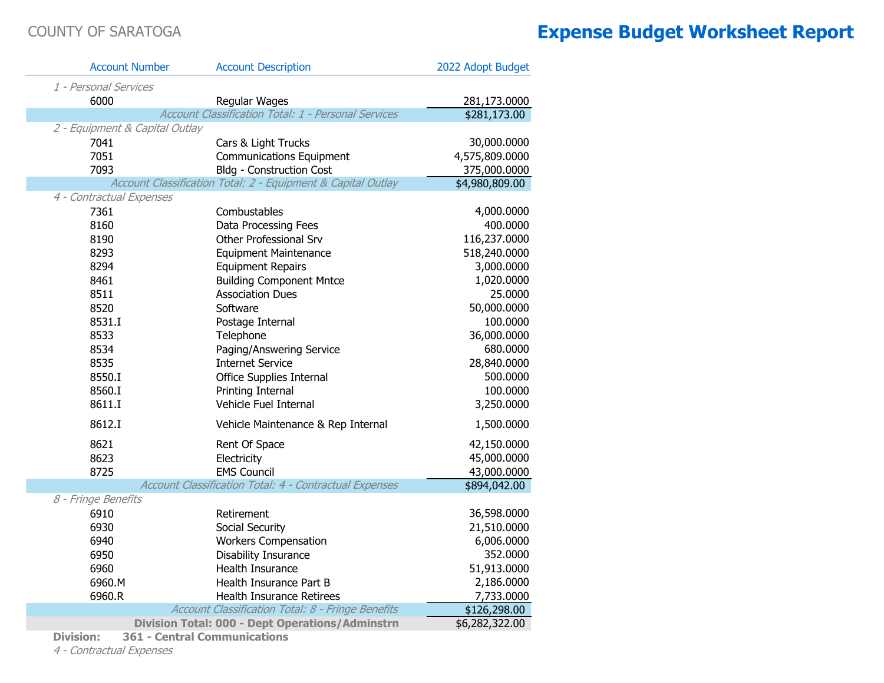COUNTY OF SARATOGA

# Expense Budget Worksheet Report

| Account Number | Account Description | 2022 Adopt Budget |
|---|---|---|
| *1 - Personal Services* | | |
| 6000 | Regular Wages | 281,173.0000 |
| | *Account Classification Total: 1 - Personal Services* | $281,173.00 |
| *2 - Equipment & Capital Outlay* | | |
| 7041 | Cars & Light Trucks | 30,000.0000 |
| 7051 | Communications Equipment | 4,575,809.0000 |
| 7093 | Bldg - Construction Cost | 375,000.0000 |
| | *Account Classification Total: 2 - Equipment & Capital Outlay* | $4,980,809.00 |
| *4 - Contractual Expenses* | | |
| 7361 | Combustables | 4,000.0000 |
| 8160 | Data Processing Fees | 400.0000 |
| 8190 | Other Professional Srv | 116,237.0000 |
| 8293 | Equipment Maintenance | 518,240.0000 |
| 8294 | Equipment Repairs | 3,000.0000 |
| 8461 | Building Component Mntce | 1,020.0000 |
| 8511 | Association Dues | 25.0000 |
| 8520 | Software | 50,000.0000 |
| 8531.I | Postage Internal | 100.0000 |
| 8533 | Telephone | 36,000.0000 |
| 8534 | Paging/Answering Service | 680.0000 |
| 8535 | Internet Service | 28,840.0000 |
| 8550.I | Office Supplies Internal | 500.0000 |
| 8560.I | Printing Internal | 100.0000 |
| 8611.I | Vehicle Fuel Internal | 3,250.0000 |
| 8612.I | Vehicle Maintenance & Rep Internal | 1,500.0000 |
| 8621 | Rent Of Space | 42,150.0000 |
| 8623 | Electricity | 45,000.0000 |
| 8725 | EMS Council | 43,000.0000 |
| | *Account Classification Total: 4 - Contractual Expenses* | $894,042.00 |
| *8 - Fringe Benefits* | | |
| 6910 | Retirement | 36,598.0000 |
| 6930 | Social Security | 21,510.0000 |
| 6940 | Workers Compensation | 6,006.0000 |
| 6950 | Disability Insurance | 352.0000 |
| 6960 | Health Insurance | 51,913.0000 |
| 6960.M | Health Insurance Part B | 2,186.0000 |
| 6960.R | Health Insurance Retirees | 7,733.0000 |
| | *Account Classification Total: 8 - Fringe Benefits* | $126,298.00 |
| | **Division Total: 000 - Dept Operations/Adminstrn** | $6,282,322.00 |

**Division: 361 - Central Communications**

*4 - Contractual Expenses*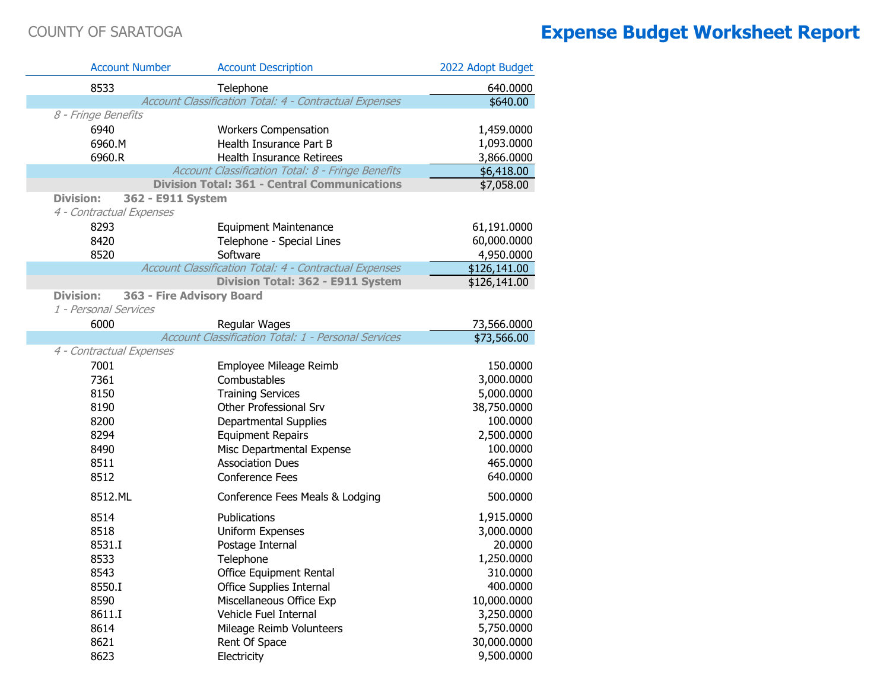COUNTY OF SARATOGA

# Expense Budget Worksheet Report

| Account Number | Account Description | 2022 Adopt Budget |
|---|---|---|
| 8533 | Telephone | 640.0000 |
| | *Account Classification Total: 4 - Contractual Expenses* | $640.00 |
| *8 - Fringe Benefits* | | |
| 6940 | Workers Compensation | 1,459.0000 |
| 6960.M | Health Insurance Part B | 1,093.0000 |
| 6960.R | Health Insurance Retirees | 3,866.0000 |
| | *Account Classification Total: 8 - Fringe Benefits* | $6,418.00 |
| | **Division Total: 361 - Central Communications** | $7,058.00 |
| **Division: 362 - E911 System** | | |
| *4 - Contractual Expenses* | | |
| 8293 | Equipment Maintenance | 61,191.0000 |
| 8420 | Telephone - Special Lines | 60,000.0000 |
| 8520 | Software | 4,950.0000 |
| | *Account Classification Total: 4 - Contractual Expenses* | $126,141.00 |
| | **Division Total: 362 - E911 System** | $126,141.00 |
| **Division: 363 - Fire Advisory Board** | | |
| *1 - Personal Services* | | |
| 6000 | Regular Wages | 73,566.0000 |
| | *Account Classification Total: 1 - Personal Services* | $73,566.00 |
| *4 - Contractual Expenses* | | |
| 7001 | Employee Mileage Reimb | 150.0000 |
| 7361 | Combustables | 3,000.0000 |
| 8150 | Training Services | 5,000.0000 |
| 8190 | Other Professional Srv | 38,750.0000 |
| 8200 | Departmental Supplies | 100.0000 |
| 8294 | Equipment Repairs | 2,500.0000 |
| 8490 | Misc Departmental Expense | 100.0000 |
| 8511 | Association Dues | 465.0000 |
| 8512 | Conference Fees | 640.0000 |
| 8512.ML | Conference Fees Meals & Lodging | 500.0000 |
| 8514 | Publications | 1,915.0000 |
| 8518 | Uniform Expenses | 3,000.0000 |
| 8531.I | Postage Internal | 20.0000 |
| 8533 | Telephone | 1,250.0000 |
| 8543 | Office Equipment Rental | 310.0000 |
| 8550.I | Office Supplies Internal | 400.0000 |
| 8590 | Miscellaneous Office Exp | 10,000.0000 |
| 8611.I | Vehicle Fuel Internal | 3,250.0000 |
| 8614 | Mileage Reimb Volunteers | 5,750.0000 |
| 8621 | Rent Of Space | 30,000.0000 |
| 8623 | Electricity | 9,500.0000 |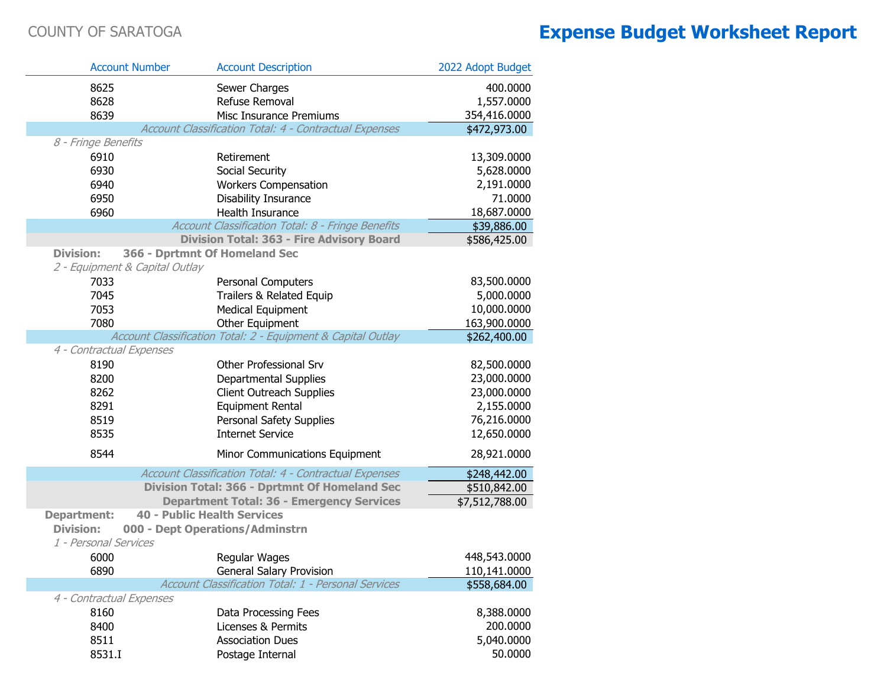COUNTY OF SARATOGA

# Expense Budget Worksheet Report

| Account Number | Account Description | 2022 Adopt Budget |
|---|---|---|
| 8625 | Sewer Charges | 400.0000 |
| 8628 | Refuse Removal | 1,557.0000 |
| 8639 | Misc Insurance Premiums | 354,416.0000 |
| | *Account Classification Total: 4 - Contractual Expenses* | $472,973.00 |
| *8 - Fringe Benefits* | | |
| 6910 | Retirement | 13,309.0000 |
| 6930 | Social Security | 5,628.0000 |
| 6940 | Workers Compensation | 2,191.0000 |
| 6950 | Disability Insurance | 71.0000 |
| 6960 | Health Insurance | 18,687.0000 |
| | *Account Classification Total: 8 - Fringe Benefits* | $39,886.00 |
| | **Division Total: 363 - Fire Advisory Board** | $586,425.00 |
| **Division:** | **366 - Dprtmnt Of Homeland Sec** | |
| *2 - Equipment & Capital Outlay* | | |
| 7033 | Personal Computers | 83,500.0000 |
| 7045 | Trailers & Related Equip | 5,000.0000 |
| 7053 | Medical Equipment | 10,000.0000 |
| 7080 | Other Equipment | 163,900.0000 |
| | *Account Classification Total: 2 - Equipment & Capital Outlay* | $262,400.00 |
| *4 - Contractual Expenses* | | |
| 8190 | Other Professional Srv | 82,500.0000 |
| 8200 | Departmental Supplies | 23,000.0000 |
| 8262 | Client Outreach Supplies | 23,000.0000 |
| 8291 | Equipment Rental | 2,155.0000 |
| 8519 | Personal Safety Supplies | 76,216.0000 |
| 8535 | Internet Service | 12,650.0000 |
| 8544 | Minor Communications Equipment | 28,921.0000 |
| | *Account Classification Total: 4 - Contractual Expenses* | $248,442.00 |
| | **Division Total: 366 - Dprtmnt Of Homeland Sec** | $510,842.00 |
| | **Department Total: 36 - Emergency Services** | $7,512,788.00 |
| **Department:** | **40 - Public Health Services** | |
| **Division:** | **000 - Dept Operations/Adminstrn** | |
| *1 - Personal Services* | | |
| 6000 | Regular Wages | 448,543.0000 |
| 6890 | General Salary Provision | 110,141.0000 |
| | *Account Classification Total: 1 - Personal Services* | $558,684.00 |
| *4 - Contractual Expenses* | | |
| 8160 | Data Processing Fees | 8,388.0000 |
| 8400 | Licenses & Permits | 200.0000 |
| 8511 | Association Dues | 5,040.0000 |
| 8531.I | Postage Internal | 50.0000 |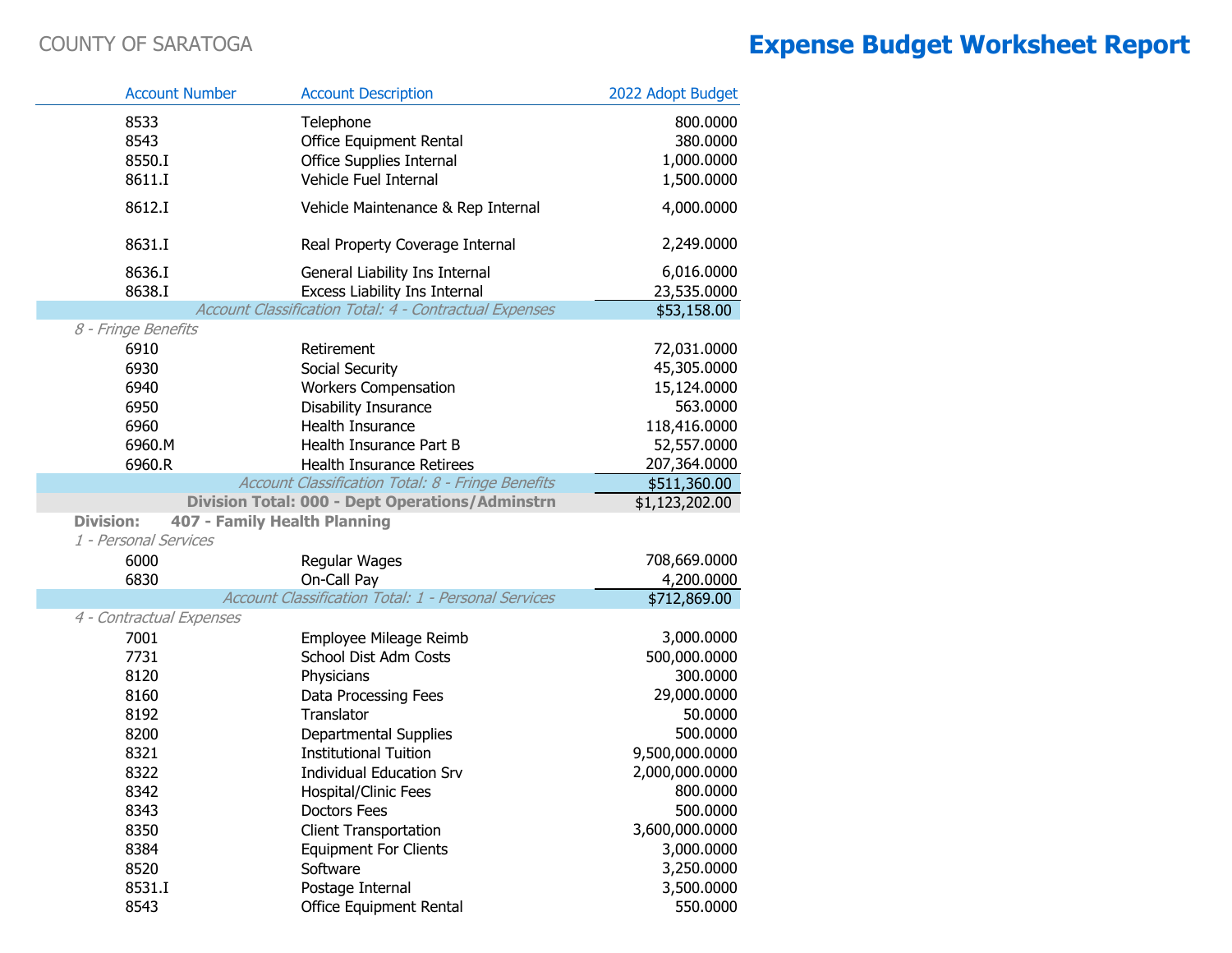COUNTY OF SARATOGA

# Expense Budget Worksheet Report

| Account Number | Account Description | 2022 Adopt Budget |
|---|---|---|
| 8533 | Telephone | 800.0000 |
| 8543 | Office Equipment Rental | 380.0000 |
| 8550.I | Office Supplies Internal | 1,000.0000 |
| 8611.I | Vehicle Fuel Internal | 1,500.0000 |
| 8612.I | Vehicle Maintenance & Rep Internal | 4,000.0000 |
| 8631.I | Real Property Coverage Internal | 2,249.0000 |
| 8636.I | General Liability Ins Internal | 6,016.0000 |
| 8638.I | Excess Liability Ins Internal | 23,535.0000 |
| | *Account Classification Total: 4 - Contractual Expenses* | $53,158.00 |
| *8 - Fringe Benefits* | | |
| 6910 | Retirement | 72,031.0000 |
| 6930 | Social Security | 45,305.0000 |
| 6940 | Workers Compensation | 15,124.0000 |
| 6950 | Disability Insurance | 563.0000 |
| 6960 | Health Insurance | 118,416.0000 |
| 6960.M | Health Insurance Part B | 52,557.0000 |
| 6960.R | Health Insurance Retirees | 207,364.0000 |
| | *Account Classification Total: 8 - Fringe Benefits* | $511,360.00 |
| | **Division Total: 000 - Dept Operations/Adminstrn** | $1,123,202.00 |
| **Division: 407 - Family Health Planning** | | |
| *1 - Personal Services* | | |
| 6000 | Regular Wages | 708,669.0000 |
| 6830 | On-Call Pay | 4,200.0000 |
| | *Account Classification Total: 1 - Personal Services* | $712,869.00 |
| *4 - Contractual Expenses* | | |
| 7001 | Employee Mileage Reimb | 3,000.0000 |
| 7731 | School Dist Adm Costs | 500,000.0000 |
| 8120 | Physicians | 300.0000 |
| 8160 | Data Processing Fees | 29,000.0000 |
| 8192 | Translator | 50.0000 |
| 8200 | Departmental Supplies | 500.0000 |
| 8321 | Institutional Tuition | 9,500,000.0000 |
| 8322 | Individual Education Srv | 2,000,000.0000 |
| 8342 | Hospital/Clinic Fees | 800.0000 |
| 8343 | Doctors Fees | 500.0000 |
| 8350 | Client Transportation | 3,600,000.0000 |
| 8384 | Equipment For Clients | 3,000.0000 |
| 8520 | Software | 3,250.0000 |
| 8531.I | Postage Internal | 3,500.0000 |
| 8543 | Office Equipment Rental | 550.0000 |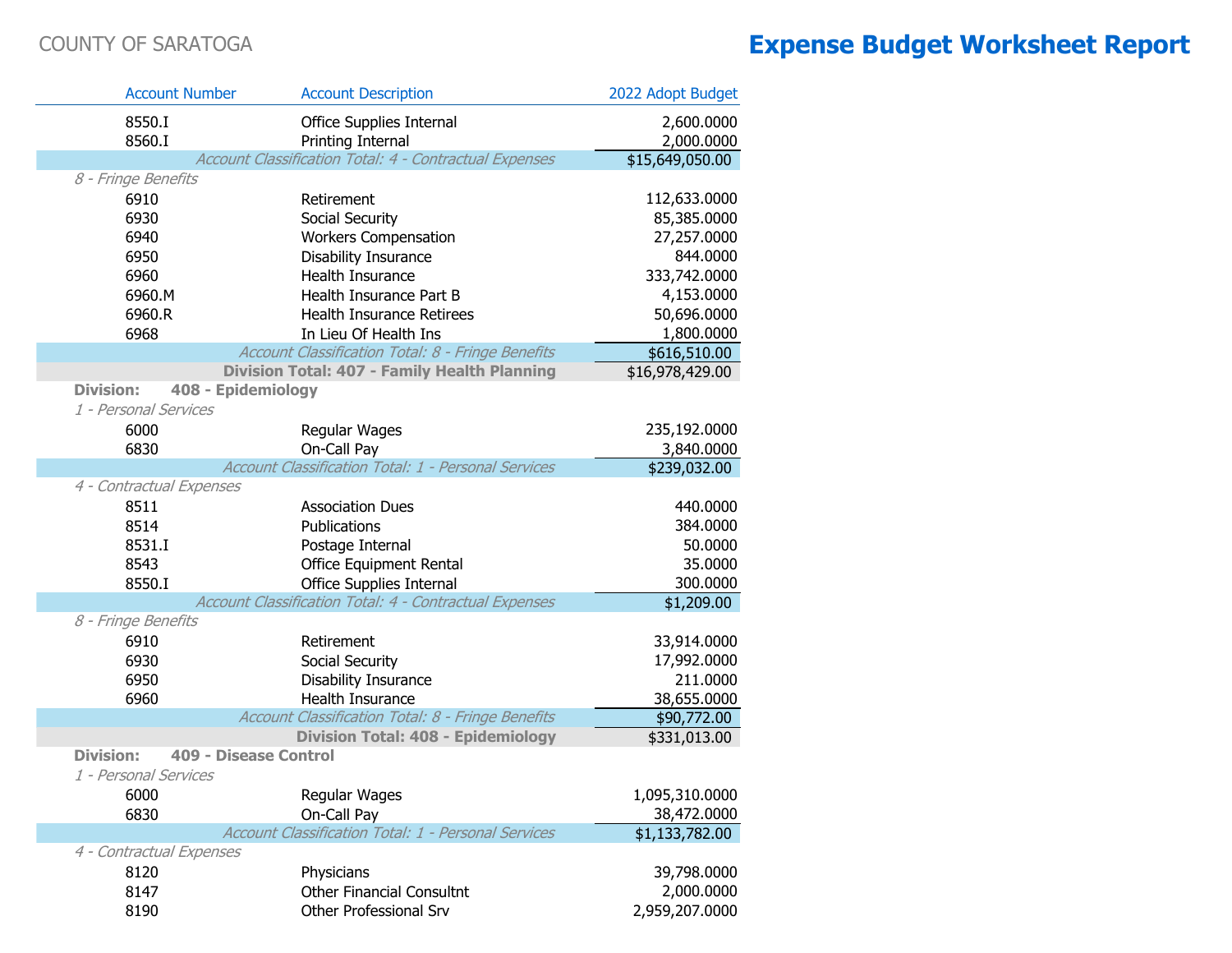COUNTY OF SARATOGA

# Expense Budget Worksheet Report

| Account Number | Account Description | 2022 Adopt Budget |
|---|---|---|
| 8550.I | Office Supplies Internal | 2,600.0000 |
| 8560.I | Printing Internal | 2,000.0000 |
| | *Account Classification Total: 4 - Contractual Expenses* | $15,649,050.00 |
| *8 - Fringe Benefits* | | |
| 6910 | Retirement | 112,633.0000 |
| 6930 | Social Security | 85,385.0000 |
| 6940 | Workers Compensation | 27,257.0000 |
| 6950 | Disability Insurance | 844.0000 |
| 6960 | Health Insurance | 333,742.0000 |
| 6960.M | Health Insurance Part B | 4,153.0000 |
| 6960.R | Health Insurance Retirees | 50,696.0000 |
| 6968 | In Lieu Of Health Ins | 1,800.0000 |
| | *Account Classification Total: 8 - Fringe Benefits* | $616,510.00 |
| | **Division Total: 407 - Family Health Planning** | $16,978,429.00 |
| **Division: 408 - Epidemiology** | | |
| *1 - Personal Services* | | |
| 6000 | Regular Wages | 235,192.0000 |
| 6830 | On-Call Pay | 3,840.0000 |
| | *Account Classification Total: 1 - Personal Services* | $239,032.00 |
| *4 - Contractual Expenses* | | |
| 8511 | Association Dues | 440.0000 |
| 8514 | Publications | 384.0000 |
| 8531.I | Postage Internal | 50.0000 |
| 8543 | Office Equipment Rental | 35.0000 |
| 8550.I | Office Supplies Internal | 300.0000 |
| | *Account Classification Total: 4 - Contractual Expenses* | $1,209.00 |
| *8 - Fringe Benefits* | | |
| 6910 | Retirement | 33,914.0000 |
| 6930 | Social Security | 17,992.0000 |
| 6950 | Disability Insurance | 211.0000 |
| 6960 | Health Insurance | 38,655.0000 |
| | *Account Classification Total: 8 - Fringe Benefits* | $90,772.00 |
| | **Division Total: 408 - Epidemiology** | $331,013.00 |
| **Division: 409 - Disease Control** | | |
| *1 - Personal Services* | | |
| 6000 | Regular Wages | 1,095,310.0000 |
| 6830 | On-Call Pay | 38,472.0000 |
| | *Account Classification Total: 1 - Personal Services* | $1,133,782.00 |
| *4 - Contractual Expenses* | | |
| 8120 | Physicians | 39,798.0000 |
| 8147 | Other Financial Consultnt | 2,000.0000 |
| 8190 | Other Professional Srv | 2,959,207.0000 |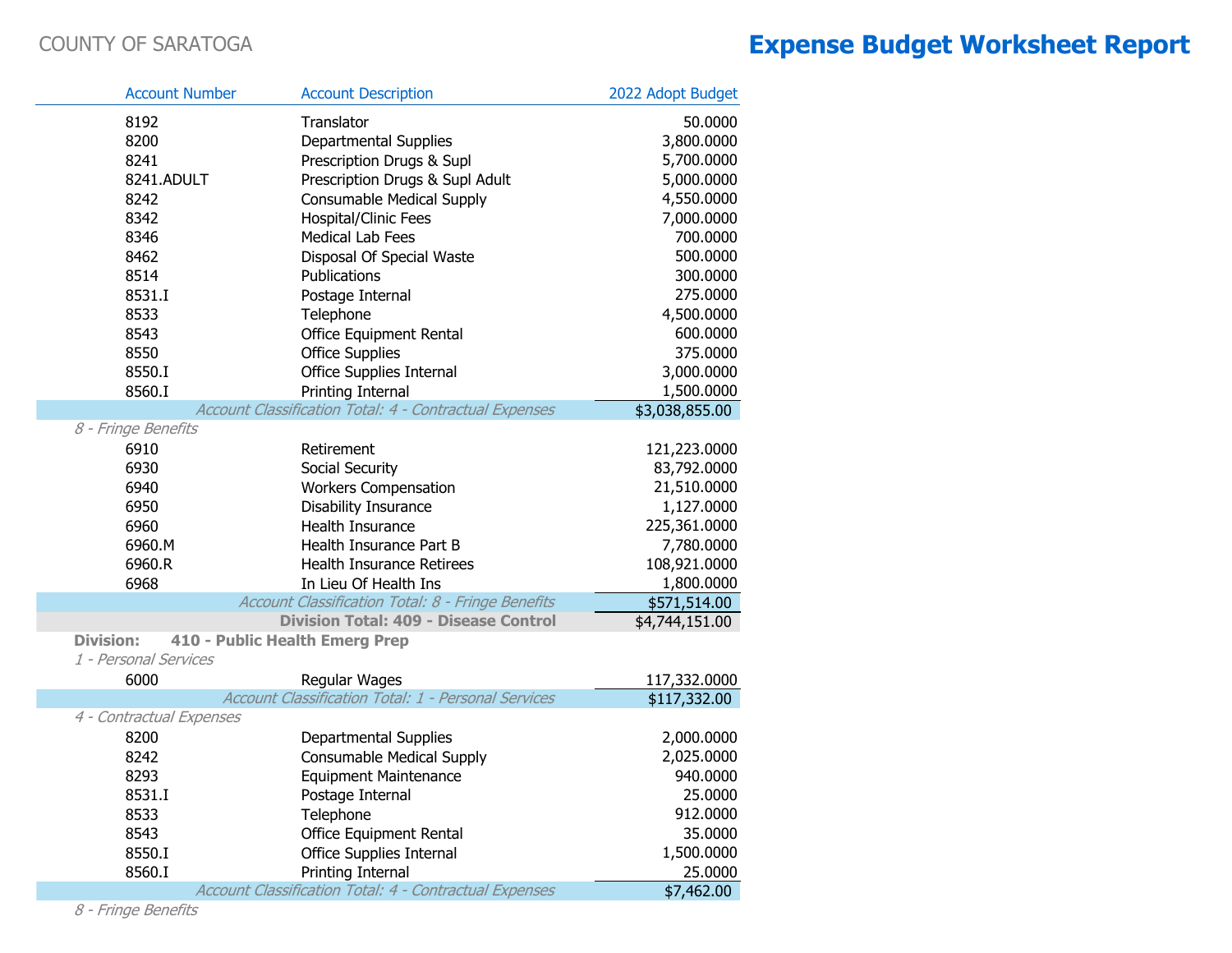COUNTY OF SARATOGA

# Expense Budget Worksheet Report

| Account Number | Account Description | 2022 Adopt Budget |
|---|---|---|
| 8192 | Translator | 50.0000 |
| 8200 | Departmental Supplies | 3,800.0000 |
| 8241 | Prescription Drugs & Supl | 5,700.0000 |
| 8241.ADULT | Prescription Drugs & Supl Adult | 5,000.0000 |
| 8242 | Consumable Medical Supply | 4,550.0000 |
| 8342 | Hospital/Clinic Fees | 7,000.0000 |
| 8346 | Medical Lab Fees | 700.0000 |
| 8462 | Disposal Of Special Waste | 500.0000 |
| 8514 | Publications | 300.0000 |
| 8531.I | Postage Internal | 275.0000 |
| 8533 | Telephone | 4,500.0000 |
| 8543 | Office Equipment Rental | 600.0000 |
| 8550 | Office Supplies | 375.0000 |
| 8550.I | Office Supplies Internal | 3,000.0000 |
| 8560.I | Printing Internal | 1,500.0000 |
| | *Account Classification Total: 4 - Contractual Expenses* | $3,038,855.00 |
| *8 - Fringe Benefits* | | |
| 6910 | Retirement | 121,223.0000 |
| 6930 | Social Security | 83,792.0000 |
| 6940 | Workers Compensation | 21,510.0000 |
| 6950 | Disability Insurance | 1,127.0000 |
| 6960 | Health Insurance | 225,361.0000 |
| 6960.M | Health Insurance Part B | 7,780.0000 |
| 6960.R | Health Insurance Retirees | 108,921.0000 |
| 6968 | In Lieu Of Health Ins | 1,800.0000 |
| | *Account Classification Total: 8 - Fringe Benefits* | $571,514.00 |
| | **Division Total: 409 - Disease Control** | $4,744,151.00 |
| **Division: 410 - Public Health Emerg Prep** | | |
| *1 - Personal Services* | | |
| 6000 | Regular Wages | 117,332.0000 |
| | *Account Classification Total: 1 - Personal Services* | $117,332.00 |
| *4 - Contractual Expenses* | | |
| 8200 | Departmental Supplies | 2,000.0000 |
| 8242 | Consumable Medical Supply | 2,025.0000 |
| 8293 | Equipment Maintenance | 940.0000 |
| 8531.I | Postage Internal | 25.0000 |
| 8533 | Telephone | 912.0000 |
| 8543 | Office Equipment Rental | 35.0000 |
| 8550.I | Office Supplies Internal | 1,500.0000 |
| 8560.I | Printing Internal | 25.0000 |
| | *Account Classification Total: 4 - Contractual Expenses* | $7,462.00 |
| *8 - Fringe Benefits* | | |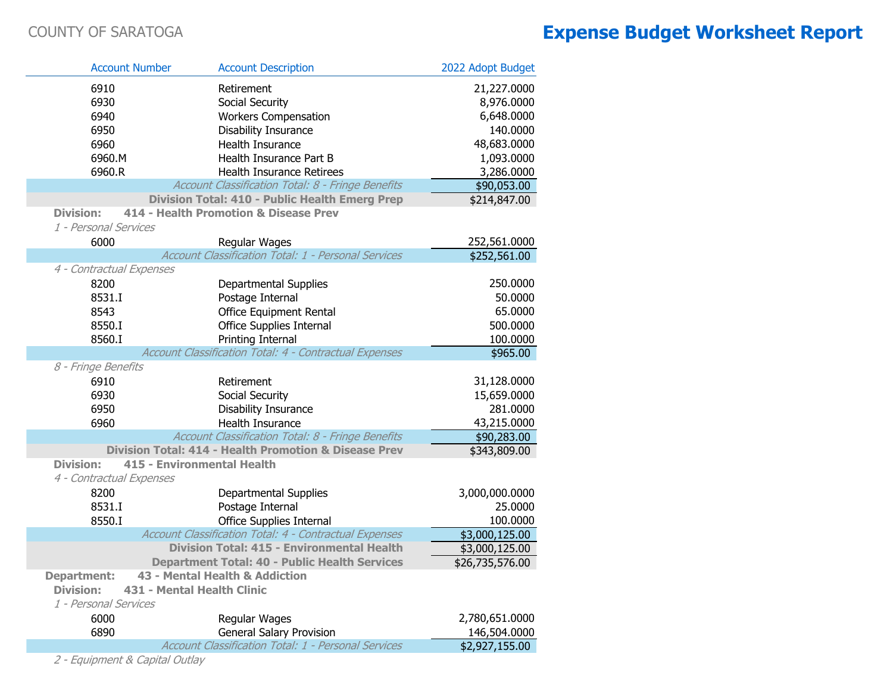COUNTY OF SARATOGA

# Expense Budget Worksheet Report

| Account Number | Account Description | 2022 Adopt Budget |
|---|---|---|
| 6910 | Retirement | 21,227.0000 |
| 6930 | Social Security | 8,976.0000 |
| 6940 | Workers Compensation | 6,648.0000 |
| 6950 | Disability Insurance | 140.0000 |
| 6960 | Health Insurance | 48,683.0000 |
| 6960.M | Health Insurance Part B | 1,093.0000 |
| 6960.R | Health Insurance Retirees | 3,286.0000 |
| | *Account Classification Total: 8 - Fringe Benefits* | $90,053.00 |
| | **Division Total: 410 - Public Health Emerg Prep** | $214,847.00 |
| **Division: 414 - Health Promotion & Disease Prev** | | |
| *1 - Personal Services* | | |
| 6000 | Regular Wages | 252,561.0000 |
| | *Account Classification Total: 1 - Personal Services* | $252,561.00 |
| *4 - Contractual Expenses* | | |
| 8200 | Departmental Supplies | 250.0000 |
| 8531.I | Postage Internal | 50.0000 |
| 8543 | Office Equipment Rental | 65.0000 |
| 8550.I | Office Supplies Internal | 500.0000 |
| 8560.I | Printing Internal | 100.0000 |
| | *Account Classification Total: 4 - Contractual Expenses* | $965.00 |
| *8 - Fringe Benefits* | | |
| 6910 | Retirement | 31,128.0000 |
| 6930 | Social Security | 15,659.0000 |
| 6950 | Disability Insurance | 281.0000 |
| 6960 | Health Insurance | 43,215.0000 |
| | *Account Classification Total: 8 - Fringe Benefits* | $90,283.00 |
| | **Division Total: 414 - Health Promotion & Disease Prev** | $343,809.00 |
| **Division: 415 - Environmental Health** | | |
| *4 - Contractual Expenses* | | |
| 8200 | Departmental Supplies | 3,000,000.0000 |
| 8531.I | Postage Internal | 25.0000 |
| 8550.I | Office Supplies Internal | 100.0000 |
| | *Account Classification Total: 4 - Contractual Expenses* | $3,000,125.00 |
| | **Division Total: 415 - Environmental Health** | $3,000,125.00 |
| | **Department Total: 40 - Public Health Services** | $26,735,576.00 |
| **Department: 43 - Mental Health & Addiction** | | |
| **Division: 431 - Mental Health Clinic** | | |
| *1 - Personal Services* | | |
| 6000 | Regular Wages | 2,780,651.0000 |
| 6890 | General Salary Provision | 146,504.0000 |
| | *Account Classification Total: 1 - Personal Services* | $2,927,155.00 |
| *2 - Equipment & Capital Outlay* | | |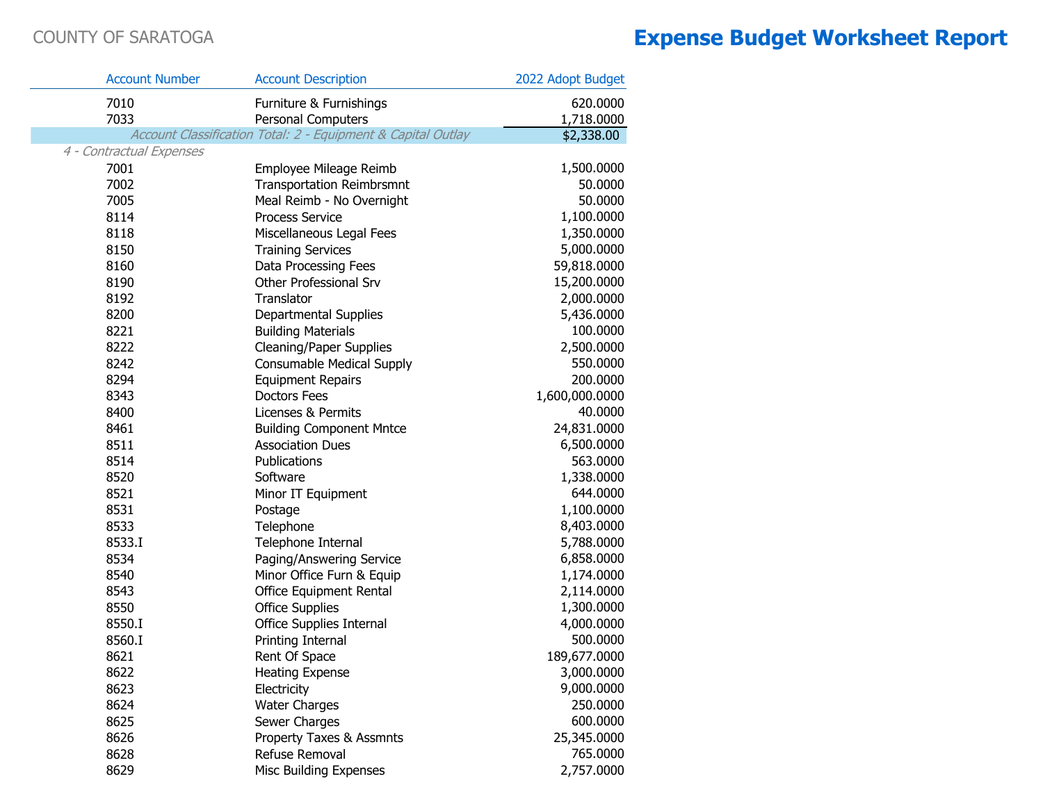COUNTY OF SARATOGA

# Expense Budget Worksheet Report

| Account Number | Account Description | 2022 Adopt Budget |
|---|---|---|
| 7010 | Furniture & Furnishings | 620.0000 |
| 7033 | Personal Computers | 1,718.0000 |
| *Account Classification Total: 2 - Equipment & Capital Outlay* | | $2,338.00 |
| *4 - Contractual Expenses* | | |
| 7001 | Employee Mileage Reimb | 1,500.0000 |
| 7002 | Transportation Reimbrsmnt | 50.0000 |
| 7005 | Meal Reimb - No Overnight | 50.0000 |
| 8114 | Process Service | 1,100.0000 |
| 8118 | Miscellaneous Legal Fees | 1,350.0000 |
| 8150 | Training Services | 5,000.0000 |
| 8160 | Data Processing Fees | 59,818.0000 |
| 8190 | Other Professional Srv | 15,200.0000 |
| 8192 | Translator | 2,000.0000 |
| 8200 | Departmental Supplies | 5,436.0000 |
| 8221 | Building Materials | 100.0000 |
| 8222 | Cleaning/Paper Supplies | 2,500.0000 |
| 8242 | Consumable Medical Supply | 550.0000 |
| 8294 | Equipment Repairs | 200.0000 |
| 8343 | Doctors Fees | 1,600,000.0000 |
| 8400 | Licenses & Permits | 40.0000 |
| 8461 | Building Component Mntce | 24,831.0000 |
| 8511 | Association Dues | 6,500.0000 |
| 8514 | Publications | 563.0000 |
| 8520 | Software | 1,338.0000 |
| 8521 | Minor IT Equipment | 644.0000 |
| 8531 | Postage | 1,100.0000 |
| 8533 | Telephone | 8,403.0000 |
| 8533.I | Telephone Internal | 5,788.0000 |
| 8534 | Paging/Answering Service | 6,858.0000 |
| 8540 | Minor Office Furn & Equip | 1,174.0000 |
| 8543 | Office Equipment Rental | 2,114.0000 |
| 8550 | Office Supplies | 1,300.0000 |
| 8550.I | Office Supplies Internal | 4,000.0000 |
| 8560.I | Printing Internal | 500.0000 |
| 8621 | Rent Of Space | 189,677.0000 |
| 8622 | Heating Expense | 3,000.0000 |
| 8623 | Electricity | 9,000.0000 |
| 8624 | Water Charges | 250.0000 |
| 8625 | Sewer Charges | 600.0000 |
| 8626 | Property Taxes & Assmnts | 25,345.0000 |
| 8628 | Refuse Removal | 765.0000 |
| 8629 | Misc Building Expenses | 2,757.0000 |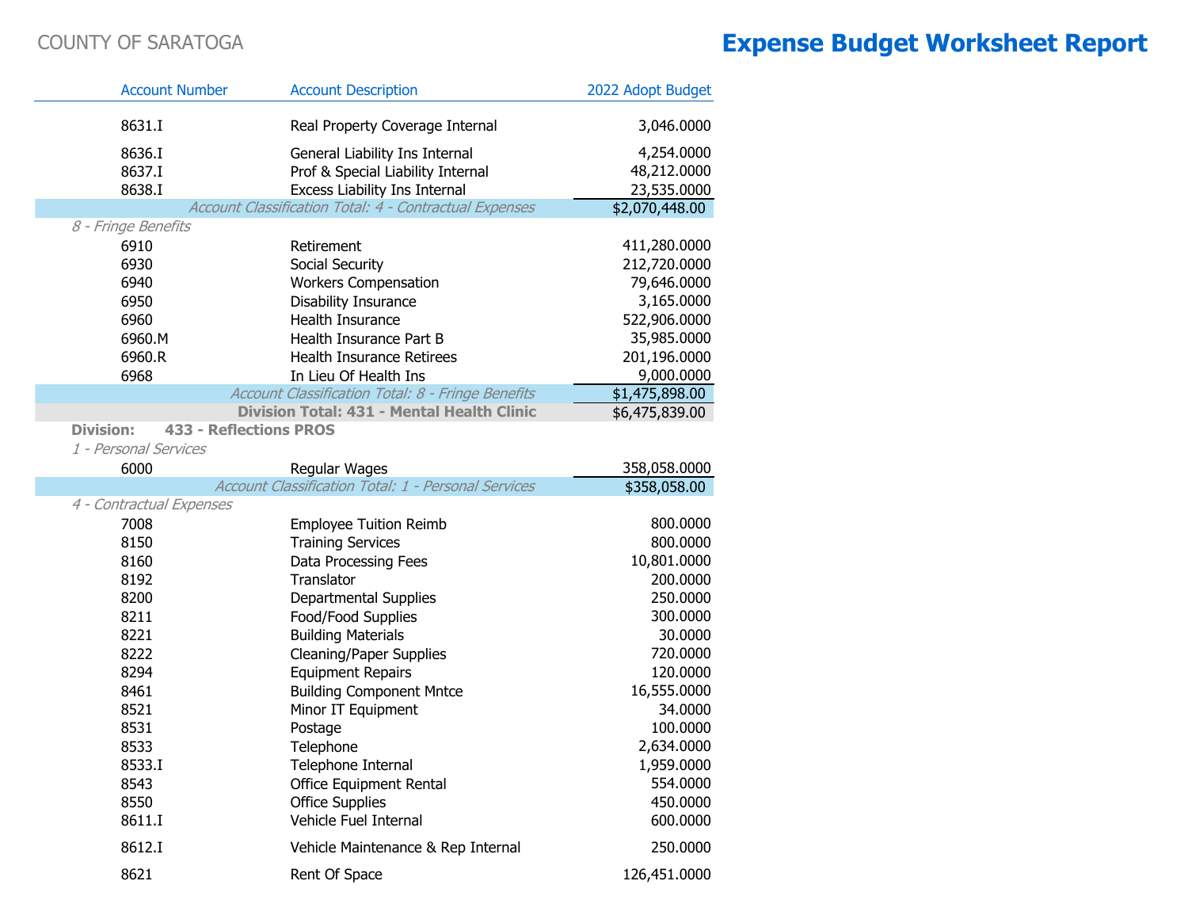COUNTY OF SARATOGA

# Expense Budget Worksheet Report

| Account Number | Account Description | 2022 Adopt Budget |
|---|---|---|
| 8631.I | Real Property Coverage Internal | 3,046.0000 |
| 8636.I | General Liability Ins Internal | 4,254.0000 |
| 8637.I | Prof & Special Liability Internal | 48,212.0000 |
| 8638.I | Excess Liability Ins Internal | 23,535.0000 |
| | *Account Classification Total: 4 - Contractual Expenses* | **$2,070,448.00** |
| *8 - Fringe Benefits* | | |
| 6910 | Retirement | 411,280.0000 |
| 6930 | Social Security | 212,720.0000 |
| 6940 | Workers Compensation | 79,646.0000 |
| 6950 | Disability Insurance | 3,165.0000 |
| 6960 | Health Insurance | 522,906.0000 |
| 6960.M | Health Insurance Part B | 35,985.0000 |
| 6960.R | Health Insurance Retirees | 201,196.0000 |
| 6968 | In Lieu Of Health Ins | 9,000.0000 |
| | *Account Classification Total: 8 - Fringe Benefits* | **$1,475,898.00** |
| | **Division Total: 431 - Mental Health Clinic** | **$6,475,839.00** |
| **Division: 433 - Reflections PROS** | | |
| *1 - Personal Services* | | |
| 6000 | Regular Wages | 358,058.0000 |
| | *Account Classification Total: 1 - Personal Services* | **$358,058.00** |
| *4 - Contractual Expenses* | | |
| 7008 | Employee Tuition Reimb | 800.0000 |
| 8150 | Training Services | 800.0000 |
| 8160 | Data Processing Fees | 10,801.0000 |
| 8192 | Translator | 200.0000 |
| 8200 | Departmental Supplies | 250.0000 |
| 8211 | Food/Food Supplies | 300.0000 |
| 8221 | Building Materials | 30.0000 |
| 8222 | Cleaning/Paper Supplies | 720.0000 |
| 8294 | Equipment Repairs | 120.0000 |
| 8461 | Building Component Mntce | 16,555.0000 |
| 8521 | Minor IT Equipment | 34.0000 |
| 8531 | Postage | 100.0000 |
| 8533 | Telephone | 2,634.0000 |
| 8533.I | Telephone Internal | 1,959.0000 |
| 8543 | Office Equipment Rental | 554.0000 |
| 8550 | Office Supplies | 450.0000 |
| 8611.I | Vehicle Fuel Internal | 600.0000 |
| 8612.I | Vehicle Maintenance & Rep Internal | 250.0000 |
| 8621 | Rent Of Space | 126,451.0000 |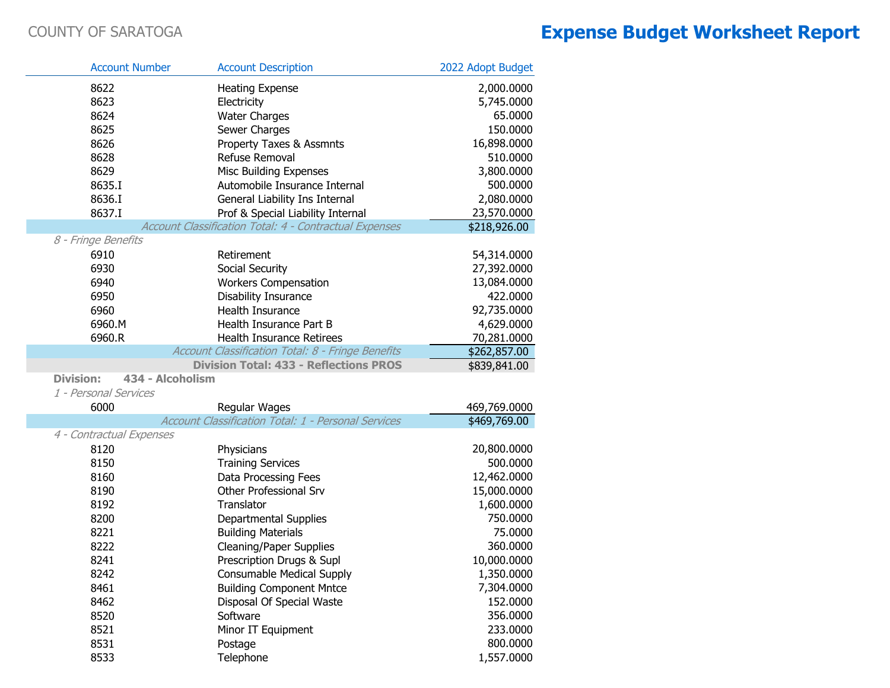COUNTY OF SARATOGA

# Expense Budget Worksheet Report

| Account Number | Account Description | 2022 Adopt Budget |
|---|---|---|
| 8622 | Heating Expense | 2,000.0000 |
| 8623 | Electricity | 5,745.0000 |
| 8624 | Water Charges | 65.0000 |
| 8625 | Sewer Charges | 150.0000 |
| 8626 | Property Taxes & Assmnts | 16,898.0000 |
| 8628 | Refuse Removal | 510.0000 |
| 8629 | Misc Building Expenses | 3,800.0000 |
| 8635.I | Automobile Insurance Internal | 500.0000 |
| 8636.I | General Liability Ins Internal | 2,080.0000 |
| 8637.I | Prof & Special Liability Internal | 23,570.0000 |
| | *Account Classification Total: 4 - Contractual Expenses* | $218,926.00 |
| *8 - Fringe Benefits* | | |
| 6910 | Retirement | 54,314.0000 |
| 6930 | Social Security | 27,392.0000 |
| 6940 | Workers Compensation | 13,084.0000 |
| 6950 | Disability Insurance | 422.0000 |
| 6960 | Health Insurance | 92,735.0000 |
| 6960.M | Health Insurance Part B | 4,629.0000 |
| 6960.R | Health Insurance Retirees | 70,281.0000 |
| | *Account Classification Total: 8 - Fringe Benefits* | $262,857.00 |
| | **Division Total: 433 - Reflections PROS** | $839,841.00 |
| **Division: 434 - Alcoholism** | | |
| *1 - Personal Services* | | |
| 6000 | Regular Wages | 469,769.0000 |
| | *Account Classification Total: 1 - Personal Services* | $469,769.00 |
| *4 - Contractual Expenses* | | |
| 8120 | Physicians | 20,800.0000 |
| 8150 | Training Services | 500.0000 |
| 8160 | Data Processing Fees | 12,462.0000 |
| 8190 | Other Professional Srv | 15,000.0000 |
| 8192 | Translator | 1,600.0000 |
| 8200 | Departmental Supplies | 750.0000 |
| 8221 | Building Materials | 75.0000 |
| 8222 | Cleaning/Paper Supplies | 360.0000 |
| 8241 | Prescription Drugs & Supl | 10,000.0000 |
| 8242 | Consumable Medical Supply | 1,350.0000 |
| 8461 | Building Component Mntce | 7,304.0000 |
| 8462 | Disposal Of Special Waste | 152.0000 |
| 8520 | Software | 356.0000 |
| 8521 | Minor IT Equipment | 233.0000 |
| 8531 | Postage | 800.0000 |
| 8533 | Telephone | 1,557.0000 |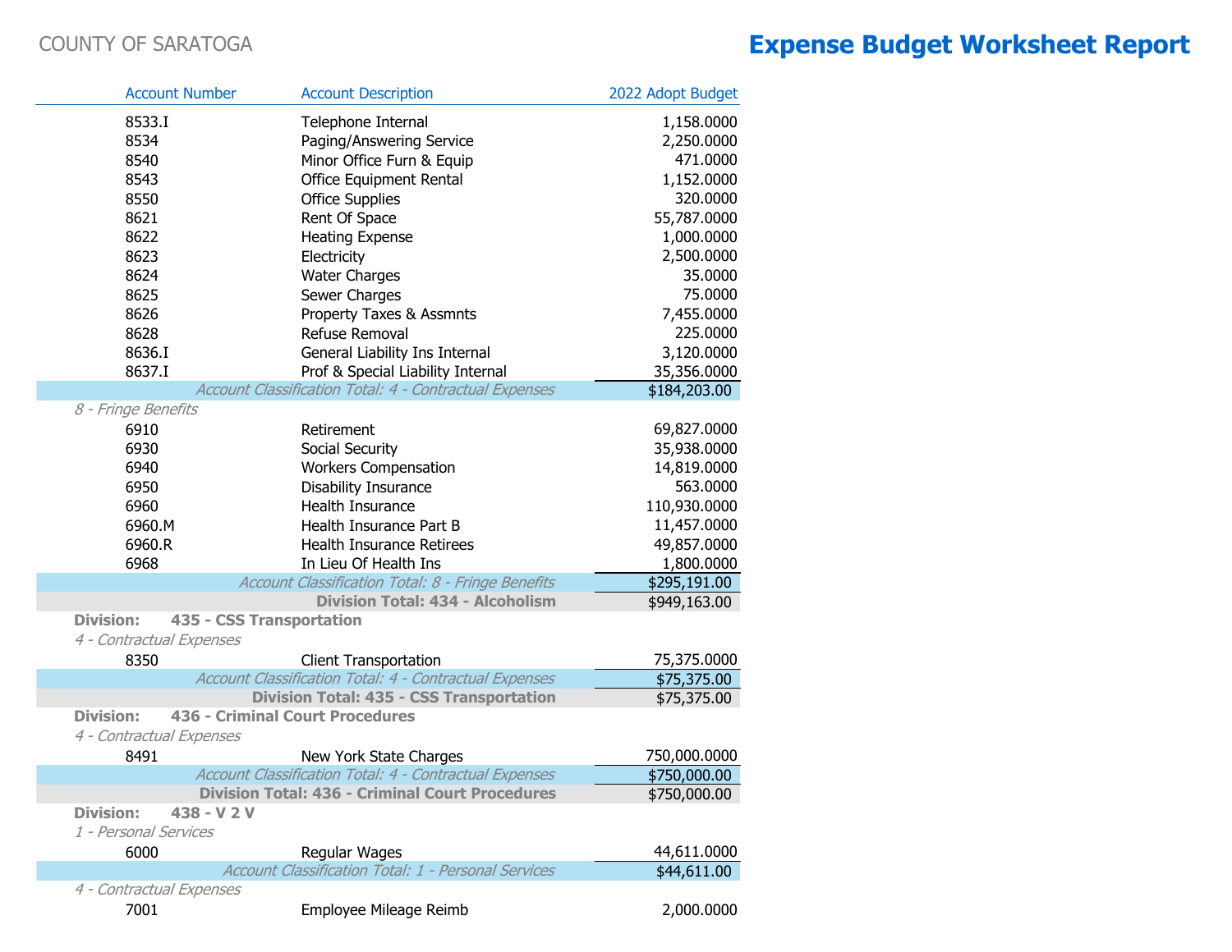COUNTY OF SARATOGA

# Expense Budget Worksheet Report

| Account Number | Account Description | 2022 Adopt Budget |
|---|---|---|
| 8533.I | Telephone Internal | 1,158.0000 |
| 8534 | Paging/Answering Service | 2,250.0000 |
| 8540 | Minor Office Furn & Equip | 471.0000 |
| 8543 | Office Equipment Rental | 1,152.0000 |
| 8550 | Office Supplies | 320.0000 |
| 8621 | Rent Of Space | 55,787.0000 |
| 8622 | Heating Expense | 1,000.0000 |
| 8623 | Electricity | 2,500.0000 |
| 8624 | Water Charges | 35.0000 |
| 8625 | Sewer Charges | 75.0000 |
| 8626 | Property Taxes & Assmnts | 7,455.0000 |
| 8628 | Refuse Removal | 225.0000 |
| 8636.I | General Liability Ins Internal | 3,120.0000 |
| 8637.I | Prof & Special Liability Internal | 35,356.0000 |
| | *Account Classification Total: 4 - Contractual Expenses* | $184,203.00 |
| *8 - Fringe Benefits* | | |
| 6910 | Retirement | 69,827.0000 |
| 6930 | Social Security | 35,938.0000 |
| 6940 | Workers Compensation | 14,819.0000 |
| 6950 | Disability Insurance | 563.0000 |
| 6960 | Health Insurance | 110,930.0000 |
| 6960.M | Health Insurance Part B | 11,457.0000 |
| 6960.R | Health Insurance Retirees | 49,857.0000 |
| 6968 | In Lieu Of Health Ins | 1,800.0000 |
| | *Account Classification Total: 8 - Fringe Benefits* | $295,191.00 |
| | **Division Total: 434 - Alcoholism** | $949,163.00 |
| **Division: 435 - CSS Transportation** | | |
| *4 - Contractual Expenses* | | |
| 8350 | Client Transportation | 75,375.0000 |
| | *Account Classification Total: 4 - Contractual Expenses* | $75,375.00 |
| | **Division Total: 435 - CSS Transportation** | $75,375.00 |
| **Division: 436 - Criminal Court Procedures** | | |
| *4 - Contractual Expenses* | | |
| 8491 | New York State Charges | 750,000.0000 |
| | *Account Classification Total: 4 - Contractual Expenses* | $750,000.00 |
| | **Division Total: 436 - Criminal Court Procedures** | $750,000.00 |
| **Division: 438 - V 2 V** | | |
| *1 - Personal Services* | | |
| 6000 | Regular Wages | 44,611.0000 |
| | *Account Classification Total: 1 - Personal Services* | $44,611.00 |
| *4 - Contractual Expenses* | | |
| 7001 | Employee Mileage Reimb | 2,000.0000 |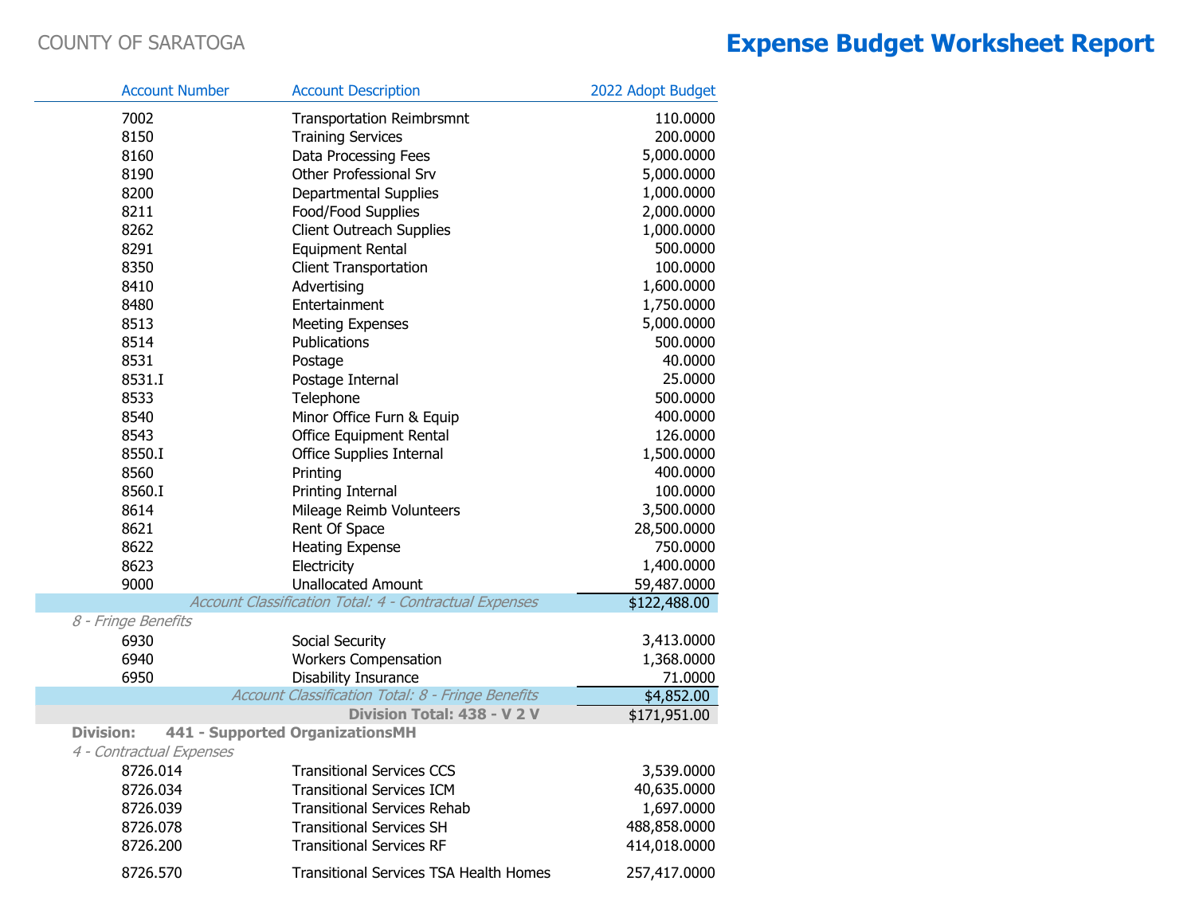COUNTY OF SARATOGA

# Expense Budget Worksheet Report

| Account Number | Account Description | 2022 Adopt Budget |
|---|---|---|
| 7002 | Transportation Reimbrsmnt | 110.0000 |
| 8150 | Training Services | 200.0000 |
| 8160 | Data Processing Fees | 5,000.0000 |
| 8190 | Other Professional Srv | 5,000.0000 |
| 8200 | Departmental Supplies | 1,000.0000 |
| 8211 | Food/Food Supplies | 2,000.0000 |
| 8262 | Client Outreach Supplies | 1,000.0000 |
| 8291 | Equipment Rental | 500.0000 |
| 8350 | Client Transportation | 100.0000 |
| 8410 | Advertising | 1,600.0000 |
| 8480 | Entertainment | 1,750.0000 |
| 8513 | Meeting Expenses | 5,000.0000 |
| 8514 | Publications | 500.0000 |
| 8531 | Postage | 40.0000 |
| 8531.I | Postage Internal | 25.0000 |
| 8533 | Telephone | 500.0000 |
| 8540 | Minor Office Furn & Equip | 400.0000 |
| 8543 | Office Equipment Rental | 126.0000 |
| 8550.I | Office Supplies Internal | 1,500.0000 |
| 8560 | Printing | 400.0000 |
| 8560.I | Printing Internal | 100.0000 |
| 8614 | Mileage Reimb Volunteers | 3,500.0000 |
| 8621 | Rent Of Space | 28,500.0000 |
| 8622 | Heating Expense | 750.0000 |
| 8623 | Electricity | 1,400.0000 |
| 9000 | Unallocated Amount | 59,487.0000 |
| | *Account Classification Total: 4 - Contractual Expenses* | $122,488.00 |
| *8 - Fringe Benefits* | | |
| 6930 | Social Security | 3,413.0000 |
| 6940 | Workers Compensation | 1,368.0000 |
| 6950 | Disability Insurance | 71.0000 |
| | *Account Classification Total: 8 - Fringe Benefits* | $4,852.00 |
| | **Division Total: 438 - V 2 V** | $171,951.00 |
| **Division: 441 - Supported OrganizationsMH** | | |
| *4 - Contractual Expenses* | | |
| 8726.014 | Transitional Services CCS | 3,539.0000 |
| 8726.034 | Transitional Services ICM | 40,635.0000 |
| 8726.039 | Transitional Services Rehab | 1,697.0000 |
| 8726.078 | Transitional Services SH | 488,858.0000 |
| 8726.200 | Transitional Services RF | 414,018.0000 |
| 8726.570 | Transitional Services TSA Health Homes | 257,417.0000 |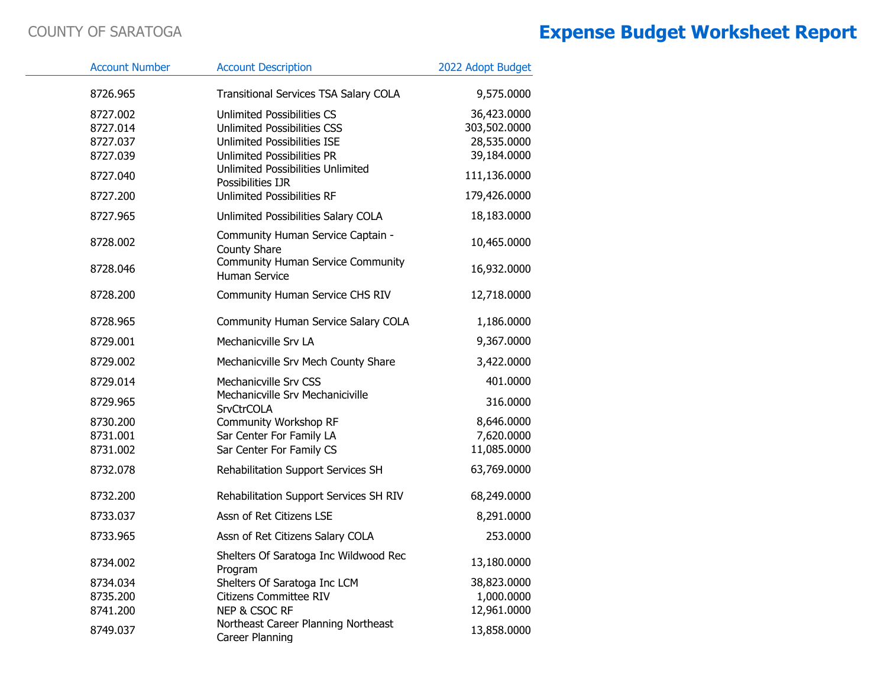COUNTY OF SARATOGA

# Expense Budget Worksheet Report

| Account Number | Account Description | 2022 Adopt Budget |
|---|---|---|
| 8726.965 | Transitional Services TSA Salary COLA | 9,575.0000 |
| 8727.002 | Unlimited Possibilities CS | 36,423.0000 |
| 8727.014 | Unlimited Possibilities CSS | 303,502.0000 |
| 8727.037 | Unlimited Possibilities ISE | 28,535.0000 |
| 8727.039 | Unlimited Possibilities PR | 39,184.0000 |
| 8727.040 | Unlimited Possibilities Unlimited Possibilities IJR | 111,136.0000 |
| 8727.200 | Unlimited Possibilities RF | 179,426.0000 |
| 8727.965 | Unlimited Possibilities Salary COLA | 18,183.0000 |
| 8728.002 | Community Human Service Captain - County Share | 10,465.0000 |
| 8728.046 | Community Human Service Community Human Service | 16,932.0000 |
| 8728.200 | Community Human Service CHS RIV | 12,718.0000 |
| 8728.965 | Community Human Service Salary COLA | 1,186.0000 |
| 8729.001 | Mechanicville Srv LA | 9,367.0000 |
| 8729.002 | Mechanicville Srv Mech County Share | 3,422.0000 |
| 8729.014 | Mechanicville Srv CSS | 401.0000 |
| 8729.965 | Mechanicville Srv Mechaniciville SrvCtrCOLA | 316.0000 |
| 8730.200 | Community Workshop RF | 8,646.0000 |
| 8731.001 | Sar Center For Family LA | 7,620.0000 |
| 8731.002 | Sar Center For Family CS | 11,085.0000 |
| 8732.078 | Rehabilitation Support Services SH | 63,769.0000 |
| 8732.200 | Rehabilitation Support Services SH RIV | 68,249.0000 |
| 8733.037 | Assn of Ret Citizens LSE | 8,291.0000 |
| 8733.965 | Assn of Ret Citizens Salary COLA | 253.0000 |
| 8734.002 | Shelters Of Saratoga Inc Wildwood Rec Program | 13,180.0000 |
| 8734.034 | Shelters Of Saratoga Inc LCM | 38,823.0000 |
| 8735.200 | Citizens Committee RIV | 1,000.0000 |
| 8741.200 | NEP & CSOC RF | 12,961.0000 |
| 8749.037 | Northeast Career Planning Northeast Career Planning | 13,858.0000 |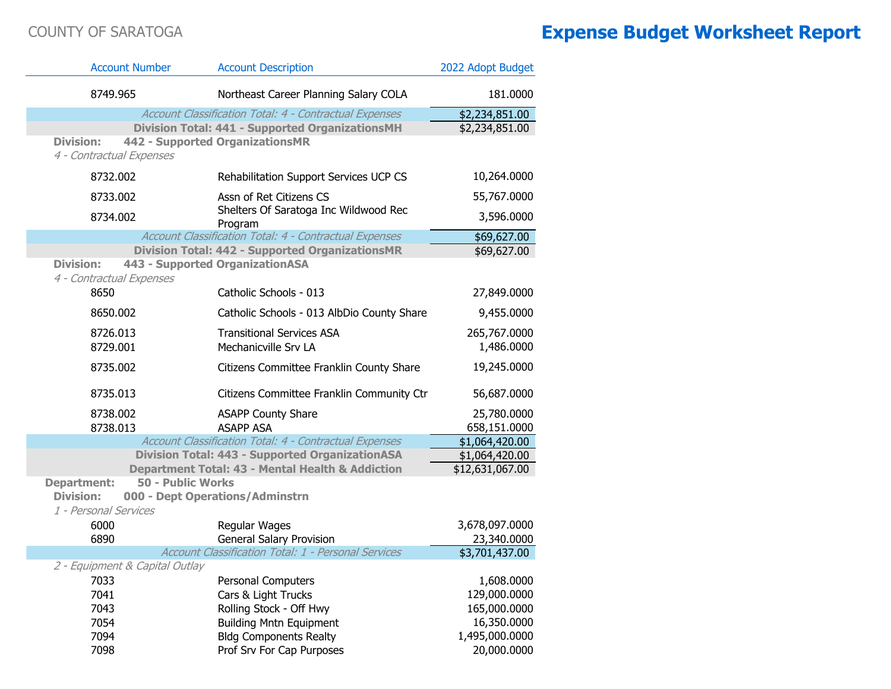COUNTY OF SARATOGA

# Expense Budget Worksheet Report

| Account Number | Account Description | 2022 Adopt Budget |
|---|---|---|
| 8749.965 | Northeast Career Planning Salary COLA | 181.0000 |
| | *Account Classification Total: 4 - Contractual Expenses* | $2,234,851.00 |
| | **Division Total: 441 - Supported OrganizationsMH** | $2,234,851.00 |
| **Division:** | **442 - Supported OrganizationsMR** | |
| *4 - Contractual Expenses* | | |
| 8732.002 | Rehabilitation Support Services UCP CS | 10,264.0000 |
| 8733.002 | Assn of Ret Citizens CS | 55,767.0000 |
| 8734.002 | Shelters Of Saratoga Inc Wildwood Rec Program | 3,596.0000 |
| | *Account Classification Total: 4 - Contractual Expenses* | $69,627.00 |
| | **Division Total: 442 - Supported OrganizationsMR** | $69,627.00 |
| **Division:** | **443 - Supported OrganizationASA** | |
| *4 - Contractual Expenses* | | |
| 8650 | Catholic Schools - 013 | 27,849.0000 |
| 8650.002 | Catholic Schools - 013 AlbDio County Share | 9,455.0000 |
| 8726.013 | Transitional Services ASA | 265,767.0000 |
| 8729.001 | Mechanicville Srv LA | 1,486.0000 |
| 8735.002 | Citizens Committee Franklin County Share | 19,245.0000 |
| 8735.013 | Citizens Committee Franklin Community Ctr | 56,687.0000 |
| 8738.002 | ASAPP County Share | 25,780.0000 |
| 8738.013 | ASAPP ASA | 658,151.0000 |
| | *Account Classification Total: 4 - Contractual Expenses* | $1,064,420.00 |
| | **Division Total: 443 - Supported OrganizationASA** | $1,064,420.00 |
| | **Department Total: 43 - Mental Health & Addiction** | $12,631,067.00 |
| **Department:** | **50 - Public Works** | |
| **Division:** | **000 - Dept Operations/Adminstrn** | |
| *1 - Personal Services* | | |
| 6000 | Regular Wages | 3,678,097.0000 |
| 6890 | General Salary Provision | 23,340.0000 |
| | *Account Classification Total: 1 - Personal Services* | $3,701,437.00 |
| *2 - Equipment & Capital Outlay* | | |
| 7033 | Personal Computers | 1,608.0000 |
| 7041 | Cars & Light Trucks | 129,000.0000 |
| 7043 | Rolling Stock - Off Hwy | 165,000.0000 |
| 7054 | Building Mntn Equipment | 16,350.0000 |
| 7094 | Bldg Components Realty | 1,495,000.0000 |
| 7098 | Prof Srv For Cap Purposes | 20,000.0000 |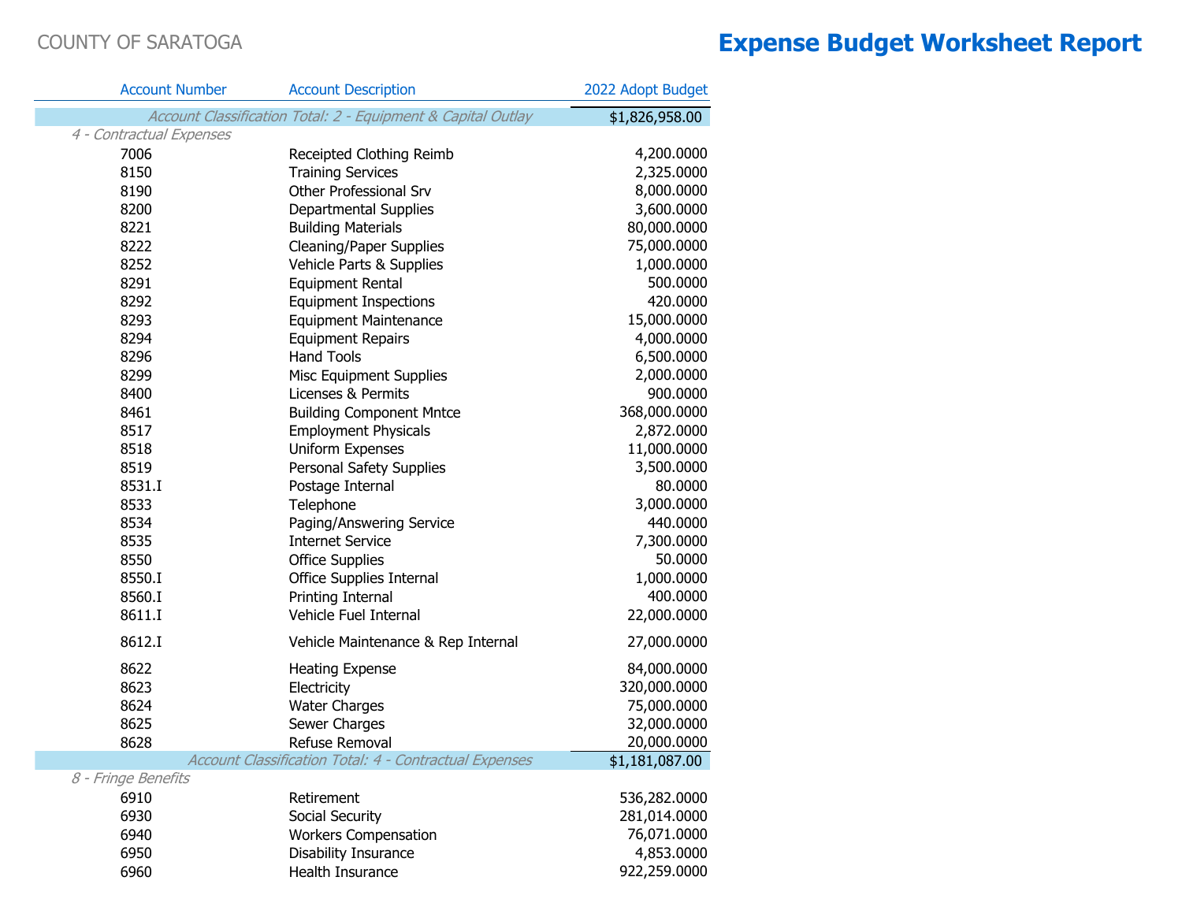COUNTY OF SARATOGA

# Expense Budget Worksheet Report

| Account Number | Account Description | 2022 Adopt Budget |
|---|---|---|
| | *Account Classification Total: 2 - Equipment & Capital Outlay* | **$1,826,958.00** |
| *4 - Contractual Expenses* | | |
| 7006 | Receipted Clothing Reimb | 4,200.0000 |
| 8150 | Training Services | 2,325.0000 |
| 8190 | Other Professional Srv | 8,000.0000 |
| 8200 | Departmental Supplies | 3,600.0000 |
| 8221 | Building Materials | 80,000.0000 |
| 8222 | Cleaning/Paper Supplies | 75,000.0000 |
| 8252 | Vehicle Parts & Supplies | 1,000.0000 |
| 8291 | Equipment Rental | 500.0000 |
| 8292 | Equipment Inspections | 420.0000 |
| 8293 | Equipment Maintenance | 15,000.0000 |
| 8294 | Equipment Repairs | 4,000.0000 |
| 8296 | Hand Tools | 6,500.0000 |
| 8299 | Misc Equipment Supplies | 2,000.0000 |
| 8400 | Licenses & Permits | 900.0000 |
| 8461 | Building Component Mntce | 368,000.0000 |
| 8517 | Employment Physicals | 2,872.0000 |
| 8518 | Uniform Expenses | 11,000.0000 |
| 8519 | Personal Safety Supplies | 3,500.0000 |
| 8531.I | Postage Internal | 80.0000 |
| 8533 | Telephone | 3,000.0000 |
| 8534 | Paging/Answering Service | 440.0000 |
| 8535 | Internet Service | 7,300.0000 |
| 8550 | Office Supplies | 50.0000 |
| 8550.I | Office Supplies Internal | 1,000.0000 |
| 8560.I | Printing Internal | 400.0000 |
| 8611.I | Vehicle Fuel Internal | 22,000.0000 |
| 8612.I | Vehicle Maintenance & Rep Internal | 27,000.0000 |
| 8622 | Heating Expense | 84,000.0000 |
| 8623 | Electricity | 320,000.0000 |
| 8624 | Water Charges | 75,000.0000 |
| 8625 | Sewer Charges | 32,000.0000 |
| 8628 | Refuse Removal | 20,000.0000 |
| | *Account Classification Total: 4 - Contractual Expenses* | **$1,181,087.00** |
| *8 - Fringe Benefits* | | |
| 6910 | Retirement | 536,282.0000 |
| 6930 | Social Security | 281,014.0000 |
| 6940 | Workers Compensation | 76,071.0000 |
| 6950 | Disability Insurance | 4,853.0000 |
| 6960 | Health Insurance | 922,259.0000 |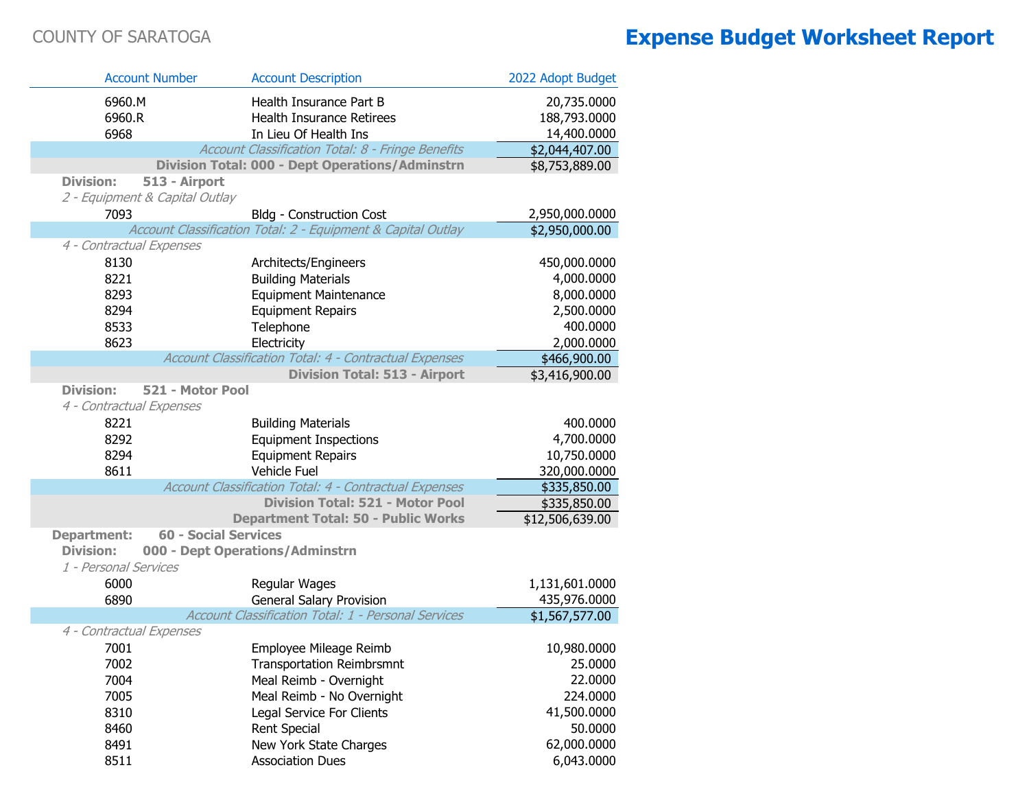COUNTY OF SARATOGA

# Expense Budget Worksheet Report

| Account Number | Account Description | 2022 Adopt Budget |
|---|---|---|
| 6960.M | Health Insurance Part B | 20,735.0000 |
| 6960.R | Health Insurance Retirees | 188,793.0000 |
| 6968 | In Lieu Of Health Ins | 14,400.0000 |
| | *Account Classification Total: 8 - Fringe Benefits* | $2,044,407.00 |
| | **Division Total: 000 - Dept Operations/Adminstrn** | $8,753,889.00 |
| **Division: 513 - Airport** | | |
| *2 - Equipment & Capital Outlay* | | |
| 7093 | Bldg - Construction Cost | 2,950,000.0000 |
| | *Account Classification Total: 2 - Equipment & Capital Outlay* | $2,950,000.00 |
| *4 - Contractual Expenses* | | |
| 8130 | Architects/Engineers | 450,000.0000 |
| 8221 | Building Materials | 4,000.0000 |
| 8293 | Equipment Maintenance | 8,000.0000 |
| 8294 | Equipment Repairs | 2,500.0000 |
| 8533 | Telephone | 400.0000 |
| 8623 | Electricity | 2,000.0000 |
| | *Account Classification Total: 4 - Contractual Expenses* | $466,900.00 |
| | **Division Total: 513 - Airport** | $3,416,900.00 |
| **Division: 521 - Motor Pool** | | |
| *4 - Contractual Expenses* | | |
| 8221 | Building Materials | 400.0000 |
| 8292 | Equipment Inspections | 4,700.0000 |
| 8294 | Equipment Repairs | 10,750.0000 |
| 8611 | Vehicle Fuel | 320,000.0000 |
| | *Account Classification Total: 4 - Contractual Expenses* | $335,850.00 |
| | **Division Total: 521 - Motor Pool** | $335,850.00 |
| | **Department Total: 50 - Public Works** | $12,506,639.00 |
| **Department: 60 - Social Services** | | |
| **Division: 000 - Dept Operations/Adminstrn** | | |
| *1 - Personal Services* | | |
| 6000 | Regular Wages | 1,131,601.0000 |
| 6890 | General Salary Provision | 435,976.0000 |
| | *Account Classification Total: 1 - Personal Services* | $1,567,577.00 |
| *4 - Contractual Expenses* | | |
| 7001 | Employee Mileage Reimb | 10,980.0000 |
| 7002 | Transportation Reimbrsmnt | 25.0000 |
| 7004 | Meal Reimb - Overnight | 22.0000 |
| 7005 | Meal Reimb - No Overnight | 224.0000 |
| 8310 | Legal Service For Clients | 41,500.0000 |
| 8460 | Rent Special | 50.0000 |
| 8491 | New York State Charges | 62,000.0000 |
| 8511 | Association Dues | 6,043.0000 |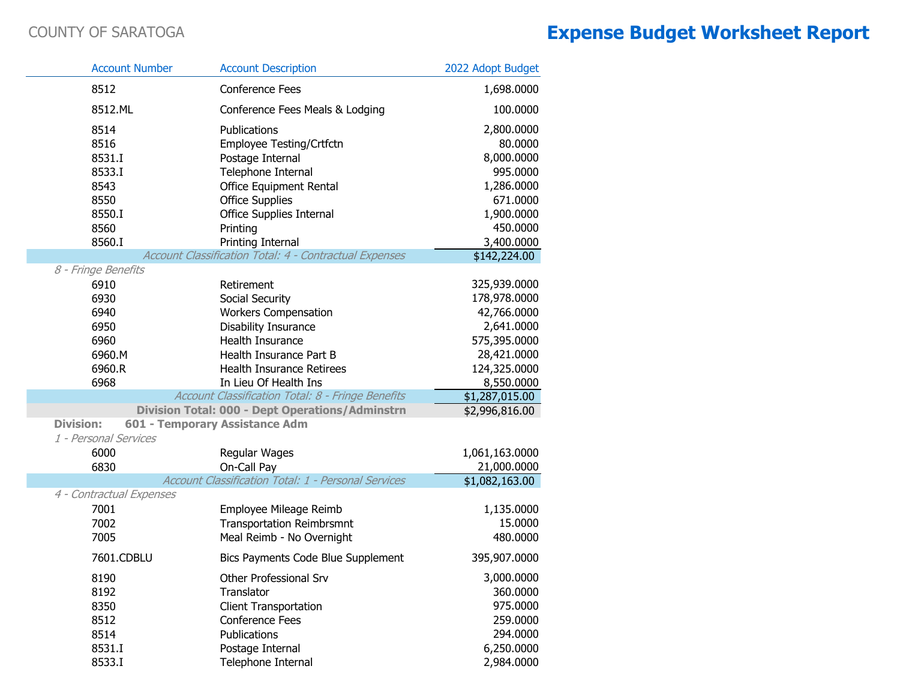COUNTY OF SARATOGA

# Expense Budget Worksheet Report

| Account Number | Account Description | 2022 Adopt Budget |
|---|---|---|
| 8512 | Conference Fees | 1,698.0000 |
| 8512.ML | Conference Fees Meals & Lodging | 100.0000 |
| 8514 | Publications | 2,800.0000 |
| 8516 | Employee Testing/Crtfctn | 80.0000 |
| 8531.I | Postage Internal | 8,000.0000 |
| 8533.I | Telephone Internal | 995.0000 |
| 8543 | Office Equipment Rental | 1,286.0000 |
| 8550 | Office Supplies | 671.0000 |
| 8550.I | Office Supplies Internal | 1,900.0000 |
| 8560 | Printing | 450.0000 |
| 8560.I | Printing Internal | 3,400.0000 |
| | *Account Classification Total: 4 - Contractual Expenses* | $142,224.00 |
| *8 - Fringe Benefits* | | |
| 6910 | Retirement | 325,939.0000 |
| 6930 | Social Security | 178,978.0000 |
| 6940 | Workers Compensation | 42,766.0000 |
| 6950 | Disability Insurance | 2,641.0000 |
| 6960 | Health Insurance | 575,395.0000 |
| 6960.M | Health Insurance Part B | 28,421.0000 |
| 6960.R | Health Insurance Retirees | 124,325.0000 |
| 6968 | In Lieu Of Health Ins | 8,550.0000 |
| | *Account Classification Total: 8 - Fringe Benefits* | $1,287,015.00 |
| | **Division Total: 000 - Dept Operations/Adminstrn** | $2,996,816.00 |
| **Division:** | **601 - Temporary Assistance Adm** | |
| *1 - Personal Services* | | |
| 6000 | Regular Wages | 1,061,163.0000 |
| 6830 | On-Call Pay | 21,000.0000 |
| | *Account Classification Total: 1 - Personal Services* | $1,082,163.00 |
| *4 - Contractual Expenses* | | |
| 7001 | Employee Mileage Reimb | 1,135.0000 |
| 7002 | Transportation Reimbrsmnt | 15.0000 |
| 7005 | Meal Reimb - No Overnight | 480.0000 |
| 7601.CDBLU | Bics Payments Code Blue Supplement | 395,907.0000 |
| 8190 | Other Professional Srv | 3,000.0000 |
| 8192 | Translator | 360.0000 |
| 8350 | Client Transportation | 975.0000 |
| 8512 | Conference Fees | 259.0000 |
| 8514 | Publications | 294.0000 |
| 8531.I | Postage Internal | 6,250.0000 |
| 8533.I | Telephone Internal | 2,984.0000 |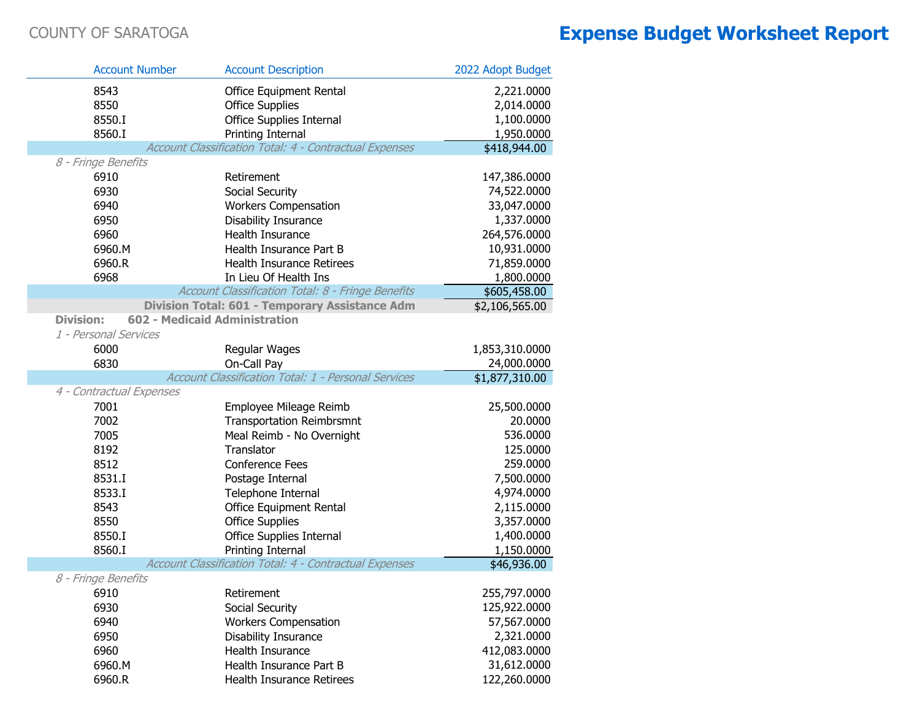COUNTY OF SARATOGA

# Expense Budget Worksheet Report

| Account Number | Account Description | 2022 Adopt Budget |
|---|---|---|
| 8543 | Office Equipment Rental | 2,221.0000 |
| 8550 | Office Supplies | 2,014.0000 |
| 8550.I | Office Supplies Internal | 1,100.0000 |
| 8560.I | Printing Internal | 1,950.0000 |
| | *Account Classification Total: 4 - Contractual Expenses* | $418,944.00 |
| *8 - Fringe Benefits* | | |
| 6910 | Retirement | 147,386.0000 |
| 6930 | Social Security | 74,522.0000 |
| 6940 | Workers Compensation | 33,047.0000 |
| 6950 | Disability Insurance | 1,337.0000 |
| 6960 | Health Insurance | 264,576.0000 |
| 6960.M | Health Insurance Part B | 10,931.0000 |
| 6960.R | Health Insurance Retirees | 71,859.0000 |
| 6968 | In Lieu Of Health Ins | 1,800.0000 |
| | *Account Classification Total: 8 - Fringe Benefits* | $605,458.00 |
| | **Division Total: 601 - Temporary Assistance Adm** | $2,106,565.00 |
| **Division:** | **602 - Medicaid Administration** | |
| *1 - Personal Services* | | |
| 6000 | Regular Wages | 1,853,310.0000 |
| 6830 | On-Call Pay | 24,000.0000 |
| | *Account Classification Total: 1 - Personal Services* | $1,877,310.00 |
| *4 - Contractual Expenses* | | |
| 7001 | Employee Mileage Reimb | 25,500.0000 |
| 7002 | Transportation Reimbrsmnt | 20.0000 |
| 7005 | Meal Reimb - No Overnight | 536.0000 |
| 8192 | Translator | 125.0000 |
| 8512 | Conference Fees | 259.0000 |
| 8531.I | Postage Internal | 7,500.0000 |
| 8533.I | Telephone Internal | 4,974.0000 |
| 8543 | Office Equipment Rental | 2,115.0000 |
| 8550 | Office Supplies | 3,357.0000 |
| 8550.I | Office Supplies Internal | 1,400.0000 |
| 8560.I | Printing Internal | 1,150.0000 |
| | *Account Classification Total: 4 - Contractual Expenses* | $46,936.00 |
| *8 - Fringe Benefits* | | |
| 6910 | Retirement | 255,797.0000 |
| 6930 | Social Security | 125,922.0000 |
| 6940 | Workers Compensation | 57,567.0000 |
| 6950 | Disability Insurance | 2,321.0000 |
| 6960 | Health Insurance | 412,083.0000 |
| 6960.M | Health Insurance Part B | 31,612.0000 |
| 6960.R | Health Insurance Retirees | 122,260.0000 |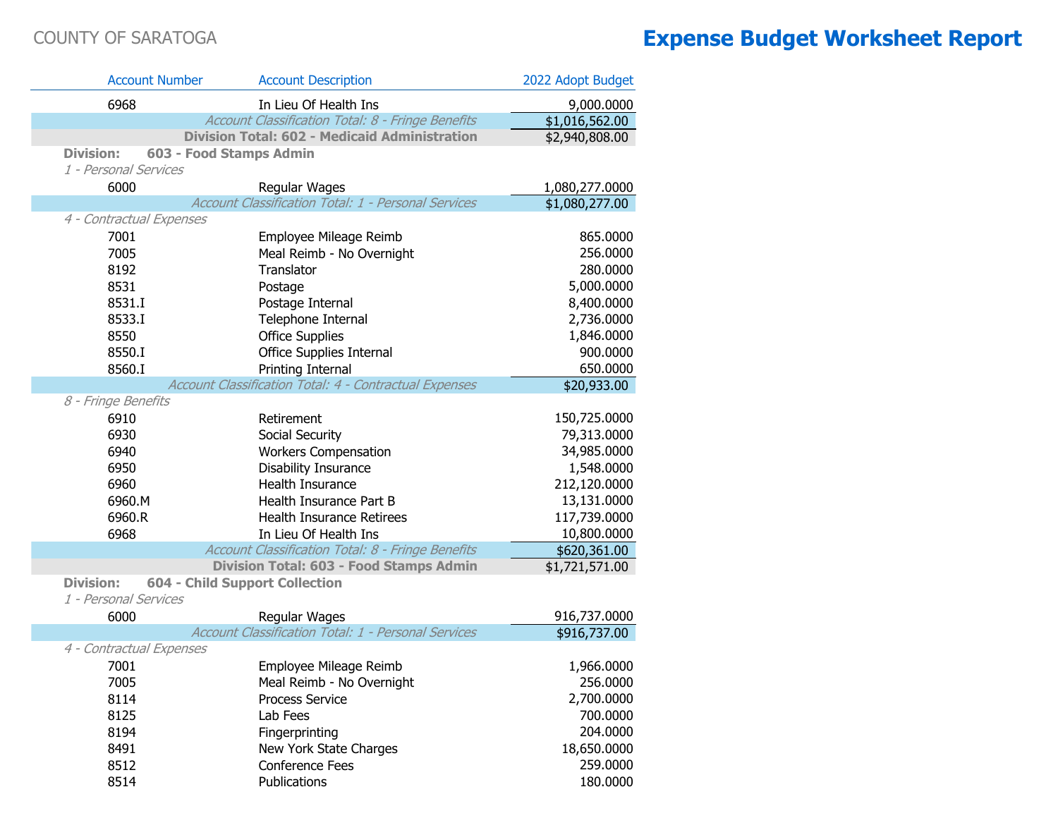COUNTY OF SARATOGA

# Expense Budget Worksheet Report

| Account Number | Account Description | 2022 Adopt Budget |
|---|---|---|
| 6968 | In Lieu Of Health Ins | 9,000.0000 |
| | *Account Classification Total: 8 - Fringe Benefits* | $1,016,562.00 |
| | **Division Total: 602 - Medicaid Administration** | $2,940,808.00 |
| **Division: 603 - Food Stamps Admin** | | |
| *1 - Personal Services* | | |
| 6000 | Regular Wages | 1,080,277.0000 |
| | *Account Classification Total: 1 - Personal Services* | $1,080,277.00 |
| *4 - Contractual Expenses* | | |
| 7001 | Employee Mileage Reimb | 865.0000 |
| 7005 | Meal Reimb - No Overnight | 256.0000 |
| 8192 | Translator | 280.0000 |
| 8531 | Postage | 5,000.0000 |
| 8531.I | Postage Internal | 8,400.0000 |
| 8533.I | Telephone Internal | 2,736.0000 |
| 8550 | Office Supplies | 1,846.0000 |
| 8550.I | Office Supplies Internal | 900.0000 |
| 8560.I | Printing Internal | 650.0000 |
| | *Account Classification Total: 4 - Contractual Expenses* | $20,933.00 |
| *8 - Fringe Benefits* | | |
| 6910 | Retirement | 150,725.0000 |
| 6930 | Social Security | 79,313.0000 |
| 6940 | Workers Compensation | 34,985.0000 |
| 6950 | Disability Insurance | 1,548.0000 |
| 6960 | Health Insurance | 212,120.0000 |
| 6960.M | Health Insurance Part B | 13,131.0000 |
| 6960.R | Health Insurance Retirees | 117,739.0000 |
| 6968 | In Lieu Of Health Ins | 10,800.0000 |
| | *Account Classification Total: 8 - Fringe Benefits* | $620,361.00 |
| | **Division Total: 603 - Food Stamps Admin** | $1,721,571.00 |
| **Division: 604 - Child Support Collection** | | |
| *1 - Personal Services* | | |
| 6000 | Regular Wages | 916,737.0000 |
| | *Account Classification Total: 1 - Personal Services* | $916,737.00 |
| *4 - Contractual Expenses* | | |
| 7001 | Employee Mileage Reimb | 1,966.0000 |
| 7005 | Meal Reimb - No Overnight | 256.0000 |
| 8114 | Process Service | 2,700.0000 |
| 8125 | Lab Fees | 700.0000 |
| 8194 | Fingerprinting | 204.0000 |
| 8491 | New York State Charges | 18,650.0000 |
| 8512 | Conference Fees | 259.0000 |
| 8514 | Publications | 180.0000 |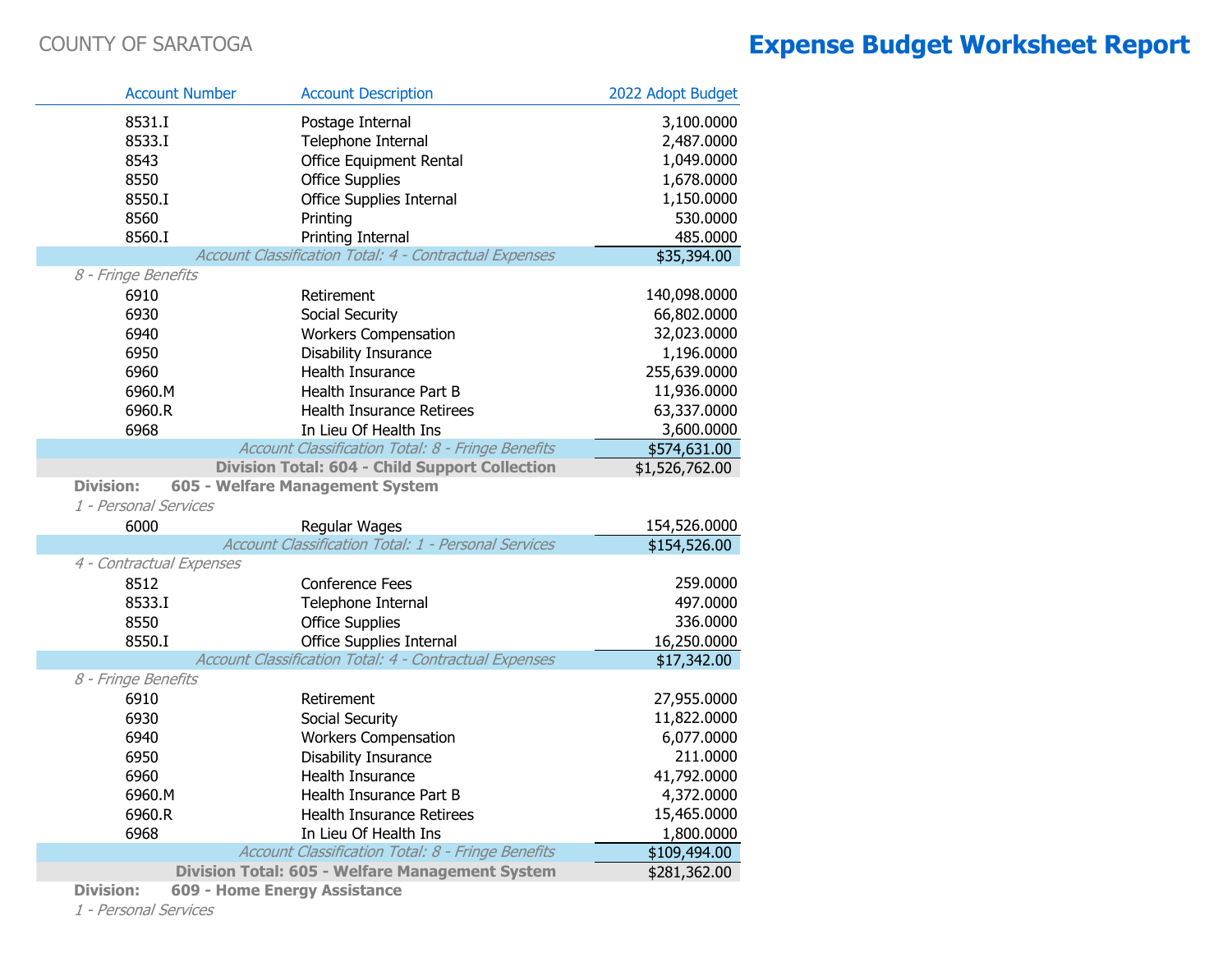COUNTY OF SARATOGA

# Expense Budget Worksheet Report

| Account Number | Account Description | 2022 Adopt Budget |
|---|---|---|
| 8531.I | Postage Internal | 3,100.0000 |
| 8533.I | Telephone Internal | 2,487.0000 |
| 8543 | Office Equipment Rental | 1,049.0000 |
| 8550 | Office Supplies | 1,678.0000 |
| 8550.I | Office Supplies Internal | 1,150.0000 |
| 8560 | Printing | 530.0000 |
| 8560.I | Printing Internal | 485.0000 |
| | *Account Classification Total: 4 - Contractual Expenses* | $35,394.00 |
| *8 - Fringe Benefits* | | |
| 6910 | Retirement | 140,098.0000 |
| 6930 | Social Security | 66,802.0000 |
| 6940 | Workers Compensation | 32,023.0000 |
| 6950 | Disability Insurance | 1,196.0000 |
| 6960 | Health Insurance | 255,639.0000 |
| 6960.M | Health Insurance Part B | 11,936.0000 |
| 6960.R | Health Insurance Retirees | 63,337.0000 |
| 6968 | In Lieu Of Health Ins | 3,600.0000 |
| | *Account Classification Total: 8 - Fringe Benefits* | $574,631.00 |
| | **Division Total: 604 - Child Support Collection** | $1,526,762.00 |
| **Division:** | **605 - Welfare Management System** | |
| *1 - Personal Services* | | |
| 6000 | Regular Wages | 154,526.0000 |
| | *Account Classification Total: 1 - Personal Services* | $154,526.00 |
| *4 - Contractual Expenses* | | |
| 8512 | Conference Fees | 259.0000 |
| 8533.I | Telephone Internal | 497.0000 |
| 8550 | Office Supplies | 336.0000 |
| 8550.I | Office Supplies Internal | 16,250.0000 |
| | *Account Classification Total: 4 - Contractual Expenses* | $17,342.00 |
| *8 - Fringe Benefits* | | |
| 6910 | Retirement | 27,955.0000 |
| 6930 | Social Security | 11,822.0000 |
| 6940 | Workers Compensation | 6,077.0000 |
| 6950 | Disability Insurance | 211.0000 |
| 6960 | Health Insurance | 41,792.0000 |
| 6960.M | Health Insurance Part B | 4,372.0000 |
| 6960.R | Health Insurance Retirees | 15,465.0000 |
| 6968 | In Lieu Of Health Ins | 1,800.0000 |
| | *Account Classification Total: 8 - Fringe Benefits* | $109,494.00 |
| | **Division Total: 605 - Welfare Management System** | $281,362.00 |
| **Division:** | **609 - Home Energy Assistance** | |
| *1 - Personal Services* | | |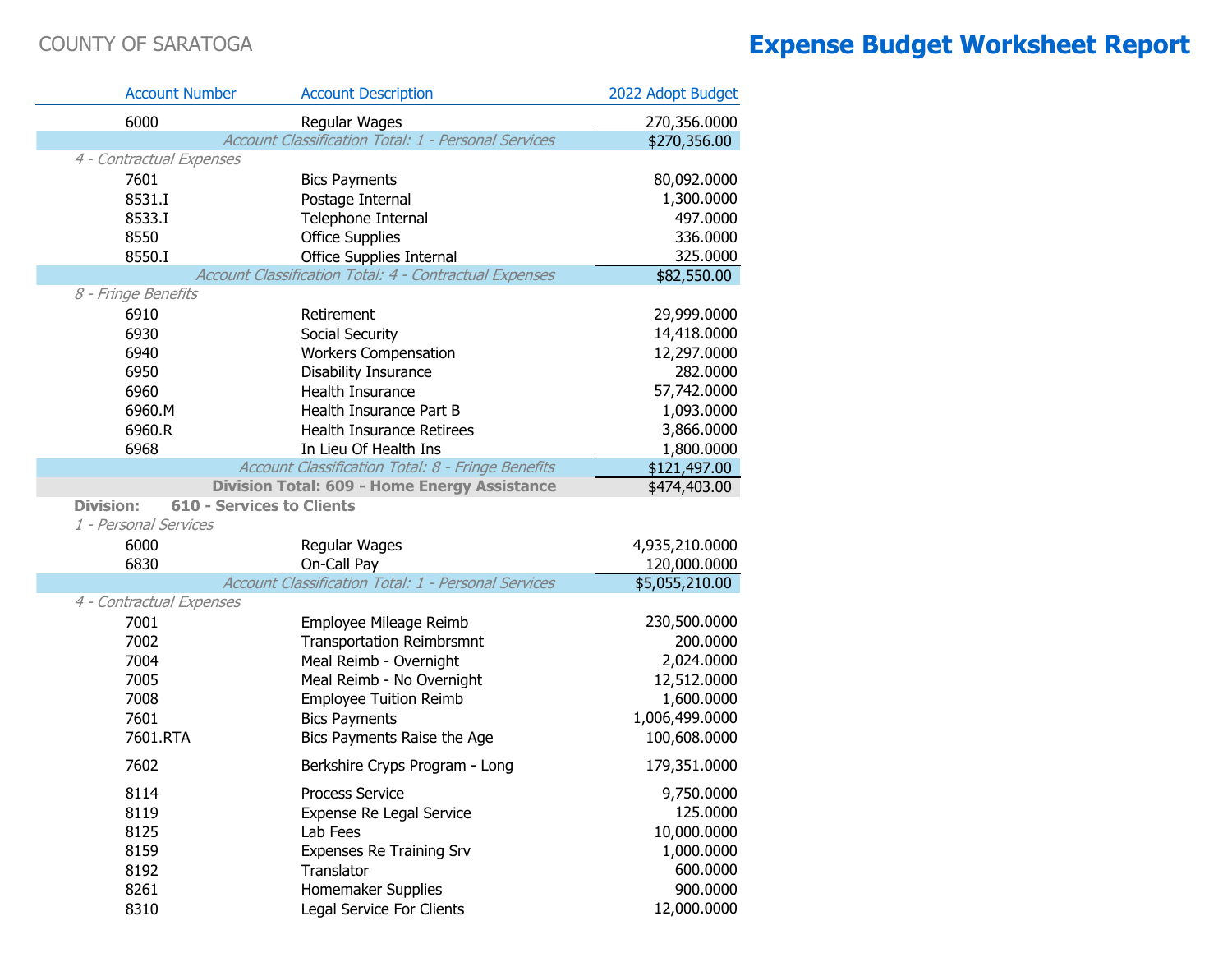COUNTY OF SARATOGA

# Expense Budget Worksheet Report

| Account Number | Account Description | 2022 Adopt Budget |
|---|---|---|
| 6000 | Regular Wages | 270,356.0000 |
| | *Account Classification Total: 1 - Personal Services* | $270,356.00 |
| *4 - Contractual Expenses* | | |
| 7601 | Bics Payments | 80,092.0000 |
| 8531.I | Postage Internal | 1,300.0000 |
| 8533.I | Telephone Internal | 497.0000 |
| 8550 | Office Supplies | 336.0000 |
| 8550.I | Office Supplies Internal | 325.0000 |
| | *Account Classification Total: 4 - Contractual Expenses* | $82,550.00 |
| *8 - Fringe Benefits* | | |
| 6910 | Retirement | 29,999.0000 |
| 6930 | Social Security | 14,418.0000 |
| 6940 | Workers Compensation | 12,297.0000 |
| 6950 | Disability Insurance | 282.0000 |
| 6960 | Health Insurance | 57,742.0000 |
| 6960.M | Health Insurance Part B | 1,093.0000 |
| 6960.R | Health Insurance Retirees | 3,866.0000 |
| 6968 | In Lieu Of Health Ins | 1,800.0000 |
| | *Account Classification Total: 8 - Fringe Benefits* | $121,497.00 |
| | **Division Total: 609 - Home Energy Assistance** | $474,403.00 |
| **Division:** | **610 - Services to Clients** | |
| *1 - Personal Services* | | |
| 6000 | Regular Wages | 4,935,210.0000 |
| 6830 | On-Call Pay | 120,000.0000 |
| | *Account Classification Total: 1 - Personal Services* | $5,055,210.00 |
| *4 - Contractual Expenses* | | |
| 7001 | Employee Mileage Reimb | 230,500.0000 |
| 7002 | Transportation Reimbrsmnt | 200.0000 |
| 7004 | Meal Reimb - Overnight | 2,024.0000 |
| 7005 | Meal Reimb - No Overnight | 12,512.0000 |
| 7008 | Employee Tuition Reimb | 1,600.0000 |
| 7601 | Bics Payments | 1,006,499.0000 |
| 7601.RTA | Bics Payments Raise the Age | 100,608.0000 |
| 7602 | Berkshire Cryps Program - Long | 179,351.0000 |
| 8114 | Process Service | 9,750.0000 |
| 8119 | Expense Re Legal Service | 125.0000 |
| 8125 | Lab Fees | 10,000.0000 |
| 8159 | Expenses Re Training Srv | 1,000.0000 |
| 8192 | Translator | 600.0000 |
| 8261 | Homemaker Supplies | 900.0000 |
| 8310 | Legal Service For Clients | 12,000.0000 |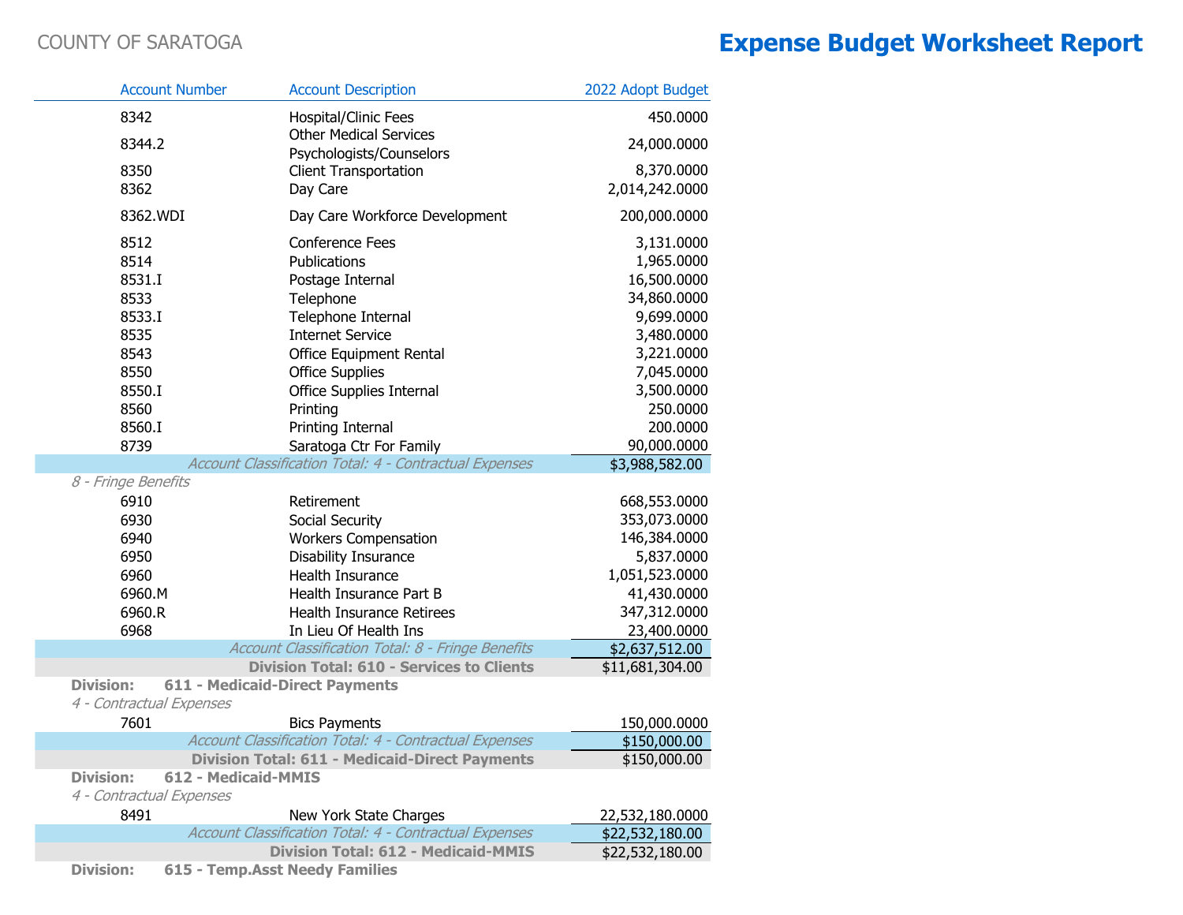COUNTY OF SARATOGA

# Expense Budget Worksheet Report

| Account Number | Account Description | 2022 Adopt Budget |
|---|---|---|
| 8342 | Hospital/Clinic Fees | 450.0000 |
| 8344.2 | Other Medical Services Psychologists/Counselors | 24,000.0000 |
| 8350 | Client Transportation | 8,370.0000 |
| 8362 | Day Care | 2,014,242.0000 |
| 8362.WDI | Day Care Workforce Development | 200,000.0000 |
| 8512 | Conference Fees | 3,131.0000 |
| 8514 | Publications | 1,965.0000 |
| 8531.I | Postage Internal | 16,500.0000 |
| 8533 | Telephone | 34,860.0000 |
| 8533.I | Telephone Internal | 9,699.0000 |
| 8535 | Internet Service | 3,480.0000 |
| 8543 | Office Equipment Rental | 3,221.0000 |
| 8550 | Office Supplies | 7,045.0000 |
| 8550.I | Office Supplies Internal | 3,500.0000 |
| 8560 | Printing | 250.0000 |
| 8560.I | Printing Internal | 200.0000 |
| 8739 | Saratoga Ctr For Family | 90,000.0000 |
| | *Account Classification Total: 4 - Contractual Expenses* | $3,988,582.00 |
| *8 - Fringe Benefits* | | |
| 6910 | Retirement | 668,553.0000 |
| 6930 | Social Security | 353,073.0000 |
| 6940 | Workers Compensation | 146,384.0000 |
| 6950 | Disability Insurance | 5,837.0000 |
| 6960 | Health Insurance | 1,051,523.0000 |
| 6960.M | Health Insurance Part B | 41,430.0000 |
| 6960.R | Health Insurance Retirees | 347,312.0000 |
| 6968 | In Lieu Of Health Ins | 23,400.0000 |
| | *Account Classification Total: 8 - Fringe Benefits* | $2,637,512.00 |
| | **Division Total: 610 - Services to Clients** | $11,681,304.00 |
| **Division: 611 - Medicaid-Direct Payments** | | |
| *4 - Contractual Expenses* | | |
| 7601 | Bics Payments | 150,000.0000 |
| | *Account Classification Total: 4 - Contractual Expenses* | $150,000.00 |
| | **Division Total: 611 - Medicaid-Direct Payments** | $150,000.00 |
| **Division: 612 - Medicaid-MMIS** | | |
| *4 - Contractual Expenses* | | |
| 8491 | New York State Charges | 22,532,180.0000 |
| | *Account Classification Total: 4 - Contractual Expenses* | $22,532,180.00 |
| | **Division Total: 612 - Medicaid-MMIS** | $22,532,180.00 |
| **Division: 615 - Temp.Asst Needy Families** | | |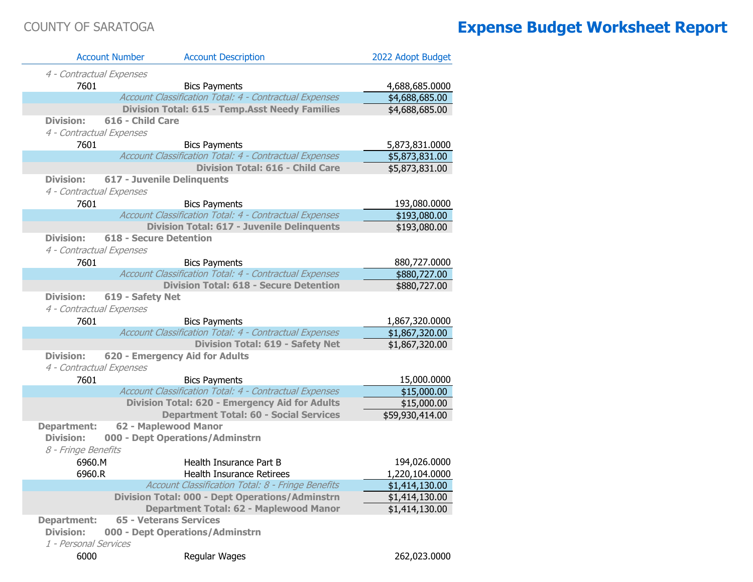COUNTY OF SARATOGA

# Expense Budget Worksheet Report

| Account Number | Account Description | 2022 Adopt Budget |
|---|---|---|
| *4 - Contractual Expenses* | | |
| 7601 | Bics Payments | 4,688,685.0000 |
| | *Account Classification Total: 4 - Contractual Expenses* | $4,688,685.00 |
| | **Division Total: 615 - Temp.Asst Needy Families** | $4,688,685.00 |
| **Division: 616 - Child Care** | | |
| *4 - Contractual Expenses* | | |
| 7601 | Bics Payments | 5,873,831.0000 |
| | *Account Classification Total: 4 - Contractual Expenses* | $5,873,831.00 |
| | **Division Total: 616 - Child Care** | $5,873,831.00 |
| **Division: 617 - Juvenile Delinquents** | | |
| *4 - Contractual Expenses* | | |
| 7601 | Bics Payments | 193,080.0000 |
| | *Account Classification Total: 4 - Contractual Expenses* | $193,080.00 |
| | **Division Total: 617 - Juvenile Delinquents** | $193,080.00 |
| **Division: 618 - Secure Detention** | | |
| *4 - Contractual Expenses* | | |
| 7601 | Bics Payments | 880,727.0000 |
| | *Account Classification Total: 4 - Contractual Expenses* | $880,727.00 |
| | **Division Total: 618 - Secure Detention** | $880,727.00 |
| **Division: 619 - Safety Net** | | |
| *4 - Contractual Expenses* | | |
| 7601 | Bics Payments | 1,867,320.0000 |
| | *Account Classification Total: 4 - Contractual Expenses* | $1,867,320.00 |
| | **Division Total: 619 - Safety Net** | $1,867,320.00 |
| **Division: 620 - Emergency Aid for Adults** | | |
| *4 - Contractual Expenses* | | |
| 7601 | Bics Payments | 15,000.0000 |
| | *Account Classification Total: 4 - Contractual Expenses* | $15,000.00 |
| | **Division Total: 620 - Emergency Aid for Adults** | $15,000.00 |
| | **Department Total: 60 - Social Services** | $59,930,414.00 |
| **Department: 62 - Maplewood Manor** | | |
| **Division: 000 - Dept Operations/Adminstrn** | | |
| *8 - Fringe Benefits* | | |
| 6960.M | Health Insurance Part B | 194,026.0000 |
| 6960.R | Health Insurance Retirees | 1,220,104.0000 |
| | *Account Classification Total: 8 - Fringe Benefits* | $1,414,130.00 |
| | **Division Total: 000 - Dept Operations/Adminstrn** | $1,414,130.00 |
| | **Department Total: 62 - Maplewood Manor** | $1,414,130.00 |
| **Department: 65 - Veterans Services** | | |
| **Division: 000 - Dept Operations/Adminstrn** | | |
| *1 - Personal Services* | | |
| 6000 | Regular Wages | 262,023.0000 |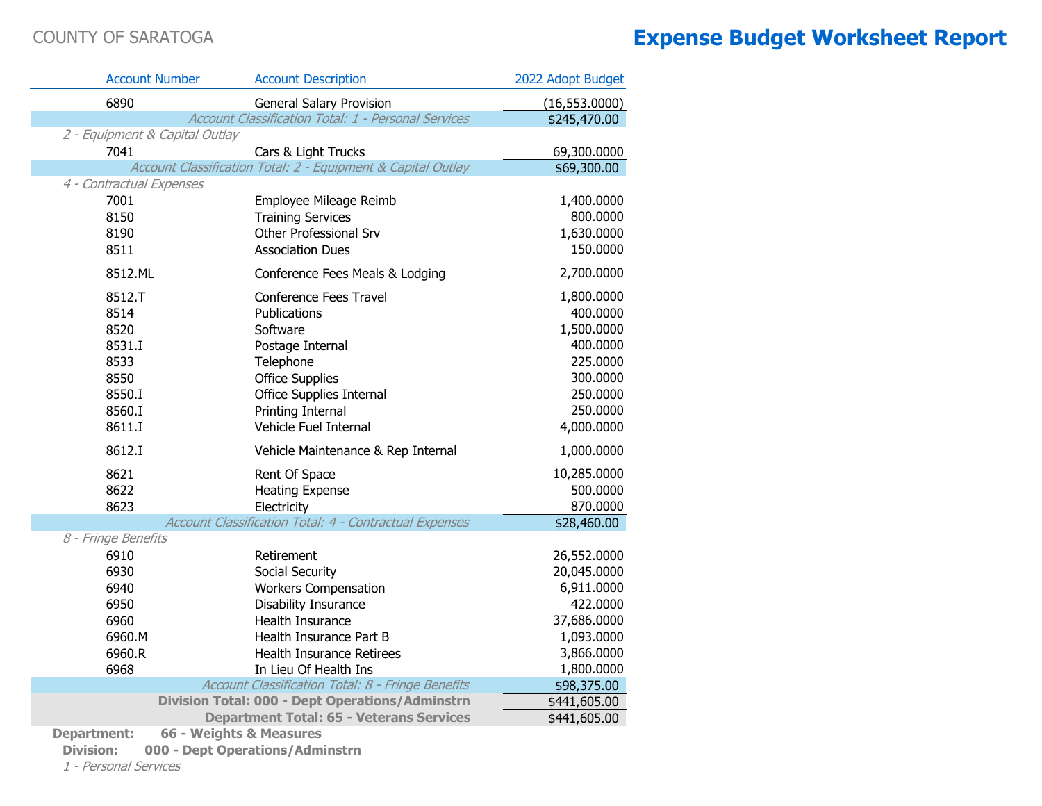COUNTY OF SARATOGA

# Expense Budget Worksheet Report

| Account Number | Account Description | 2022 Adopt Budget |
|---|---|---|
| 6890 | General Salary Provision | (16,553.0000) |
| | *Account Classification Total: 1 - Personal Services* | $245,470.00 |
| *2 - Equipment & Capital Outlay* | | |
| 7041 | Cars & Light Trucks | 69,300.0000 |
| | *Account Classification Total: 2 - Equipment & Capital Outlay* | $69,300.00 |
| *4 - Contractual Expenses* | | |
| 7001 | Employee Mileage Reimb | 1,400.0000 |
| 8150 | Training Services | 800.0000 |
| 8190 | Other Professional Srv | 1,630.0000 |
| 8511 | Association Dues | 150.0000 |
| 8512.ML | Conference Fees Meals & Lodging | 2,700.0000 |
| 8512.T | Conference Fees Travel | 1,800.0000 |
| 8514 | Publications | 400.0000 |
| 8520 | Software | 1,500.0000 |
| 8531.I | Postage Internal | 400.0000 |
| 8533 | Telephone | 225.0000 |
| 8550 | Office Supplies | 300.0000 |
| 8550.I | Office Supplies Internal | 250.0000 |
| 8560.I | Printing Internal | 250.0000 |
| 8611.I | Vehicle Fuel Internal | 4,000.0000 |
| 8612.I | Vehicle Maintenance & Rep Internal | 1,000.0000 |
| 8621 | Rent Of Space | 10,285.0000 |
| 8622 | Heating Expense | 500.0000 |
| 8623 | Electricity | 870.0000 |
| | *Account Classification Total: 4 - Contractual Expenses* | $28,460.00 |
| *8 - Fringe Benefits* | | |
| 6910 | Retirement | 26,552.0000 |
| 6930 | Social Security | 20,045.0000 |
| 6940 | Workers Compensation | 6,911.0000 |
| 6950 | Disability Insurance | 422.0000 |
| 6960 | Health Insurance | 37,686.0000 |
| 6960.M | Health Insurance Part B | 1,093.0000 |
| 6960.R | Health Insurance Retirees | 3,866.0000 |
| 6968 | In Lieu Of Health Ins | 1,800.0000 |
| | *Account Classification Total: 8 - Fringe Benefits* | $98,375.00 |
| | **Division Total: 000 - Dept Operations/Adminstrn** | $441,605.00 |
| | **Department Total: 65 - Veterans Services** | $441,605.00 |

**Department: 66 - Weights & Measures**

**Division: 000 - Dept Operations/Adminstrn**

*1 - Personal Services*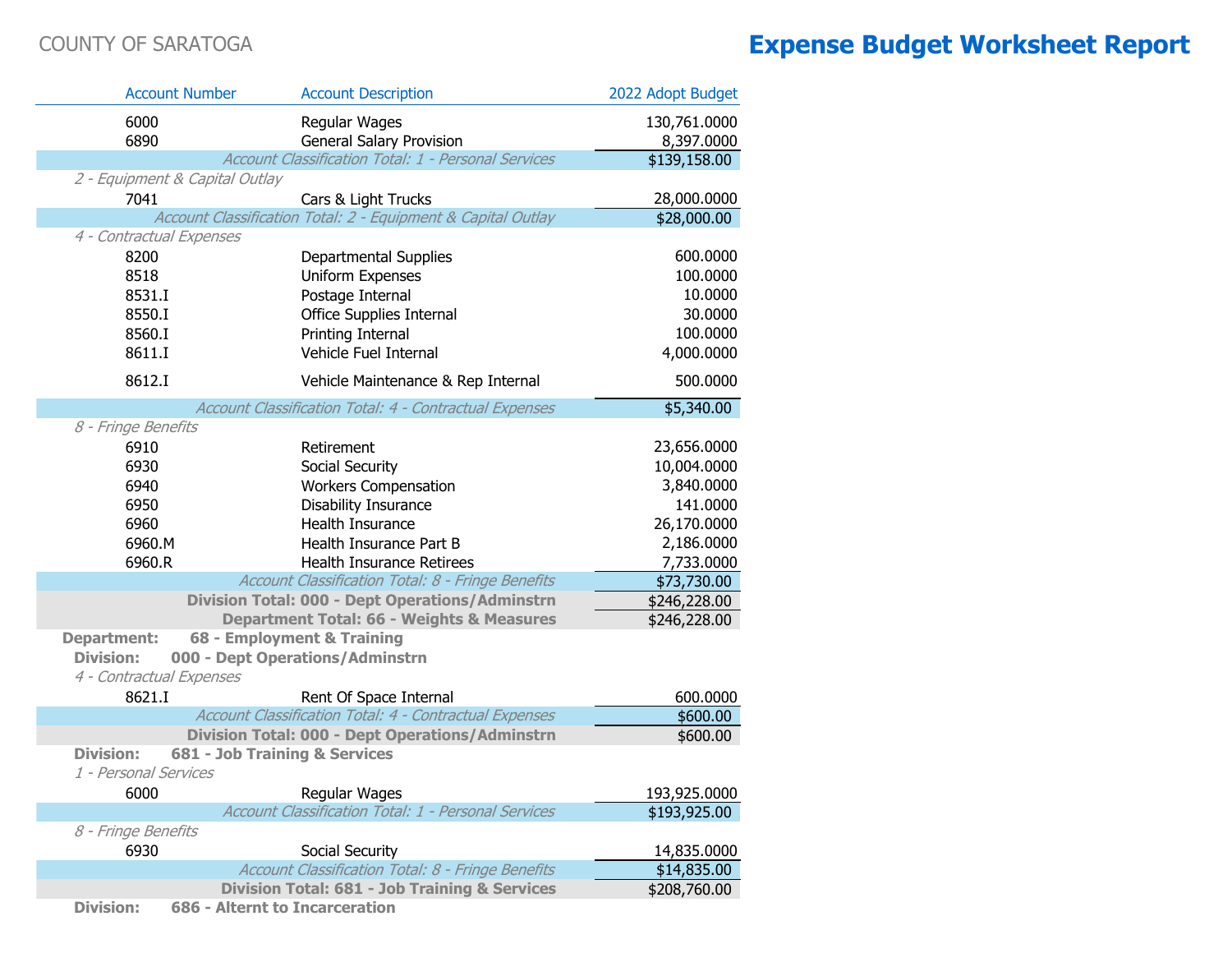COUNTY OF SARATOGA

# Expense Budget Worksheet Report

| Account Number | Account Description | 2022 Adopt Budget |
|---|---|---|
| 6000 | Regular Wages | 130,761.0000 |
| 6890 | General Salary Provision | 8,397.0000 |
| | *Account Classification Total: 1 - Personal Services* | $139,158.00 |
| *2 - Equipment & Capital Outlay* | | |
| 7041 | Cars & Light Trucks | 28,000.0000 |
| | *Account Classification Total: 2 - Equipment & Capital Outlay* | $28,000.00 |
| *4 - Contractual Expenses* | | |
| 8200 | Departmental Supplies | 600.0000 |
| 8518 | Uniform Expenses | 100.0000 |
| 8531.I | Postage Internal | 10.0000 |
| 8550.I | Office Supplies Internal | 30.0000 |
| 8560.I | Printing Internal | 100.0000 |
| 8611.I | Vehicle Fuel Internal | 4,000.0000 |
| 8612.I | Vehicle Maintenance & Rep Internal | 500.0000 |
| | *Account Classification Total: 4 - Contractual Expenses* | $5,340.00 |
| *8 - Fringe Benefits* | | |
| 6910 | Retirement | 23,656.0000 |
| 6930 | Social Security | 10,004.0000 |
| 6940 | Workers Compensation | 3,840.0000 |
| 6950 | Disability Insurance | 141.0000 |
| 6960 | Health Insurance | 26,170.0000 |
| 6960.M | Health Insurance Part B | 2,186.0000 |
| 6960.R | Health Insurance Retirees | 7,733.0000 |
| | *Account Classification Total: 8 - Fringe Benefits* | $73,730.00 |
| | **Division Total: 000 - Dept Operations/Adminstrn** | $246,228.00 |
| | **Department Total: 66 - Weights & Measures** | $246,228.00 |
| **Department:** | **68 - Employment & Training** | |
| **Division:** | **000 - Dept Operations/Adminstrn** | |
| *4 - Contractual Expenses* | | |
| 8621.I | Rent Of Space Internal | 600.0000 |
| | *Account Classification Total: 4 - Contractual Expenses* | $600.00 |
| | **Division Total: 000 - Dept Operations/Adminstrn** | $600.00 |
| **Division:** | **681 - Job Training & Services** | |
| *1 - Personal Services* | | |
| 6000 | Regular Wages | 193,925.0000 |
| | *Account Classification Total: 1 - Personal Services* | $193,925.00 |
| *8 - Fringe Benefits* | | |
| 6930 | Social Security | 14,835.0000 |
| | *Account Classification Total: 8 - Fringe Benefits* | $14,835.00 |
| | **Division Total: 681 - Job Training & Services** | $208,760.00 |
| **Division:** | **686 - Alternt to Incarceration** | |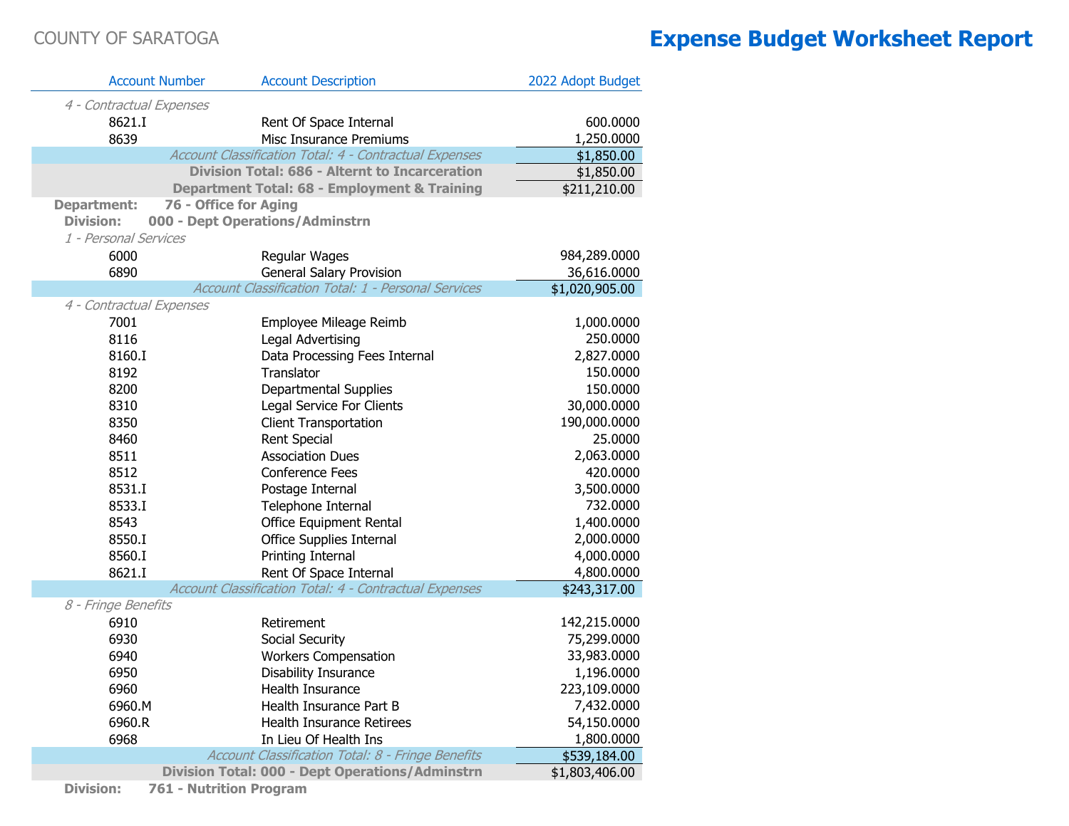COUNTY OF SARATOGA

# Expense Budget Worksheet Report

| Account Number | Account Description | 2022 Adopt Budget |
|---|---|---|
| *4 - Contractual Expenses* | | |
| 8621.I | Rent Of Space Internal | 600.0000 |
| 8639 | Misc Insurance Premiums | 1,250.0000 |
| | *Account Classification Total: 4 - Contractual Expenses* | $1,850.00 |
| | **Division Total: 686 - Alternt to Incarceration** | $1,850.00 |
| | **Department Total: 68 - Employment & Training** | $211,210.00 |
| **Department: 76 - Office for Aging** | | |
| **Division: 000 - Dept Operations/Adminstrn** | | |
| *1 - Personal Services* | | |
| 6000 | Regular Wages | 984,289.0000 |
| 6890 | General Salary Provision | 36,616.0000 |
| | *Account Classification Total: 1 - Personal Services* | $1,020,905.00 |
| *4 - Contractual Expenses* | | |
| 7001 | Employee Mileage Reimb | 1,000.0000 |
| 8116 | Legal Advertising | 250.0000 |
| 8160.I | Data Processing Fees Internal | 2,827.0000 |
| 8192 | Translator | 150.0000 |
| 8200 | Departmental Supplies | 150.0000 |
| 8310 | Legal Service For Clients | 30,000.0000 |
| 8350 | Client Transportation | 190,000.0000 |
| 8460 | Rent Special | 25.0000 |
| 8511 | Association Dues | 2,063.0000 |
| 8512 | Conference Fees | 420.0000 |
| 8531.I | Postage Internal | 3,500.0000 |
| 8533.I | Telephone Internal | 732.0000 |
| 8543 | Office Equipment Rental | 1,400.0000 |
| 8550.I | Office Supplies Internal | 2,000.0000 |
| 8560.I | Printing Internal | 4,000.0000 |
| 8621.I | Rent Of Space Internal | 4,800.0000 |
| | *Account Classification Total: 4 - Contractual Expenses* | $243,317.00 |
| *8 - Fringe Benefits* | | |
| 6910 | Retirement | 142,215.0000 |
| 6930 | Social Security | 75,299.0000 |
| 6940 | Workers Compensation | 33,983.0000 |
| 6950 | Disability Insurance | 1,196.0000 |
| 6960 | Health Insurance | 223,109.0000 |
| 6960.M | Health Insurance Part B | 7,432.0000 |
| 6960.R | Health Insurance Retirees | 54,150.0000 |
| 6968 | In Lieu Of Health Ins | 1,800.0000 |
| | *Account Classification Total: 8 - Fringe Benefits* | $539,184.00 |
| | **Division Total: 000 - Dept Operations/Adminstrn** | $1,803,406.00 |
| **Division: 761 - Nutrition Program** | | |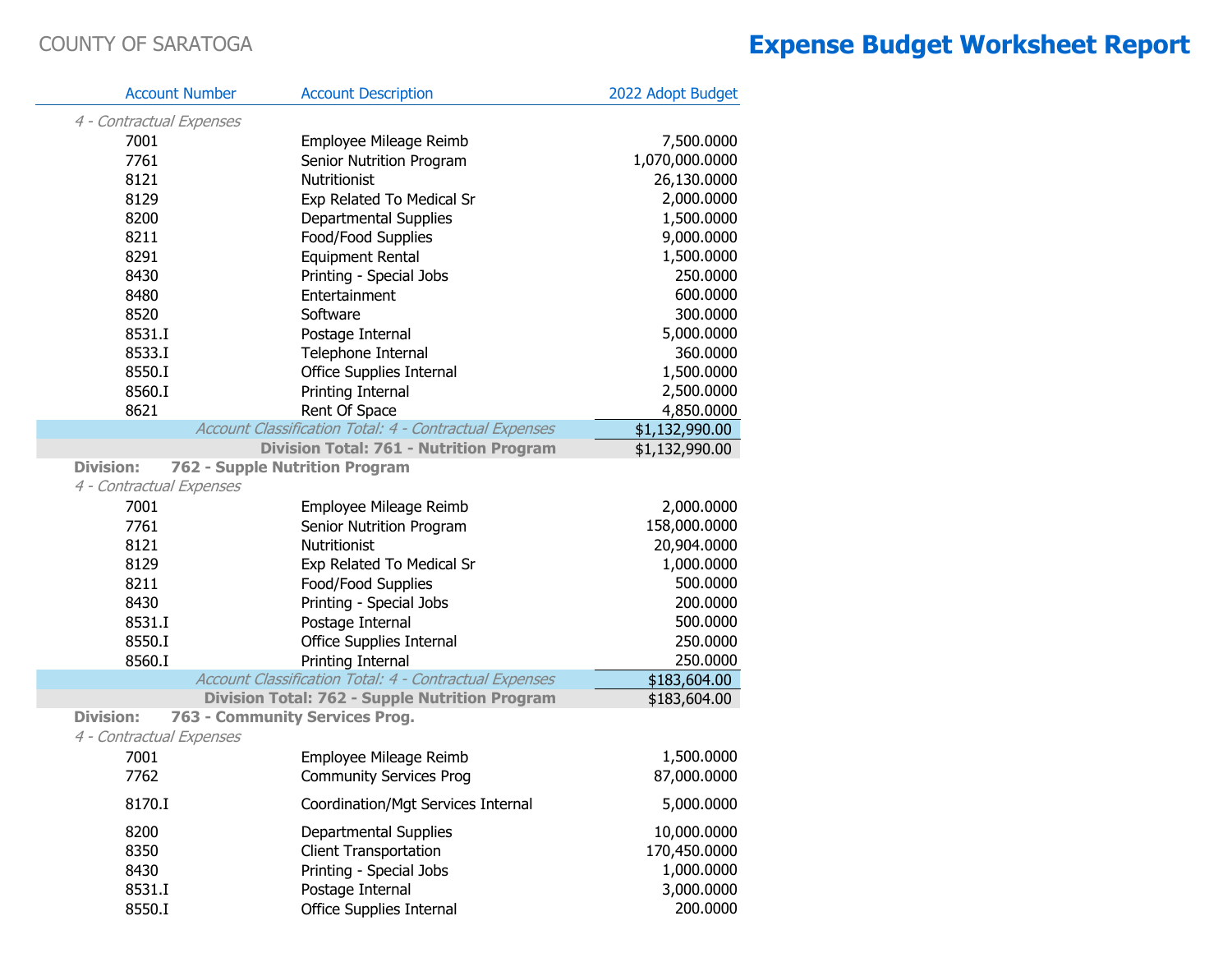COUNTY OF SARATOGA

# Expense Budget Worksheet Report

| Account Number | Account Description | 2022 Adopt Budget |
|---|---|---|
| *4 - Contractual Expenses* | | |
| 7001 | Employee Mileage Reimb | 7,500.0000 |
| 7761 | Senior Nutrition Program | 1,070,000.0000 |
| 8121 | Nutritionist | 26,130.0000 |
| 8129 | Exp Related To Medical Sr | 2,000.0000 |
| 8200 | Departmental Supplies | 1,500.0000 |
| 8211 | Food/Food Supplies | 9,000.0000 |
| 8291 | Equipment Rental | 1,500.0000 |
| 8430 | Printing - Special Jobs | 250.0000 |
| 8480 | Entertainment | 600.0000 |
| 8520 | Software | 300.0000 |
| 8531.I | Postage Internal | 5,000.0000 |
| 8533.I | Telephone Internal | 360.0000 |
| 8550.I | Office Supplies Internal | 1,500.0000 |
| 8560.I | Printing Internal | 2,500.0000 |
| 8621 | Rent Of Space | 4,850.0000 |
| | *Account Classification Total: 4 - Contractual Expenses* | $1,132,990.00 |
| | **Division Total: 761 - Nutrition Program** | $1,132,990.00 |
| **Division: 762 - Supple Nutrition Program** | | |
| *4 - Contractual Expenses* | | |
| 7001 | Employee Mileage Reimb | 2,000.0000 |
| 7761 | Senior Nutrition Program | 158,000.0000 |
| 8121 | Nutritionist | 20,904.0000 |
| 8129 | Exp Related To Medical Sr | 1,000.0000 |
| 8211 | Food/Food Supplies | 500.0000 |
| 8430 | Printing - Special Jobs | 200.0000 |
| 8531.I | Postage Internal | 500.0000 |
| 8550.I | Office Supplies Internal | 250.0000 |
| 8560.I | Printing Internal | 250.0000 |
| | *Account Classification Total: 4 - Contractual Expenses* | $183,604.00 |
| | **Division Total: 762 - Supple Nutrition Program** | $183,604.00 |
| **Division: 763 - Community Services Prog.** | | |
| *4 - Contractual Expenses* | | |
| 7001 | Employee Mileage Reimb | 1,500.0000 |
| 7762 | Community Services Prog | 87,000.0000 |
| 8170.I | Coordination/Mgt Services Internal | 5,000.0000 |
| 8200 | Departmental Supplies | 10,000.0000 |
| 8350 | Client Transportation | 170,450.0000 |
| 8430 | Printing - Special Jobs | 1,000.0000 |
| 8531.I | Postage Internal | 3,000.0000 |
| 8550.I | Office Supplies Internal | 200.0000 |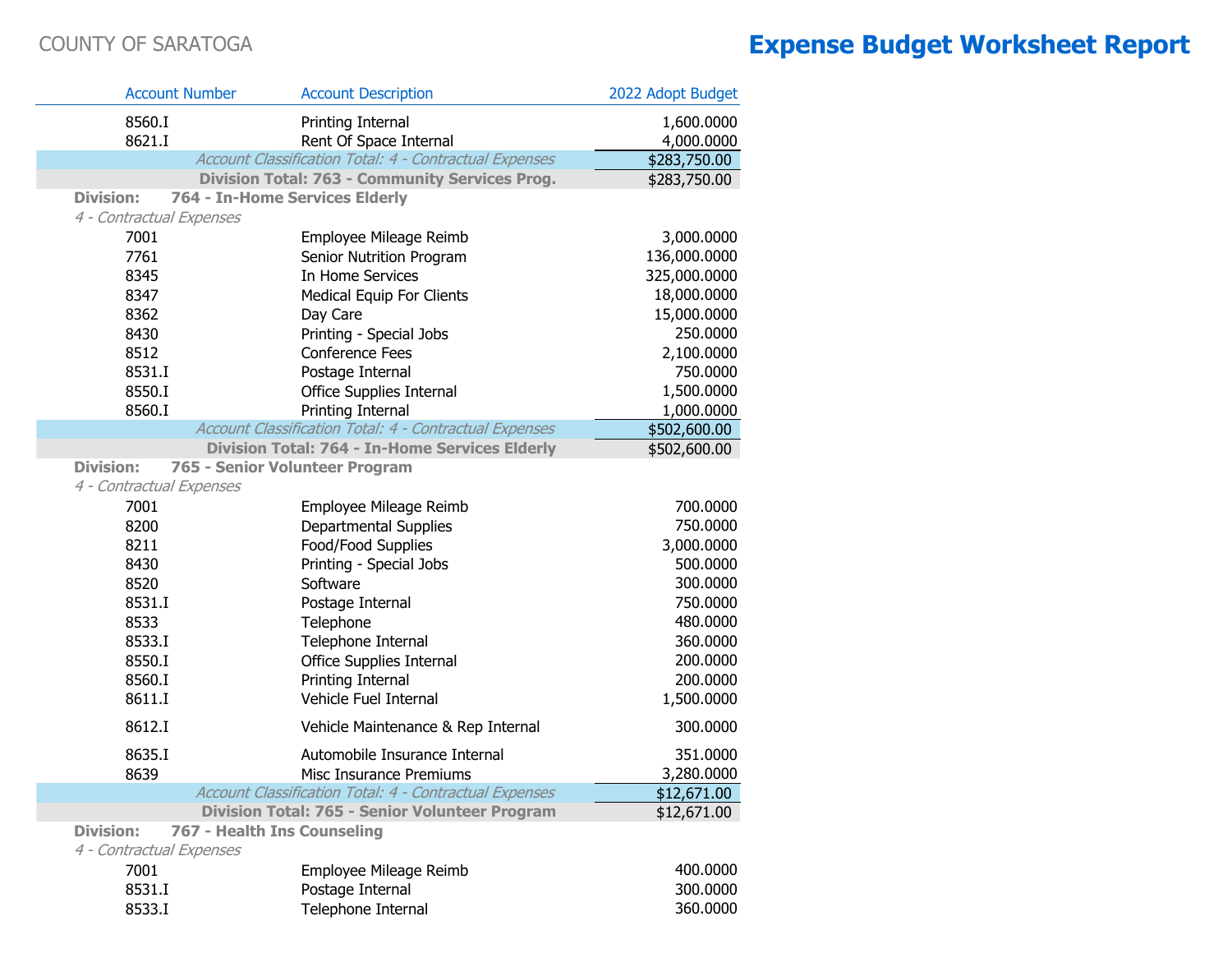COUNTY OF SARATOGA

# Expense Budget Worksheet Report

| Account Number | Account Description | 2022 Adopt Budget |
|---|---|---|
| 8560.I | Printing Internal | 1,600.0000 |
| 8621.I | Rent Of Space Internal | 4,000.0000 |
| | *Account Classification Total: 4 - Contractual Expenses* | $283,750.00 |
| | **Division Total: 763 - Community Services Prog.** | $283,750.00 |
| **Division:** | **764 - In-Home Services Elderly** | |
| *4 - Contractual Expenses* | | |
| 7001 | Employee Mileage Reimb | 3,000.0000 |
| 7761 | Senior Nutrition Program | 136,000.0000 |
| 8345 | In Home Services | 325,000.0000 |
| 8347 | Medical Equip For Clients | 18,000.0000 |
| 8362 | Day Care | 15,000.0000 |
| 8430 | Printing - Special Jobs | 250.0000 |
| 8512 | Conference Fees | 2,100.0000 |
| 8531.I | Postage Internal | 750.0000 |
| 8550.I | Office Supplies Internal | 1,500.0000 |
| 8560.I | Printing Internal | 1,000.0000 |
| | *Account Classification Total: 4 - Contractual Expenses* | $502,600.00 |
| | **Division Total: 764 - In-Home Services Elderly** | $502,600.00 |
| **Division:** | **765 - Senior Volunteer Program** | |
| *4 - Contractual Expenses* | | |
| 7001 | Employee Mileage Reimb | 700.0000 |
| 8200 | Departmental Supplies | 750.0000 |
| 8211 | Food/Food Supplies | 3,000.0000 |
| 8430 | Printing - Special Jobs | 500.0000 |
| 8520 | Software | 300.0000 |
| 8531.I | Postage Internal | 750.0000 |
| 8533 | Telephone | 480.0000 |
| 8533.I | Telephone Internal | 360.0000 |
| 8550.I | Office Supplies Internal | 200.0000 |
| 8560.I | Printing Internal | 200.0000 |
| 8611.I | Vehicle Fuel Internal | 1,500.0000 |
| 8612.I | Vehicle Maintenance & Rep Internal | 300.0000 |
| 8635.I | Automobile Insurance Internal | 351.0000 |
| 8639 | Misc Insurance Premiums | 3,280.0000 |
| | *Account Classification Total: 4 - Contractual Expenses* | $12,671.00 |
| | **Division Total: 765 - Senior Volunteer Program** | $12,671.00 |
| **Division:** | **767 - Health Ins Counseling** | |
| *4 - Contractual Expenses* | | |
| 7001 | Employee Mileage Reimb | 400.0000 |
| 8531.I | Postage Internal | 300.0000 |
| 8533.I | Telephone Internal | 360.0000 |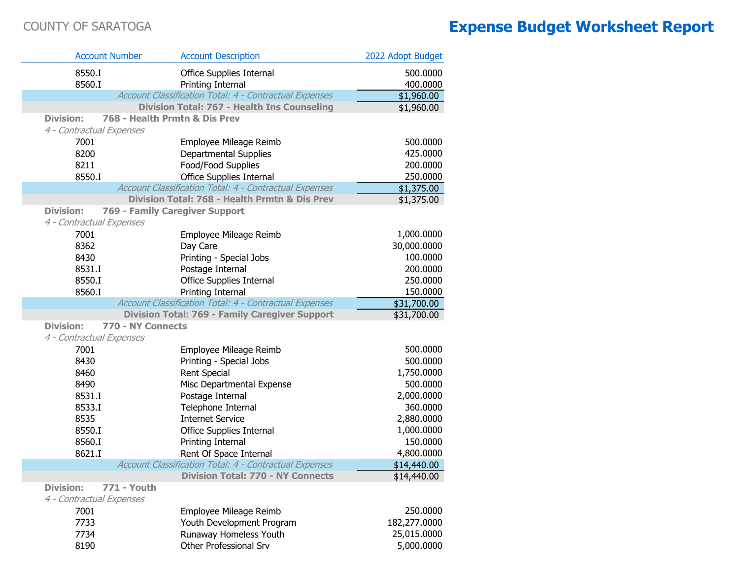COUNTY OF SARATOGA

# Expense Budget Worksheet Report

| Account Number | Account Description | 2022 Adopt Budget |
|---|---|---|
| 8550.I | Office Supplies Internal | 500.0000 |
| 8560.I | Printing Internal | 400.0000 |
| | *Account Classification Total: 4 - Contractual Expenses* | $1,960.00 |
| | **Division Total: 767 - Health Ins Counseling** | $1,960.00 |
| **Division: 768 - Health Prmtn & Dis Prev** | | |
| *4 - Contractual Expenses* | | |
| 7001 | Employee Mileage Reimb | 500.0000 |
| 8200 | Departmental Supplies | 425.0000 |
| 8211 | Food/Food Supplies | 200.0000 |
| 8550.I | Office Supplies Internal | 250.0000 |
| | *Account Classification Total: 4 - Contractual Expenses* | $1,375.00 |
| | **Division Total: 768 - Health Prmtn & Dis Prev** | $1,375.00 |
| **Division: 769 - Family Caregiver Support** | | |
| *4 - Contractual Expenses* | | |
| 7001 | Employee Mileage Reimb | 1,000.0000 |
| 8362 | Day Care | 30,000.0000 |
| 8430 | Printing - Special Jobs | 100.0000 |
| 8531.I | Postage Internal | 200.0000 |
| 8550.I | Office Supplies Internal | 250.0000 |
| 8560.I | Printing Internal | 150.0000 |
| | *Account Classification Total: 4 - Contractual Expenses* | $31,700.00 |
| | **Division Total: 769 - Family Caregiver Support** | $31,700.00 |
| **Division: 770 - NY Connects** | | |
| *4 - Contractual Expenses* | | |
| 7001 | Employee Mileage Reimb | 500.0000 |
| 8430 | Printing - Special Jobs | 500.0000 |
| 8460 | Rent Special | 1,750.0000 |
| 8490 | Misc Departmental Expense | 500.0000 |
| 8531.I | Postage Internal | 2,000.0000 |
| 8533.I | Telephone Internal | 360.0000 |
| 8535 | Internet Service | 2,880.0000 |
| 8550.I | Office Supplies Internal | 1,000.0000 |
| 8560.I | Printing Internal | 150.0000 |
| 8621.I | Rent Of Space Internal | 4,800.0000 |
| | *Account Classification Total: 4 - Contractual Expenses* | $14,440.00 |
| | **Division Total: 770 - NY Connects** | $14,440.00 |
| **Division: 771 - Youth** | | |
| *4 - Contractual Expenses* | | |
| 7001 | Employee Mileage Reimb | 250.0000 |
| 7733 | Youth Development Program | 182,277.0000 |
| 7734 | Runaway Homeless Youth | 25,015.0000 |
| 8190 | Other Professional Srv | 5,000.0000 |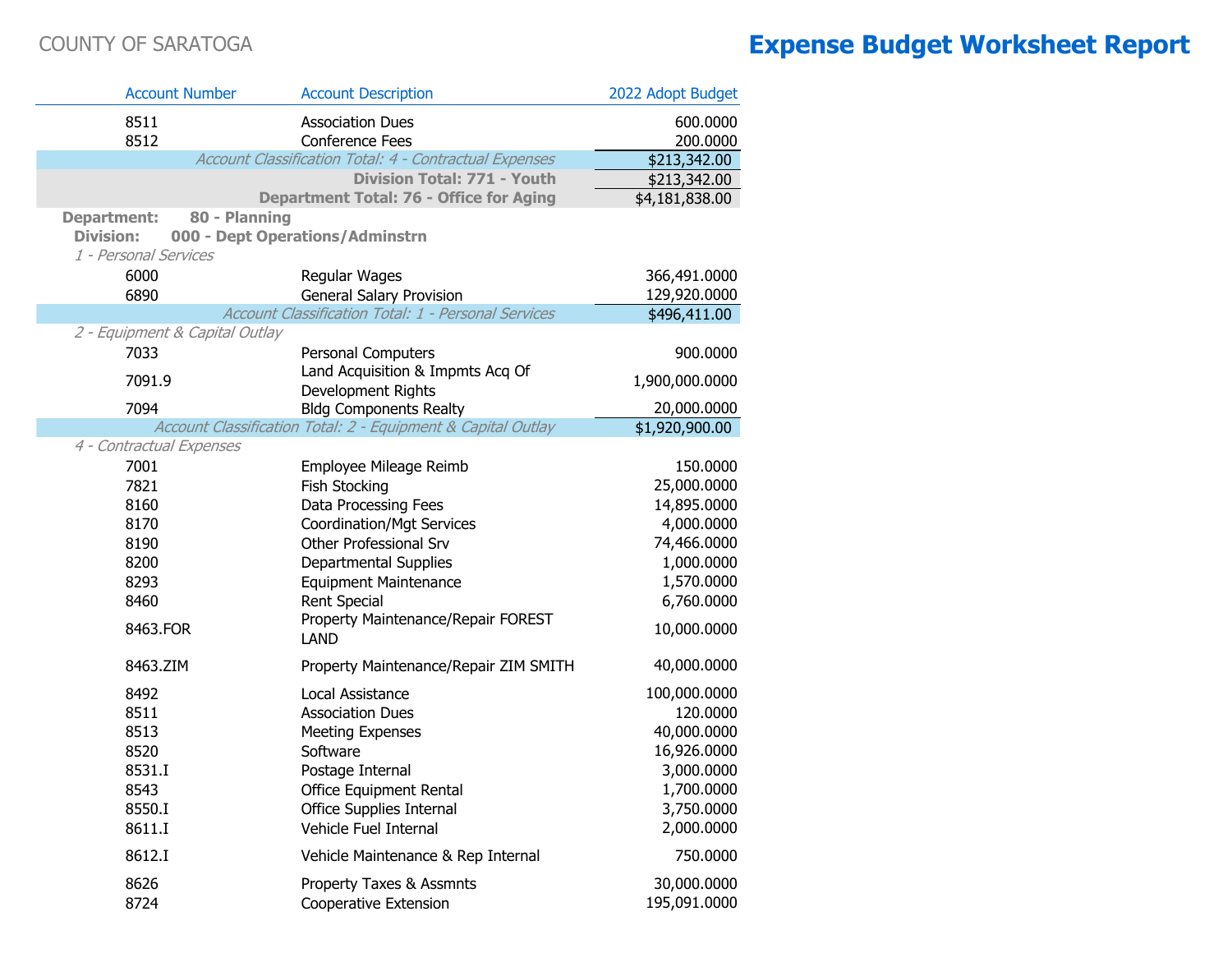COUNTY OF SARATOGA

# Expense Budget Worksheet Report

| Account Number | Account Description | 2022 Adopt Budget |
|---|---|---|
| 8511 | Association Dues | 600.0000 |
| 8512 | Conference Fees | 200.0000 |
| | *Account Classification Total: 4 - Contractual Expenses* | $213,342.00 |
| | **Division Total: 771 - Youth** | $213,342.00 |
| | **Department Total: 76 - Office for Aging** | $4,181,838.00 |
| **Department: 80 - Planning** | | |
| **Division: 000 - Dept Operations/Adminstrn** | | |
| *1 - Personal Services* | | |
| 6000 | Regular Wages | 366,491.0000 |
| 6890 | General Salary Provision | 129,920.0000 |
| | *Account Classification Total: 1 - Personal Services* | $496,411.00 |
| *2 - Equipment & Capital Outlay* | | |
| 7033 | Personal Computers | 900.0000 |
| 7091.9 | Land Acquisition & Impmts Acq Of Development Rights | 1,900,000.0000 |
| 7094 | Bldg Components Realty | 20,000.0000 |
| | *Account Classification Total: 2 - Equipment & Capital Outlay* | $1,920,900.00 |
| *4 - Contractual Expenses* | | |
| 7001 | Employee Mileage Reimb | 150.0000 |
| 7821 | Fish Stocking | 25,000.0000 |
| 8160 | Data Processing Fees | 14,895.0000 |
| 8170 | Coordination/Mgt Services | 4,000.0000 |
| 8190 | Other Professional Srv | 74,466.0000 |
| 8200 | Departmental Supplies | 1,000.0000 |
| 8293 | Equipment Maintenance | 1,570.0000 |
| 8460 | Rent Special | 6,760.0000 |
| 8463.FOR | Property Maintenance/Repair FOREST LAND | 10,000.0000 |
| 8463.ZIM | Property Maintenance/Repair ZIM SMITH | 40,000.0000 |
| 8492 | Local Assistance | 100,000.0000 |
| 8511 | Association Dues | 120.0000 |
| 8513 | Meeting Expenses | 40,000.0000 |
| 8520 | Software | 16,926.0000 |
| 8531.I | Postage Internal | 3,000.0000 |
| 8543 | Office Equipment Rental | 1,700.0000 |
| 8550.I | Office Supplies Internal | 3,750.0000 |
| 8611.I | Vehicle Fuel Internal | 2,000.0000 |
| 8612.I | Vehicle Maintenance & Rep Internal | 750.0000 |
| 8626 | Property Taxes & Assmnts | 30,000.0000 |
| 8724 | Cooperative Extension | 195,091.0000 |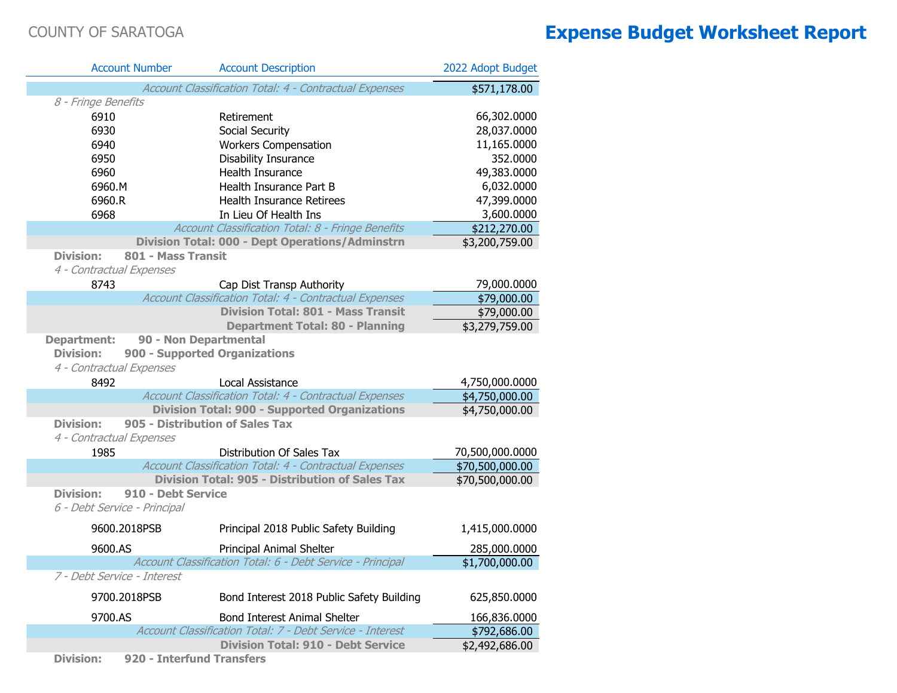COUNTY OF SARATOGA

# Expense Budget Worksheet Report

| Account Number | Account Description | 2022 Adopt Budget |
|---|---|---|
| | *Account Classification Total: 4 - Contractual Expenses* | $571,178.00 |
| *8 - Fringe Benefits* | | |
| 6910 | Retirement | 66,302.0000 |
| 6930 | Social Security | 28,037.0000 |
| 6940 | Workers Compensation | 11,165.0000 |
| 6950 | Disability Insurance | 352.0000 |
| 6960 | Health Insurance | 49,383.0000 |
| 6960.M | Health Insurance Part B | 6,032.0000 |
| 6960.R | Health Insurance Retirees | 47,399.0000 |
| 6968 | In Lieu Of Health Ins | 3,600.0000 |
| | *Account Classification Total: 8 - Fringe Benefits* | $212,270.00 |
| | **Division Total: 000 - Dept Operations/Adminstrn** | $3,200,759.00 |
| **Division: 801 - Mass Transit** | | |
| *4 - Contractual Expenses* | | |
| 8743 | Cap Dist Transp Authority | 79,000.0000 |
| | *Account Classification Total: 4 - Contractual Expenses* | $79,000.00 |
| | **Division Total: 801 - Mass Transit** | $79,000.00 |
| | **Department Total: 80 - Planning** | $3,279,759.00 |
| **Department: 90 - Non Departmental** | | |
| **Division: 900 - Supported Organizations** | | |
| *4 - Contractual Expenses* | | |
| 8492 | Local Assistance | 4,750,000.0000 |
| | *Account Classification Total: 4 - Contractual Expenses* | $4,750,000.00 |
| | **Division Total: 900 - Supported Organizations** | $4,750,000.00 |
| **Division: 905 - Distribution of Sales Tax** | | |
| *4 - Contractual Expenses* | | |
| 1985 | Distribution Of Sales Tax | 70,500,000.0000 |
| | *Account Classification Total: 4 - Contractual Expenses* | $70,500,000.00 |
| | **Division Total: 905 - Distribution of Sales Tax** | $70,500,000.00 |
| **Division: 910 - Debt Service** | | |
| *6 - Debt Service - Principal* | | |
| 9600.2018PSB | Principal 2018 Public Safety Building | 1,415,000.0000 |
| 9600.AS | Principal Animal Shelter | 285,000.0000 |
| | *Account Classification Total: 6 - Debt Service - Principal* | $1,700,000.00 |
| *7 - Debt Service - Interest* | | |
| 9700.2018PSB | Bond Interest 2018 Public Safety Building | 625,850.0000 |
| 9700.AS | Bond Interest Animal Shelter | 166,836.0000 |
| | *Account Classification Total: 7 - Debt Service - Interest* | $792,686.00 |
| | **Division Total: 910 - Debt Service** | $2,492,686.00 |
| **Division: 920 - Interfund Transfers** | | |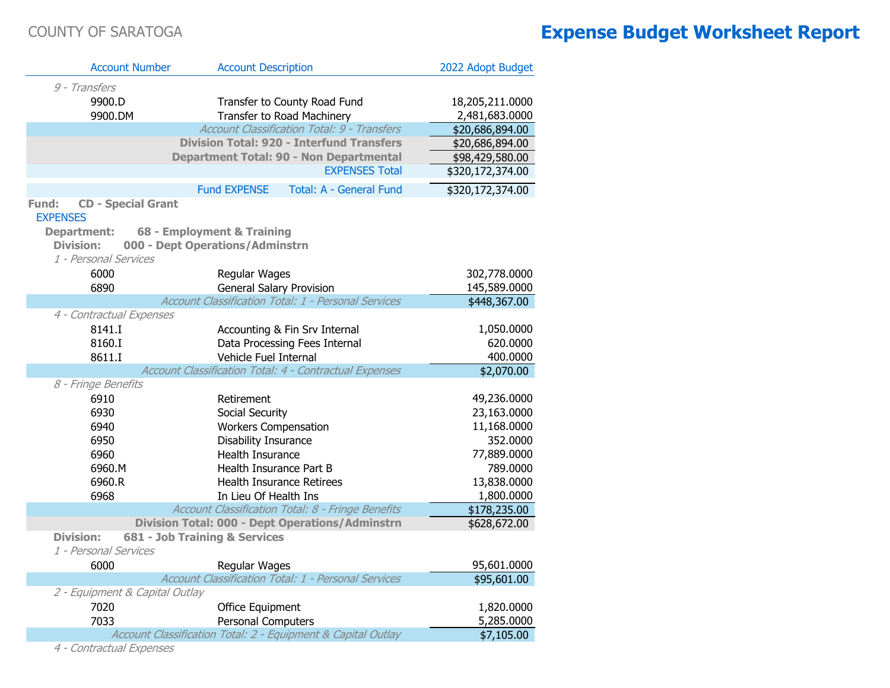COUNTY OF SARATOGA

# Expense Budget Worksheet Report

| Account Number | Account Description | 2022 Adopt Budget |
|---|---|---|
| *9 - Transfers* | | |
| 9900.D | Transfer to County Road Fund | 18,205,211.0000 |
| 9900.DM | Transfer to Road Machinery | 2,481,683.0000 |
| | *Account Classification Total: 9 - Transfers* | $20,686,894.00 |
| | **Division Total: 920 - Interfund Transfers** | $20,686,894.00 |
| | **Department Total: 90 - Non Departmental** | $98,429,580.00 |
| | EXPENSES Total | $320,172,374.00 |
| | Fund EXPENSE Total: A - General Fund | $320,172,374.00 |

**Fund: CD - Special Grant**

EXPENSES

**Department: 68 - Employment & Training**

**Division: 000 - Dept Operations/Adminstrn**

| Account Number | Account Description | 2022 Adopt Budget |
|---|---|---|
| *1 - Personal Services* | | |
| 6000 | Regular Wages | 302,778.0000 |
| 6890 | General Salary Provision | 145,589.0000 |
| | *Account Classification Total: 1 - Personal Services* | $448,367.00 |
| *4 - Contractual Expenses* | | |
| 8141.I | Accounting & Fin Srv Internal | 1,050.0000 |
| 8160.I | Data Processing Fees Internal | 620.0000 |
| 8611.I | Vehicle Fuel Internal | 400.0000 |
| | *Account Classification Total: 4 - Contractual Expenses* | $2,070.00 |
| *8 - Fringe Benefits* | | |
| 6910 | Retirement | 49,236.0000 |
| 6930 | Social Security | 23,163.0000 |
| 6940 | Workers Compensation | 11,168.0000 |
| 6950 | Disability Insurance | 352.0000 |
| 6960 | Health Insurance | 77,889.0000 |
| 6960.M | Health Insurance Part B | 789.0000 |
| 6960.R | Health Insurance Retirees | 13,838.0000 |
| 6968 | In Lieu Of Health Ins | 1,800.0000 |
| | *Account Classification Total: 8 - Fringe Benefits* | $178,235.00 |
| | **Division Total: 000 - Dept Operations/Adminstrn** | $628,672.00 |

**Division: 681 - Job Training & Services**

| Account Number | Account Description | 2022 Adopt Budget |
|---|---|---|
| *1 - Personal Services* | | |
| 6000 | Regular Wages | 95,601.0000 |
| | *Account Classification Total: 1 - Personal Services* | $95,601.00 |
| *2 - Equipment & Capital Outlay* | | |
| 7020 | Office Equipment | 1,820.0000 |
| 7033 | Personal Computers | 5,285.0000 |
| | *Account Classification Total: 2 - Equipment & Capital Outlay* | $7,105.00 |
| *4 - Contractual Expenses* | | |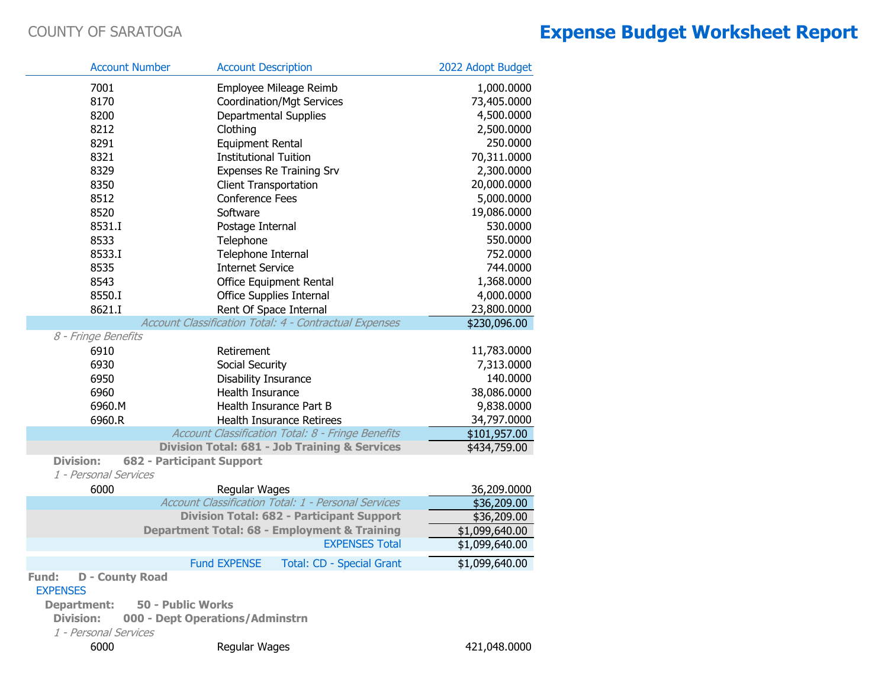COUNTY OF SARATOGA

# Expense Budget Worksheet Report

| Account Number | Account Description | 2022 Adopt Budget |
|---|---|---|
| 7001 | Employee Mileage Reimb | 1,000.0000 |
| 8170 | Coordination/Mgt Services | 73,405.0000 |
| 8200 | Departmental Supplies | 4,500.0000 |
| 8212 | Clothing | 2,500.0000 |
| 8291 | Equipment Rental | 250.0000 |
| 8321 | Institutional Tuition | 70,311.0000 |
| 8329 | Expenses Re Training Srv | 2,300.0000 |
| 8350 | Client Transportation | 20,000.0000 |
| 8512 | Conference Fees | 5,000.0000 |
| 8520 | Software | 19,086.0000 |
| 8531.I | Postage Internal | 530.0000 |
| 8533 | Telephone | 550.0000 |
| 8533.I | Telephone Internal | 752.0000 |
| 8535 | Internet Service | 744.0000 |
| 8543 | Office Equipment Rental | 1,368.0000 |
| 8550.I | Office Supplies Internal | 4,000.0000 |
| 8621.I | Rent Of Space Internal | 23,800.0000 |
| | *Account Classification Total: 4 - Contractual Expenses* | $230,096.00 |
| *8 - Fringe Benefits* | | |
| 6910 | Retirement | 11,783.0000 |
| 6930 | Social Security | 7,313.0000 |
| 6950 | Disability Insurance | 140.0000 |
| 6960 | Health Insurance | 38,086.0000 |
| 6960.M | Health Insurance Part B | 9,838.0000 |
| 6960.R | Health Insurance Retirees | 34,797.0000 |
| | *Account Classification Total: 8 - Fringe Benefits* | $101,957.00 |
| | **Division Total: 681 - Job Training & Services** | $434,759.00 |
| **Division: 682 - Participant Support** | | |
| *1 - Personal Services* | | |
| 6000 | Regular Wages | 36,209.0000 |
| | *Account Classification Total: 1 - Personal Services* | $36,209.00 |
| | **Division Total: 682 - Participant Support** | $36,209.00 |
| | **Department Total: 68 - Employment & Training** | $1,099,640.00 |
| | EXPENSES Total | $1,099,640.00 |
| | Fund EXPENSE Total: CD - Special Grant | $1,099,640.00 |
| **Fund: D - County Road** | | |
| EXPENSES | | |
| **Department: 50 - Public Works** | | |
| **Division: 000 - Dept Operations/Adminstrn** | | |
| *1 - Personal Services* | | |
| 6000 | Regular Wages | 421,048.0000 |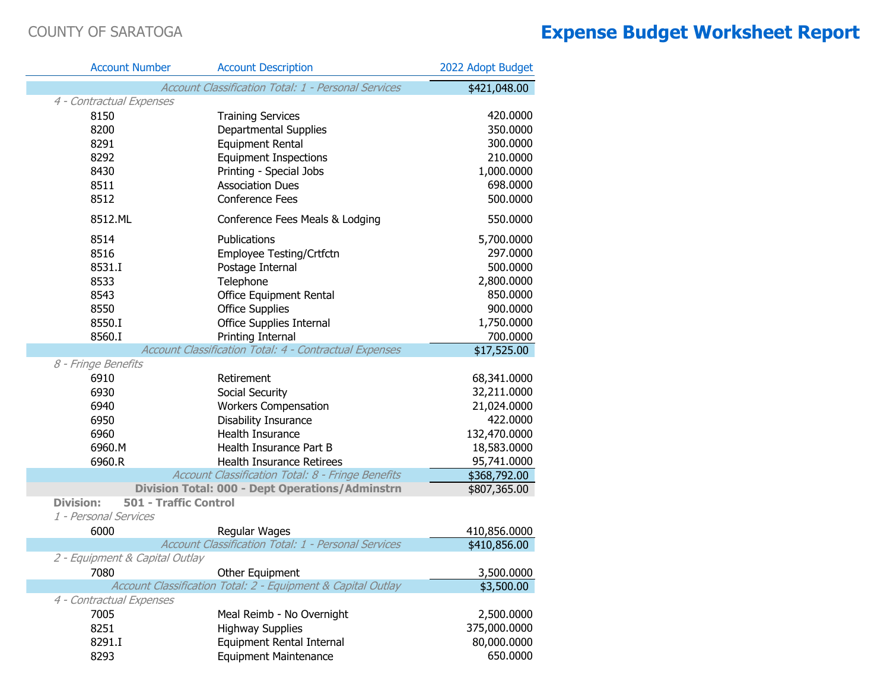COUNTY OF SARATOGA

# Expense Budget Worksheet Report

| Account Number | Account Description | 2022 Adopt Budget |
|---|---|---|
| | *Account Classification Total: 1 - Personal Services* | $421,048.00 |
| *4 - Contractual Expenses* | | |
| 8150 | Training Services | 420.0000 |
| 8200 | Departmental Supplies | 350.0000 |
| 8291 | Equipment Rental | 300.0000 |
| 8292 | Equipment Inspections | 210.0000 |
| 8430 | Printing - Special Jobs | 1,000.0000 |
| 8511 | Association Dues | 698.0000 |
| 8512 | Conference Fees | 500.0000 |
| 8512.ML | Conference Fees Meals & Lodging | 550.0000 |
| 8514 | Publications | 5,700.0000 |
| 8516 | Employee Testing/Crtfctn | 297.0000 |
| 8531.I | Postage Internal | 500.0000 |
| 8533 | Telephone | 2,800.0000 |
| 8543 | Office Equipment Rental | 850.0000 |
| 8550 | Office Supplies | 900.0000 |
| 8550.I | Office Supplies Internal | 1,750.0000 |
| 8560.I | Printing Internal | 700.0000 |
| | *Account Classification Total: 4 - Contractual Expenses* | $17,525.00 |
| *8 - Fringe Benefits* | | |
| 6910 | Retirement | 68,341.0000 |
| 6930 | Social Security | 32,211.0000 |
| 6940 | Workers Compensation | 21,024.0000 |
| 6950 | Disability Insurance | 422.0000 |
| 6960 | Health Insurance | 132,470.0000 |
| 6960.M | Health Insurance Part B | 18,583.0000 |
| 6960.R | Health Insurance Retirees | 95,741.0000 |
| | *Account Classification Total: 8 - Fringe Benefits* | $368,792.00 |
| | **Division Total: 000 - Dept Operations/Adminstrn** | $807,365.00 |
| **Division:** | **501 - Traffic Control** | |
| *1 - Personal Services* | | |
| 6000 | Regular Wages | 410,856.0000 |
| | *Account Classification Total: 1 - Personal Services* | $410,856.00 |
| *2 - Equipment & Capital Outlay* | | |
| 7080 | Other Equipment | 3,500.0000 |
| | *Account Classification Total: 2 - Equipment & Capital Outlay* | $3,500.00 |
| *4 - Contractual Expenses* | | |
| 7005 | Meal Reimb - No Overnight | 2,500.0000 |
| 8251 | Highway Supplies | 375,000.0000 |
| 8291.I | Equipment Rental Internal | 80,000.0000 |
| 8293 | Equipment Maintenance | 650.0000 |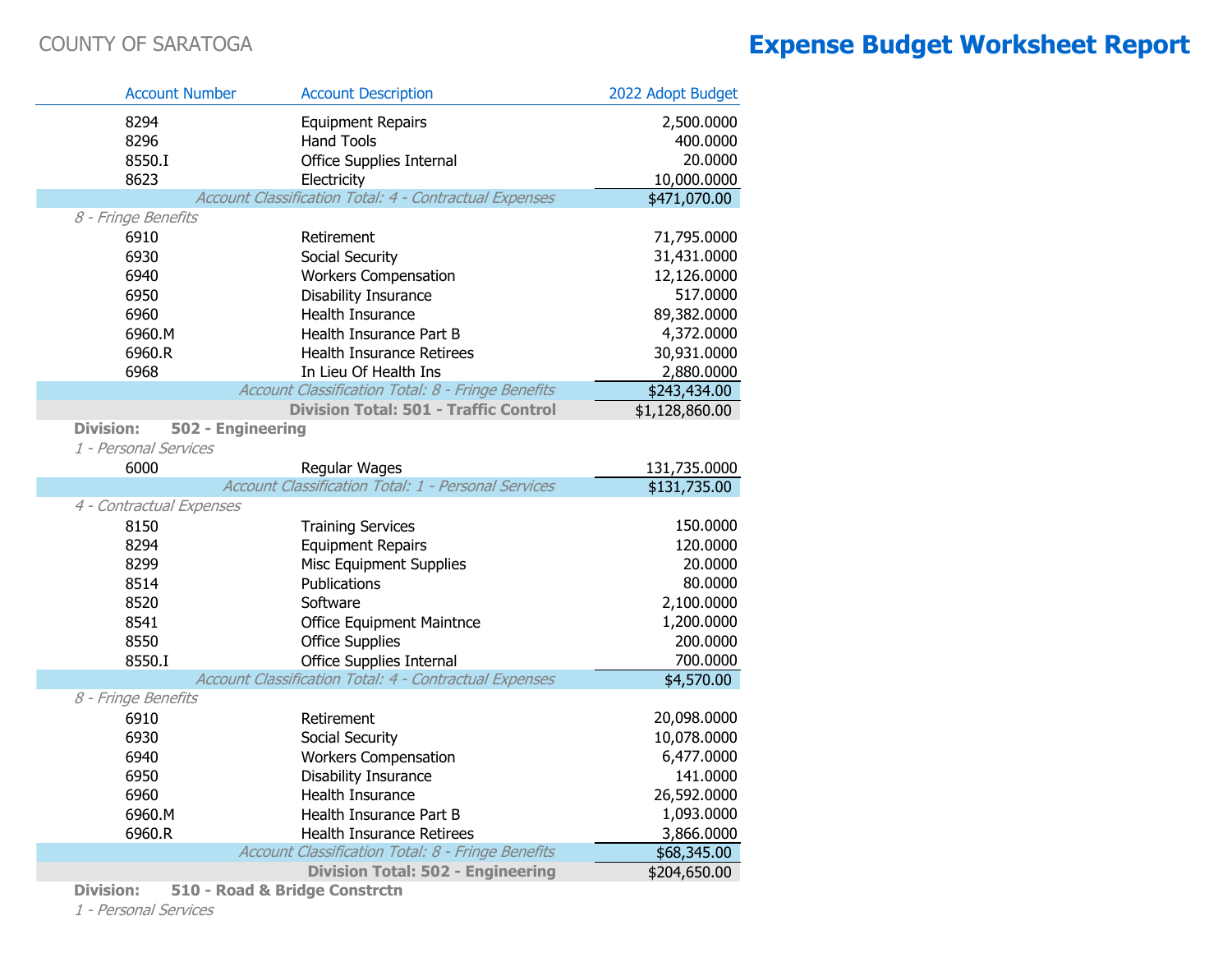COUNTY OF SARATOGA

# Expense Budget Worksheet Report

| Account Number | Account Description | 2022 Adopt Budget |
|---|---|---|
| 8294 | Equipment Repairs | 2,500.0000 |
| 8296 | Hand Tools | 400.0000 |
| 8550.I | Office Supplies Internal | 20.0000 |
| 8623 | Electricity | 10,000.0000 |
| | *Account Classification Total: 4 - Contractual Expenses* | $471,070.00 |
| *8 - Fringe Benefits* | | |
| 6910 | Retirement | 71,795.0000 |
| 6930 | Social Security | 31,431.0000 |
| 6940 | Workers Compensation | 12,126.0000 |
| 6950 | Disability Insurance | 517.0000 |
| 6960 | Health Insurance | 89,382.0000 |
| 6960.M | Health Insurance Part B | 4,372.0000 |
| 6960.R | Health Insurance Retirees | 30,931.0000 |
| 6968 | In Lieu Of Health Ins | 2,880.0000 |
| | *Account Classification Total: 8 - Fringe Benefits* | $243,434.00 |
| | **Division Total: 501 - Traffic Control** | $1,128,860.00 |
| **Division: 502 - Engineering** | | |
| *1 - Personal Services* | | |
| 6000 | Regular Wages | 131,735.0000 |
| | *Account Classification Total: 1 - Personal Services* | $131,735.00 |
| *4 - Contractual Expenses* | | |
| 8150 | Training Services | 150.0000 |
| 8294 | Equipment Repairs | 120.0000 |
| 8299 | Misc Equipment Supplies | 20.0000 |
| 8514 | Publications | 80.0000 |
| 8520 | Software | 2,100.0000 |
| 8541 | Office Equipment Maintnce | 1,200.0000 |
| 8550 | Office Supplies | 200.0000 |
| 8550.I | Office Supplies Internal | 700.0000 |
| | *Account Classification Total: 4 - Contractual Expenses* | $4,570.00 |
| *8 - Fringe Benefits* | | |
| 6910 | Retirement | 20,098.0000 |
| 6930 | Social Security | 10,078.0000 |
| 6940 | Workers Compensation | 6,477.0000 |
| 6950 | Disability Insurance | 141.0000 |
| 6960 | Health Insurance | 26,592.0000 |
| 6960.M | Health Insurance Part B | 1,093.0000 |
| 6960.R | Health Insurance Retirees | 3,866.0000 |
| | *Account Classification Total: 8 - Fringe Benefits* | $68,345.00 |
| | **Division Total: 502 - Engineering** | $204,650.00 |
| **Division: 510 - Road & Bridge Constrctn** | | |
| *1 - Personal Services* | | |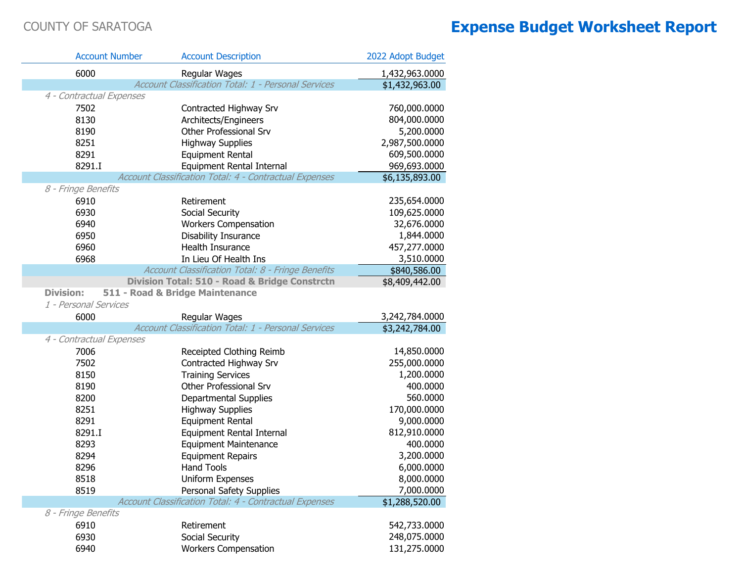COUNTY OF SARATOGA

# Expense Budget Worksheet Report

| Account Number | Account Description | 2022 Adopt Budget |
|---|---|---|
| 6000 | Regular Wages | 1,432,963.0000 |
| | *Account Classification Total: 1 - Personal Services* | $1,432,963.00 |
| *4 - Contractual Expenses* | | |
| 7502 | Contracted Highway Srv | 760,000.0000 |
| 8130 | Architects/Engineers | 804,000.0000 |
| 8190 | Other Professional Srv | 5,200.0000 |
| 8251 | Highway Supplies | 2,987,500.0000 |
| 8291 | Equipment Rental | 609,500.0000 |
| 8291.I | Equipment Rental Internal | 969,693.0000 |
| | *Account Classification Total: 4 - Contractual Expenses* | $6,135,893.00 |
| *8 - Fringe Benefits* | | |
| 6910 | Retirement | 235,654.0000 |
| 6930 | Social Security | 109,625.0000 |
| 6940 | Workers Compensation | 32,676.0000 |
| 6950 | Disability Insurance | 1,844.0000 |
| 6960 | Health Insurance | 457,277.0000 |
| 6968 | In Lieu Of Health Ins | 3,510.0000 |
| | *Account Classification Total: 8 - Fringe Benefits* | $840,586.00 |
| | **Division Total: 510 - Road & Bridge Constrctn** | $8,409,442.00 |
| **Division:** | **511 - Road & Bridge Maintenance** | |
| *1 - Personal Services* | | |
| 6000 | Regular Wages | 3,242,784.0000 |
| | *Account Classification Total: 1 - Personal Services* | $3,242,784.00 |
| *4 - Contractual Expenses* | | |
| 7006 | Receipted Clothing Reimb | 14,850.0000 |
| 7502 | Contracted Highway Srv | 255,000.0000 |
| 8150 | Training Services | 1,200.0000 |
| 8190 | Other Professional Srv | 400.0000 |
| 8200 | Departmental Supplies | 560.0000 |
| 8251 | Highway Supplies | 170,000.0000 |
| 8291 | Equipment Rental | 9,000.0000 |
| 8291.I | Equipment Rental Internal | 812,910.0000 |
| 8293 | Equipment Maintenance | 400.0000 |
| 8294 | Equipment Repairs | 3,200.0000 |
| 8296 | Hand Tools | 6,000.0000 |
| 8518 | Uniform Expenses | 8,000.0000 |
| 8519 | Personal Safety Supplies | 7,000.0000 |
| | *Account Classification Total: 4 - Contractual Expenses* | $1,288,520.00 |
| *8 - Fringe Benefits* | | |
| 6910 | Retirement | 542,733.0000 |
| 6930 | Social Security | 248,075.0000 |
| 6940 | Workers Compensation | 131,275.0000 |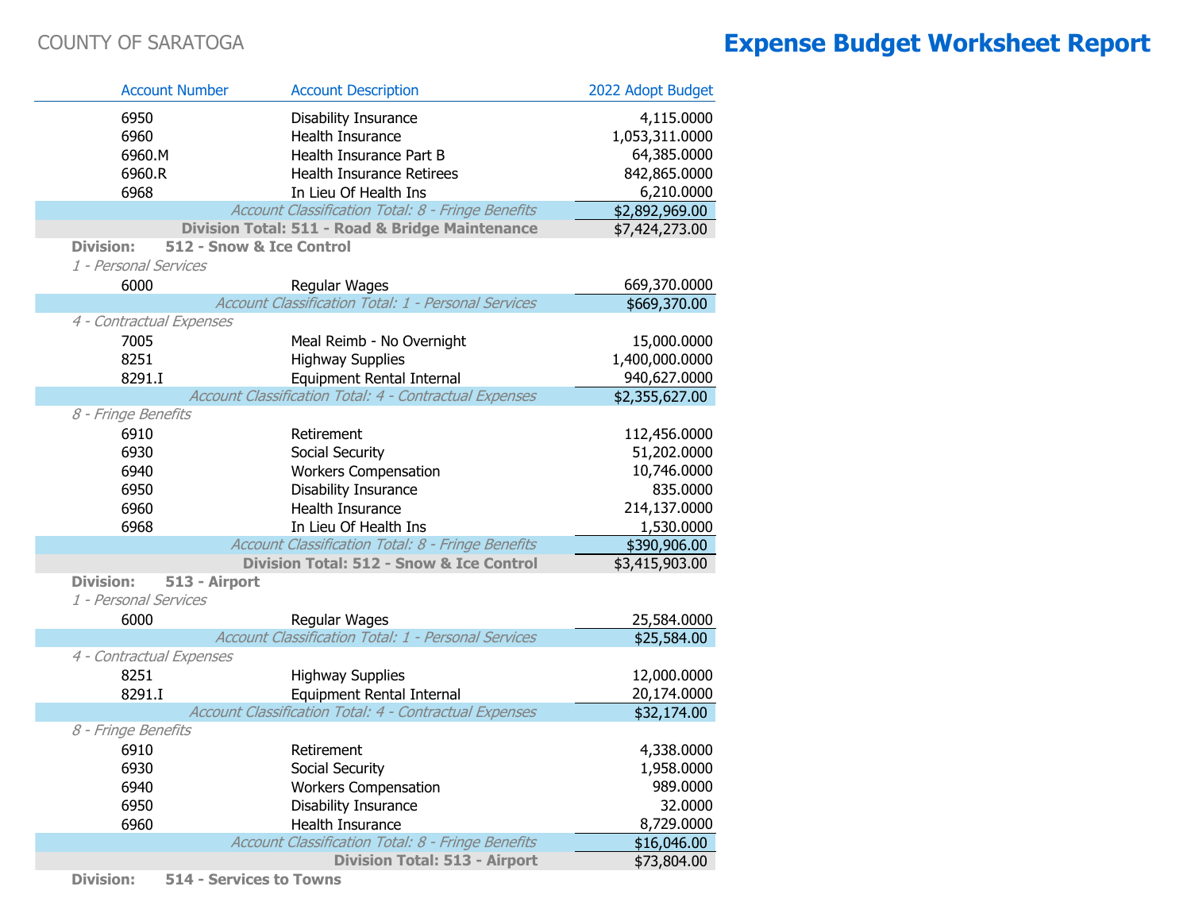COUNTY OF SARATOGA

# Expense Budget Worksheet Report

| Account Number | Account Description | 2022 Adopt Budget |
|---|---|---|
| 6950 | Disability Insurance | 4,115.0000 |
| 6960 | Health Insurance | 1,053,311.0000 |
| 6960.M | Health Insurance Part B | 64,385.0000 |
| 6960.R | Health Insurance Retirees | 842,865.0000 |
| 6968 | In Lieu Of Health Ins | 6,210.0000 |
| | *Account Classification Total: 8 - Fringe Benefits* | $2,892,969.00 |
| | **Division Total: 511 - Road & Bridge Maintenance** | $7,424,273.00 |
| **Division:** | **512 - Snow & Ice Control** | |
| *1 - Personal Services* | | |
| 6000 | Regular Wages | 669,370.0000 |
| | *Account Classification Total: 1 - Personal Services* | $669,370.00 |
| *4 - Contractual Expenses* | | |
| 7005 | Meal Reimb - No Overnight | 15,000.0000 |
| 8251 | Highway Supplies | 1,400,000.0000 |
| 8291.I | Equipment Rental Internal | 940,627.0000 |
| | *Account Classification Total: 4 - Contractual Expenses* | $2,355,627.00 |
| *8 - Fringe Benefits* | | |
| 6910 | Retirement | 112,456.0000 |
| 6930 | Social Security | 51,202.0000 |
| 6940 | Workers Compensation | 10,746.0000 |
| 6950 | Disability Insurance | 835.0000 |
| 6960 | Health Insurance | 214,137.0000 |
| 6968 | In Lieu Of Health Ins | 1,530.0000 |
| | *Account Classification Total: 8 - Fringe Benefits* | $390,906.00 |
| | **Division Total: 512 - Snow & Ice Control** | $3,415,903.00 |
| **Division:** | **513 - Airport** | |
| *1 - Personal Services* | | |
| 6000 | Regular Wages | 25,584.0000 |
| | *Account Classification Total: 1 - Personal Services* | $25,584.00 |
| *4 - Contractual Expenses* | | |
| 8251 | Highway Supplies | 12,000.0000 |
| 8291.I | Equipment Rental Internal | 20,174.0000 |
| | *Account Classification Total: 4 - Contractual Expenses* | $32,174.00 |
| *8 - Fringe Benefits* | | |
| 6910 | Retirement | 4,338.0000 |
| 6930 | Social Security | 1,958.0000 |
| 6940 | Workers Compensation | 989.0000 |
| 6950 | Disability Insurance | 32.0000 |
| 6960 | Health Insurance | 8,729.0000 |
| | *Account Classification Total: 8 - Fringe Benefits* | $16,046.00 |
| | **Division Total: 513 - Airport** | $73,804.00 |
| **Division:** | **514 - Services to Towns** | |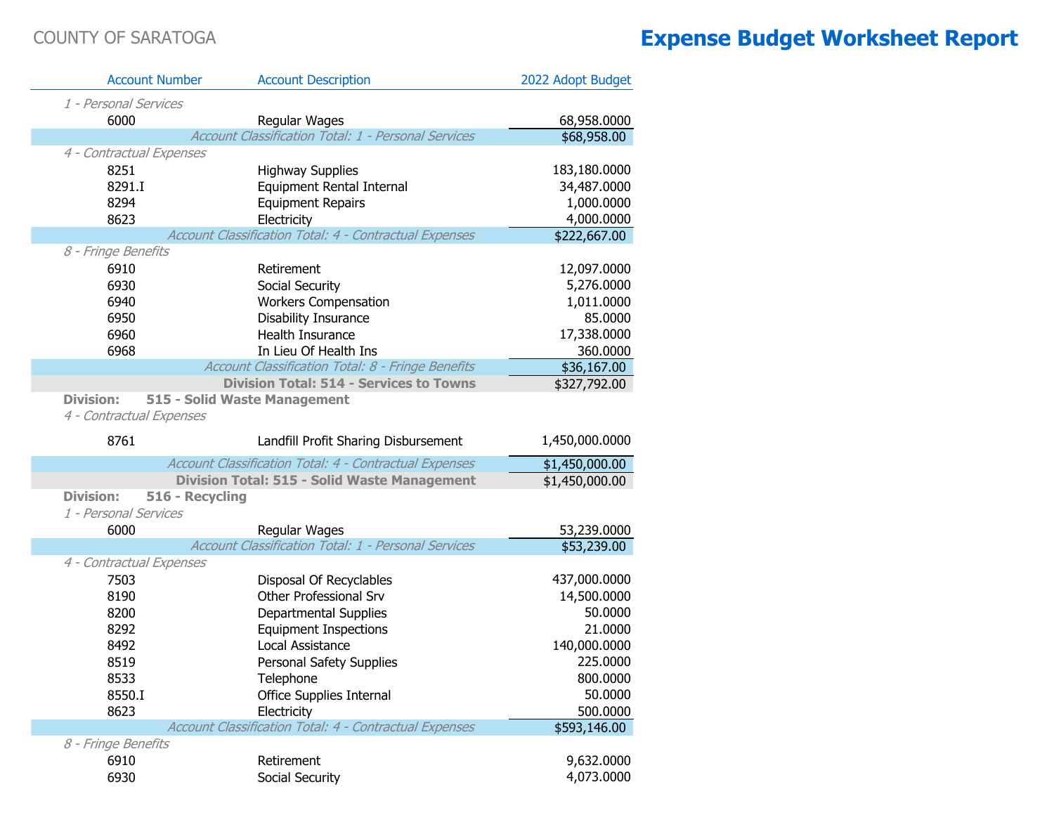COUNTY OF SARATOGA

# Expense Budget Worksheet Report

| Account Number | Account Description | 2022 Adopt Budget |
|---|---|---|
| *1 - Personal Services* | | |
| 6000 | Regular Wages | 68,958.0000 |
| | *Account Classification Total: 1 - Personal Services* | $68,958.00 |
| *4 - Contractual Expenses* | | |
| 8251 | Highway Supplies | 183,180.0000 |
| 8291.I | Equipment Rental Internal | 34,487.0000 |
| 8294 | Equipment Repairs | 1,000.0000 |
| 8623 | Electricity | 4,000.0000 |
| | *Account Classification Total: 4 - Contractual Expenses* | $222,667.00 |
| *8 - Fringe Benefits* | | |
| 6910 | Retirement | 12,097.0000 |
| 6930 | Social Security | 5,276.0000 |
| 6940 | Workers Compensation | 1,011.0000 |
| 6950 | Disability Insurance | 85.0000 |
| 6960 | Health Insurance | 17,338.0000 |
| 6968 | In Lieu Of Health Ins | 360.0000 |
| | *Account Classification Total: 8 - Fringe Benefits* | $36,167.00 |
| | **Division Total: 514 - Services to Towns** | $327,792.00 |
| **Division:** | **515 - Solid Waste Management** | |
| *4 - Contractual Expenses* | | |
| 8761 | Landfill Profit Sharing Disbursement | 1,450,000.0000 |
| | *Account Classification Total: 4 - Contractual Expenses* | $1,450,000.00 |
| | **Division Total: 515 - Solid Waste Management** | $1,450,000.00 |
| **Division:** | **516 - Recycling** | |
| *1 - Personal Services* | | |
| 6000 | Regular Wages | 53,239.0000 |
| | *Account Classification Total: 1 - Personal Services* | $53,239.00 |
| *4 - Contractual Expenses* | | |
| 7503 | Disposal Of Recyclables | 437,000.0000 |
| 8190 | Other Professional Srv | 14,500.0000 |
| 8200 | Departmental Supplies | 50.0000 |
| 8292 | Equipment Inspections | 21.0000 |
| 8492 | Local Assistance | 140,000.0000 |
| 8519 | Personal Safety Supplies | 225.0000 |
| 8533 | Telephone | 800.0000 |
| 8550.I | Office Supplies Internal | 50.0000 |
| 8623 | Electricity | 500.0000 |
| | *Account Classification Total: 4 - Contractual Expenses* | $593,146.00 |
| *8 - Fringe Benefits* | | |
| 6910 | Retirement | 9,632.0000 |
| 6930 | Social Security | 4,073.0000 |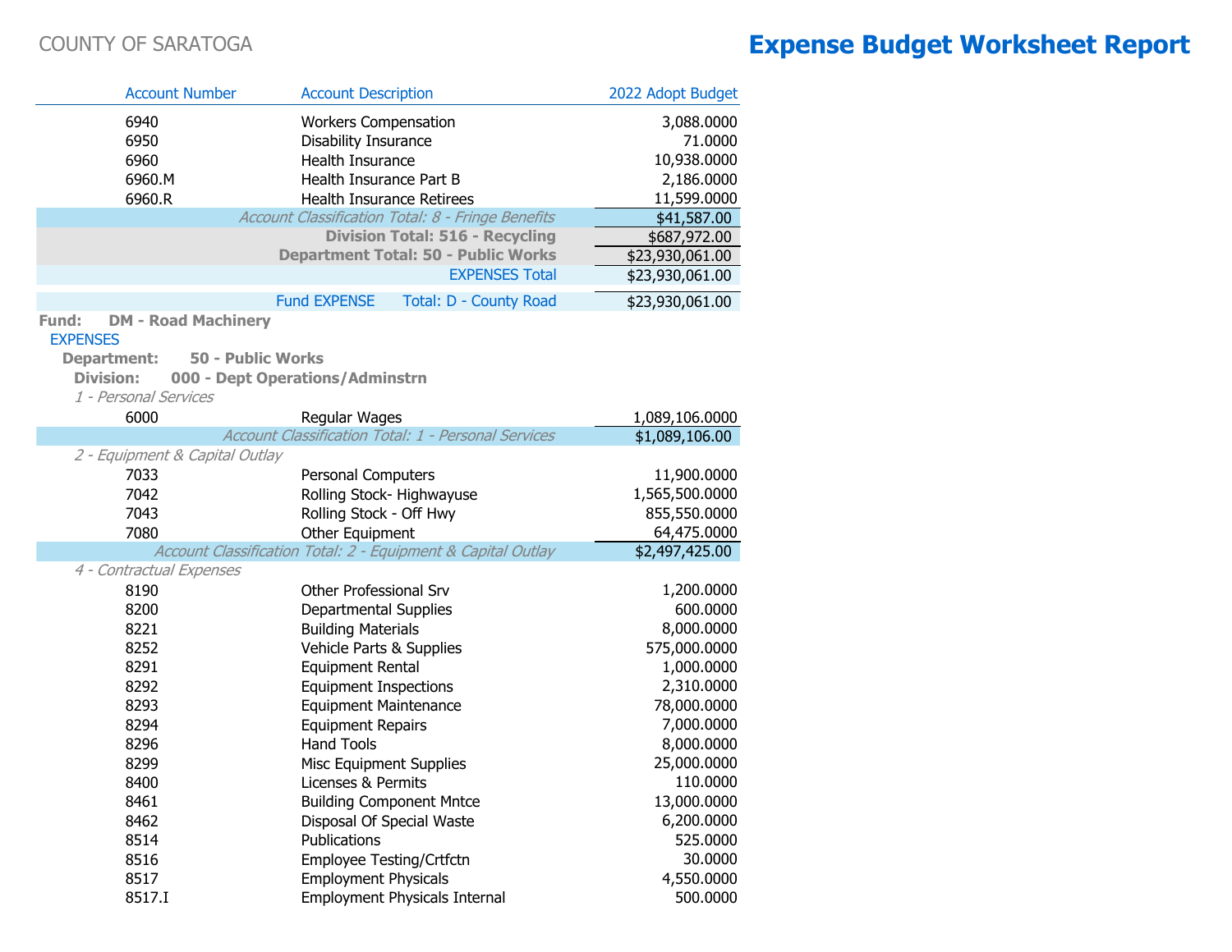COUNTY OF SARATOGA

# Expense Budget Worksheet Report

| Account Number | Account Description | 2022 Adopt Budget |
|---|---|---|
| 6940 | Workers Compensation | 3,088.0000 |
| 6950 | Disability Insurance | 71.0000 |
| 6960 | Health Insurance | 10,938.0000 |
| 6960.M | Health Insurance Part B | 2,186.0000 |
| 6960.R | Health Insurance Retirees | 11,599.0000 |
| | *Account Classification Total: 8 - Fringe Benefits* | $41,587.00 |
| | **Division Total: 516 - Recycling** | $687,972.00 |
| | **Department Total: 50 - Public Works** | $23,930,061.00 |
| | EXPENSES Total | $23,930,061.00 |
| | Fund EXPENSE Total: D - County Road | $23,930,061.00 |

**Fund: DM - Road Machinery**

EXPENSES

**Department: 50 - Public Works**

**Division: 000 - Dept Operations/Adminstrn**

| Account Number | Account Description | 2022 Adopt Budget |
|---|---|---|
| *1 - Personal Services* | | |
| 6000 | Regular Wages | 1,089,106.0000 |
| | *Account Classification Total: 1 - Personal Services* | $1,089,106.00 |
| *2 - Equipment & Capital Outlay* | | |
| 7033 | Personal Computers | 11,900.0000 |
| 7042 | Rolling Stock- Highwayuse | 1,565,500.0000 |
| 7043 | Rolling Stock - Off Hwy | 855,550.0000 |
| 7080 | Other Equipment | 64,475.0000 |
| | *Account Classification Total: 2 - Equipment & Capital Outlay* | $2,497,425.00 |
| *4 - Contractual Expenses* | | |
| 8190 | Other Professional Srv | 1,200.0000 |
| 8200 | Departmental Supplies | 600.0000 |
| 8221 | Building Materials | 8,000.0000 |
| 8252 | Vehicle Parts & Supplies | 575,000.0000 |
| 8291 | Equipment Rental | 1,000.0000 |
| 8292 | Equipment Inspections | 2,310.0000 |
| 8293 | Equipment Maintenance | 78,000.0000 |
| 8294 | Equipment Repairs | 7,000.0000 |
| 8296 | Hand Tools | 8,000.0000 |
| 8299 | Misc Equipment Supplies | 25,000.0000 |
| 8400 | Licenses & Permits | 110.0000 |
| 8461 | Building Component Mntce | 13,000.0000 |
| 8462 | Disposal Of Special Waste | 6,200.0000 |
| 8514 | Publications | 525.0000 |
| 8516 | Employee Testing/Crtfctn | 30.0000 |
| 8517 | Employment Physicals | 4,550.0000 |
| 8517.I | Employment Physicals Internal | 500.0000 |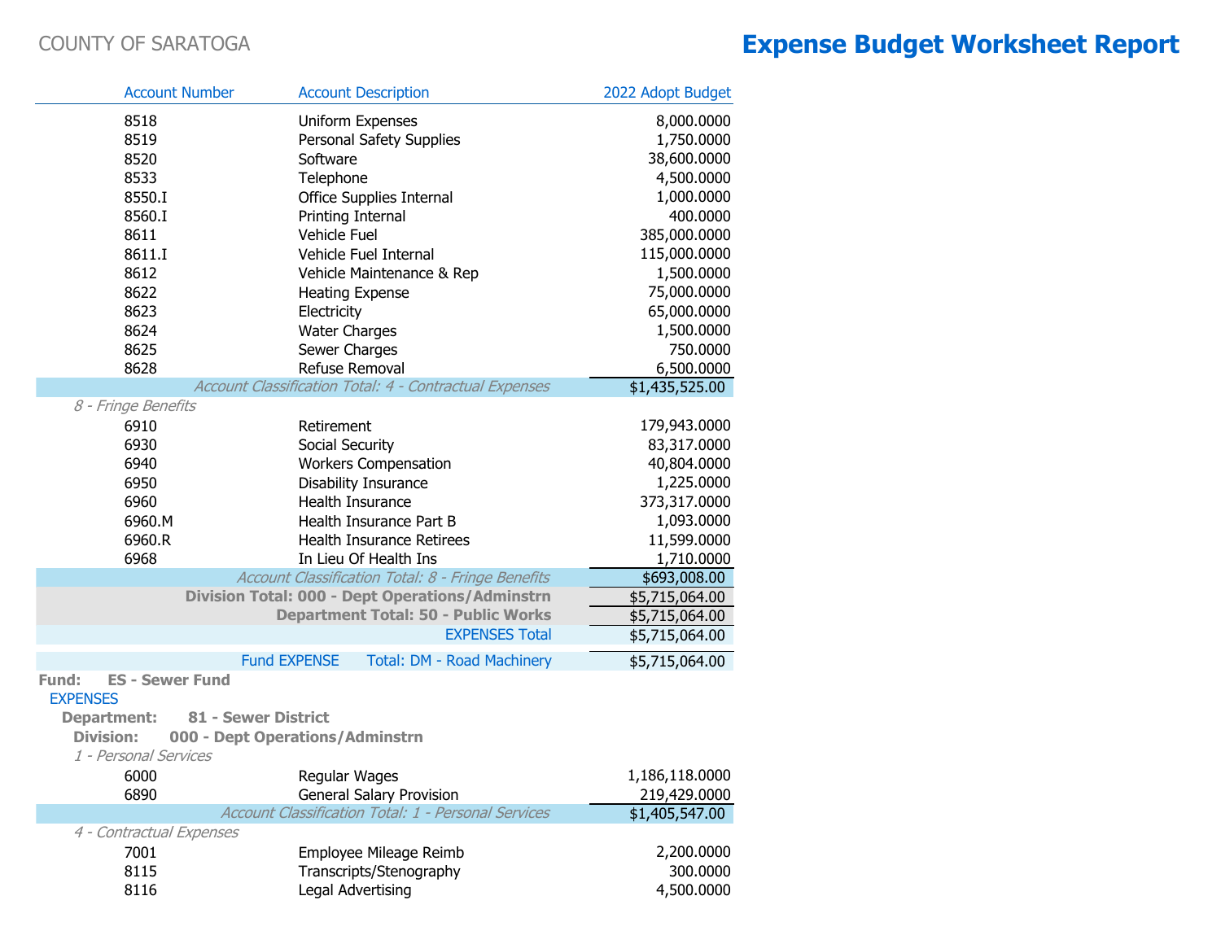COUNTY OF SARATOGA

# Expense Budget Worksheet Report

| Account Number | Account Description | 2022 Adopt Budget |
|---|---|---|
| 8518 | Uniform Expenses | 8,000.0000 |
| 8519 | Personal Safety Supplies | 1,750.0000 |
| 8520 | Software | 38,600.0000 |
| 8533 | Telephone | 4,500.0000 |
| 8550.I | Office Supplies Internal | 1,000.0000 |
| 8560.I | Printing Internal | 400.0000 |
| 8611 | Vehicle Fuel | 385,000.0000 |
| 8611.I | Vehicle Fuel Internal | 115,000.0000 |
| 8612 | Vehicle Maintenance & Rep | 1,500.0000 |
| 8622 | Heating Expense | 75,000.0000 |
| 8623 | Electricity | 65,000.0000 |
| 8624 | Water Charges | 1,500.0000 |
| 8625 | Sewer Charges | 750.0000 |
| 8628 | Refuse Removal | 6,500.0000 |
| | *Account Classification Total: 4 - Contractual Expenses* | $1,435,525.00 |
| *8 - Fringe Benefits* | | |
| 6910 | Retirement | 179,943.0000 |
| 6930 | Social Security | 83,317.0000 |
| 6940 | Workers Compensation | 40,804.0000 |
| 6950 | Disability Insurance | 1,225.0000 |
| 6960 | Health Insurance | 373,317.0000 |
| 6960.M | Health Insurance Part B | 1,093.0000 |
| 6960.R | Health Insurance Retirees | 11,599.0000 |
| 6968 | In Lieu Of Health Ins | 1,710.0000 |
| | *Account Classification Total: 8 - Fringe Benefits* | $693,008.00 |
| | **Division Total: 000 - Dept Operations/Adminstrn** | $5,715,064.00 |
| | **Department Total: 50 - Public Works** | $5,715,064.00 |
| | EXPENSES Total | $5,715,064.00 |
| | Fund EXPENSE Total: DM - Road Machinery | $5,715,064.00 |

**Fund: ES - Sewer Fund**

EXPENSES

**Department: 81 - Sewer District**

**Division: 000 - Dept Operations/Adminstrn**

| Account Number | Account Description | 2022 Adopt Budget |
|---|---|---|
| *1 - Personal Services* | | |
| 6000 | Regular Wages | 1,186,118.0000 |
| 6890 | General Salary Provision | 219,429.0000 |
| | *Account Classification Total: 1 - Personal Services* | $1,405,547.00 |
| *4 - Contractual Expenses* | | |
| 7001 | Employee Mileage Reimb | 2,200.0000 |
| 8115 | Transcripts/Stenography | 300.0000 |
| 8116 | Legal Advertising | 4,500.0000 |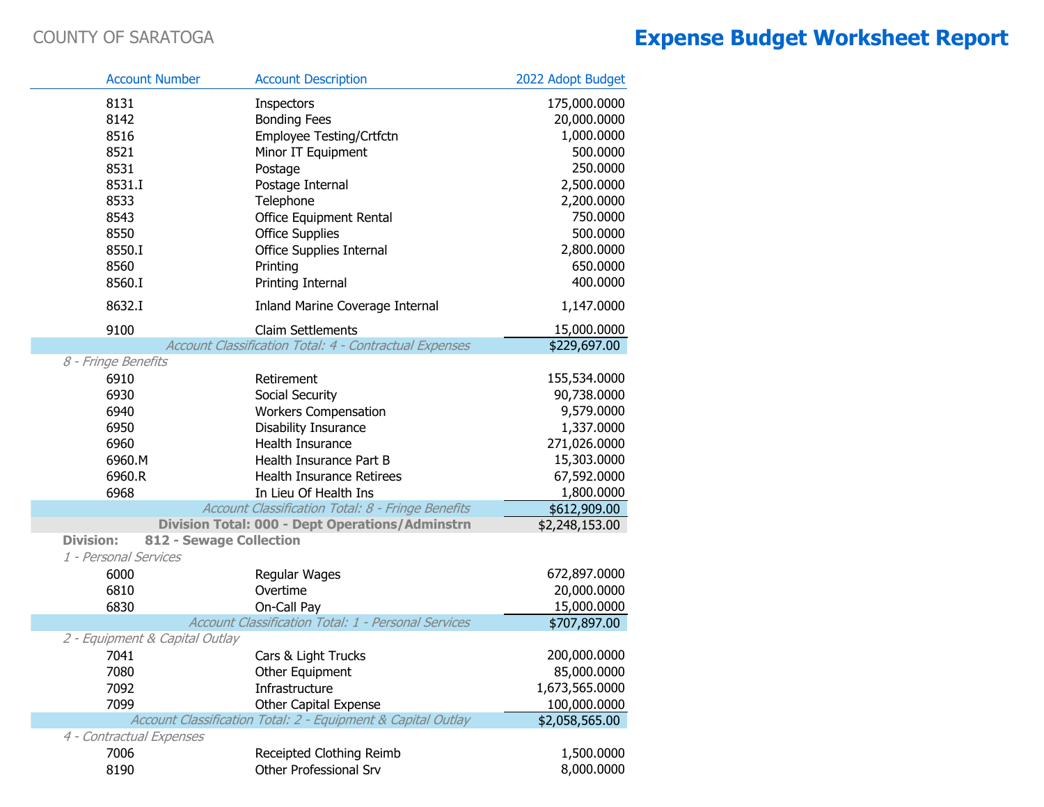COUNTY OF SARATOGA

# Expense Budget Worksheet Report

| Account Number | Account Description | 2022 Adopt Budget |
|---|---|---|
| 8131 | Inspectors | 175,000.0000 |
| 8142 | Bonding Fees | 20,000.0000 |
| 8516 | Employee Testing/Crtfctn | 1,000.0000 |
| 8521 | Minor IT Equipment | 500.0000 |
| 8531 | Postage | 250.0000 |
| 8531.I | Postage Internal | 2,500.0000 |
| 8533 | Telephone | 2,200.0000 |
| 8543 | Office Equipment Rental | 750.0000 |
| 8550 | Office Supplies | 500.0000 |
| 8550.I | Office Supplies Internal | 2,800.0000 |
| 8560 | Printing | 650.0000 |
| 8560.I | Printing Internal | 400.0000 |
| 8632.I | Inland Marine Coverage Internal | 1,147.0000 |
| 9100 | Claim Settlements | 15,000.0000 |
| | *Account Classification Total: 4 - Contractual Expenses* | $229,697.00 |
| *8 - Fringe Benefits* | | |
| 6910 | Retirement | 155,534.0000 |
| 6930 | Social Security | 90,738.0000 |
| 6940 | Workers Compensation | 9,579.0000 |
| 6950 | Disability Insurance | 1,337.0000 |
| 6960 | Health Insurance | 271,026.0000 |
| 6960.M | Health Insurance Part B | 15,303.0000 |
| 6960.R | Health Insurance Retirees | 67,592.0000 |
| 6968 | In Lieu Of Health Ins | 1,800.0000 |
| | *Account Classification Total: 8 - Fringe Benefits* | $612,909.00 |
| | **Division Total: 000 - Dept Operations/Adminstrn** | $2,248,153.00 |
| **Division:** | **812 - Sewage Collection** | |
| *1 - Personal Services* | | |
| 6000 | Regular Wages | 672,897.0000 |
| 6810 | Overtime | 20,000.0000 |
| 6830 | On-Call Pay | 15,000.0000 |
| | *Account Classification Total: 1 - Personal Services* | $707,897.00 |
| *2 - Equipment & Capital Outlay* | | |
| 7041 | Cars & Light Trucks | 200,000.0000 |
| 7080 | Other Equipment | 85,000.0000 |
| 7092 | Infrastructure | 1,673,565.0000 |
| 7099 | Other Capital Expense | 100,000.0000 |
| | *Account Classification Total: 2 - Equipment & Capital Outlay* | $2,058,565.00 |
| *4 - Contractual Expenses* | | |
| 7006 | Receipted Clothing Reimb | 1,500.0000 |
| 8190 | Other Professional Srv | 8,000.0000 |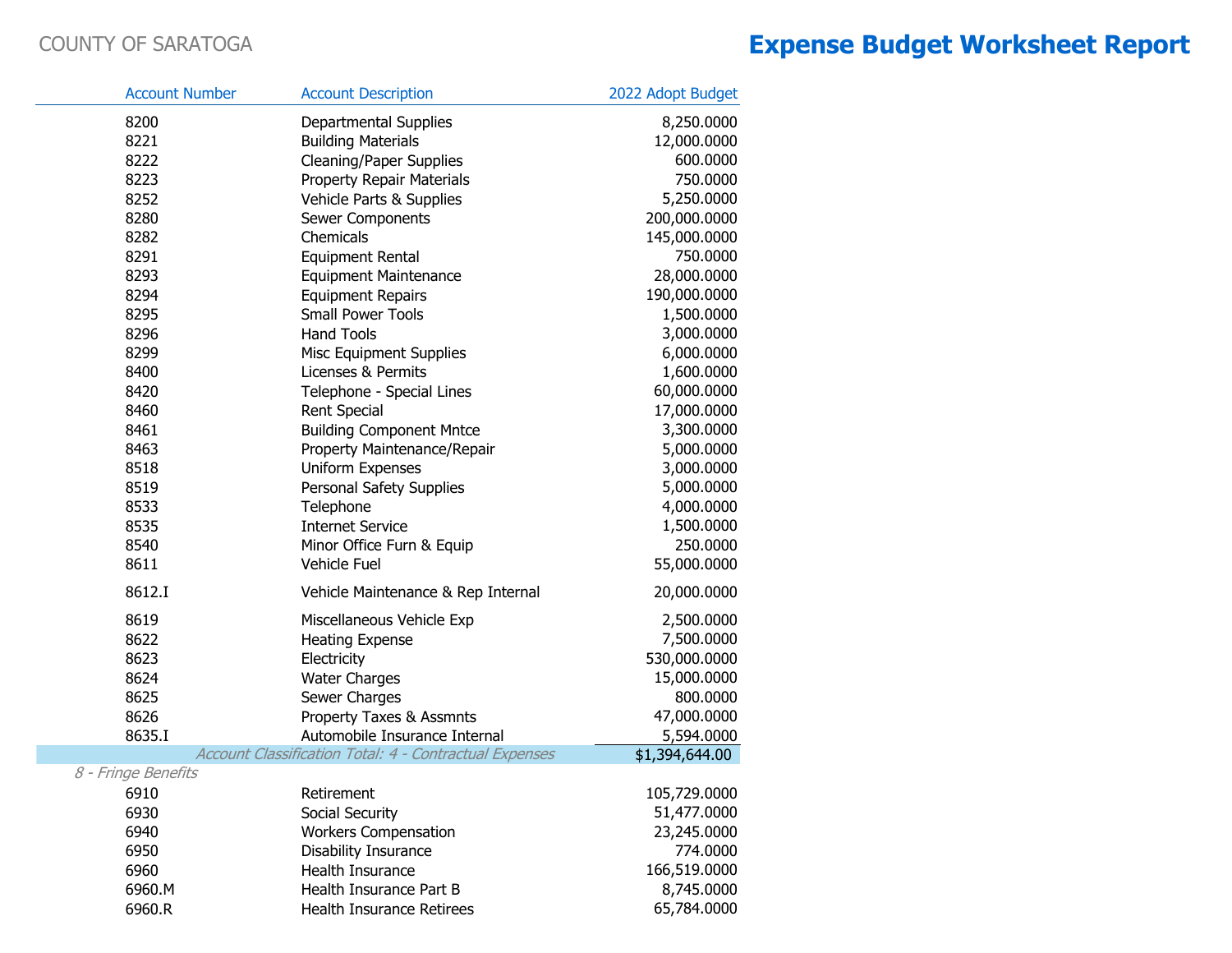COUNTY OF SARATOGA

# Expense Budget Worksheet Report

| Account Number | Account Description | 2022 Adopt Budget |
|---|---|---|
| 8200 | Departmental Supplies | 8,250.0000 |
| 8221 | Building Materials | 12,000.0000 |
| 8222 | Cleaning/Paper Supplies | 600.0000 |
| 8223 | Property Repair Materials | 750.0000 |
| 8252 | Vehicle Parts & Supplies | 5,250.0000 |
| 8280 | Sewer Components | 200,000.0000 |
| 8282 | Chemicals | 145,000.0000 |
| 8291 | Equipment Rental | 750.0000 |
| 8293 | Equipment Maintenance | 28,000.0000 |
| 8294 | Equipment Repairs | 190,000.0000 |
| 8295 | Small Power Tools | 1,500.0000 |
| 8296 | Hand Tools | 3,000.0000 |
| 8299 | Misc Equipment Supplies | 6,000.0000 |
| 8400 | Licenses & Permits | 1,600.0000 |
| 8420 | Telephone - Special Lines | 60,000.0000 |
| 8460 | Rent Special | 17,000.0000 |
| 8461 | Building Component Mntce | 3,300.0000 |
| 8463 | Property Maintenance/Repair | 5,000.0000 |
| 8518 | Uniform Expenses | 3,000.0000 |
| 8519 | Personal Safety Supplies | 5,000.0000 |
| 8533 | Telephone | 4,000.0000 |
| 8535 | Internet Service | 1,500.0000 |
| 8540 | Minor Office Furn & Equip | 250.0000 |
| 8611 | Vehicle Fuel | 55,000.0000 |
| 8612.I | Vehicle Maintenance & Rep Internal | 20,000.0000 |
| 8619 | Miscellaneous Vehicle Exp | 2,500.0000 |
| 8622 | Heating Expense | 7,500.0000 |
| 8623 | Electricity | 530,000.0000 |
| 8624 | Water Charges | 15,000.0000 |
| 8625 | Sewer Charges | 800.0000 |
| 8626 | Property Taxes & Assmnts | 47,000.0000 |
| 8635.I | Automobile Insurance Internal | 5,594.0000 |
| | *Account Classification Total: 4 - Contractual Expenses* | $1,394,644.00 |
| *8 - Fringe Benefits* | | |
| 6910 | Retirement | 105,729.0000 |
| 6930 | Social Security | 51,477.0000 |
| 6940 | Workers Compensation | 23,245.0000 |
| 6950 | Disability Insurance | 774.0000 |
| 6960 | Health Insurance | 166,519.0000 |
| 6960.M | Health Insurance Part B | 8,745.0000 |
| 6960.R | Health Insurance Retirees | 65,784.0000 |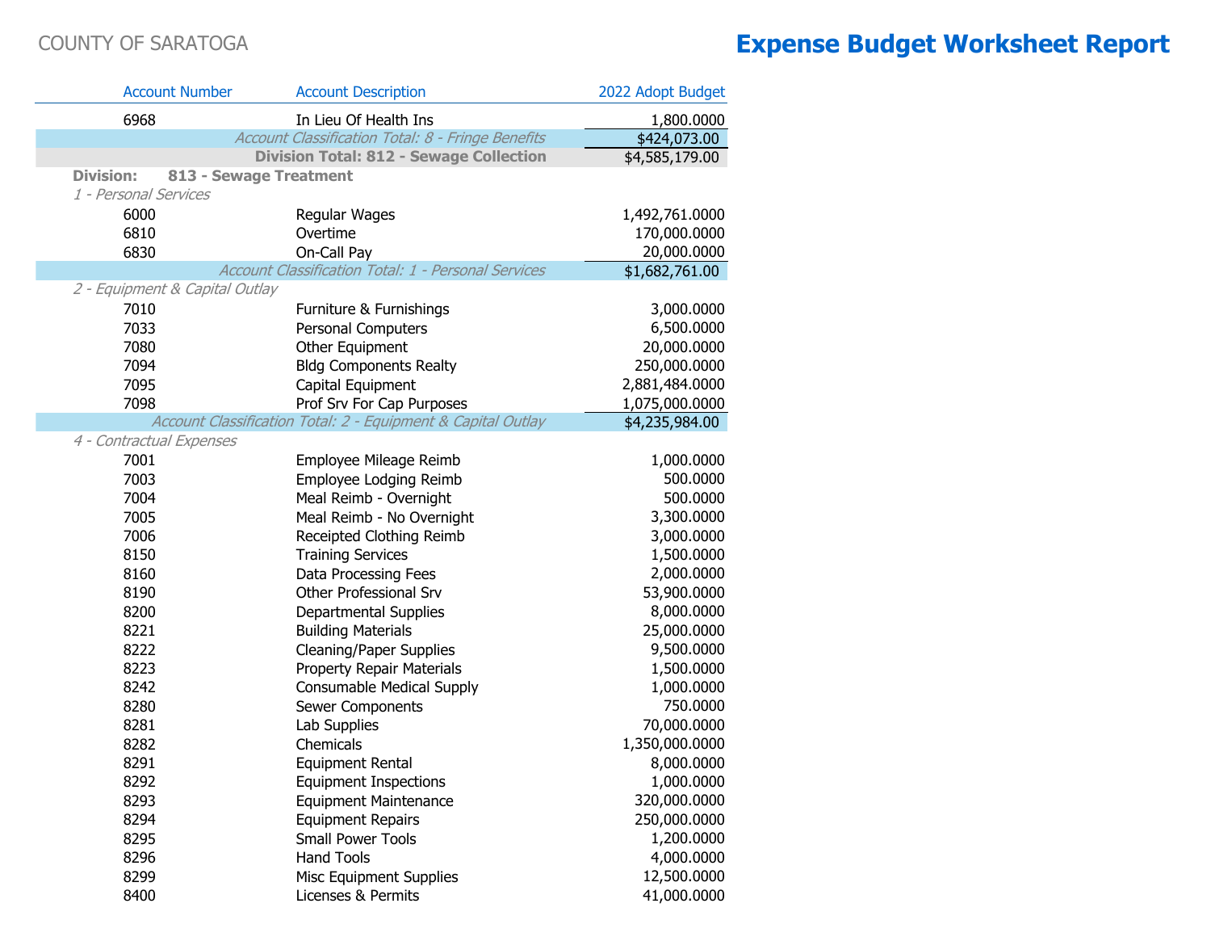COUNTY OF SARATOGA

# Expense Budget Worksheet Report

| Account Number | Account Description | 2022 Adopt Budget |
|---|---|---|
| 6968 | In Lieu Of Health Ins | 1,800.0000 |
| | *Account Classification Total: 8 - Fringe Benefits* | $424,073.00 |
| | **Division Total: 812 - Sewage Collection** | $4,585,179.00 |
| **Division: 813 - Sewage Treatment** | | |
| *1 - Personal Services* | | |
| 6000 | Regular Wages | 1,492,761.0000 |
| 6810 | Overtime | 170,000.0000 |
| 6830 | On-Call Pay | 20,000.0000 |
| | *Account Classification Total: 1 - Personal Services* | $1,682,761.00 |
| *2 - Equipment & Capital Outlay* | | |
| 7010 | Furniture & Furnishings | 3,000.0000 |
| 7033 | Personal Computers | 6,500.0000 |
| 7080 | Other Equipment | 20,000.0000 |
| 7094 | Bldg Components Realty | 250,000.0000 |
| 7095 | Capital Equipment | 2,881,484.0000 |
| 7098 | Prof Srv For Cap Purposes | 1,075,000.0000 |
| | *Account Classification Total: 2 - Equipment & Capital Outlay* | $4,235,984.00 |
| *4 - Contractual Expenses* | | |
| 7001 | Employee Mileage Reimb | 1,000.0000 |
| 7003 | Employee Lodging Reimb | 500.0000 |
| 7004 | Meal Reimb - Overnight | 500.0000 |
| 7005 | Meal Reimb - No Overnight | 3,300.0000 |
| 7006 | Receipted Clothing Reimb | 3,000.0000 |
| 8150 | Training Services | 1,500.0000 |
| 8160 | Data Processing Fees | 2,000.0000 |
| 8190 | Other Professional Srv | 53,900.0000 |
| 8200 | Departmental Supplies | 8,000.0000 |
| 8221 | Building Materials | 25,000.0000 |
| 8222 | Cleaning/Paper Supplies | 9,500.0000 |
| 8223 | Property Repair Materials | 1,500.0000 |
| 8242 | Consumable Medical Supply | 1,000.0000 |
| 8280 | Sewer Components | 750.0000 |
| 8281 | Lab Supplies | 70,000.0000 |
| 8282 | Chemicals | 1,350,000.0000 |
| 8291 | Equipment Rental | 8,000.0000 |
| 8292 | Equipment Inspections | 1,000.0000 |
| 8293 | Equipment Maintenance | 320,000.0000 |
| 8294 | Equipment Repairs | 250,000.0000 |
| 8295 | Small Power Tools | 1,200.0000 |
| 8296 | Hand Tools | 4,000.0000 |
| 8299 | Misc Equipment Supplies | 12,500.0000 |
| 8400 | Licenses & Permits | 41,000.0000 |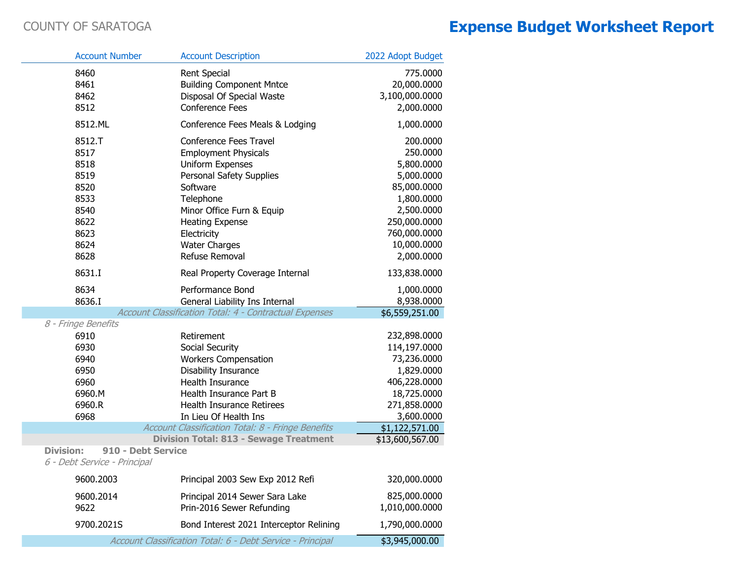COUNTY OF SARATOGA

# Expense Budget Worksheet Report

| Account Number | Account Description | 2022 Adopt Budget |
|---|---|---|
| 8460 | Rent Special | 775.0000 |
| 8461 | Building Component Mntce | 20,000.0000 |
| 8462 | Disposal Of Special Waste | 3,100,000.0000 |
| 8512 | Conference Fees | 2,000.0000 |
| 8512.ML | Conference Fees Meals & Lodging | 1,000.0000 |
| 8512.T | Conference Fees Travel | 200.0000 |
| 8517 | Employment Physicals | 250.0000 |
| 8518 | Uniform Expenses | 5,800.0000 |
| 8519 | Personal Safety Supplies | 5,000.0000 |
| 8520 | Software | 85,000.0000 |
| 8533 | Telephone | 1,800.0000 |
| 8540 | Minor Office Furn & Equip | 2,500.0000 |
| 8622 | Heating Expense | 250,000.0000 |
| 8623 | Electricity | 760,000.0000 |
| 8624 | Water Charges | 10,000.0000 |
| 8628 | Refuse Removal | 2,000.0000 |
| 8631.I | Real Property Coverage Internal | 133,838.0000 |
| 8634 | Performance Bond | 1,000.0000 |
| 8636.I | General Liability Ins Internal | 8,938.0000 |
| | *Account Classification Total: 4 - Contractual Expenses* | **$6,559,251.00** |
| *8 - Fringe Benefits* | | |
| 6910 | Retirement | 232,898.0000 |
| 6930 | Social Security | 114,197.0000 |
| 6940 | Workers Compensation | 73,236.0000 |
| 6950 | Disability Insurance | 1,829.0000 |
| 6960 | Health Insurance | 406,228.0000 |
| 6960.M | Health Insurance Part B | 18,725.0000 |
| 6960.R | Health Insurance Retirees | 271,858.0000 |
| 6968 | In Lieu Of Health Ins | 3,600.0000 |
| | *Account Classification Total: 8 - Fringe Benefits* | $1,122,571.00 |
| | **Division Total: 813 - Sewage Treatment** | $13,600,567.00 |
| **Division: 910 - Debt Service** | | |
| *6 - Debt Service - Principal* | | |
| 9600.2003 | Principal 2003 Sew Exp 2012 Refi | 320,000.0000 |
| 9600.2014 | Principal 2014 Sewer Sara Lake | 825,000.0000 |
| 9622 | Prin-2016 Sewer Refunding | 1,010,000.0000 |
| 9700.2021S | Bond Interest 2021 Interceptor Relining | 1,790,000.0000 |
| | *Account Classification Total: 6 - Debt Service - Principal* | $3,945,000.00 |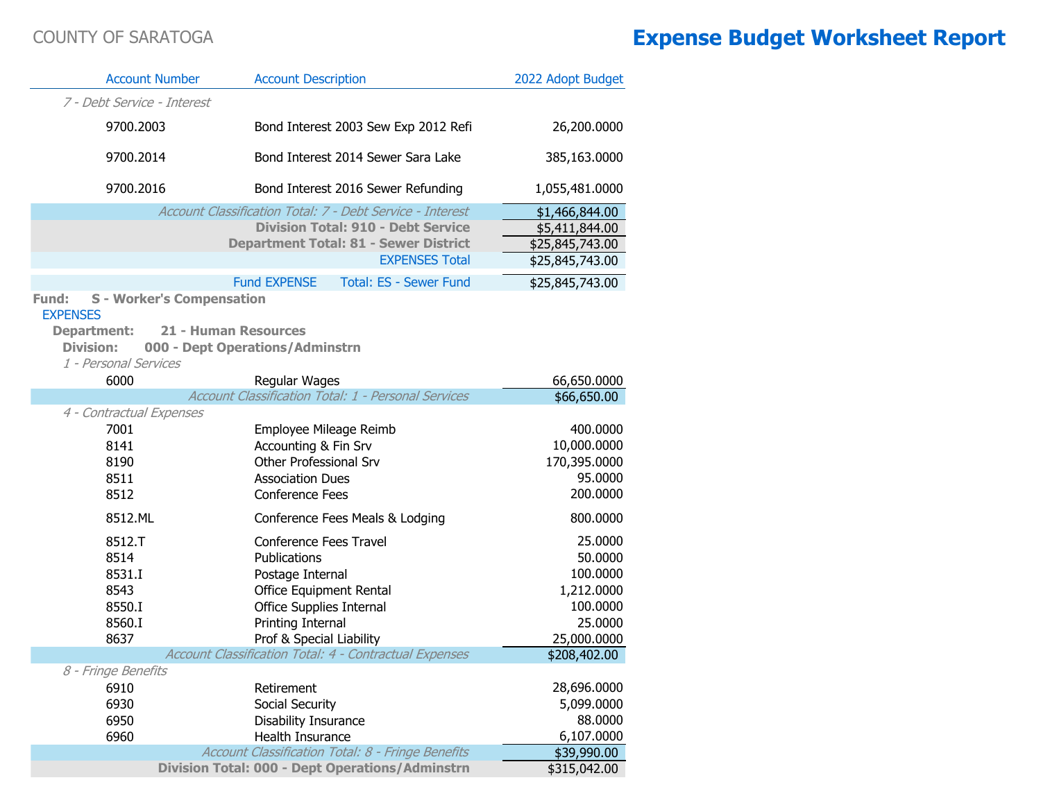COUNTY OF SARATOGA

# Expense Budget Worksheet Report

| Account Number | Account Description | 2022 Adopt Budget |
|---|---|---|
| *7 - Debt Service - Interest* | | |
| 9700.2003 | Bond Interest 2003 Sew Exp 2012 Refi | 26,200.0000 |
| 9700.2014 | Bond Interest 2014 Sewer Sara Lake | 385,163.0000 |
| 9700.2016 | Bond Interest 2016 Sewer Refunding | 1,055,481.0000 |
| | *Account Classification Total: 7 - Debt Service - Interest* | $1,466,844.00 |
| | **Division Total: 910 - Debt Service** | $5,411,844.00 |
| | **Department Total: 81 - Sewer District** | $25,845,743.00 |
| | EXPENSES Total | $25,845,743.00 |
| | Fund EXPENSE Total: ES - Sewer Fund | $25,845,743.00 |

**Fund: S - Worker's Compensation**

EXPENSES

**Department: 21 - Human Resources**

**Division: 000 - Dept Operations/Adminstrn**

| Account Number | Account Description | 2022 Adopt Budget |
|---|---|---|
| *1 - Personal Services* | | |
| 6000 | Regular Wages | 66,650.0000 |
| | *Account Classification Total: 1 - Personal Services* | $66,650.00 |
| *4 - Contractual Expenses* | | |
| 7001 | Employee Mileage Reimb | 400.0000 |
| 8141 | Accounting & Fin Srv | 10,000.0000 |
| 8190 | Other Professional Srv | 170,395.0000 |
| 8511 | Association Dues | 95.0000 |
| 8512 | Conference Fees | 200.0000 |
| 8512.ML | Conference Fees Meals & Lodging | 800.0000 |
| 8512.T | Conference Fees Travel | 25.0000 |
| 8514 | Publications | 50.0000 |
| 8531.I | Postage Internal | 100.0000 |
| 8543 | Office Equipment Rental | 1,212.0000 |
| 8550.I | Office Supplies Internal | 100.0000 |
| 8560.I | Printing Internal | 25.0000 |
| 8637 | Prof & Special Liability | 25,000.0000 |
| | *Account Classification Total: 4 - Contractual Expenses* | $208,402.00 |
| *8 - Fringe Benefits* | | |
| 6910 | Retirement | 28,696.0000 |
| 6930 | Social Security | 5,099.0000 |
| 6950 | Disability Insurance | 88.0000 |
| 6960 | Health Insurance | 6,107.0000 |
| | *Account Classification Total: 8 - Fringe Benefits* | $39,990.00 |
| | **Division Total: 000 - Dept Operations/Adminstrn** | $315,042.00 |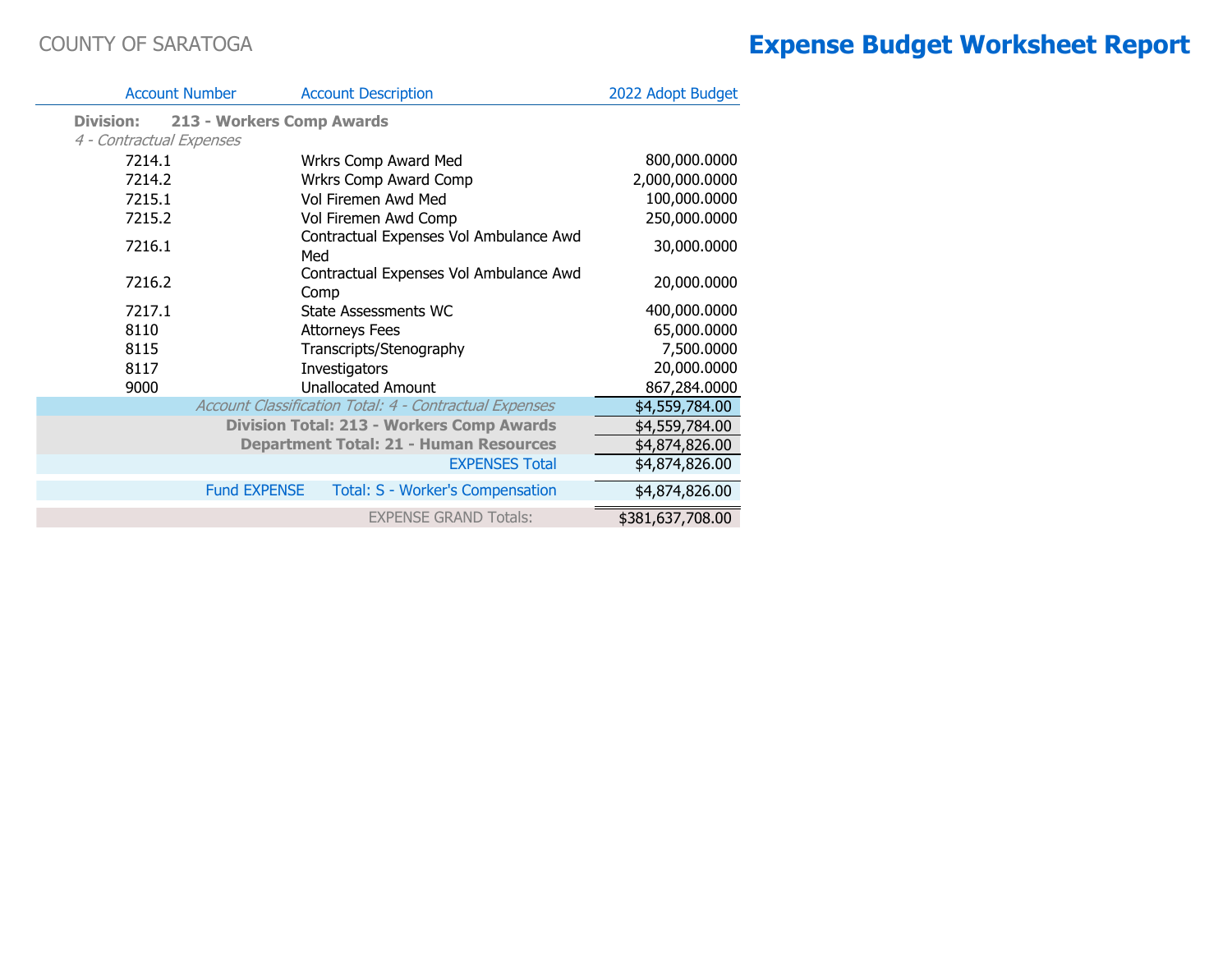COUNTY OF SARATOGA

# Expense Budget Worksheet Report

| Account Number | Account Description | 2022 Adopt Budget |
|---|---|---|
| **Division: 213 - Workers Comp Awards** | | |
| *4 - Contractual Expenses* | | |
| 7214.1 | Wrkrs Comp Award Med | 800,000.0000 |
| 7214.2 | Wrkrs Comp Award Comp | 2,000,000.0000 |
| 7215.1 | Vol Firemen Awd Med | 100,000.0000 |
| 7215.2 | Vol Firemen Awd Comp | 250,000.0000 |
| 7216.1 | Contractual Expenses Vol Ambulance Awd Med | 30,000.0000 |
| 7216.2 | Contractual Expenses Vol Ambulance Awd Comp | 20,000.0000 |
| 7217.1 | State Assessments WC | 400,000.0000 |
| 8110 | Attorneys Fees | 65,000.0000 |
| 8115 | Transcripts/Stenography | 7,500.0000 |
| 8117 | Investigators | 20,000.0000 |
| 9000 | Unallocated Amount | 867,284.0000 |
| | *Account Classification Total: 4 - Contractual Expenses* | $4,559,784.00 |
| | **Division Total: 213 - Workers Comp Awards** | $4,559,784.00 |
| | **Department Total: 21 - Human Resources** | $4,874,826.00 |
| | EXPENSES Total | $4,874,826.00 |
| | Fund EXPENSE Total: S - Worker's Compensation | $4,874,826.00 |
| | EXPENSE GRAND Totals: | $381,637,708.00 |